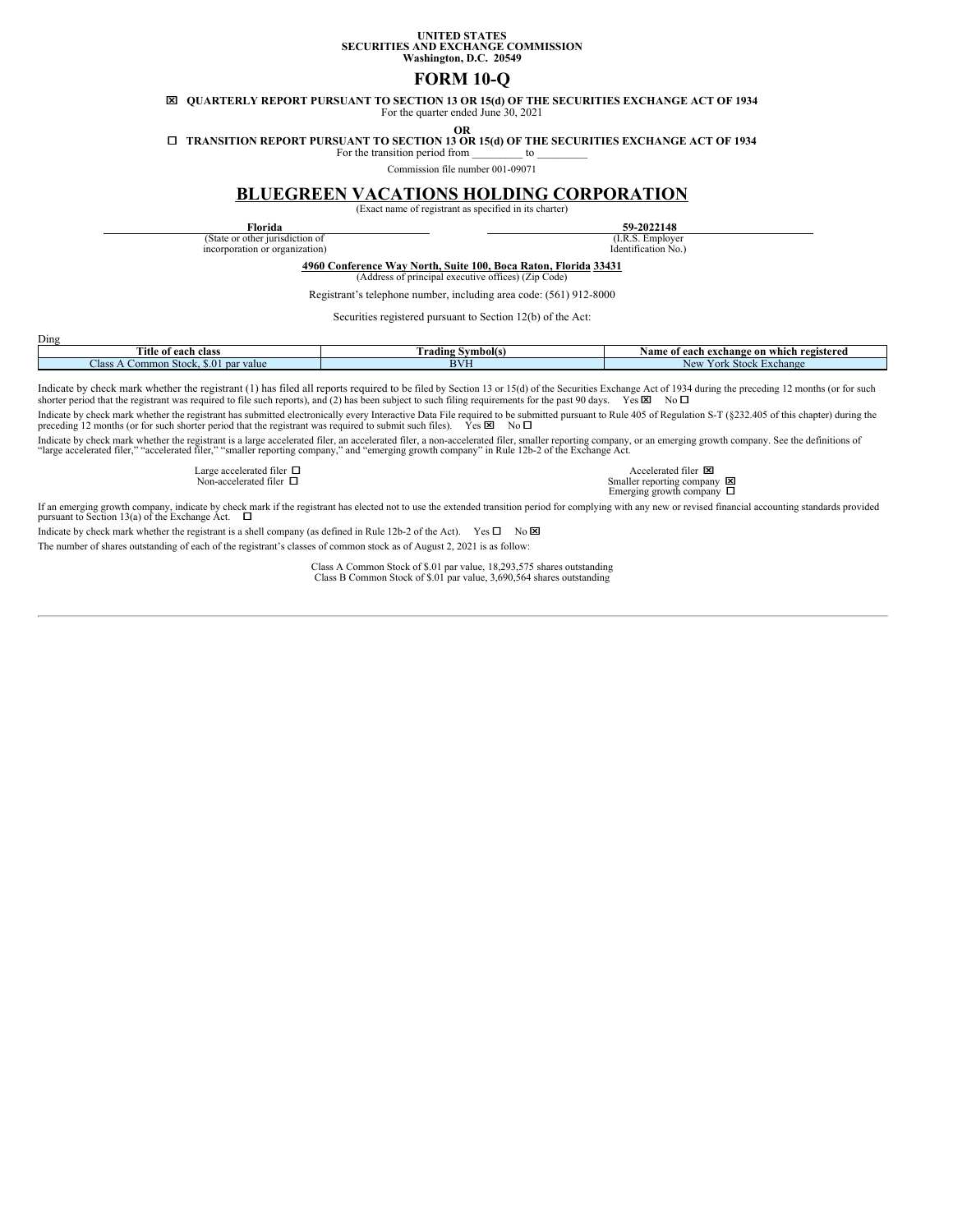**UNITED STATES**
**SECURITIES AND EXCHANGE COMMISSION**
**Washington, D.C. 20549**

# FORM 10-Q

☒ **QUARTERLY REPORT PURSUANT TO SECTION 13 OR 15(d) OF THE SECURITIES EXCHANGE ACT OF 1934**
For the quarter ended June 30, 2021

**OR**

☐ **TRANSITION REPORT PURSUANT TO SECTION 13 OR 15(d) OF THE SECURITIES EXCHANGE ACT OF 1934**
For the transition period from _________ to _________

Commission file number 001-09071

# BLUEGREEN VACATIONS HOLDING CORPORATION

(Exact name of registrant as specified in its charter)

| **Florida** | **59-2022148** |
|---|---|
| (State or other jurisdiction of incorporation or organization) | (I.R.S. Employer Identification No.) |

**4960 Conference Way North, Suite 100, Boca Raton, Florida 33431**
(Address of principal executive offices) (Zip Code)

Registrant's telephone number, including area code: (561) 912-8000

Securities registered pursuant to Section 12(b) of the Act:

Ding

| Title of each class | Trading Symbol(s) | Name of each exchange on which registered |
|---|---|---|
| Class A Common Stock, $.01 par value | BVH | New York Stock Exchange |

Indicate by check mark whether the registrant (1) has filed all reports required to be filed by Section 13 or 15(d) of the Securities Exchange Act of 1934 during the preceding 12 months (or for such shorter period that the registrant was required to file such reports), and (2) has been subject to such filing requirements for the past 90 days. Yes ☒ No ☐

Indicate by check mark whether the registrant has submitted electronically every Interactive Data File required to be submitted pursuant to Rule 405 of Regulation S-T (§232.405 of this chapter) during the preceding 12 months (or for such shorter period that the registrant was required to submit such files). Yes ☒ No ☐

Indicate by check mark whether the registrant is a large accelerated filer, an accelerated filer, a non-accelerated filer, smaller reporting company, or an emerging growth company. See the definitions of "large accelerated filer," "accelerated filer," "smaller reporting company," and "emerging growth company" in Rule 12b-2 of the Exchange Act.

| | |
|---|---|
| Large accelerated filer ☐ | Accelerated filer ☒ |
| Non-accelerated filer ☐ | Smaller reporting company ☒ |
| | Emerging growth company ☐ |

If an emerging growth company, indicate by check mark if the registrant has elected not to use the extended transition period for complying with any new or revised financial accounting standards provided pursuant to Section 13(a) of the Exchange Act. ☐

Indicate by check mark whether the registrant is a shell company (as defined in Rule 12b-2 of the Act). Yes ☐ No ☒

The number of shares outstanding of each of the registrant's classes of common stock as of August 2, 2021 is as follow:

Class A Common Stock of $.01 par value, 18,293,575 shares outstanding
Class B Common Stock of $.01 par value, 3,690,564 shares outstanding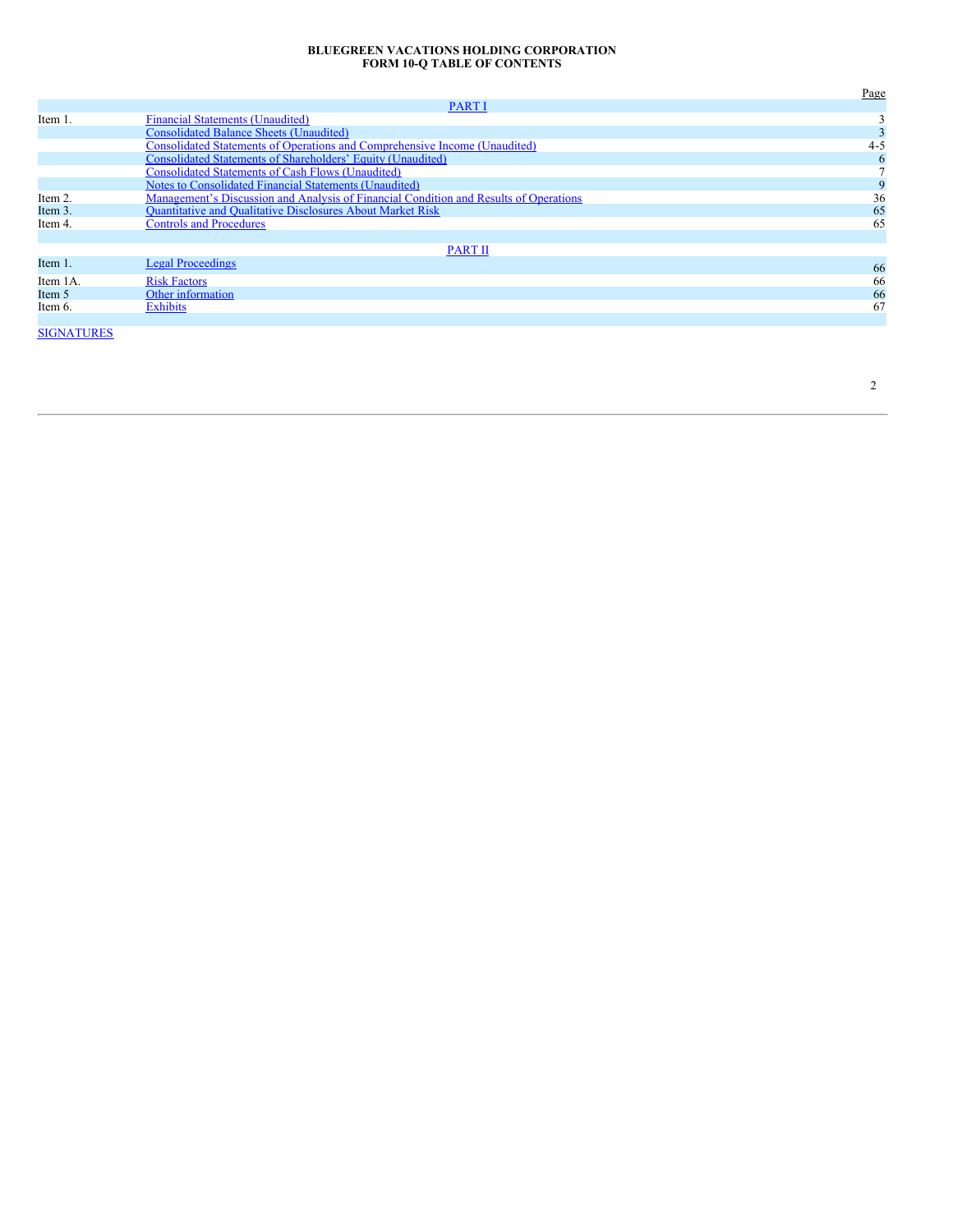**BLUEGREEN VACATIONS HOLDING CORPORATION**
**FORM 10-Q TABLE OF CONTENTS**

| | | Page |
|---|---|---|
| | PART I | |
| Item 1. | Financial Statements (Unaudited) | 3 |
| | Consolidated Balance Sheets (Unaudited) | 3 |
| | Consolidated Statements of Operations and Comprehensive Income (Unaudited) | 4-5 |
| | Consolidated Statements of Shareholders' Equity (Unaudited) | 6 |
| | Consolidated Statements of Cash Flows (Unaudited) | 7 |
| | Notes to Consolidated Financial Statements (Unaudited) | 9 |
| Item 2. | Management's Discussion and Analysis of Financial Condition and Results of Operations | 36 |
| Item 3. | Quantitative and Qualitative Disclosures About Market Risk | 65 |
| Item 4. | Controls and Procedures | 65 |
| | PART II | |
| Item 1. | Legal Proceedings | 66 |
| Item 1A. | Risk Factors | 66 |
| Item 5 | Other information | 66 |
| Item 6. | Exhibits | 67 |

SIGNATURES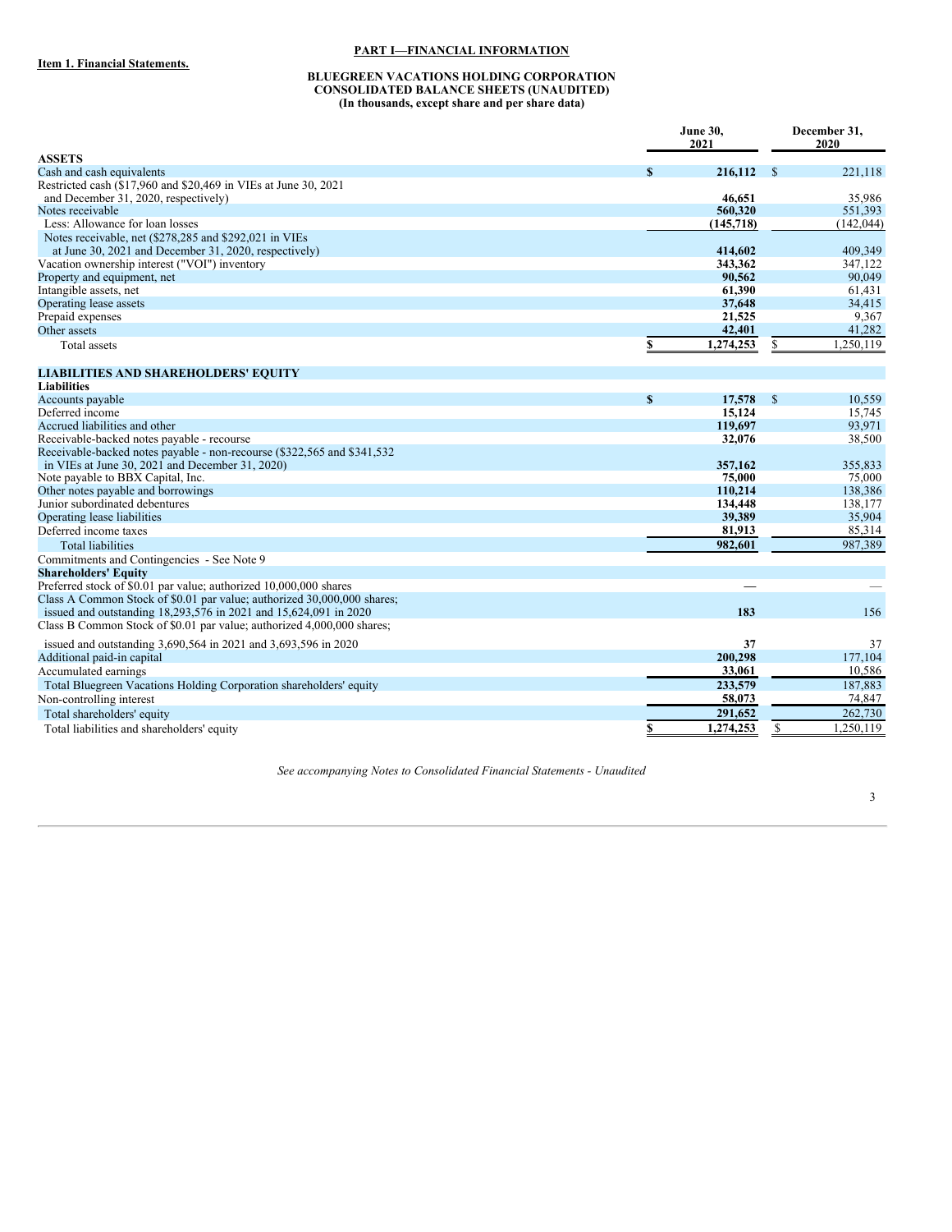## PART I—FINANCIAL INFORMATION

**Item 1. Financial Statements.**

**BLUEGREEN VACATIONS HOLDING CORPORATION**
**CONSOLIDATED BALANCE SHEETS (UNAUDITED)**
**(In thousands, except share and per share data)**

| | June 30, 2021 | December 31, 2020 |
|---|---|---|
| **ASSETS** | | |
| Cash and cash equivalents | $ 216,112 | $ 221,118 |
| Restricted cash ($17,960 and $20,469 in VIEs at June 30, 2021 and December 31, 2020, respectively) | 46,651 | 35,986 |
| Notes receivable | 560,320 | 551,393 |
| Less: Allowance for loan losses | (145,718) | (142,044) |
| Notes receivable, net ($278,285 and $292,021 in VIEs at June 30, 2021 and December 31, 2020, respectively) | 414,602 | 409,349 |
| Vacation ownership interest ("VOI") inventory | 343,362 | 347,122 |
| Property and equipment, net | 90,562 | 90,049 |
| Intangible assets, net | 61,390 | 61,431 |
| Operating lease assets | 37,648 | 34,415 |
| Prepaid expenses | 21,525 | 9,367 |
| Other assets | 42,401 | 41,282 |
| Total assets | $ 1,274,253 | $ 1,250,119 |
| | | |
| **LIABILITIES AND SHAREHOLDERS' EQUITY** | | |
| **Liabilities** | | |
| Accounts payable | $ 17,578 | $ 10,559 |
| Deferred income | 15,124 | 15,745 |
| Accrued liabilities and other | 119,697 | 93,971 |
| Receivable-backed notes payable - recourse | 32,076 | 38,500 |
| Receivable-backed notes payable - non-recourse ($322,565 and $341,532 in VIEs at June 30, 2021 and December 31, 2020) | 357,162 | 355,833 |
| Note payable to BBX Capital, Inc. | 75,000 | 75,000 |
| Other notes payable and borrowings | 110,214 | 138,386 |
| Junior subordinated debentures | 134,448 | 138,177 |
| Operating lease liabilities | 39,389 | 35,904 |
| Deferred income taxes | 81,913 | 85,314 |
| Total liabilities | 982,601 | 987,389 |
| Commitments and Contingencies - See Note 9 | | |
| **Shareholders' Equity** | | |
| Preferred stock of $0.01 par value; authorized 10,000,000 shares | — | — |
| Class A Common Stock of $0.01 par value; authorized 30,000,000 shares; issued and outstanding 18,293,576 in 2021 and 15,624,091 in 2020 | 183 | 156 |
| Class B Common Stock of $0.01 par value; authorized 4,000,000 shares; issued and outstanding 3,690,564 in 2021 and 3,693,596 in 2020 | 37 | 37 |
| Additional paid-in capital | 200,298 | 177,104 |
| Accumulated earnings | 33,061 | 10,586 |
| Total Bluegreen Vacations Holding Corporation shareholders' equity | 233,579 | 187,883 |
| Non-controlling interest | 58,073 | 74,847 |
| Total shareholders' equity | 291,652 | 262,730 |
| Total liabilities and shareholders' equity | $ 1,274,253 | $ 1,250,119 |

*See accompanying Notes to Consolidated Financial Statements - Unaudited*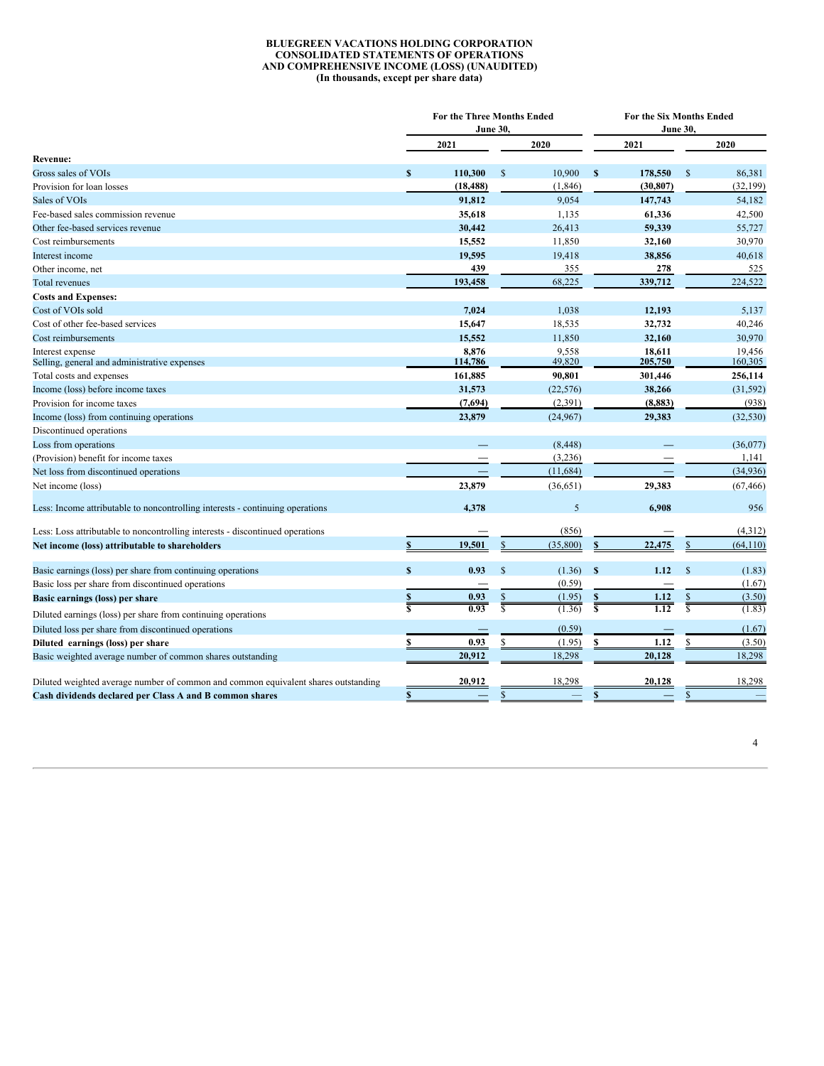**BLUEGREEN VACATIONS HOLDING CORPORATION**
**CONSOLIDATED STATEMENTS OF OPERATIONS**
**AND COMPREHENSIVE INCOME (LOSS) (UNAUDITED)**
**(In thousands, except per share data)**

| | For the Three Months Ended June 30, | | For the Six Months Ended June 30, | |
|---|---|---|---|---|
| | 2021 | 2020 | 2021 | 2020 |
| **Revenue:** | | | | |
| Gross sales of VOIs | $ 110,300 | $ 10,900 | $ 178,550 | $ 86,381 |
| Provision for loan losses | (18,488) | (1,846) | (30,807) | (32,199) |
| Sales of VOIs | 91,812 | 9,054 | 147,743 | 54,182 |
| Fee-based sales commission revenue | 35,618 | 1,135 | 61,336 | 42,500 |
| Other fee-based services revenue | 30,442 | 26,413 | 59,339 | 55,727 |
| Cost reimbursements | 15,552 | 11,850 | 32,160 | 30,970 |
| Interest income | 19,595 | 19,418 | 38,856 | 40,618 |
| Other income, net | 439 | 355 | 278 | 525 |
| Total revenues | 193,458 | 68,225 | 339,712 | 224,522 |
| **Costs and Expenses:** | | | | |
| Cost of VOIs sold | 7,024 | 1,038 | 12,193 | 5,137 |
| Cost of other fee-based services | 15,647 | 18,535 | 32,732 | 40,246 |
| Cost reimbursements | 15,552 | 11,850 | 32,160 | 30,970 |
| Interest expense | 8,876 | 9,558 | 18,611 | 19,456 |
| Selling, general and administrative expenses | 114,786 | 49,820 | 205,750 | 160,305 |
| Total costs and expenses | 161,885 | 90,801 | 301,446 | 256,114 |
| Income (loss) before income taxes | 31,573 | (22,576) | 38,266 | (31,592) |
| Provision for income taxes | (7,694) | (2,391) | (8,883) | (938) |
| Income (loss) from continuing operations | 23,879 | (24,967) | 29,383 | (32,530) |
| Discontinued operations | | | | |
| Loss from operations | — | (8,448) | — | (36,077) |
| (Provision) benefit for income taxes | — | (3,236) | — | 1,141 |
| Net loss from discontinued operations | — | (11,684) | — | (34,936) |
| Net income (loss) | 23,879 | (36,651) | 29,383 | (67,466) |
| Less: Income attributable to noncontrolling interests - continuing operations | 4,378 | 5 | 6,908 | 956 |
| Less: Loss attributable to noncontrolling interests - discontinued operations | — | (856) | — | (4,312) |
| **Net income (loss) attributable to shareholders** | $ 19,501 | $ (35,800) | $ 22,475 | $ (64,110) |
| Basic earnings (loss) per share from continuing operations | $ 0.93 | $ (1.36) | $ 1.12 | $ (1.83) |
| Basic loss per share from discontinued operations | — | (0.59) | — | (1.67) |
| **Basic earnings (loss) per share** | $ 0.93 | $ (1.95) | $ 1.12 | $ (3.50) |
| Diluted earnings (loss) per share from continuing operations | $ 0.93 | $ (1.36) | $ 1.12 | $ (1.83) |
| Diluted loss per share from discontinued operations | — | (0.59) | — | (1.67) |
| **Diluted earnings (loss) per share** | $ 0.93 | $ (1.95) | $ 1.12 | $ (3.50) |
| Basic weighted average number of common shares outstanding | 20,912 | 18,298 | 20,128 | 18,298 |
| Diluted weighted average number of common and common equivalent shares outstanding | 20,912 | 18,298 | 20,128 | 18,298 |
| **Cash dividends declared per Class A and B common shares** | $ — | $ — | $ — | $ — |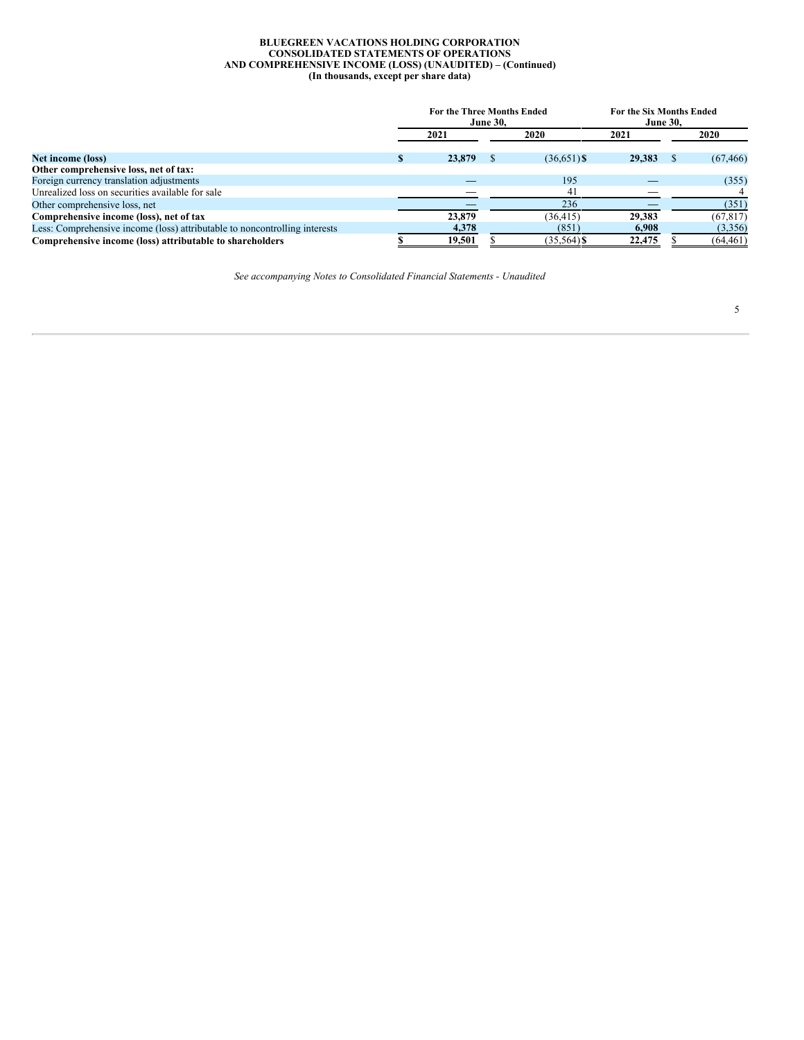**BLUEGREEN VACATIONS HOLDING CORPORATION**
**CONSOLIDATED STATEMENTS OF OPERATIONS**
**AND COMPREHENSIVE INCOME (LOSS) (UNAUDITED) – (Continued)**
**(In thousands, except per share data)**

| | For the Three Months Ended June 30, | | For the Six Months Ended June 30, | |
|---|---|---|---|---|
| | 2021 | 2020 | 2021 | 2020 |
| **Net income (loss)** | **$ 23,879** | $ (36,651) | **$ 29,383** | $ (67,466) |
| **Other comprehensive loss, net of tax:** | | | | |
| Foreign currency translation adjustments | — | 195 | — | (355) |
| Unrealized loss on securities available for sale | — | 41 | — | 4 |
| Other comprehensive loss, net | — | 236 | — | (351) |
| **Comprehensive income (loss), net of tax** | **23,879** | (36,415) | **29,383** | (67,817) |
| Less: Comprehensive income (loss) attributable to noncontrolling interests | **4,378** | (851) | **6,908** | (3,356) |
| **Comprehensive income (loss) attributable to shareholders** | **$ 19,501** | $ (35,564) | **$ 22,475** | $ (64,461) |

*See accompanying Notes to Consolidated Financial Statements - Unaudited*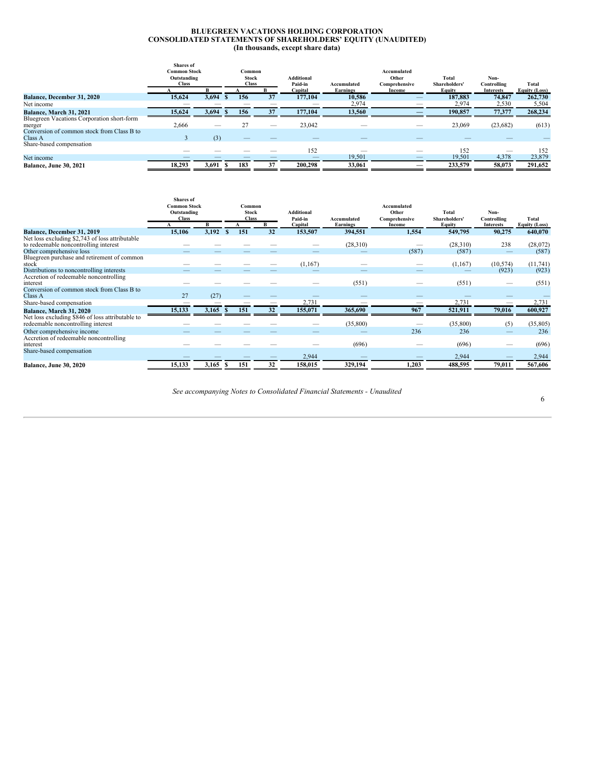# BLUEGREEN VACATIONS HOLDING CORPORATION
## CONSOLIDATED STATEMENTS OF SHAREHOLDERS' EQUITY (UNAUDITED)
### (In thousands, except share data)

| | Shares of Common Stock Outstanding Class | | Common Stock Class | | Additional Paid-in | Accumulated | Accumulated Other Comprehensive | Total Shareholders' | Non-Controlling | Total |
|---|---|---|---|---|---|---|---|---|---|---|
| | A | B | A | B | Capital | Earnings | Income | Equity | Interests | Equity (Loss) |
| **Balance, December 31, 2020** | **15,624** | **3,694** | **$ 156** | **37** | **177,104** | **10,586** | **—** | **187,883** | **74,847** | **262,730** |
| Net income | — | — | — | — | — | 2,974 | — | 2,974 | 2,530 | 5,504 |
| **Balance, March 31, 2021** | **15,624** | **3,694** | **$ 156** | **37** | **177,104** | **13,560** | **—** | **190,857** | **77,377** | **268,234** |
| Bluegreen Vacations Corporation short-form merger | 2,666 | — | 27 | — | 23,042 | — | — | 23,069 | (23,682) | (613) |
| Conversion of common stock from Class B to Class A | 3 | (3) | — | — | — | — | — | — | — | — |
| Share-based compensation | — | — | — | — | 152 | — | — | 152 | — | 152 |
| Net income | — | — | — | — | — | 19,501 | — | 19,501 | 4,378 | 23,879 |
| **Balance, June 30, 2021** | **18,293** | **3,691** | **$ 183** | **37** | **200,298** | **33,061** | **—** | **233,579** | **58,073** | **291,652** |

| | Shares of Common Stock Outstanding Class | | Common Stock Class | | Additional Paid-in | Accumulated | Accumulated Other Comprehensive | Total Shareholders' | Non-Controlling | Total |
|---|---|---|---|---|---|---|---|---|---|---|
| | A | B | A | B | Capital | Earnings | Income | Equity | Interests | Equity (Loss) |
| **Balance, December 31, 2019** | **15,106** | **3,192** | **$ 151** | **32** | **153,507** | **394,551** | **1,554** | **549,795** | **90,275** | **640,070** |
| Net loss excluding $2,743 of loss attributable to redeemable noncontrolling interest | — | — | — | — | — | (28,310) | — | (28,310) | 238 | (28,072) |
| Other comprehensive loss | — | — | — | — | — | — | (587) | (587) | — | (587) |
| Bluegreen purchase and retirement of common stock | — | — | — | — | (1,167) | — | — | (1,167) | (10,574) | (11,741) |
| Distributions to noncontrolling interests | — | — | — | — | — | — | — | — | (923) | (923) |
| Accretion of redeemable noncontrolling interest | — | — | — | — | — | (551) | — | (551) | — | (551) |
| Conversion of common stock from Class B to Class A | 27 | (27) | — | — | — | — | — | — | — | — |
| Share-based compensation | — | — | — | — | 2,731 | — | — | 2,731 | — | 2,731 |
| **Balance, March 31, 2020** | **15,133** | **3,165** | **$ 151** | **32** | **155,071** | **365,690** | **967** | **521,911** | **79,016** | **600,927** |
| Net loss excluding $846 of loss attributable to redeemable noncontrolling interest | — | — | — | — | — | (35,800) | — | (35,800) | (5) | (35,805) |
| Other comprehensive income | — | — | — | — | — | — | 236 | 236 | — | 236 |
| Accretion of redeemable noncontrolling interest | — | — | — | — | — | (696) | — | (696) | — | (696) |
| Share-based compensation | — | — | — | — | 2,944 | — | — | 2,944 | — | 2,944 |
| **Balance, June 30, 2020** | **15,133** | **3,165** | **$ 151** | **32** | **158,015** | **329,194** | **1,203** | **488,595** | **79,011** | **567,606** |

*See accompanying Notes to Consolidated Financial Statements - Unaudited*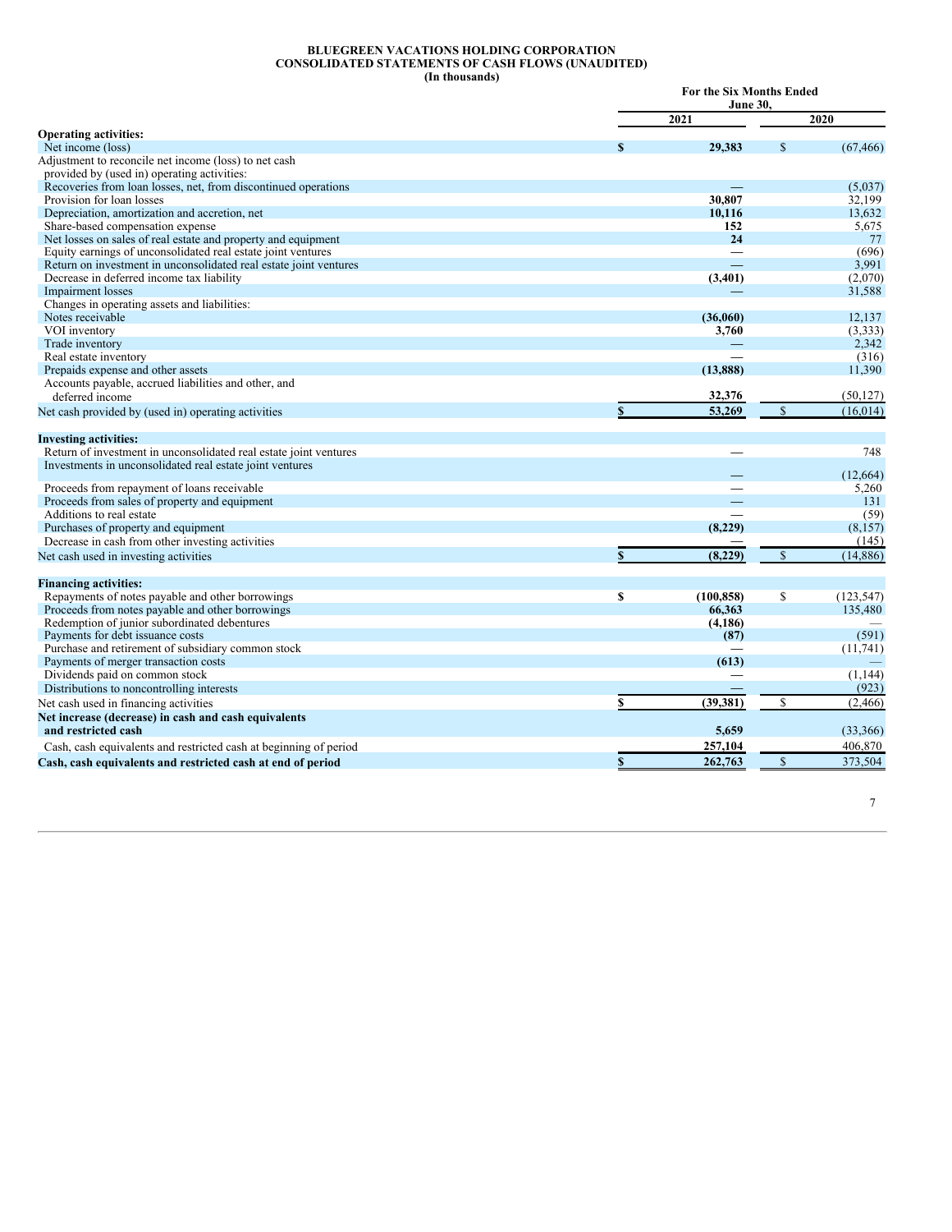**BLUEGREEN VACATIONS HOLDING CORPORATION**
**CONSOLIDATED STATEMENTS OF CASH FLOWS (UNAUDITED)**
**(In thousands)**

| | For the Six Months Ended June 30, | |
|---|---|---|
| | 2021 | 2020 |
| **Operating activities:** | | |
| Net income (loss) | $ 29,383 | $ (67,466) |
| Adjustment to reconcile net income (loss) to net cash provided by (used in) operating activities: | | |
| Recoveries from loan losses, net, from discontinued operations | — | (5,037) |
| Provision for loan losses | 30,807 | 32,199 |
| Depreciation, amortization and accretion, net | 10,116 | 13,632 |
| Share-based compensation expense | 152 | 5,675 |
| Net losses on sales of real estate and property and equipment | 24 | 77 |
| Equity earnings of unconsolidated real estate joint ventures | — | (696) |
| Return on investment in unconsolidated real estate joint ventures | — | 3,991 |
| Decrease in deferred income tax liability | (3,401) | (2,070) |
| Impairment losses | — | 31,588 |
| Changes in operating assets and liabilities: | | |
| Notes receivable | (36,060) | 12,137 |
| VOI inventory | 3,760 | (3,333) |
| Trade inventory | — | 2,342 |
| Real estate inventory | — | (316) |
| Prepaids expense and other assets | (13,888) | 11,390 |
| Accounts payable, accrued liabilities and other, and deferred income | 32,376 | (50,127) |
| Net cash provided by (used in) operating activities | $ 53,269 | $ (16,014) |
| **Investing activities:** | | |
| Return of investment in unconsolidated real estate joint ventures | — | 748 |
| Investments in unconsolidated real estate joint ventures | — | (12,664) |
| Proceeds from repayment of loans receivable | — | 5,260 |
| Proceeds from sales of property and equipment | — | 131 |
| Additions to real estate | — | (59) |
| Purchases of property and equipment | (8,229) | (8,157) |
| Decrease in cash from other investing activities | — | (145) |
| Net cash used in investing activities | $ (8,229) | $ (14,886) |
| **Financing activities:** | | |
| Repayments of notes payable and other borrowings | $ (100,858) | $ (123,547) |
| Proceeds from notes payable and other borrowings | 66,363 | 135,480 |
| Redemption of junior subordinated debentures | (4,186) | — |
| Payments for debt issuance costs | (87) | (591) |
| Purchase and retirement of subsidiary common stock | — | (11,741) |
| Payments of merger transaction costs | (613) | — |
| Dividends paid on common stock | — | (1,144) |
| Distributions to noncontrolling interests | — | (923) |
| Net cash used in financing activities | $ (39,381) | $ (2,466) |
| **Net increase (decrease) in cash and cash equivalents and restricted cash** | 5,659 | (33,366) |
| Cash, cash equivalents and restricted cash at beginning of period | 257,104 | 406,870 |
| **Cash, cash equivalents and restricted cash at end of period** | $ 262,763 | $ 373,504 |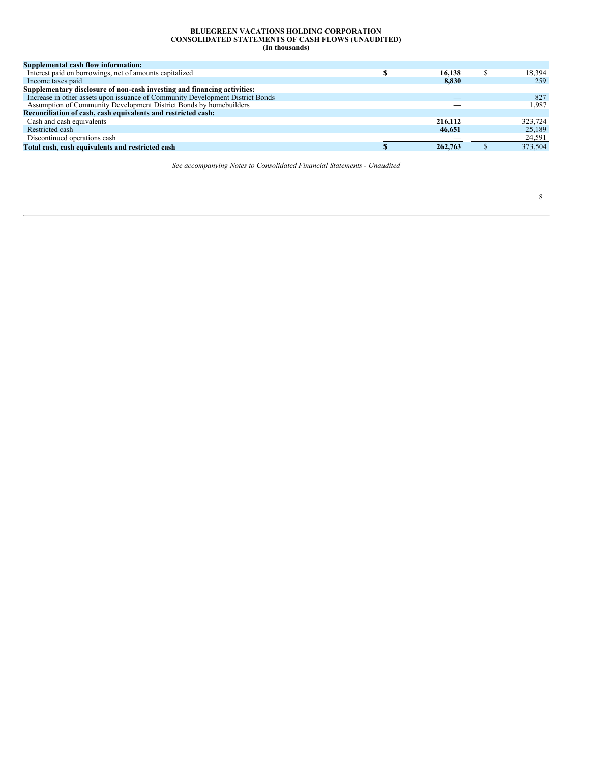**BLUEGREEN VACATIONS HOLDING CORPORATION**
**CONSOLIDATED STATEMENTS OF CASH FLOWS (UNAUDITED)**
**(In thousands)**

| | | |
|---|---|---|
| **Supplemental cash flow information:** | | |
| Interest paid on borrowings, net of amounts capitalized | **$ 16,138** | $ 18,394 |
| Income taxes paid | **8,830** | 259 |
| **Supplementary disclosure of non-cash investing and financing activities:** | | |
| Increase in other assets upon issuance of Community Development District Bonds | **—** | 827 |
| Assumption of Community Development District Bonds by homebuilders | — | 1,987 |
| **Reconciliation of cash, cash equivalents and restricted cash:** | | |
| Cash and cash equivalents | **216,112** | 323,724 |
| Restricted cash | **46,651** | 25,189 |
| Discontinued operations cash | — | 24,591 |
| **Total cash, cash equivalents and restricted cash** | **$ 262,763** | $ 373,504 |

*See accompanying Notes to Consolidated Financial Statements - Unaudited*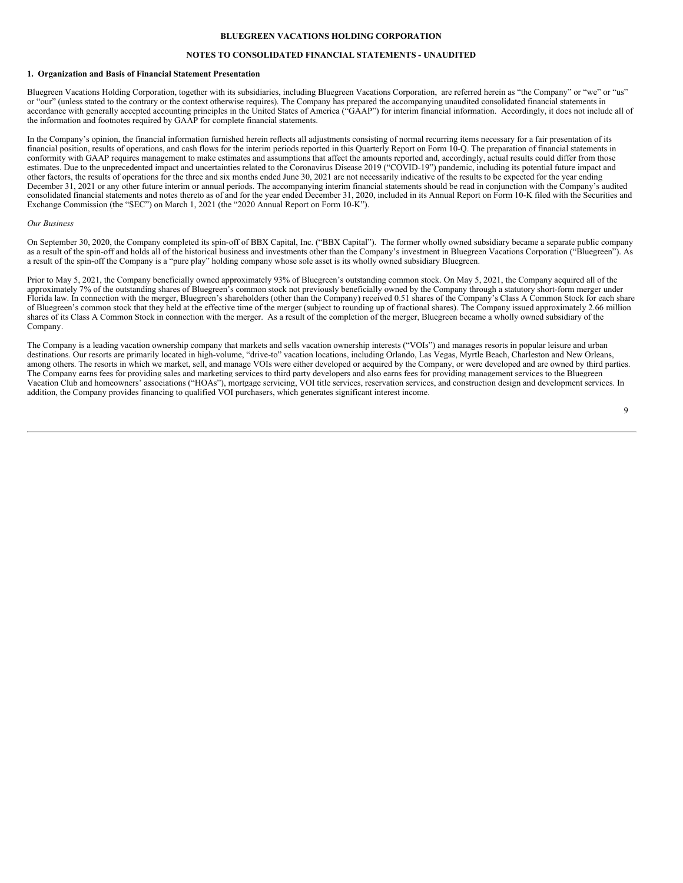**BLUEGREEN VACATIONS HOLDING CORPORATION**

**NOTES TO CONSOLIDATED FINANCIAL STATEMENTS - UNAUDITED**

**1. Organization and Basis of Financial Statement Presentation**

Bluegreen Vacations Holding Corporation, together with its subsidiaries, including Bluegreen Vacations Corporation, are referred herein as "the Company" or "we" or "us" or "our" (unless stated to the contrary or the context otherwise requires). The Company has prepared the accompanying unaudited consolidated financial statements in accordance with generally accepted accounting principles in the United States of America ("GAAP") for interim financial information. Accordingly, it does not include all of the information and footnotes required by GAAP for complete financial statements.

In the Company's opinion, the financial information furnished herein reflects all adjustments consisting of normal recurring items necessary for a fair presentation of its financial position, results of operations, and cash flows for the interim periods reported in this Quarterly Report on Form 10-Q. The preparation of financial statements in conformity with GAAP requires management to make estimates and assumptions that affect the amounts reported and, accordingly, actual results could differ from those estimates. Due to the unprecedented impact and uncertainties related to the Coronavirus Disease 2019 ("COVID-19") pandemic, including its potential future impact and other factors, the results of operations for the three and six months ended June 30, 2021 are not necessarily indicative of the results to be expected for the year ending December 31, 2021 or any other future interim or annual periods. The accompanying interim financial statements should be read in conjunction with the Company's audited consolidated financial statements and notes thereto as of and for the year ended December 31, 2020, included in its Annual Report on Form 10-K filed with the Securities and Exchange Commission (the "SEC") on March 1, 2021 (the "2020 Annual Report on Form 10-K").

*Our Business*

On September 30, 2020, the Company completed its spin-off of BBX Capital, Inc. ("BBX Capital"). The former wholly owned subsidiary became a separate public company as a result of the spin-off and holds all of the historical business and investments other than the Company's investment in Bluegreen Vacations Corporation ("Bluegreen"). As a result of the spin-off the Company is a "pure play" holding company whose sole asset is its wholly owned subsidiary Bluegreen.

Prior to May 5, 2021, the Company beneficially owned approximately 93% of Bluegreen's outstanding common stock. On May 5, 2021, the Company acquired all of the approximately 7% of the outstanding shares of Bluegreen's common stock not previously beneficially owned by the Company through a statutory short-form merger under Florida law. In connection with the merger, Bluegreen's shareholders (other than the Company) received 0.51 shares of the Company's Class A Common Stock for each share of Bluegreen's common stock that they held at the effective time of the merger (subject to rounding up of fractional shares). The Company issued approximately 2.66 million shares of its Class A Common Stock in connection with the merger. As a result of the completion of the merger, Bluegreen became a wholly owned subsidiary of the Company.

The Company is a leading vacation ownership company that markets and sells vacation ownership interests ("VOIs") and manages resorts in popular leisure and urban destinations. Our resorts are primarily located in high-volume, "drive-to" vacation locations, including Orlando, Las Vegas, Myrtle Beach, Charleston and New Orleans, among others. The resorts in which we market, sell, and manage VOIs were either developed or acquired by the Company, or were developed and are owned by third parties. The Company earns fees for providing sales and marketing services to third party developers and also earns fees for providing management services to the Bluegreen Vacation Club and homeowners' associations ("HOAs"), mortgage servicing, VOI title services, reservation services, and construction design and development services. In addition, the Company provides financing to qualified VOI purchasers, which generates significant interest income.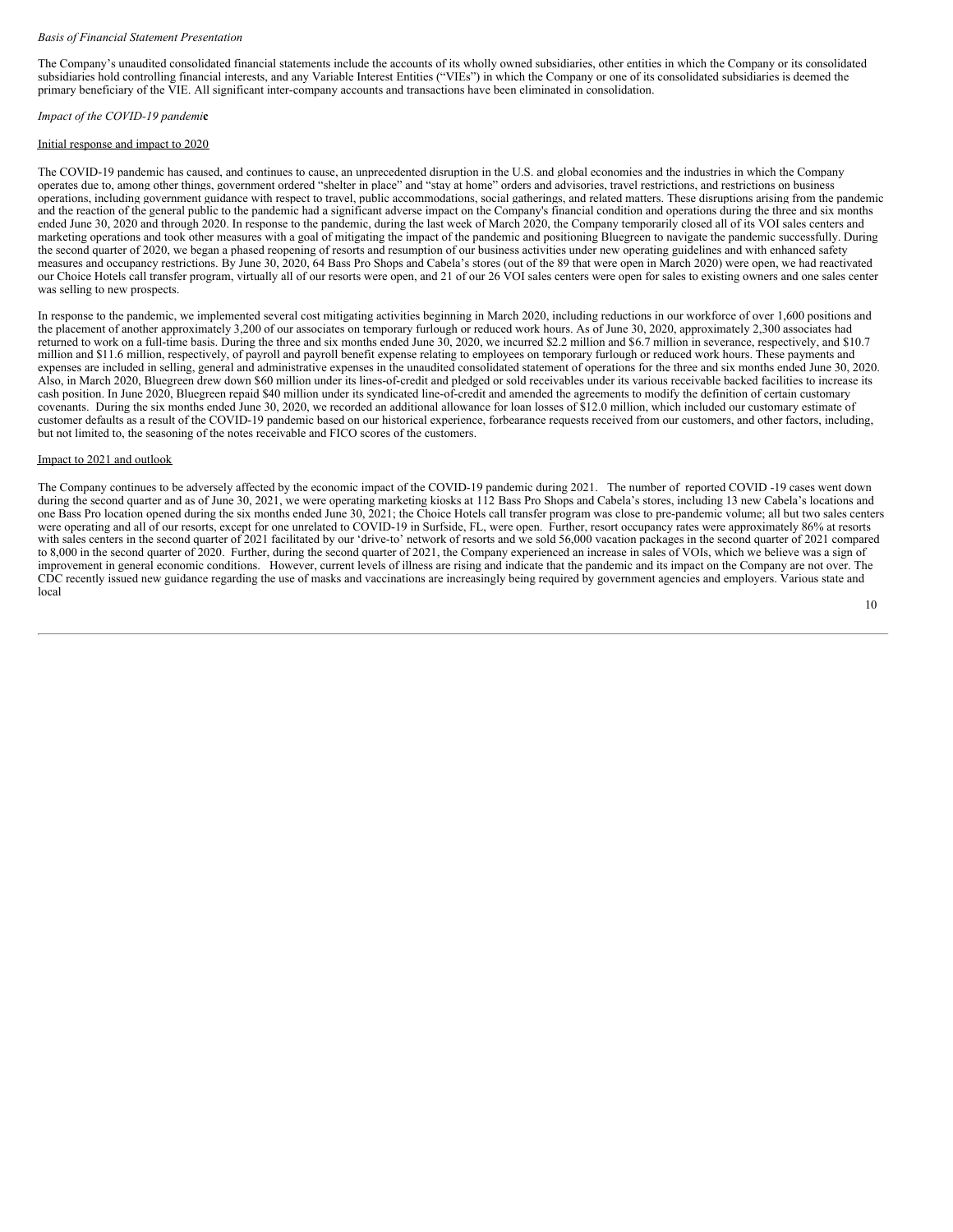*Basis of Financial Statement Presentation*

The Company's unaudited consolidated financial statements include the accounts of its wholly owned subsidiaries, other entities in which the Company or its consolidated subsidiaries hold controlling financial interests, and any Variable Interest Entities ("VIEs") in which the Company or one of its consolidated subsidiaries is deemed the primary beneficiary of the VIE. All significant inter-company accounts and transactions have been eliminated in consolidation.

*Impact of the COVID-19 pandemic*

Initial response and impact to 2020

The COVID-19 pandemic has caused, and continues to cause, an unprecedented disruption in the U.S. and global economies and the industries in which the Company operates due to, among other things, government ordered "shelter in place" and "stay at home" orders and advisories, travel restrictions, and restrictions on business operations, including government guidance with respect to travel, public accommodations, social gatherings, and related matters. These disruptions arising from the pandemic and the reaction of the general public to the pandemic had a significant adverse impact on the Company's financial condition and operations during the three and six months ended June 30, 2020 and through 2020. In response to the pandemic, during the last week of March 2020, the Company temporarily closed all of its VOI sales centers and marketing operations and took other measures with a goal of mitigating the impact of the pandemic and positioning Bluegreen to navigate the pandemic successfully. During the second quarter of 2020, we began a phased reopening of resorts and resumption of our business activities under new operating guidelines and with enhanced safety measures and occupancy restrictions. By June 30, 2020, 64 Bass Pro Shops and Cabela's stores (out of the 89 that were open in March 2020) were open, we had reactivated our Choice Hotels call transfer program, virtually all of our resorts were open, and 21 of our 26 VOI sales centers were open for sales to existing owners and one sales center was selling to new prospects.

In response to the pandemic, we implemented several cost mitigating activities beginning in March 2020, including reductions in our workforce of over 1,600 positions and the placement of another approximately 3,200 of our associates on temporary furlough or reduced work hours. As of June 30, 2020, approximately 2,300 associates had returned to work on a full-time basis. During the three and six months ended June 30, 2020, we incurred $2.2 million and $6.7 million in severance, respectively, and $10.7 million and $11.6 million, respectively, of payroll and payroll benefit expense relating to employees on temporary furlough or reduced work hours. These payments and expenses are included in selling, general and administrative expenses in the unaudited consolidated statement of operations for the three and six months ended June 30, 2020. Also, in March 2020, Bluegreen drew down $60 million under its lines-of-credit and pledged or sold receivables under its various receivable backed facilities to increase its cash position. In June 2020, Bluegreen repaid $40 million under its syndicated line-of-credit and amended the agreements to modify the definition of certain customary covenants. During the six months ended June 30, 2020, we recorded an additional allowance for loan losses of $12.0 million, which included our customary estimate of customer defaults as a result of the COVID-19 pandemic based on our historical experience, forbearance requests received from our customers, and other factors, including, but not limited to, the seasoning of the notes receivable and FICO scores of the customers.

Impact to 2021 and outlook

The Company continues to be adversely affected by the economic impact of the COVID-19 pandemic during 2021. The number of reported COVID -19 cases went down during the second quarter and as of June 30, 2021, we were operating marketing kiosks at 112 Bass Pro Shops and Cabela's stores, including 13 new Cabela's locations and one Bass Pro location opened during the six months ended June 30, 2021; the Choice Hotels call transfer program was close to pre-pandemic volume; all but two sales centers were operating and all of our resorts, except for one unrelated to COVID-19 in Surfside, FL, were open. Further, resort occupancy rates were approximately 86% at resorts with sales centers in the second quarter of 2021 facilitated by our 'drive-to' network of resorts and we sold 56,000 vacation packages in the second quarter of 2021 compared to 8,000 in the second quarter of 2020. Further, during the second quarter of 2021, the Company experienced an increase in sales of VOIs, which we believe was a sign of improvement in general economic conditions. However, current levels of illness are rising and indicate that the pandemic and its impact on the Company are not over. The CDC recently issued new guidance regarding the use of masks and vaccinations are increasingly being required by government agencies and employers. Various state and local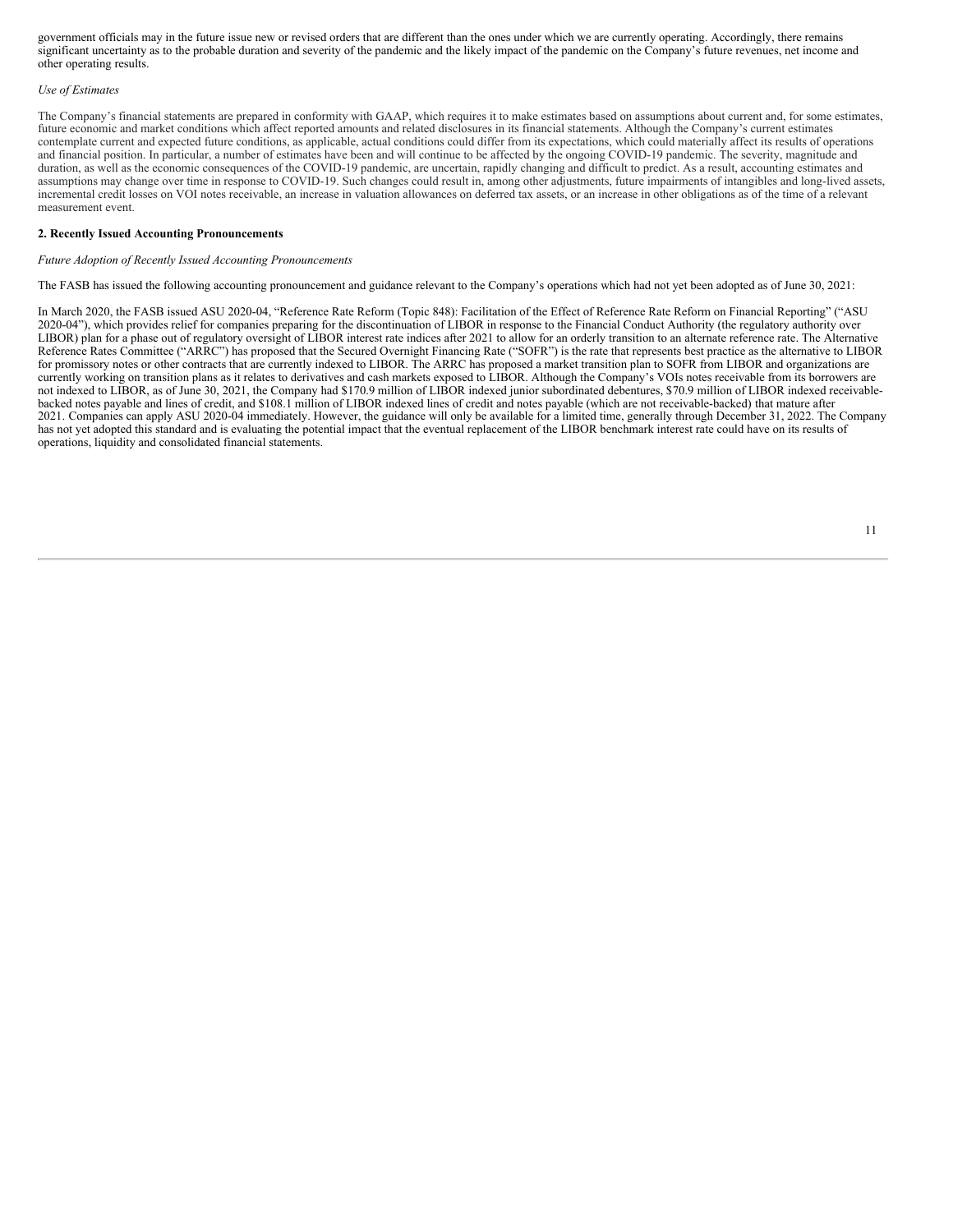government officials may in the future issue new or revised orders that are different than the ones under which we are currently operating. Accordingly, there remains significant uncertainty as to the probable duration and severity of the pandemic and the likely impact of the pandemic on the Company's future revenues, net income and other operating results.

*Use of Estimates*

The Company's financial statements are prepared in conformity with GAAP, which requires it to make estimates based on assumptions about current and, for some estimates, future economic and market conditions which affect reported amounts and related disclosures in its financial statements. Although the Company's current estimates contemplate current and expected future conditions, as applicable, actual conditions could differ from its expectations, which could materially affect its results of operations and financial position. In particular, a number of estimates have been and will continue to be affected by the ongoing COVID-19 pandemic. The severity, magnitude and duration, as well as the economic consequences of the COVID-19 pandemic, are uncertain, rapidly changing and difficult to predict. As a result, accounting estimates and assumptions may change over time in response to COVID-19. Such changes could result in, among other adjustments, future impairments of intangibles and long-lived assets, incremental credit losses on VOI notes receivable, an increase in valuation allowances on deferred tax assets, or an increase in other obligations as of the time of a relevant measurement event.

**2. Recently Issued Accounting Pronouncements**

*Future Adoption of Recently Issued Accounting Pronouncements*

The FASB has issued the following accounting pronouncement and guidance relevant to the Company's operations which had not yet been adopted as of June 30, 2021:

In March 2020, the FASB issued ASU 2020-04, "Reference Rate Reform (Topic 848): Facilitation of the Effect of Reference Rate Reform on Financial Reporting" ("ASU 2020-04"), which provides relief for companies preparing for the discontinuation of LIBOR in response to the Financial Conduct Authority (the regulatory authority over LIBOR) plan for a phase out of regulatory oversight of LIBOR interest rate indices after 2021 to allow for an orderly transition to an alternate reference rate. The Alternative Reference Rates Committee ("ARRC") has proposed that the Secured Overnight Financing Rate ("SOFR") is the rate that represents best practice as the alternative to LIBOR for promissory notes or other contracts that are currently indexed to LIBOR. The ARRC has proposed a market transition plan to SOFR from LIBOR and organizations are currently working on transition plans as it relates to derivatives and cash markets exposed to LIBOR. Although the Company's VOIs notes receivable from its borrowers are not indexed to LIBOR, as of June 30, 2021, the Company had $170.9 million of LIBOR indexed junior subordinated debentures, $70.9 million of LIBOR indexed receivable-backed notes payable and lines of credit, and $108.1 million of LIBOR indexed lines of credit and notes payable (which are not receivable-backed) that mature after 2021. Companies can apply ASU 2020-04 immediately. However, the guidance will only be available for a limited time, generally through December 31, 2022. The Company has not yet adopted this standard and is evaluating the potential impact that the eventual replacement of the LIBOR benchmark interest rate could have on its results of operations, liquidity and consolidated financial statements.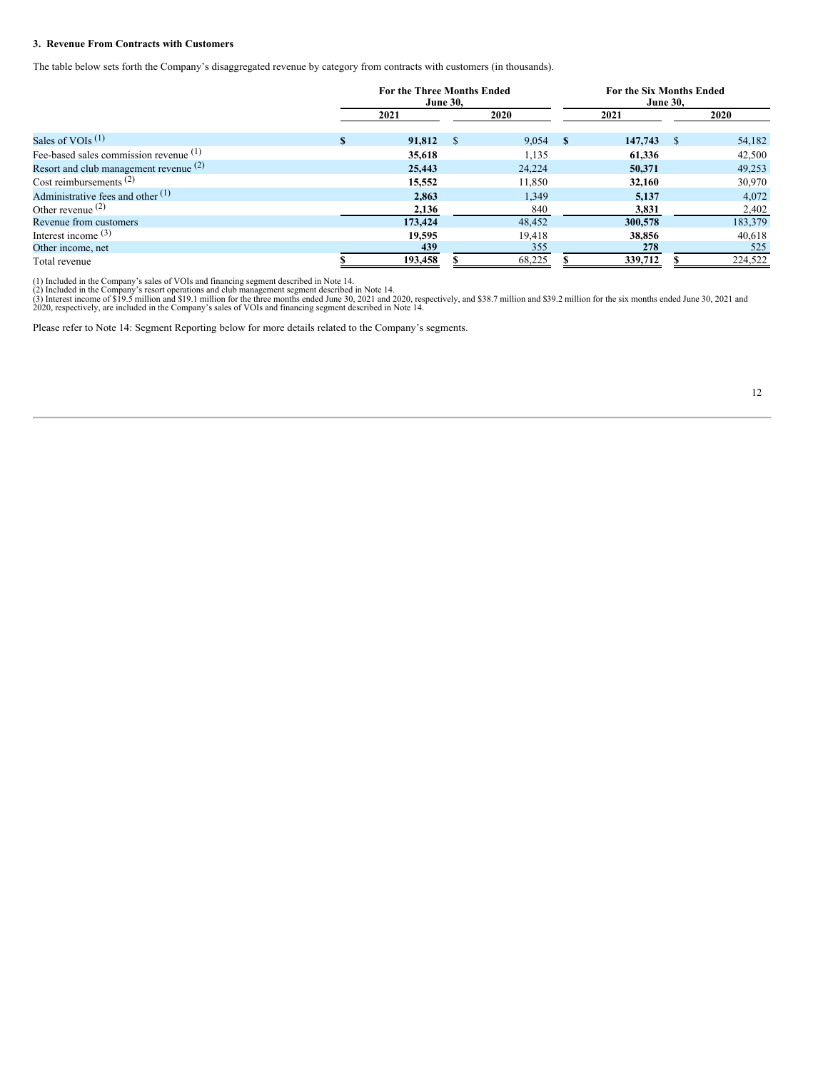**3. Revenue From Contracts with Customers**

The table below sets forth the Company's disaggregated revenue by category from contracts with customers (in thousands).

| | For the Three Months Ended June 30, | | For the Six Months Ended June 30, | |
|---|---|---|---|---|
| | 2021 | 2020 | 2021 | 2020 |
| Sales of VOIs [(1)] | **$ 91,812** | $ 9,054 | **$ 147,743** | $ 54,182 |
| Fee-based sales commission revenue [(1)] | **35,618** | 1,135 | **61,336** | 42,500 |
| Resort and club management revenue [(2)] | **25,443** | 24,224 | **50,371** | 49,253 |
| Cost reimbursements [(2)] | **15,552** | 11,850 | **32,160** | 30,970 |
| Administrative fees and other [(1)] | **2,863** | 1,349 | **5,137** | 4,072 |
| Other revenue [(2)] | **2,136** | 840 | **3,831** | 2,402 |
| Revenue from customers | **173,424** | 48,452 | **300,578** | 183,379 |
| Interest income [(3)] | **19,595** | 19,418 | **38,856** | 40,618 |
| Other income, net | **439** | 355 | **278** | 525 |
| Total revenue | **$ 193,458** | $ 68,225 | **$ 339,712** | $ 224,522 |

(1) Included in the Company's sales of VOIs and financing segment described in Note 14.
(2) Included in the Company's resort operations and club management segment described in Note 14.
(3) Interest income of $19.5 million and $19.1 million for the three months ended June 30, 2021 and 2020, respectively, and $38.7 million and $39.2 million for the six months ended June 30, 2021 and 2020, respectively, are included in the Company's sales of VOIs and financing segment described in Note 14.

Please refer to Note 14: Segment Reporting below for more details related to the Company's segments.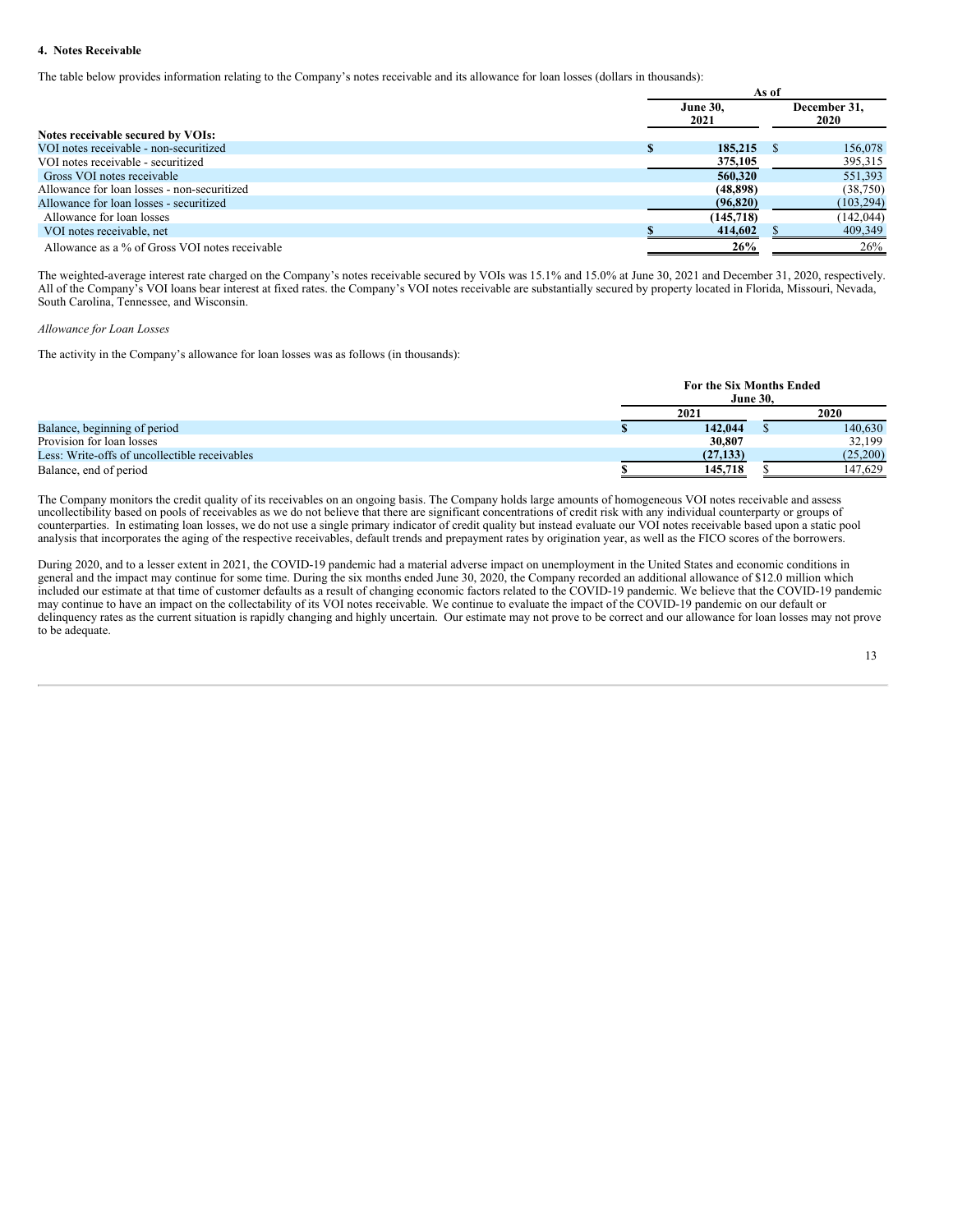#### 4. Notes Receivable

The table below provides information relating to the Company's notes receivable and its allowance for loan losses (dollars in thousands):

| | As of | |
|---|---|---|
| | June 30, 2021 | December 31, 2020 |
| **Notes receivable secured by VOIs:** | | |
| VOI notes receivable - non-securitized | $ 185,215 | $ 156,078 |
| VOI notes receivable - securitized | 375,105 | 395,315 |
| Gross VOI notes receivable | 560,320 | 551,393 |
| Allowance for loan losses - non-securitized | (48,898) | (38,750) |
| Allowance for loan losses - securitized | (96,820) | (103,294) |
| Allowance for loan losses | (145,718) | (142,044) |
| VOI notes receivable, net | $ 414,602 | $ 409,349 |
| Allowance as a % of Gross VOI notes receivable | 26% | 26% |

The weighted-average interest rate charged on the Company's notes receivable secured by VOIs was 15.1% and 15.0% at June 30, 2021 and December 31, 2020, respectively. All of the Company's VOI loans bear interest at fixed rates. the Company's VOI notes receivable are substantially secured by property located in Florida, Missouri, Nevada, South Carolina, Tennessee, and Wisconsin.

*Allowance for Loan Losses*

The activity in the Company's allowance for loan losses was as follows (in thousands):

| | For the Six Months Ended June 30, | |
|---|---|---|
| | 2021 | 2020 |
| Balance, beginning of period | $ 142,044 | $ 140,630 |
| Provision for loan losses | 30,807 | 32,199 |
| Less: Write-offs of uncollectible receivables | (27,133) | (25,200) |
| Balance, end of period | $ 145,718 | $ 147,629 |

The Company monitors the credit quality of its receivables on an ongoing basis. The Company holds large amounts of homogeneous VOI notes receivable and assess uncollectibility based on pools of receivables as we do not believe that there are significant concentrations of credit risk with any individual counterparty or groups of counterparties. In estimating loan losses, we do not use a single primary indicator of credit quality but instead evaluate our VOI notes receivable based upon a static pool analysis that incorporates the aging of the respective receivables, default trends and prepayment rates by origination year, as well as the FICO scores of the borrowers.

During 2020, and to a lesser extent in 2021, the COVID-19 pandemic had a material adverse impact on unemployment in the United States and economic conditions in general and the impact may continue for some time. During the six months ended June 30, 2020, the Company recorded an additional allowance of $12.0 million which included our estimate at that time of customer defaults as a result of changing economic factors related to the COVID-19 pandemic. We believe that the COVID-19 pandemic may continue to have an impact on the collectability of its VOI notes receivable. We continue to evaluate the impact of the COVID-19 pandemic on our default or delinquency rates as the current situation is rapidly changing and highly uncertain. Our estimate may not prove to be correct and our allowance for loan losses may not prove to be adequate.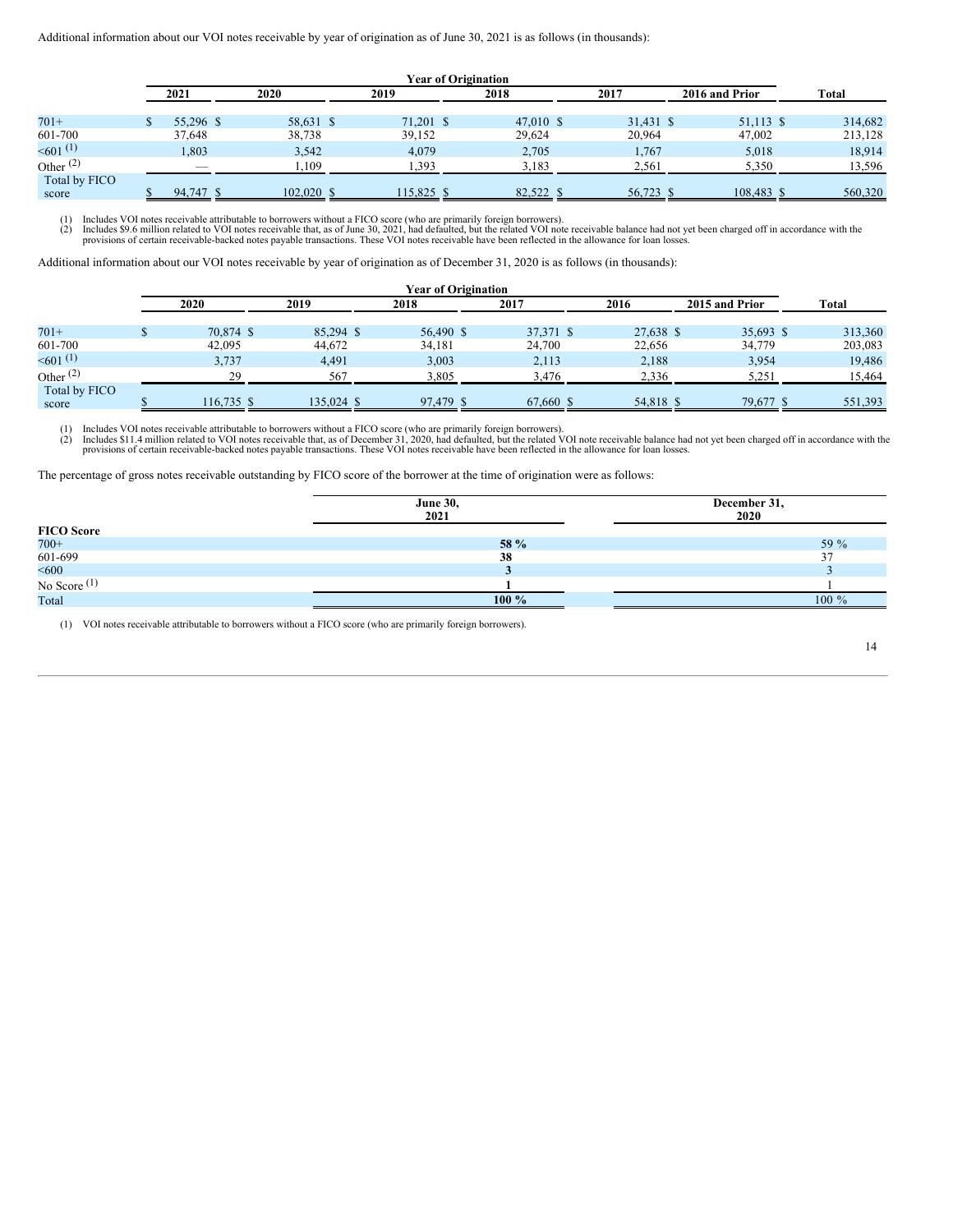Additional information about our VOI notes receivable by year of origination as of June 30, 2021 is as follows (in thousands):

| | Year of Origination | | | | | | |
|---|---|---|---|---|---|---|---|
| | 2021 | 2020 | 2019 | 2018 | 2017 | 2016 and Prior | Total |
| 701+ | $ 55,296 | $ 58,631 | $ 71,201 | $ 47,010 | $ 31,431 | $ 51,113 | $ 314,682 |
| 601-700 | 37,648 | 38,738 | 39,152 | 29,624 | 20,964 | 47,002 | 213,128 |
| <601 [(1)] | 1,803 | 3,542 | 4,079 | 2,705 | 1,767 | 5,018 | 18,914 |
| Other [(2)] | — | 1,109 | 1,393 | 3,183 | 2,561 | 5,350 | 13,596 |
| Total by FICO score | $ 94,747 | $ 102,020 | $ 115,825 | $ 82,522 | $ 56,723 | $ 108,483 | $ 560,320 |

(1) Includes VOI notes receivable attributable to borrowers without a FICO score (who are primarily foreign borrowers).
(2) Includes $9.6 million related to VOI notes receivable that, as of June 30, 2021, had defaulted, but the related VOI note receivable balance had not yet been charged off in accordance with the provisions of certain receivable-backed notes payable transactions. These VOI notes receivable have been reflected in the allowance for loan losses.

Additional information about our VOI notes receivable by year of origination as of December 31, 2020 is as follows (in thousands):

| | Year of Origination | | | | | | |
|---|---|---|---|---|---|---|---|
| | 2020 | 2019 | 2018 | 2017 | 2016 | 2015 and Prior | Total |
| 701+ | $ 70,874 | $ 85,294 | $ 56,490 | $ 37,371 | $ 27,638 | $ 35,693 | $ 313,360 |
| 601-700 | 42,095 | 44,672 | 34,181 | 24,700 | 22,656 | 34,779 | 203,083 |
| <601 [(1)] | 3,737 | 4,491 | 3,003 | 2,113 | 2,188 | 3,954 | 19,486 |
| Other [(2)] | 29 | 567 | 3,805 | 3,476 | 2,336 | 5,251 | 15,464 |
| Total by FICO score | $ 116,735 | $ 135,024 | $ 97,479 | $ 67,660 | $ 54,818 | $ 79,677 | $ 551,393 |

(1) Includes VOI notes receivable attributable to borrowers without a FICO score (who are primarily foreign borrowers).
(2) Includes $11.4 million related to VOI notes receivable that, as of December 31, 2020, had defaulted, but the related VOI note receivable balance had not yet been charged off in accordance with the provisions of certain receivable-backed notes payable transactions. These VOI notes receivable have been reflected in the allowance for loan losses.

The percentage of gross notes receivable outstanding by FICO score of the borrower at the time of origination were as follows:

| | June 30, 2021 | December 31, 2020 |
|---|---|---|
| **FICO Score** | | |
| 700+ | **58 %** | 59 % |
| 601-699 | **38** | 37 |
| <600 | **3** | 3 |
| No Score [(1)] | **1** | 1 |
| Total | **100 %** | 100 % |

(1) VOI notes receivable attributable to borrowers without a FICO score (who are primarily foreign borrowers).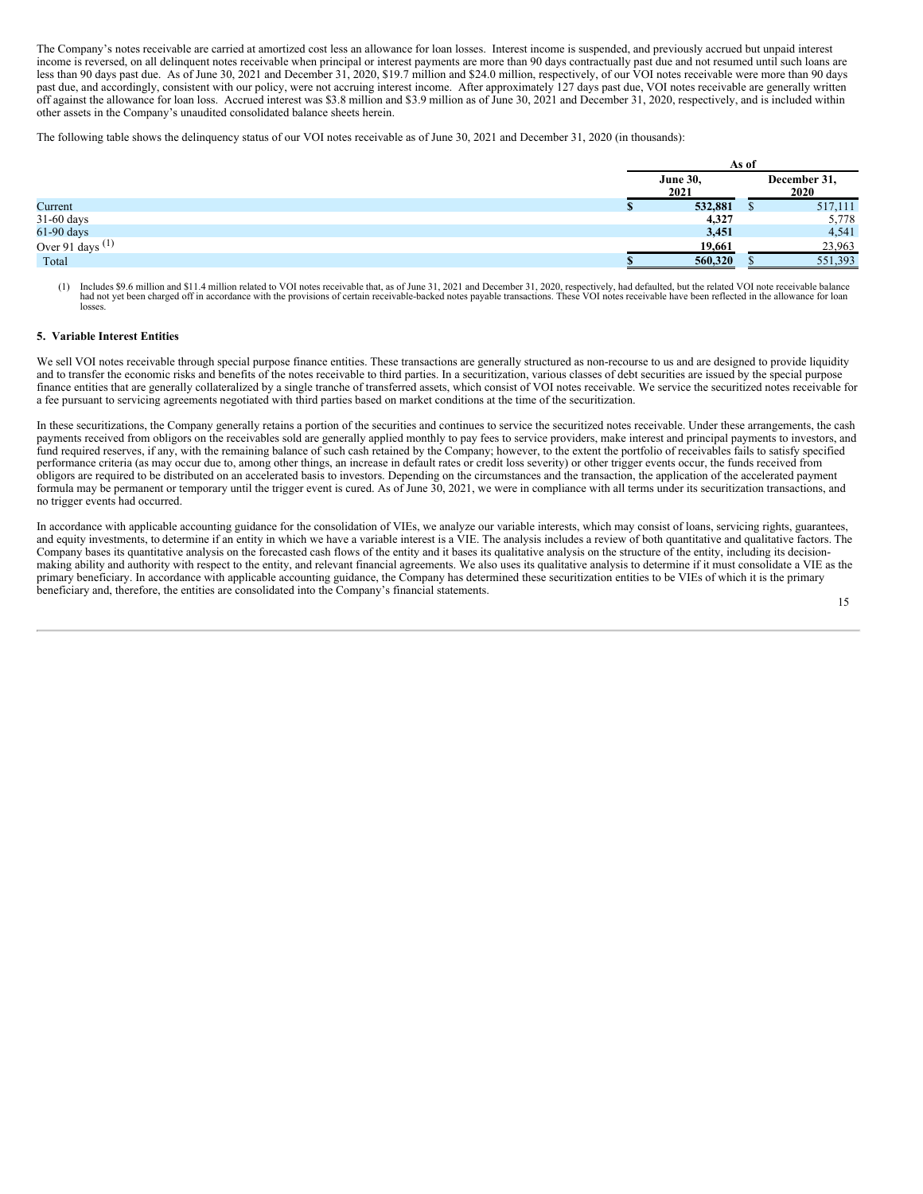The Company's notes receivable are carried at amortized cost less an allowance for loan losses. Interest income is suspended, and previously accrued but unpaid interest income is reversed, on all delinquent notes receivable when principal or interest payments are more than 90 days contractually past due and not resumed until such loans are less than 90 days past due. As of June 30, 2021 and December 31, 2020, $19.7 million and $24.0 million, respectively, of our VOI notes receivable were more than 90 days past due, and accordingly, consistent with our policy, were not accruing interest income. After approximately 127 days past due, VOI notes receivable are generally written off against the allowance for loan loss. Accrued interest was $3.8 million and $3.9 million as of June 30, 2021 and December 31, 2020, respectively, and is included within other assets in the Company's unaudited consolidated balance sheets herein.

The following table shows the delinquency status of our VOI notes receivable as of June 30, 2021 and December 31, 2020 (in thousands):

| | As of | |
|---|---|---|
| | **June 30, 2021** | **December 31, 2020** |
| Current | **$ 532,881** | $ 517,111 |
| 31-60 days | **4,327** | 5,778 |
| 61-90 days | **3,451** | 4,541 |
| Over 91 days [(1)] | **19,661** | 23,963 |
| Total | **$ 560,320** | $ 551,393 |

(1) Includes $9.6 million and $11.4 million related to VOI notes receivable that, as of June 31, 2021 and December 31, 2020, respectively, had defaulted, but the related VOI note receivable balance had not yet been charged off in accordance with the provisions of certain receivable-backed notes payable transactions. These VOI notes receivable have been reflected in the allowance for loan losses.

### 5. Variable Interest Entities

We sell VOI notes receivable through special purpose finance entities. These transactions are generally structured as non-recourse to us and are designed to provide liquidity and to transfer the economic risks and benefits of the notes receivable to third parties. In a securitization, various classes of debt securities are issued by the special purpose finance entities that are generally collateralized by a single tranche of transferred assets, which consist of VOI notes receivable. We service the securitized notes receivable for a fee pursuant to servicing agreements negotiated with third parties based on market conditions at the time of the securitization.

In these securitizations, the Company generally retains a portion of the securities and continues to service the securitized notes receivable. Under these arrangements, the cash payments received from obligors on the receivables sold are generally applied monthly to pay fees to service providers, make interest and principal payments to investors, and fund required reserves, if any, with the remaining balance of such cash retained by the Company; however, to the extent the portfolio of receivables fails to satisfy specified performance criteria (as may occur due to, among other things, an increase in default rates or credit loss severity) or other trigger events occur, the funds received from obligors are required to be distributed on an accelerated basis to investors. Depending on the circumstances and the transaction, the application of the accelerated payment formula may be permanent or temporary until the trigger event is cured. As of June 30, 2021, we were in compliance with all terms under its securitization transactions, and no trigger events had occurred.

In accordance with applicable accounting guidance for the consolidation of VIEs, we analyze our variable interests, which may consist of loans, servicing rights, guarantees, and equity investments, to determine if an entity in which we have a variable interest is a VIE. The analysis includes a review of both quantitative and qualitative factors. The Company bases its quantitative analysis on the forecasted cash flows of the entity and it bases its qualitative analysis on the structure of the entity, including its decision-making ability and authority with respect to the entity, and relevant financial agreements. We also uses its qualitative analysis to determine if it must consolidate a VIE as the primary beneficiary. In accordance with applicable accounting guidance, the Company has determined these securitization entities to be VIEs of which it is the primary beneficiary and, therefore, the entities are consolidated into the Company's financial statements.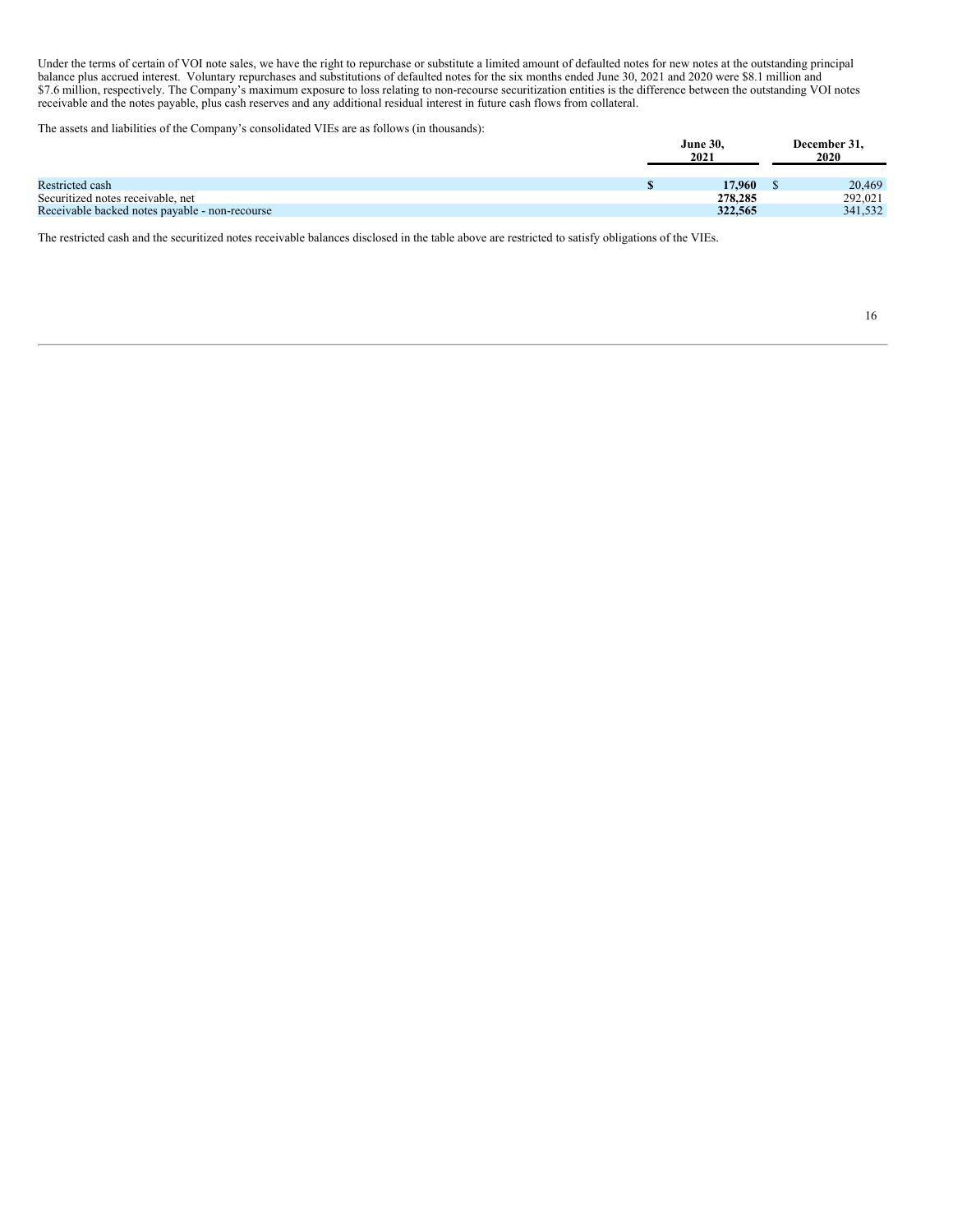Under the terms of certain of VOI note sales, we have the right to repurchase or substitute a limited amount of defaulted notes for new notes at the outstanding principal balance plus accrued interest. Voluntary repurchases and substitutions of defaulted notes for the six months ended June 30, 2021 and 2020 were $8.1 million and $7.6 million, respectively. The Company's maximum exposure to loss relating to non-recourse securitization entities is the difference between the outstanding VOI notes receivable and the notes payable, plus cash reserves and any additional residual interest in future cash flows from collateral.

The assets and liabilities of the Company's consolidated VIEs are as follows (in thousands):

| | June 30, 2021 | December 31, 2020 |
|---|---|---|
| Restricted cash | **$ 17,960** | $ 20,469 |
| Securitized notes receivable, net | **278,285** | 292,021 |
| Receivable backed notes payable - non-recourse | **322,565** | 341,532 |

The restricted cash and the securitized notes receivable balances disclosed in the table above are restricted to satisfy obligations of the VIEs.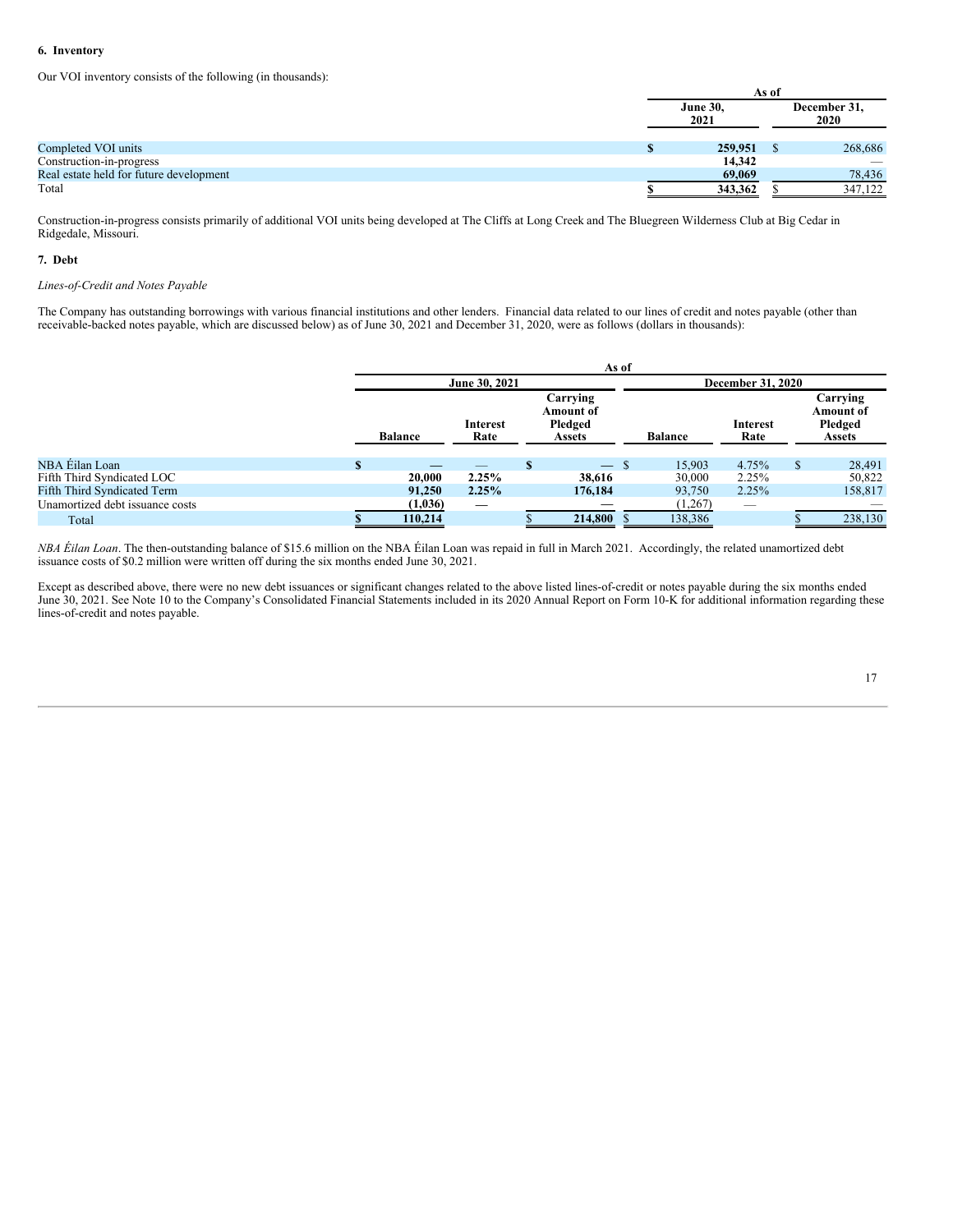## 6. Inventory

Our VOI inventory consists of the following (in thousands):

| | As of | |
|---|---|---|
| | June 30, 2021 | December 31, 2020 |
| Completed VOI units | $ 259,951 | $ 268,686 |
| Construction-in-progress | 14,342 | — |
| Real estate held for future development | 69,069 | 78,436 |
| Total | $ 343,362 | $ 347,122 |

Construction-in-progress consists primarily of additional VOI units being developed at The Cliffs at Long Creek and The Bluegreen Wilderness Club at Big Cedar in Ridgedale, Missouri.

## 7. Debt

*Lines-of-Credit and Notes Payable*

The Company has outstanding borrowings with various financial institutions and other lenders. Financial data related to our lines of credit and notes payable (other than receivable-backed notes payable, which are discussed below) as of June 30, 2021 and December 31, 2020, were as follows (dollars in thousands):

| | As of | | | | | |
|---|---|---|---|---|---|---|
| | June 30, 2021 | | | December 31, 2020 | | |
| | Balance | Interest Rate | Carrying Amount of Pledged Assets | Balance | Interest Rate | Carrying Amount of Pledged Assets |
| NBA Éilan Loan | $ — | — | $ — | $ 15,903 | 4.75% | $ 28,491 |
| Fifth Third Syndicated LOC | 20,000 | 2.25% | 38,616 | 30,000 | 2.25% | 50,822 |
| Fifth Third Syndicated Term | 91,250 | 2.25% | 176,184 | 93,750 | 2.25% | 158,817 |
| Unamortized debt issuance costs | (1,036) | — | — | (1,267) | — | — |
| Total | $ 110,214 | | $ 214,800 | $ 138,386 | | $ 238,130 |

*NBA Éilan Loan*. The then-outstanding balance of $15.6 million on the NBA Éilan Loan was repaid in full in March 2021. Accordingly, the related unamortized debt issuance costs of $0.2 million were written off during the six months ended June 30, 2021.

Except as described above, there were no new debt issuances or significant changes related to the above listed lines-of-credit or notes payable during the six months ended June 30, 2021. See Note 10 to the Company's Consolidated Financial Statements included in its 2020 Annual Report on Form 10-K for additional information regarding these lines-of-credit and notes payable.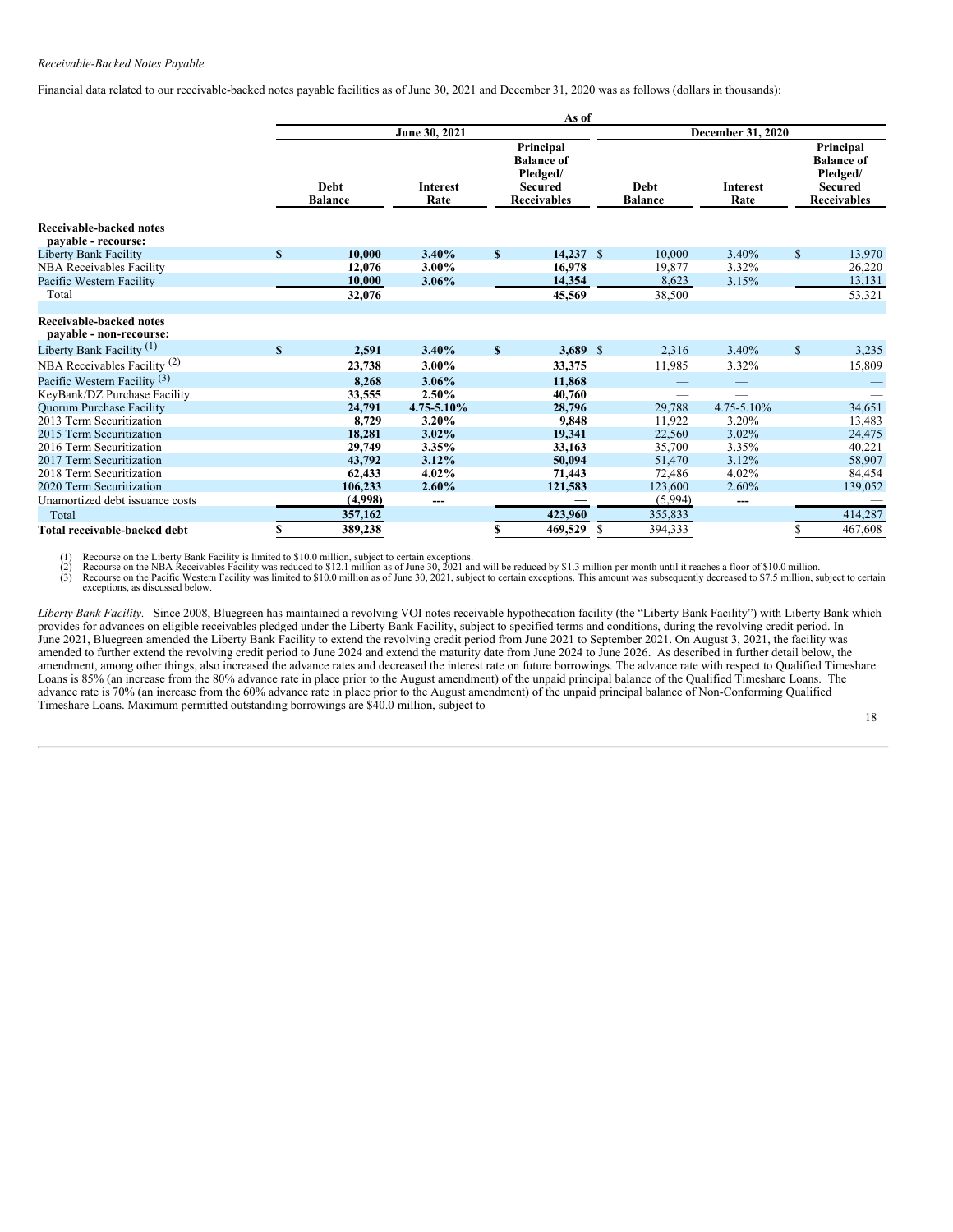*Receivable-Backed Notes Payable*

Financial data related to our receivable-backed notes payable facilities as of June 30, 2021 and December 31, 2020 was as follows (dollars in thousands):

| | As of | | | | | |
|---|---|---|---|---|---|---|
| | June 30, 2021 | | | December 31, 2020 | | |
| | Debt Balance | Interest Rate | Principal Balance of Pledged/ Secured Receivables | Debt Balance | Interest Rate | Principal Balance of Pledged/ Secured Receivables |
| **Receivable-backed notes payable - recourse:** | | | | | | |
| Liberty Bank Facility | **$ 10,000** | **3.40%** | **$ 14,237** | $ 10,000 | 3.40% | $ 13,970 |
| NBA Receivables Facility | **12,076** | **3.00%** | **16,978** | 19,877 | 3.32% | 26,220 |
| Pacific Western Facility | **10,000** | **3.06%** | **14,354** | 8,623 | 3.15% | 13,131 |
| Total | **32,076** | | **45,569** | 38,500 | | 53,321 |
| **Receivable-backed notes payable - non-recourse:** | | | | | | |
| Liberty Bank Facility [1] | **$ 2,591** | **3.40%** | **$ 3,689** | $ 2,316 | 3.40% | $ 3,235 |
| NBA Receivables Facility [2] | **23,738** | **3.00%** | **33,375** | 11,985 | 3.32% | 15,809 |
| Pacific Western Facility [3] | **8,268** | **3.06%** | **11,868** | — | — | — |
| KeyBank/DZ Purchase Facility | **33,555** | **2.50%** | **40,760** | — | — | — |
| Quorum Purchase Facility | **24,791** | **4.75-5.10%** | **28,796** | 29,788 | 4.75-5.10% | 34,651 |
| 2013 Term Securitization | **8,729** | **3.20%** | **9,848** | 11,922 | 3.20% | 13,483 |
| 2015 Term Securitization | **18,281** | **3.02%** | **19,341** | 22,560 | 3.02% | 24,475 |
| 2016 Term Securitization | **29,749** | **3.35%** | **33,163** | 35,700 | 3.35% | 40,221 |
| 2017 Term Securitization | **43,792** | **3.12%** | **50,094** | 51,470 | 3.12% | 58,907 |
| 2018 Term Securitization | **62,433** | **4.02%** | **71,443** | 72,486 | 4.02% | 84,454 |
| 2020 Term Securitization | **106,233** | **2.60%** | **121,583** | 123,600 | 2.60% | 139,052 |
| Unamortized debt issuance costs | **(4,998)** | --- | — | (5,994) | --- | — |
| Total | **357,162** | | **423,960** | 355,833 | | 414,287 |
| **Total receivable-backed debt** | **$ 389,238** | | **$ 469,529** | $ 394,333 | | $ 467,608 |

(1) Recourse on the Liberty Bank Facility is limited to $10.0 million, subject to certain exceptions.
(2) Recourse on the NBA Receivables Facility was reduced to $12.1 million as of June 30, 2021 and will be reduced by $1.3 million per month until it reaches a floor of $10.0 million.
(3) Recourse on the Pacific Western Facility was limited to $10.0 million as of June 30, 2021, subject to certain exceptions. This amount was subsequently decreased to $7.5 million, subject to certain exceptions, as discussed below.

*Liberty Bank Facility.* Since 2008, Bluegreen has maintained a revolving VOI notes receivable hypothecation facility (the "Liberty Bank Facility") with Liberty Bank which provides for advances on eligible receivables pledged under the Liberty Bank Facility, subject to specified terms and conditions, during the revolving credit period. In June 2021, Bluegreen amended the Liberty Bank Facility to extend the revolving credit period from June 2021 to September 2021. On August 3, 2021, the facility was amended to further extend the revolving credit period to June 2024 and extend the maturity date from June 2024 to June 2026. As described in further detail below, the amendment, among other things, also increased the advance rates and decreased the interest rate on future borrowings. The advance rate with respect to Qualified Timeshare Loans is 85% (an increase from the 80% advance rate in place prior to the August amendment) of the unpaid principal balance of the Qualified Timeshare Loans. The advance rate is 70% (an increase from the 60% advance rate in place prior to the August amendment) of the unpaid principal balance of Non-Conforming Qualified Timeshare Loans. Maximum permitted outstanding borrowings are $40.0 million, subject to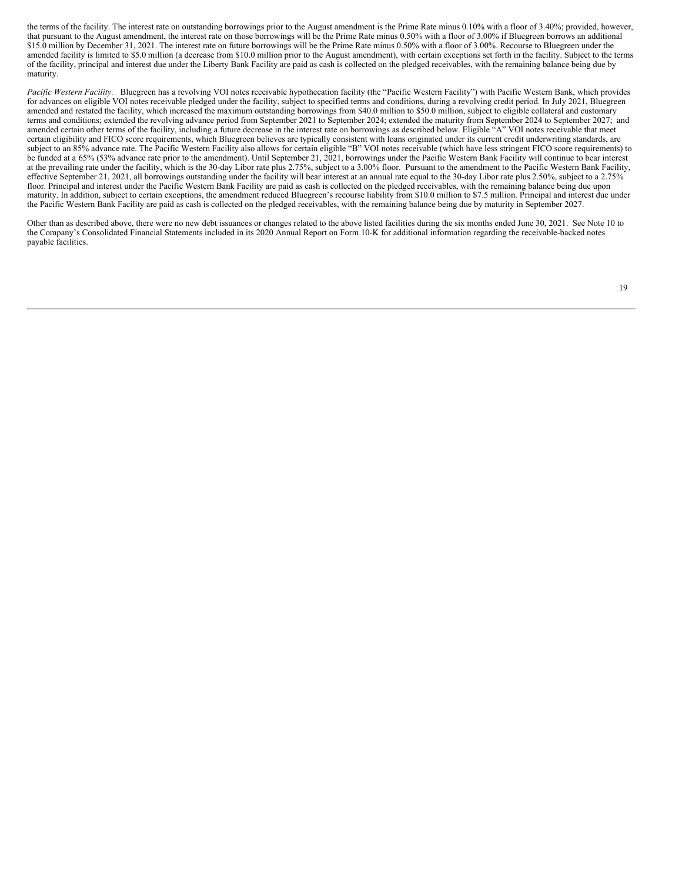the terms of the facility. The interest rate on outstanding borrowings prior to the August amendment is the Prime Rate minus 0.10% with a floor of 3.40%; provided, however, that pursuant to the August amendment, the interest rate on those borrowings will be the Prime Rate minus 0.50% with a floor of 3.00% if Bluegreen borrows an additional $15.0 million by December 31, 2021. The interest rate on future borrowings will be the Prime Rate minus 0.50% with a floor of 3.00%. Recourse to Bluegreen under the amended facility is limited to $5.0 million (a decrease from $10.0 million prior to the August amendment), with certain exceptions set forth in the facility. Subject to the terms of the facility, principal and interest due under the Liberty Bank Facility are paid as cash is collected on the pledged receivables, with the remaining balance being due by maturity.

*Pacific Western Facility.* Bluegreen has a revolving VOI notes receivable hypothecation facility (the "Pacific Western Facility") with Pacific Western Bank, which provides for advances on eligible VOI notes receivable pledged under the facility, subject to specified terms and conditions, during a revolving credit period. In July 2021, Bluegreen amended and restated the facility, which increased the maximum outstanding borrowings from $40.0 million to $50.0 million, subject to eligible collateral and customary terms and conditions; extended the revolving advance period from September 2021 to September 2024; extended the maturity from September 2024 to September 2027; and amended certain other terms of the facility, including a future decrease in the interest rate on borrowings as described below. Eligible "A" VOI notes receivable that meet certain eligibility and FICO score requirements, which Bluegreen believes are typically consistent with loans originated under its current credit underwriting standards, are subject to an 85% advance rate. The Pacific Western Facility also allows for certain eligible "B" VOI notes receivable (which have less stringent FICO score requirements) to be funded at a 65% (53% advance rate prior to the amendment). Until September 21, 2021, borrowings under the Pacific Western Bank Facility will continue to bear interest at the prevailing rate under the facility, which is the 30-day Libor rate plus 2.75%, subject to a 3.00% floor. Pursuant to the amendment to the Pacific Western Bank Facility, effective September 21, 2021, all borrowings outstanding under the facility will bear interest at an annual rate equal to the 30-day Libor rate plus 2.50%, subject to a 2.75% floor. Principal and interest under the Pacific Western Bank Facility are paid as cash is collected on the pledged receivables, with the remaining balance being due upon maturity. In addition, subject to certain exceptions, the amendment reduced Bluegreen's recourse liability from $10.0 million to $7.5 million. Principal and interest due under the Pacific Western Bank Facility are paid as cash is collected on the pledged receivables, with the remaining balance being due by maturity in September 2027.

Other than as described above, there were no new debt issuances or changes related to the above listed facilities during the six months ended June 30, 2021. See Note 10 to the Company's Consolidated Financial Statements included in its 2020 Annual Report on Form 10-K for additional information regarding the receivable-backed notes payable facilities.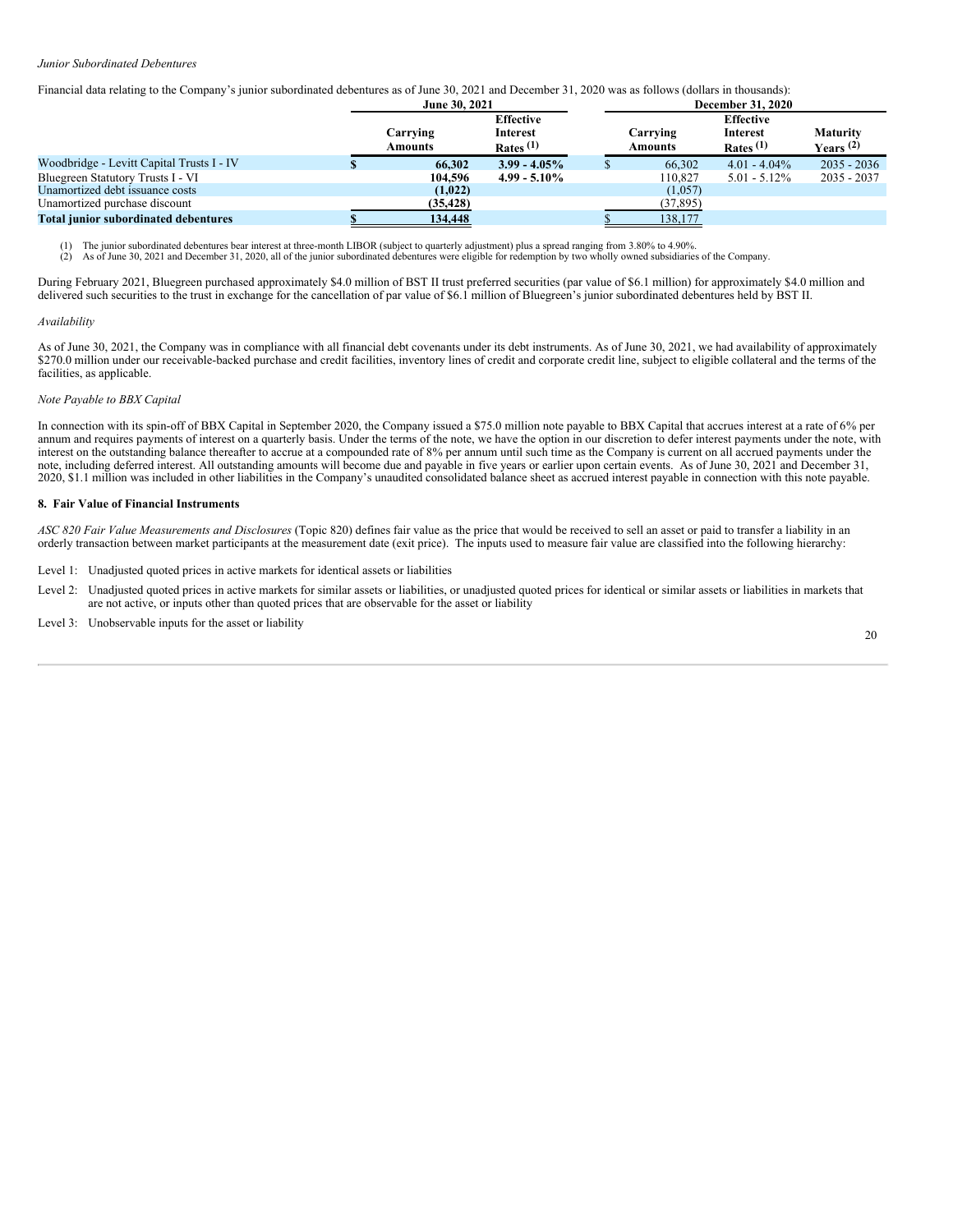*Junior Subordinated Debentures*

Financial data relating to the Company's junior subordinated debentures as of June 30, 2021 and December 31, 2020 was as follows (dollars in thousands):

| | June 30, 2021 | | December 31, 2020 | | |
|---|---|---|---|---|---|
| | **Carrying Amounts** | **Effective Interest Rates (1)** | **Carrying Amounts** | **Effective Interest Rates (1)** | **Maturity Years (2)** |
| Woodbridge - Levitt Capital Trusts I - IV | **$ 66,302** | **3.99 - 4.05%** | $ 66,302 | 4.01 - 4.04% | 2035 - 2036 |
| Bluegreen Statutory Trusts I - VI | **104,596** | **4.99 - 5.10%** | 110,827 | 5.01 - 5.12% | 2035 - 2037 |
| Unamortized debt issuance costs | **(1,022)** | | (1,057) | | |
| Unamortized purchase discount | **(35,428)** | | (37,895) | | |
| **Total junior subordinated debentures** | **$ 134,448** | | $ 138,177 | | |

(1) The junior subordinated debentures bear interest at three-month LIBOR (subject to quarterly adjustment) plus a spread ranging from 3.80% to 4.90%.
(2) As of June 30, 2021 and December 31, 2020, all of the junior subordinated debentures were eligible for redemption by two wholly owned subsidiaries of the Company.

During February 2021, Bluegreen purchased approximately $4.0 million of BST II trust preferred securities (par value of $6.1 million) for approximately $4.0 million and delivered such securities to the trust in exchange for the cancellation of par value of $6.1 million of Bluegreen's junior subordinated debentures held by BST II.

*Availability*

As of June 30, 2021, the Company was in compliance with all financial debt covenants under its debt instruments. As of June 30, 2021, we had availability of approximately $270.0 million under our receivable-backed purchase and credit facilities, inventory lines of credit and corporate credit line, subject to eligible collateral and the terms of the facilities, as applicable.

*Note Payable to BBX Capital*

In connection with its spin-off of BBX Capital in September 2020, the Company issued a $75.0 million note payable to BBX Capital that accrues interest at a rate of 6% per annum and requires payments of interest on a quarterly basis. Under the terms of the note, we have the option in our discretion to defer interest payments under the note, with interest on the outstanding balance thereafter to accrue at a compounded rate of 8% per annum until such time as the Company is current on all accrued payments under the note, including deferred interest. All outstanding amounts will become due and payable in five years or earlier upon certain events. As of June 30, 2021 and December 31, 2020, $1.1 million was included in other liabilities in the Company's unaudited consolidated balance sheet as accrued interest payable in connection with this note payable.

## 8. Fair Value of Financial Instruments

*ASC 820 Fair Value Measurements and Disclosures* (Topic 820) defines fair value as the price that would be received to sell an asset or paid to transfer a liability in an orderly transaction between market participants at the measurement date (exit price). The inputs used to measure fair value are classified into the following hierarchy:

Level 1: Unadjusted quoted prices in active markets for identical assets or liabilities

Level 2: Unadjusted quoted prices in active markets for similar assets or liabilities, or unadjusted quoted prices for identical or similar assets or liabilities in markets that are not active, or inputs other than quoted prices that are observable for the asset or liability

Level 3: Unobservable inputs for the asset or liability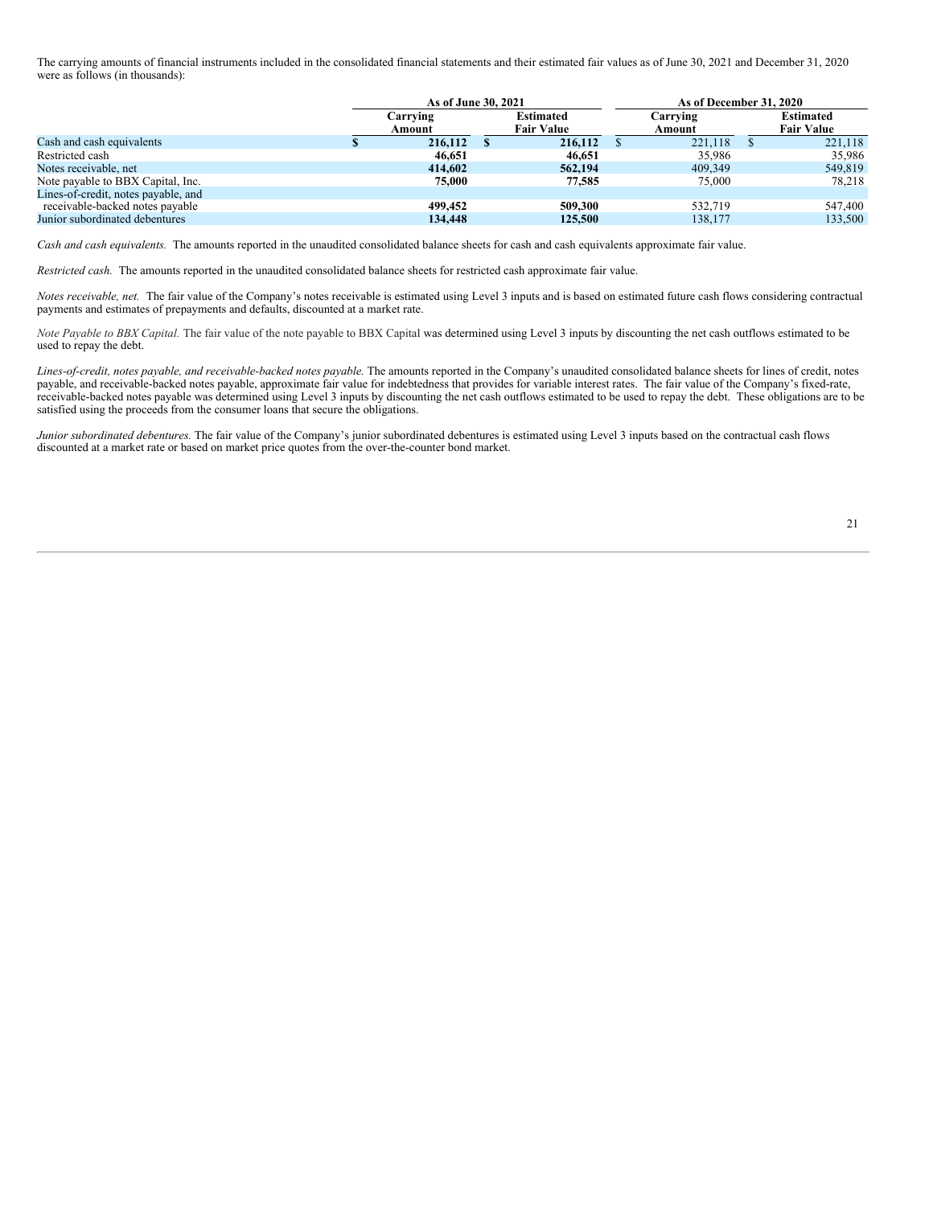The carrying amounts of financial instruments included in the consolidated financial statements and their estimated fair values as of June 30, 2021 and December 31, 2020 were as follows (in thousands):

| | As of June 30, 2021 | | As of December 31, 2020 | |
|---|---|---|---|---|
| | Carrying Amount | Estimated Fair Value | Carrying Amount | Estimated Fair Value |
| Cash and cash equivalents | **$ 216,112** | **$ 216,112** | $ 221,118 | $ 221,118 |
| Restricted cash | **46,651** | **46,651** | 35,986 | 35,986 |
| Notes receivable, net | **414,602** | **562,194** | 409,349 | 549,819 |
| Note payable to BBX Capital, Inc. | **75,000** | **77,585** | 75,000 | 78,218 |
| Lines-of-credit, notes payable, and receivable-backed notes payable | **499,452** | **509,300** | 532,719 | 547,400 |
| Junior subordinated debentures | **134,448** | **125,500** | 138,177 | 133,500 |

*Cash and cash equivalents.* The amounts reported in the unaudited consolidated balance sheets for cash and cash equivalents approximate fair value.

*Restricted cash.* The amounts reported in the unaudited consolidated balance sheets for restricted cash approximate fair value.

*Notes receivable, net.* The fair value of the Company's notes receivable is estimated using Level 3 inputs and is based on estimated future cash flows considering contractual payments and estimates of prepayments and defaults, discounted at a market rate.

*Note Payable to BBX Capital.* The fair value of the note payable to BBX Capital was determined using Level 3 inputs by discounting the net cash outflows estimated to be used to repay the debt.

*Lines-of-credit, notes payable, and receivable-backed notes payable.* The amounts reported in the Company's unaudited consolidated balance sheets for lines of credit, notes payable, and receivable-backed notes payable, approximate fair value for indebtedness that provides for variable interest rates. The fair value of the Company's fixed-rate, receivable-backed notes payable was determined using Level 3 inputs by discounting the net cash outflows estimated to be used to repay the debt. These obligations are to be satisfied using the proceeds from the consumer loans that secure the obligations.

*Junior subordinated debentures.* The fair value of the Company's junior subordinated debentures is estimated using Level 3 inputs based on the contractual cash flows discounted at a market rate or based on market price quotes from the over-the-counter bond market.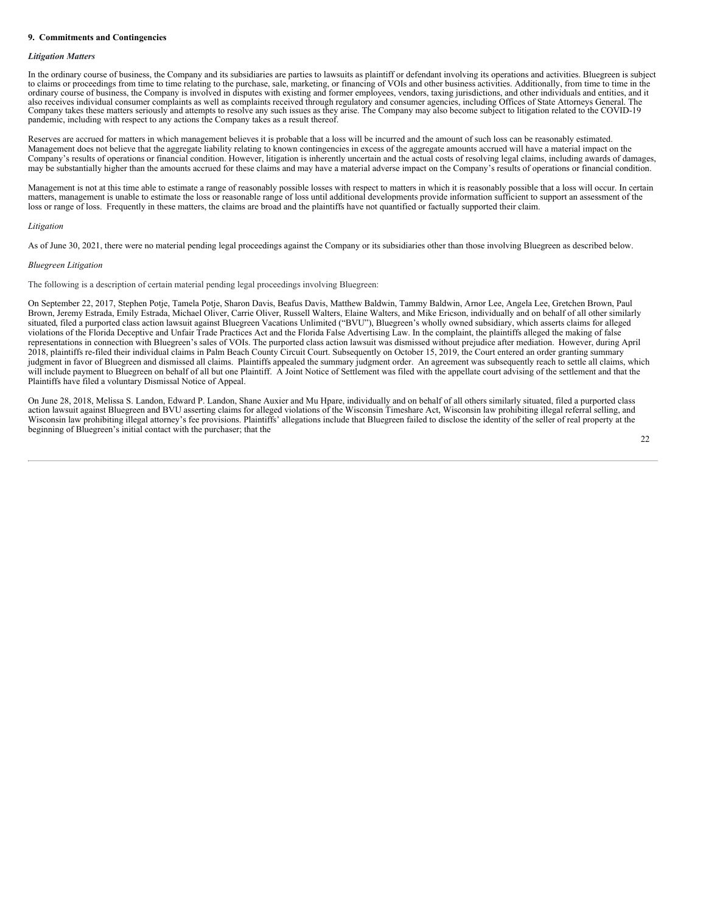**9. Commitments and Contingencies**

***Litigation Matters***

In the ordinary course of business, the Company and its subsidiaries are parties to lawsuits as plaintiff or defendant involving its operations and activities. Bluegreen is subject to claims or proceedings from time to time relating to the purchase, sale, marketing, or financing of VOIs and other business activities. Additionally, from time to time in the ordinary course of business, the Company is involved in disputes with existing and former employees, vendors, taxing jurisdictions, and other individuals and entities, and it also receives individual consumer complaints as well as complaints received through regulatory and consumer agencies, including Offices of State Attorneys General. The Company takes these matters seriously and attempts to resolve any such issues as they arise. The Company may also become subject to litigation related to the COVID-19 pandemic, including with respect to any actions the Company takes as a result thereof.

Reserves are accrued for matters in which management believes it is probable that a loss will be incurred and the amount of such loss can be reasonably estimated. Management does not believe that the aggregate liability relating to known contingencies in excess of the aggregate amounts accrued will have a material impact on the Company's results of operations or financial condition. However, litigation is inherently uncertain and the actual costs of resolving legal claims, including awards of damages, may be substantially higher than the amounts accrued for these claims and may have a material adverse impact on the Company's results of operations or financial condition.

Management is not at this time able to estimate a range of reasonably possible losses with respect to matters in which it is reasonably possible that a loss will occur. In certain matters, management is unable to estimate the loss or reasonable range of loss until additional developments provide information sufficient to support an assessment of the loss or range of loss. Frequently in these matters, the claims are broad and the plaintiffs have not quantified or factually supported their claim.

*Litigation*

As of June 30, 2021, there were no material pending legal proceedings against the Company or its subsidiaries other than those involving Bluegreen as described below.

*Bluegreen Litigation*

The following is a description of certain material pending legal proceedings involving Bluegreen:

On September 22, 2017, Stephen Potje, Tamela Potje, Sharon Davis, Beafus Davis, Matthew Baldwin, Tammy Baldwin, Arnor Lee, Angela Lee, Gretchen Brown, Paul Brown, Jeremy Estrada, Emily Estrada, Michael Oliver, Carrie Oliver, Russell Walters, Elaine Walters, and Mike Ericson, individually and on behalf of all other similarly situated, filed a purported class action lawsuit against Bluegreen Vacations Unlimited ("BVU"), Bluegreen's wholly owned subsidiary, which asserts claims for alleged violations of the Florida Deceptive and Unfair Trade Practices Act and the Florida False Advertising Law. In the complaint, the plaintiffs alleged the making of false representations in connection with Bluegreen's sales of VOIs. The purported class action lawsuit was dismissed without prejudice after mediation. However, during April 2018, plaintiffs re-filed their individual claims in Palm Beach County Circuit Court. Subsequently on October 15, 2019, the Court entered an order granting summary judgment in favor of Bluegreen and dismissed all claims. Plaintiffs appealed the summary judgment order. An agreement was subsequently reach to settle all claims, which will include payment to Bluegreen on behalf of all but one Plaintiff. A Joint Notice of Settlement was filed with the appellate court advising of the settlement and that the Plaintiffs have filed a voluntary Dismissal Notice of Appeal.

On June 28, 2018, Melissa S. Landon, Edward P. Landon, Shane Auxier and Mu Hpare, individually and on behalf of all others similarly situated, filed a purported class action lawsuit against Bluegreen and BVU asserting claims for alleged violations of the Wisconsin Timeshare Act, Wisconsin law prohibiting illegal referral selling, and Wisconsin law prohibiting illegal attorney's fee provisions. Plaintiffs' allegations include that Bluegreen failed to disclose the identity of the seller of real property at the beginning of Bluegreen's initial contact with the purchaser; that the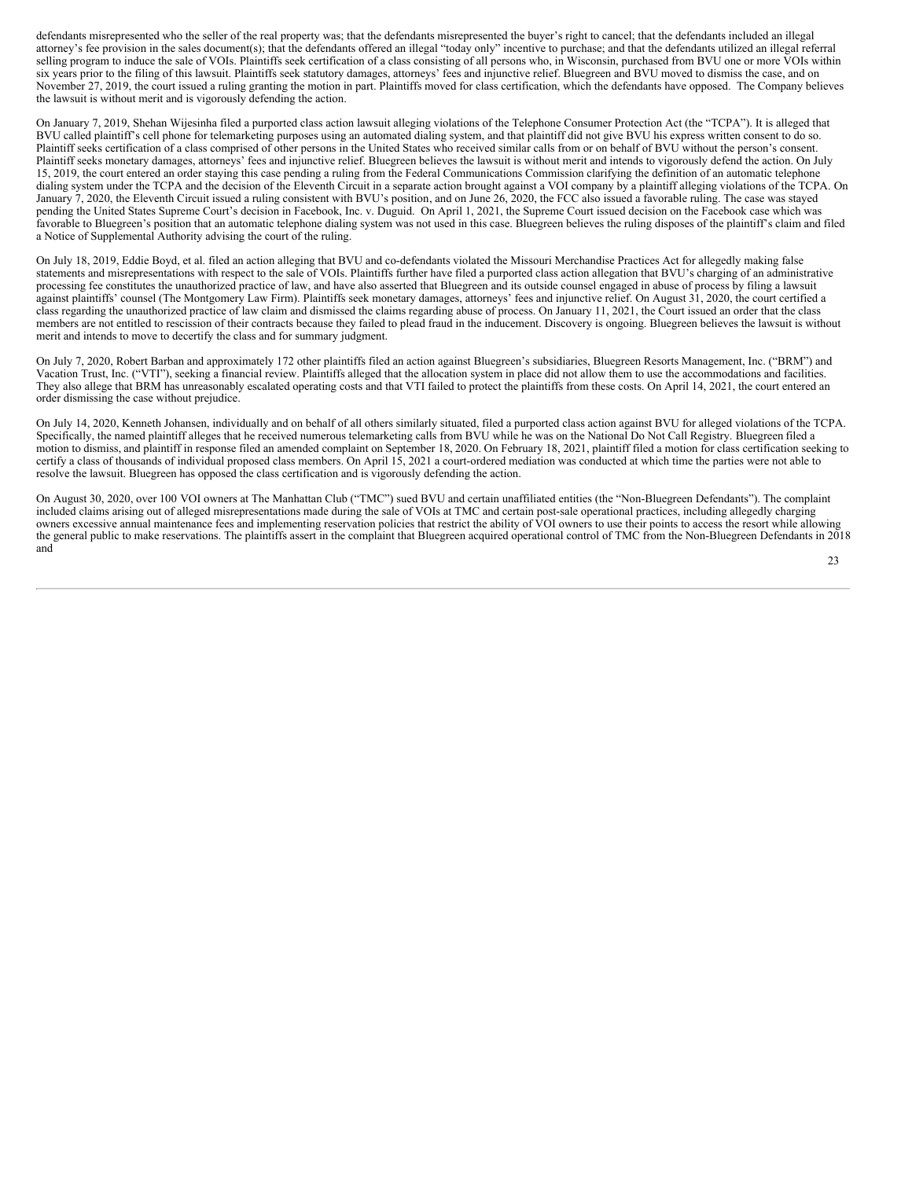defendants misrepresented who the seller of the real property was; that the defendants misrepresented the buyer's right to cancel; that the defendants included an illegal attorney's fee provision in the sales document(s); that the defendants offered an illegal "today only" incentive to purchase; and that the defendants utilized an illegal referral selling program to induce the sale of VOIs. Plaintiffs seek certification of a class consisting of all persons who, in Wisconsin, purchased from BVU one or more VOIs within six years prior to the filing of this lawsuit. Plaintiffs seek statutory damages, attorneys' fees and injunctive relief. Bluegreen and BVU moved to dismiss the case, and on November 27, 2019, the court issued a ruling granting the motion in part. Plaintiffs moved for class certification, which the defendants have opposed. The Company believes the lawsuit is without merit and is vigorously defending the action.

On January 7, 2019, Shehan Wijesinha filed a purported class action lawsuit alleging violations of the Telephone Consumer Protection Act (the "TCPA"). It is alleged that BVU called plaintiff's cell phone for telemarketing purposes using an automated dialing system, and that plaintiff did not give BVU his express written consent to do so. Plaintiff seeks certification of a class comprised of other persons in the United States who received similar calls from or on behalf of BVU without the person's consent. Plaintiff seeks monetary damages, attorneys' fees and injunctive relief. Bluegreen believes the lawsuit is without merit and intends to vigorously defend the action. On July 15, 2019, the court entered an order staying this case pending a ruling from the Federal Communications Commission clarifying the definition of an automatic telephone dialing system under the TCPA and the decision of the Eleventh Circuit in a separate action brought against a VOI company by a plaintiff alleging violations of the TCPA. On January 7, 2020, the Eleventh Circuit issued a ruling consistent with BVU's position, and on June 26, 2020, the FCC also issued a favorable ruling. The case was stayed pending the United States Supreme Court's decision in Facebook, Inc. v. Duguid. On April 1, 2021, the Supreme Court issued decision on the Facebook case which was favorable to Bluegreen's position that an automatic telephone dialing system was not used in this case. Bluegreen believes the ruling disposes of the plaintiff's claim and filed a Notice of Supplemental Authority advising the court of the ruling.

On July 18, 2019, Eddie Boyd, et al. filed an action alleging that BVU and co-defendants violated the Missouri Merchandise Practices Act for allegedly making false statements and misrepresentations with respect to the sale of VOIs. Plaintiffs further have filed a purported class action allegation that BVU's charging of an administrative processing fee constitutes the unauthorized practice of law, and have also asserted that Bluegreen and its outside counsel engaged in abuse of process by filing a lawsuit against plaintiffs' counsel (The Montgomery Law Firm). Plaintiffs seek monetary damages, attorneys' fees and injunctive relief. On August 31, 2020, the court certified a class regarding the unauthorized practice of law claim and dismissed the claims regarding abuse of process. On January 11, 2021, the Court issued an order that the class members are not entitled to rescission of their contracts because they failed to plead fraud in the inducement. Discovery is ongoing. Bluegreen believes the lawsuit is without merit and intends to move to decertify the class and for summary judgment.

On July 7, 2020, Robert Barban and approximately 172 other plaintiffs filed an action against Bluegreen's subsidiaries, Bluegreen Resorts Management, Inc. ("BRM") and Vacation Trust, Inc. ("VTI"), seeking a financial review. Plaintiffs alleged that the allocation system in place did not allow them to use the accommodations and facilities. They also allege that BRM has unreasonably escalated operating costs and that VTI failed to protect the plaintiffs from these costs. On April 14, 2021, the court entered an order dismissing the case without prejudice.

On July 14, 2020, Kenneth Johansen, individually and on behalf of all others similarly situated, filed a purported class action against BVU for alleged violations of the TCPA. Specifically, the named plaintiff alleges that he received numerous telemarketing calls from BVU while he was on the National Do Not Call Registry. Bluegreen filed a motion to dismiss, and plaintiff in response filed an amended complaint on September 18, 2020. On February 18, 2021, plaintiff filed a motion for class certification seeking to certify a class of thousands of individual proposed class members. On April 15, 2021 a court-ordered mediation was conducted at which time the parties were not able to resolve the lawsuit. Bluegreen has opposed the class certification and is vigorously defending the action.

On August 30, 2020, over 100 VOI owners at The Manhattan Club ("TMC") sued BVU and certain unaffiliated entities (the "Non-Bluegreen Defendants"). The complaint included claims arising out of alleged misrepresentations made during the sale of VOIs at TMC and certain post-sale operational practices, including allegedly charging owners excessive annual maintenance fees and implementing reservation policies that restrict the ability of VOI owners to use their points to access the resort while allowing the general public to make reservations. The plaintiffs assert in the complaint that Bluegreen acquired operational control of TMC from the Non-Bluegreen Defendants in 2018 and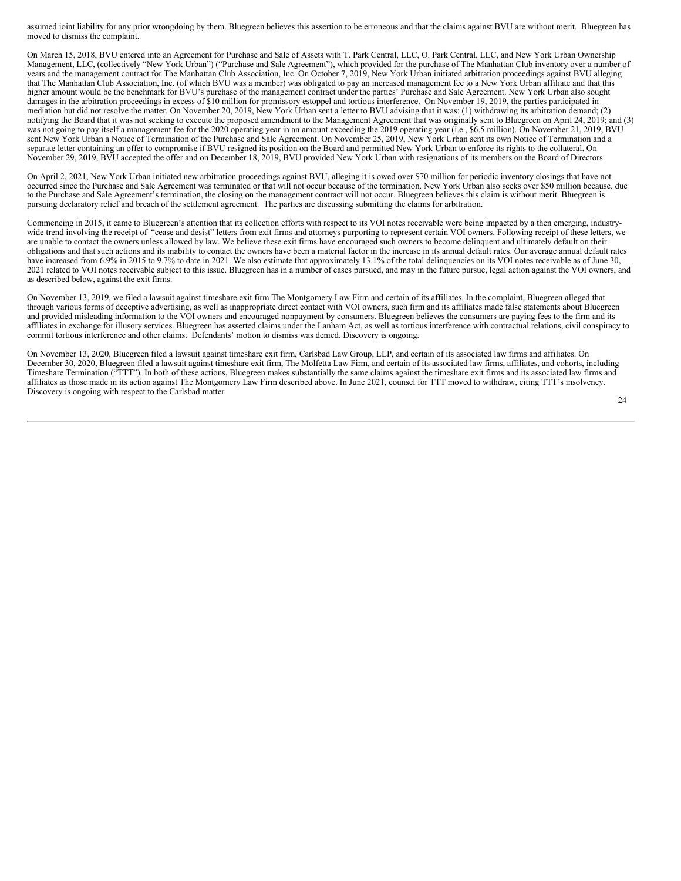assumed joint liability for any prior wrongdoing by them. Bluegreen believes this assertion to be erroneous and that the claims against BVU are without merit. Bluegreen has moved to dismiss the complaint.

On March 15, 2018, BVU entered into an Agreement for Purchase and Sale of Assets with T. Park Central, LLC, O. Park Central, LLC, and New York Urban Ownership Management, LLC, (collectively "New York Urban") ("Purchase and Sale Agreement"), which provided for the purchase of The Manhattan Club inventory over a number of years and the management contract for The Manhattan Club Association, Inc. On October 7, 2019, New York Urban initiated arbitration proceedings against BVU alleging that The Manhattan Club Association, Inc. (of which BVU was a member) was obligated to pay an increased management fee to a New York Urban affiliate and that this higher amount would be the benchmark for BVU's purchase of the management contract under the parties' Purchase and Sale Agreement. New York Urban also sought damages in the arbitration proceedings in excess of $10 million for promissory estoppel and tortious interference. On November 19, 2019, the parties participated in mediation but did not resolve the matter. On November 20, 2019, New York Urban sent a letter to BVU advising that it was: (1) withdrawing its arbitration demand; (2) notifying the Board that it was not seeking to execute the proposed amendment to the Management Agreement that was originally sent to Bluegreen on April 24, 2019; and (3) was not going to pay itself a management fee for the 2020 operating year in an amount exceeding the 2019 operating year (i.e., $6.5 million). On November 21, 2019, BVU sent New York Urban a Notice of Termination of the Purchase and Sale Agreement. On November 25, 2019, New York Urban sent its own Notice of Termination and a separate letter containing an offer to compromise if BVU resigned its position on the Board and permitted New York Urban to enforce its rights to the collateral. On November 29, 2019, BVU accepted the offer and on December 18, 2019, BVU provided New York Urban with resignations of its members on the Board of Directors.

On April 2, 2021, New York Urban initiated new arbitration proceedings against BVU, alleging it is owed over $70 million for periodic inventory closings that have not occurred since the Purchase and Sale Agreement was terminated or that will not occur because of the termination. New York Urban also seeks over $50 million because, due to the Purchase and Sale Agreement's termination, the closing on the management contract will not occur. Bluegreen believes this claim is without merit. Bluegreen is pursuing declaratory relief and breach of the settlement agreement. The parties are discussing submitting the claims for arbitration.

Commencing in 2015, it came to Bluegreen's attention that its collection efforts with respect to its VOI notes receivable were being impacted by a then emerging, industry-wide trend involving the receipt of "cease and desist" letters from exit firms and attorneys purporting to represent certain VOI owners. Following receipt of these letters, we are unable to contact the owners unless allowed by law. We believe these exit firms have encouraged such owners to become delinquent and ultimately default on their obligations and that such actions and its inability to contact the owners have been a material factor in the increase in its annual default rates. Our average annual default rates have increased from 6.9% in 2015 to 9.7% to date in 2021. We also estimate that approximately 13.1% of the total delinquencies on its VOI notes receivable as of June 30, 2021 related to VOI notes receivable subject to this issue. Bluegreen has in a number of cases pursued, and may in the future pursue, legal action against the VOI owners, and as described below, against the exit firms.

On November 13, 2019, we filed a lawsuit against timeshare exit firm The Montgomery Law Firm and certain of its affiliates. In the complaint, Bluegreen alleged that through various forms of deceptive advertising, as well as inappropriate direct contact with VOI owners, such firm and its affiliates made false statements about Bluegreen and provided misleading information to the VOI owners and encouraged nonpayment by consumers. Bluegreen believes the consumers are paying fees to the firm and its affiliates in exchange for illusory services. Bluegreen has asserted claims under the Lanham Act, as well as tortious interference with contractual relations, civil conspiracy to commit tortious interference and other claims. Defendants' motion to dismiss was denied. Discovery is ongoing.

On November 13, 2020, Bluegreen filed a lawsuit against timeshare exit firm, Carlsbad Law Group, LLP, and certain of its associated law firms and affiliates. On December 30, 2020, Bluegreen filed a lawsuit against timeshare exit firm, The Molfetta Law Firm, and certain of its associated law firms, affiliates, and cohorts, including Timeshare Termination ("TTT"). In both of these actions, Bluegreen makes substantially the same claims against the timeshare exit firms and its associated law firms and affiliates as those made in its action against The Montgomery Law Firm described above. In June 2021, counsel for TTT moved to withdraw, citing TTT's insolvency. Discovery is ongoing with respect to the Carlsbad matter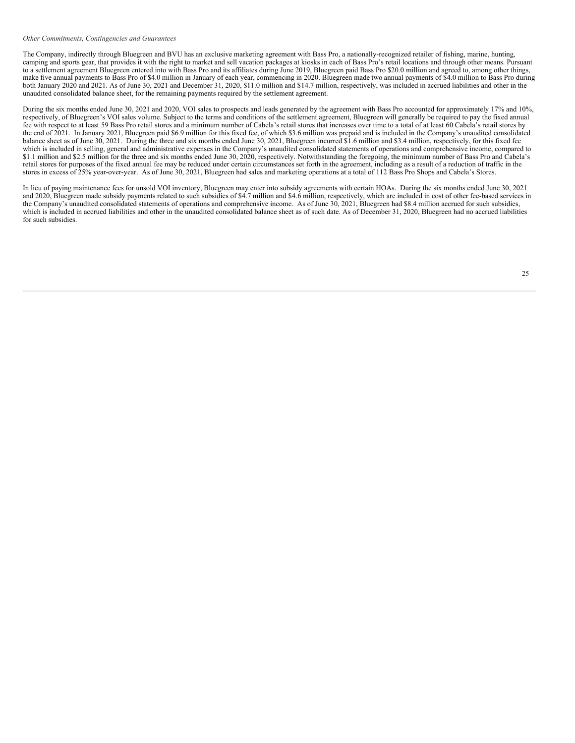*Other Commitments, Contingencies and Guarantees*

The Company, indirectly through Bluegreen and BVU has an exclusive marketing agreement with Bass Pro, a nationally-recognized retailer of fishing, marine, hunting, camping and sports gear, that provides it with the right to market and sell vacation packages at kiosks in each of Bass Pro's retail locations and through other means. Pursuant to a settlement agreement Bluegreen entered into with Bass Pro and its affiliates during June 2019, Bluegreen paid Bass Pro $20.0 million and agreed to, among other things, make five annual payments to Bass Pro of $4.0 million in January of each year, commencing in 2020. Bluegreen made two annual payments of $4.0 million to Bass Pro during both January 2020 and 2021. As of June 30, 2021 and December 31, 2020, $11.0 million and $14.7 million, respectively, was included in accrued liabilities and other in the unaudited consolidated balance sheet, for the remaining payments required by the settlement agreement.

During the six months ended June 30, 2021 and 2020, VOI sales to prospects and leads generated by the agreement with Bass Pro accounted for approximately 17% and 10%, respectively, of Bluegreen's VOI sales volume. Subject to the terms and conditions of the settlement agreement, Bluegreen will generally be required to pay the fixed annual fee with respect to at least 59 Bass Pro retail stores and a minimum number of Cabela's retail stores that increases over time to a total of at least 60 Cabela's retail stores by the end of 2021. In January 2021, Bluegreen paid $6.9 million for this fixed fee, of which $3.6 million was prepaid and is included in the Company's unaudited consolidated balance sheet as of June 30, 2021. During the three and six months ended June 30, 2021, Bluegreen incurred $1.6 million and $3.4 million, respectively, for this fixed fee which is included in selling, general and administrative expenses in the Company's unaudited consolidated statements of operations and comprehensive income, compared to $1.1 million and $2.5 million for the three and six months ended June 30, 2020, respectively. Notwithstanding the foregoing, the minimum number of Bass Pro and Cabela's retail stores for purposes of the fixed annual fee may be reduced under certain circumstances set forth in the agreement, including as a result of a reduction of traffic in the stores in excess of 25% year-over-year. As of June 30, 2021, Bluegreen had sales and marketing operations at a total of 112 Bass Pro Shops and Cabela's Stores.

In lieu of paying maintenance fees for unsold VOI inventory, Bluegreen may enter into subsidy agreements with certain HOAs. During the six months ended June 30, 2021 and 2020, Bluegreen made subsidy payments related to such subsidies of $4.7 million and $4.6 million, respectively, which are included in cost of other fee-based services in the Company's unaudited consolidated statements of operations and comprehensive income. As of June 30, 2021, Bluegreen had $8.4 million accrued for such subsidies, which is included in accrued liabilities and other in the unaudited consolidated balance sheet as of such date. As of December 31, 2020, Bluegreen had no accrued liabilities for such subsidies.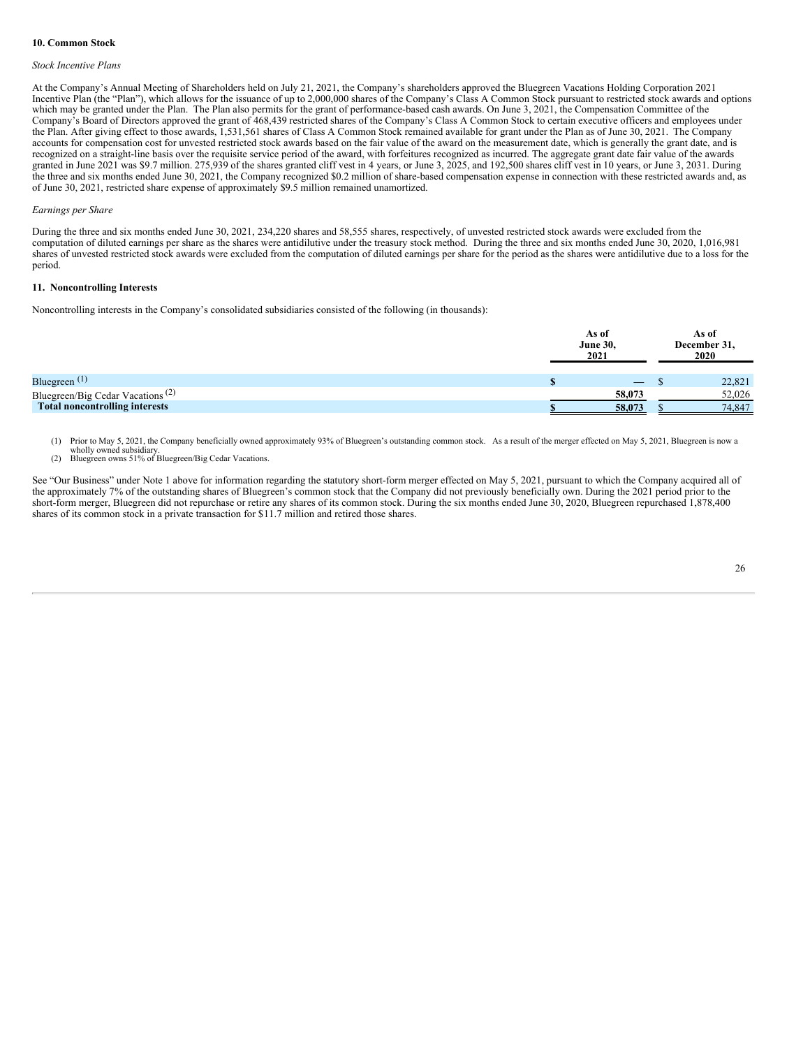## 10. Common Stock

*Stock Incentive Plans*

At the Company's Annual Meeting of Shareholders held on July 21, 2021, the Company's shareholders approved the Bluegreen Vacations Holding Corporation 2021 Incentive Plan (the "Plan"), which allows for the issuance of up to 2,000,000 shares of the Company's Class A Common Stock pursuant to restricted stock awards and options which may be granted under the Plan. The Plan also permits for the grant of performance-based cash awards. On June 3, 2021, the Compensation Committee of the Company's Board of Directors approved the grant of 468,439 restricted shares of the Company's Class A Common Stock to certain executive officers and employees under the Plan. After giving effect to those awards, 1,531,561 shares of Class A Common Stock remained available for grant under the Plan as of June 30, 2021. The Company accounts for compensation cost for unvested restricted stock awards based on the fair value of the award on the measurement date, which is generally the grant date, and is recognized on a straight-line basis over the requisite service period of the award, with forfeitures recognized as incurred. The aggregate grant date fair value of the awards granted in June 2021 was $9.7 million. 275,939 of the shares granted cliff vest in 4 years, or June 3, 2025, and 192,500 shares cliff vest in 10 years, or June 3, 2031. During the three and six months ended June 30, 2021, the Company recognized $0.2 million of share-based compensation expense in connection with these restricted awards and, as of June 30, 2021, restricted share expense of approximately $9.5 million remained unamortized.

*Earnings per Share*

During the three and six months ended June 30, 2021, 234,220 shares and 58,555 shares, respectively, of unvested restricted stock awards were excluded from the computation of diluted earnings per share as the shares were antidilutive under the treasury stock method. During the three and six months ended June 30, 2020, 1,016,981 shares of unvested restricted stock awards were excluded from the computation of diluted earnings per share for the period as the shares were antidilutive due to a loss for the period.

## 11. Noncontrolling Interests

Noncontrolling interests in the Company's consolidated subsidiaries consisted of the following (in thousands):

| | As of June 30, 2021 | As of December 31, 2020 |
|---|---|---|
| Bluegreen [(1)] | $ — | $ 22,821 |
| Bluegreen/Big Cedar Vacations [(2)] | 58,073 | 52,026 |
| **Total noncontrolling interests** | **$ 58,073** | $ 74,847 |

(1) Prior to May 5, 2021, the Company beneficially owned approximately 93% of Bluegreen's outstanding common stock. As a result of the merger effected on May 5, 2021, Bluegreen is now a wholly owned subsidiary.
(2) Bluegreen owns 51% of Bluegreen/Big Cedar Vacations.

See "Our Business" under Note 1 above for information regarding the statutory short-form merger effected on May 5, 2021, pursuant to which the Company acquired all of the approximately 7% of the outstanding shares of Bluegreen's common stock that the Company did not previously beneficially own. During the 2021 period prior to the short-form merger, Bluegreen did not repurchase or retire any shares of its common stock. During the six months ended June 30, 2020, Bluegreen repurchased 1,878,400 shares of its common stock in a private transaction for $11.7 million and retired those shares.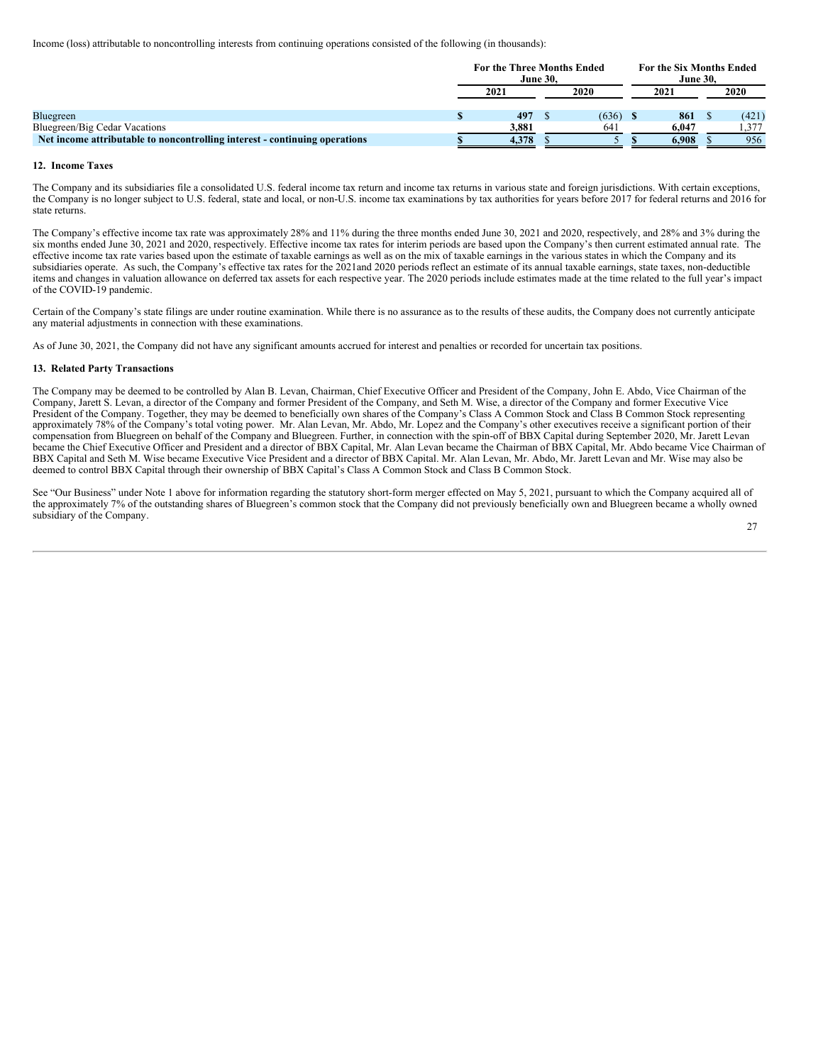Income (loss) attributable to noncontrolling interests from continuing operations consisted of the following (in thousands):

| | For the Three Months Ended June 30, | | For the Six Months Ended June 30, | |
|---|---|---|---|---|
| | **2021** | **2020** | **2021** | **2020** |
| Bluegreen | **$ 497** | $ (636) | **$ 861** | $ (421) |
| Bluegreen/Big Cedar Vacations | **3,881** | 641 | **6,047** | 1,377 |
| **Net income attributable to noncontrolling interest - continuing operations** | **$ 4,378** | $ 5 | **$ 6,908** | $ 956 |

**12. Income Taxes**

The Company and its subsidiaries file a consolidated U.S. federal income tax return and income tax returns in various state and foreign jurisdictions. With certain exceptions, the Company is no longer subject to U.S. federal, state and local, or non-U.S. income tax examinations by tax authorities for years before 2017 for federal returns and 2016 for state returns.

The Company's effective income tax rate was approximately 28% and 11% during the three months ended June 30, 2021 and 2020, respectively, and 28% and 3% during the six months ended June 30, 2021 and 2020, respectively. Effective income tax rates for interim periods are based upon the Company's then current estimated annual rate. The effective income tax rate varies based upon the estimate of taxable earnings as well as on the mix of taxable earnings in the various states in which the Company and its subsidiaries operate. As such, the Company's effective tax rates for the 2021and 2020 periods reflect an estimate of its annual taxable earnings, state taxes, non-deductible items and changes in valuation allowance on deferred tax assets for each respective year. The 2020 periods include estimates made at the time related to the full year's impact of the COVID-19 pandemic.

Certain of the Company's state filings are under routine examination. While there is no assurance as to the results of these audits, the Company does not currently anticipate any material adjustments in connection with these examinations.

As of June 30, 2021, the Company did not have any significant amounts accrued for interest and penalties or recorded for uncertain tax positions.

**13. Related Party Transactions**

The Company may be deemed to be controlled by Alan B. Levan, Chairman, Chief Executive Officer and President of the Company, John E. Abdo, Vice Chairman of the Company, Jarett S. Levan, a director of the Company and former President of the Company, and Seth M. Wise, a director of the Company and former Executive Vice President of the Company. Together, they may be deemed to beneficially own shares of the Company's Class A Common Stock and Class B Common Stock representing approximately 78% of the Company's total voting power. Mr. Alan Levan, Mr. Abdo, Mr. Lopez and the Company's other executives receive a significant portion of their compensation from Bluegreen on behalf of the Company and Bluegreen. Further, in connection with the spin-off of BBX Capital during September 2020, Mr. Jarett Levan became the Chief Executive Officer and President and a director of BBX Capital, Mr. Alan Levan became the Chairman of BBX Capital, Mr. Abdo became Vice Chairman of BBX Capital and Seth M. Wise became Executive Vice President and a director of BBX Capital. Mr. Alan Levan, Mr. Abdo, Mr. Jarett Levan and Mr. Wise may also be deemed to control BBX Capital through their ownership of BBX Capital's Class A Common Stock and Class B Common Stock.

See "Our Business" under Note 1 above for information regarding the statutory short-form merger effected on May 5, 2021, pursuant to which the Company acquired all of the approximately 7% of the outstanding shares of Bluegreen's common stock that the Company did not previously beneficially own and Bluegreen became a wholly owned subsidiary of the Company.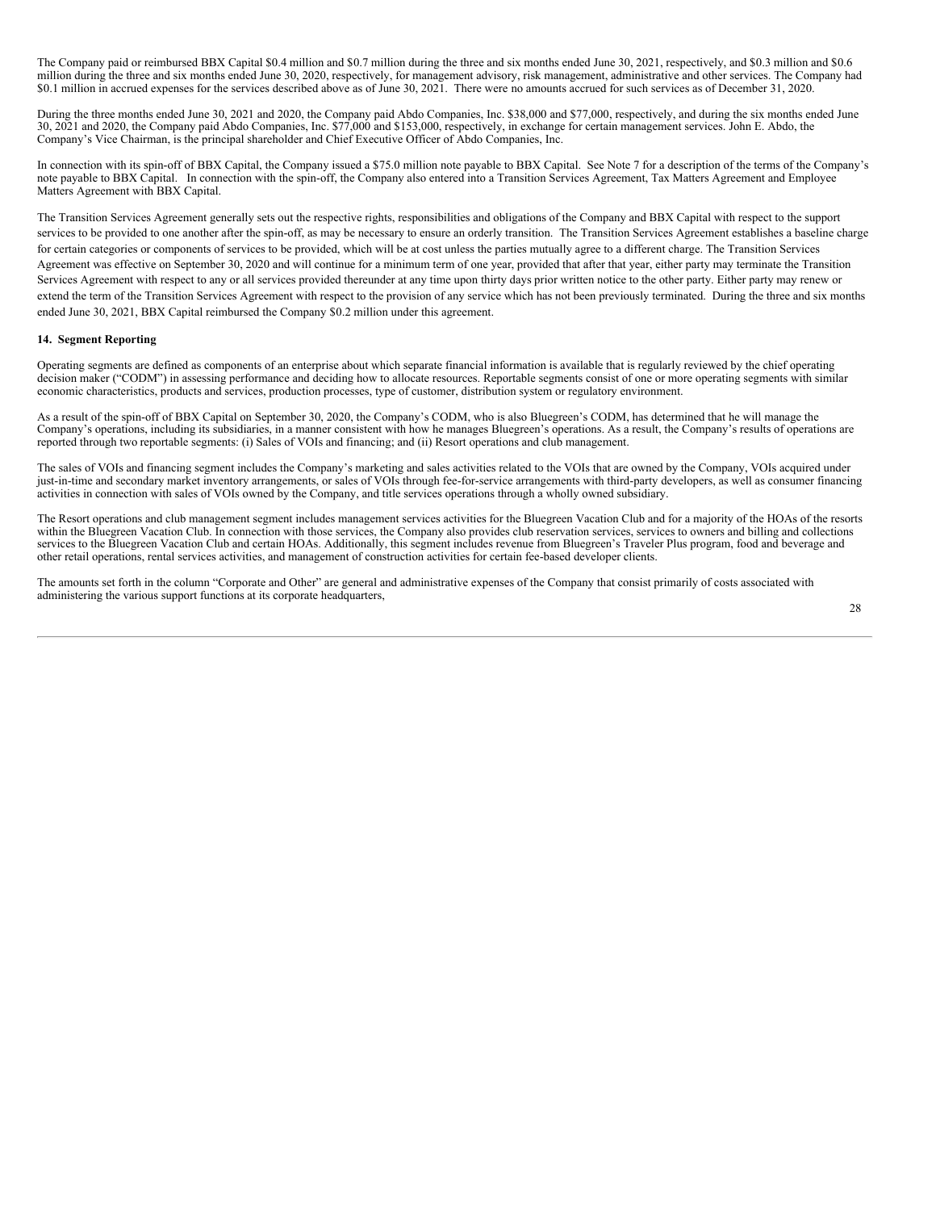The Company paid or reimbursed BBX Capital $0.4 million and $0.7 million during the three and six months ended June 30, 2021, respectively, and $0.3 million and $0.6 million during the three and six months ended June 30, 2020, respectively, for management advisory, risk management, administrative and other services. The Company had $0.1 million in accrued expenses for the services described above as of June 30, 2021. There were no amounts accrued for such services as of December 31, 2020.

During the three months ended June 30, 2021 and 2020, the Company paid Abdo Companies, Inc. $38,000 and $77,000, respectively, and during the six months ended June 30, 2021 and 2020, the Company paid Abdo Companies, Inc. $77,000 and $153,000, respectively, in exchange for certain management services. John E. Abdo, the Company's Vice Chairman, is the principal shareholder and Chief Executive Officer of Abdo Companies, Inc.

In connection with its spin-off of BBX Capital, the Company issued a $75.0 million note payable to BBX Capital. See Note 7 for a description of the terms of the Company's note payable to BBX Capital. In connection with the spin-off, the Company also entered into a Transition Services Agreement, Tax Matters Agreement and Employee Matters Agreement with BBX Capital.

The Transition Services Agreement generally sets out the respective rights, responsibilities and obligations of the Company and BBX Capital with respect to the support services to be provided to one another after the spin-off, as may be necessary to ensure an orderly transition. The Transition Services Agreement establishes a baseline charge for certain categories or components of services to be provided, which will be at cost unless the parties mutually agree to a different charge. The Transition Services Agreement was effective on September 30, 2020 and will continue for a minimum term of one year, provided that after that year, either party may terminate the Transition Services Agreement with respect to any or all services provided thereunder at any time upon thirty days prior written notice to the other party. Either party may renew or extend the term of the Transition Services Agreement with respect to the provision of any service which has not been previously terminated. During the three and six months ended June 30, 2021, BBX Capital reimbursed the Company $0.2 million under this agreement.

**14. Segment Reporting**

Operating segments are defined as components of an enterprise about which separate financial information is available that is regularly reviewed by the chief operating decision maker ("CODM") in assessing performance and deciding how to allocate resources. Reportable segments consist of one or more operating segments with similar economic characteristics, products and services, production processes, type of customer, distribution system or regulatory environment.

As a result of the spin-off of BBX Capital on September 30, 2020, the Company's CODM, who is also Bluegreen's CODM, has determined that he will manage the Company's operations, including its subsidiaries, in a manner consistent with how he manages Bluegreen's operations. As a result, the Company's results of operations are reported through two reportable segments: (i) Sales of VOIs and financing; and (ii) Resort operations and club management.

The sales of VOIs and financing segment includes the Company's marketing and sales activities related to the VOIs that are owned by the Company, VOIs acquired under just-in-time and secondary market inventory arrangements, or sales of VOIs through fee-for-service arrangements with third-party developers, as well as consumer financing activities in connection with sales of VOIs owned by the Company, and title services operations through a wholly owned subsidiary.

The Resort operations and club management segment includes management services activities for the Bluegreen Vacation Club and for a majority of the HOAs of the resorts within the Bluegreen Vacation Club. In connection with those services, the Company also provides club reservation services, services to owners and billing and collections services to the Bluegreen Vacation Club and certain HOAs. Additionally, this segment includes revenue from Bluegreen's Traveler Plus program, food and beverage and other retail operations, rental services activities, and management of construction activities for certain fee-based developer clients.

The amounts set forth in the column "Corporate and Other" are general and administrative expenses of the Company that consist primarily of costs associated with administering the various support functions at its corporate headquarters,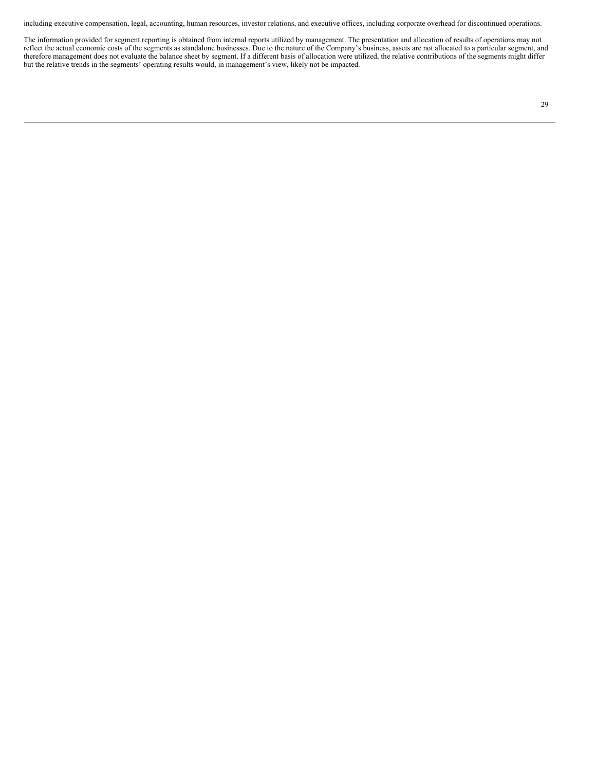including executive compensation, legal, accounting, human resources, investor relations, and executive offices, including corporate overhead for discontinued operations.

The information provided for segment reporting is obtained from internal reports utilized by management. The presentation and allocation of results of operations may not reflect the actual economic costs of the segments as standalone businesses. Due to the nature of the Company's business, assets are not allocated to a particular segment, and therefore management does not evaluate the balance sheet by segment. If a different basis of allocation were utilized, the relative contributions of the segments might differ but the relative trends in the segments' operating results would, in management's view, likely not be impacted.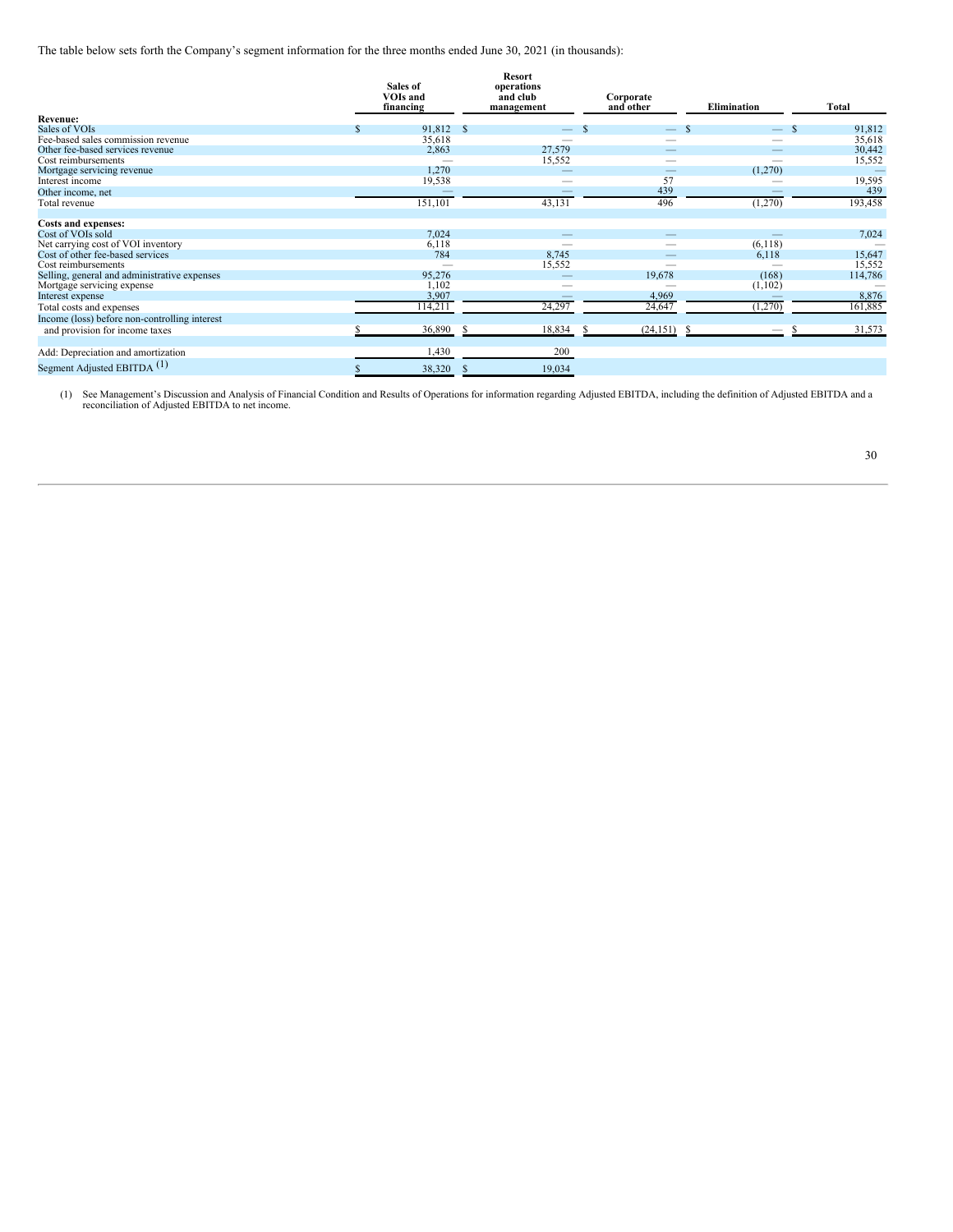The table below sets forth the Company's segment information for the three months ended June 30, 2021 (in thousands):

| | Sales of VOIs and financing | Resort operations and club management | Corporate and other | Elimination | Total |
|---|---|---|---|---|---|
| **Revenue:** | | | | | |
| Sales of VOIs | $ 91,812 | $ — | $ — | $ — | $ 91,812 |
| Fee-based sales commission revenue | 35,618 | — | — | — | 35,618 |
| Other fee-based services revenue | 2,863 | 27,579 | — | — | 30,442 |
| Cost reimbursements | — | 15,552 | — | — | 15,552 |
| Mortgage servicing revenue | 1,270 | — | — | (1,270) | — |
| Interest income | 19,538 | — | 57 | — | 19,595 |
| Other income, net | — | — | 439 | — | 439 |
| Total revenue | 151,101 | 43,131 | 496 | (1,270) | 193,458 |
| **Costs and expenses:** | | | | | |
| Cost of VOIs sold | 7,024 | — | — | — | 7,024 |
| Net carrying cost of VOI inventory | 6,118 | — | — | (6,118) | — |
| Cost of other fee-based services | 784 | 8,745 | — | 6,118 | 15,647 |
| Cost reimbursements | — | 15,552 | — | — | 15,552 |
| Selling, general and administrative expenses | 95,276 | — | 19,678 | (168) | 114,786 |
| Mortgage servicing expense | 1,102 | — | — | (1,102) | — |
| Interest expense | 3,907 | — | 4,969 | — | 8,876 |
| Total costs and expenses | 114,211 | 24,297 | 24,647 | (1,270) | 161,885 |
| Income (loss) before non-controlling interest and provision for income taxes | $ 36,890 | $ 18,834 | $ (24,151) | $ — | $ 31,573 |
| Add: Depreciation and amortization | 1,430 | 200 | | | |
| Segment Adjusted EBITDA (1) | $ 38,320 | $ 19,034 | | | |

(1) See Management's Discussion and Analysis of Financial Condition and Results of Operations for information regarding Adjusted EBITDA, including the definition of Adjusted EBITDA and a reconciliation of Adjusted EBITDA to net income.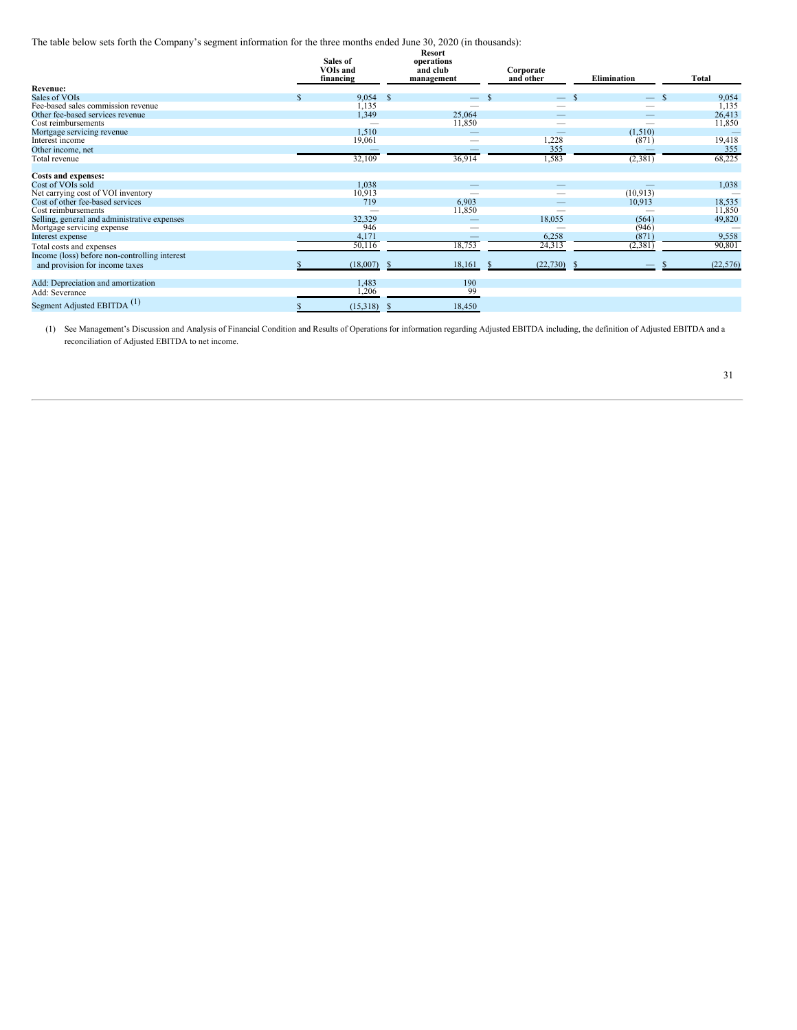The table below sets forth the Company's segment information for the three months ended June 30, 2020 (in thousands):

| | Sales of VOIs and financing | Resort operations and club management | Corporate and other | Elimination | Total |
|---|---|---|---|---|---|
| **Revenue:** | | | | | |
| Sales of VOIs | $ 9,054 | $ — | $ — | $ — | $ 9,054 |
| Fee-based sales commission revenue | 1,135 | — | — | — | 1,135 |
| Other fee-based services revenue | 1,349 | 25,064 | — | — | 26,413 |
| Cost reimbursements | — | 11,850 | — | — | 11,850 |
| Mortgage servicing revenue | 1,510 | — | — | (1,510) | — |
| Interest income | 19,061 | — | 1,228 | (871) | 19,418 |
| Other income, net | — | — | 355 | — | 355 |
| Total revenue | 32,109 | 36,914 | 1,583 | (2,381) | 68,225 |
| **Costs and expenses:** | | | | | |
| Cost of VOIs sold | 1,038 | — | — | — | 1,038 |
| Net carrying cost of VOI inventory | 10,913 | — | — | (10,913) | — |
| Cost of other fee-based services | 719 | 6,903 | — | 10,913 | 18,535 |
| Cost reimbursements | — | 11,850 | — | — | 11,850 |
| Selling, general and administrative expenses | 32,329 | — | 18,055 | (564) | 49,820 |
| Mortgage servicing expense | 946 | — | — | (946) | — |
| Interest expense | 4,171 | — | 6,258 | (871) | 9,558 |
| Total costs and expenses | 50,116 | 18,753 | 24,313 | (2,381) | 90,801 |
| Income (loss) before non-controlling interest and provision for income taxes | $ (18,007) | $ 18,161 | $ (22,730) | $ — | $ (22,576) |
| Add: Depreciation and amortization | 1,483 | 190 | | | |
| Add: Severance | 1,206 | 99 | | | |
| Segment Adjusted EBITDA (1) | $ (15,318) | $ 18,450 | | | |

(1) See Management's Discussion and Analysis of Financial Condition and Results of Operations for information regarding Adjusted EBITDA including, the definition of Adjusted EBITDA and a reconciliation of Adjusted EBITDA to net income.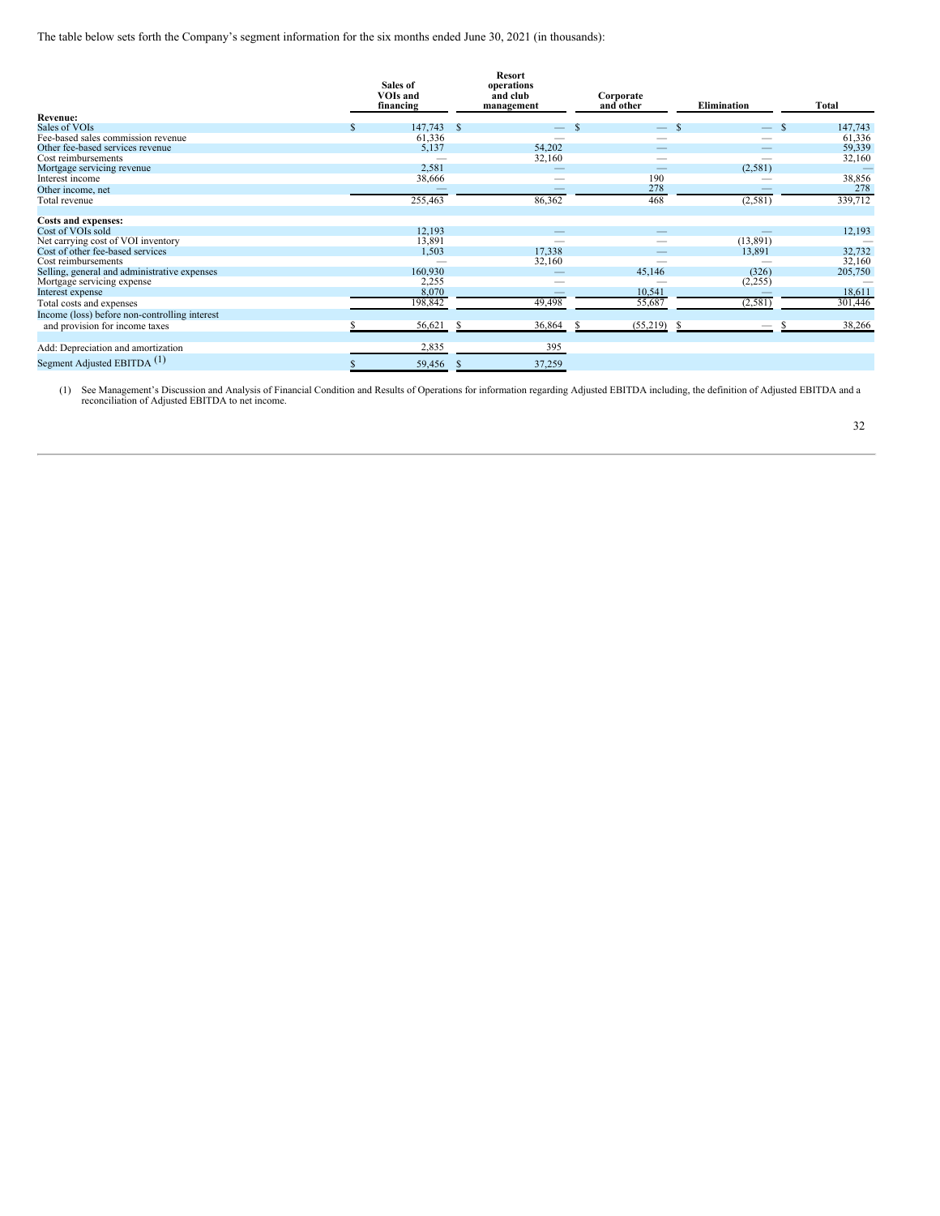The table below sets forth the Company's segment information for the six months ended June 30, 2021 (in thousands):

| | Sales of VOIs and financing | Resort operations and club management | Corporate and other | Elimination | Total |
|---|---|---|---|---|---|
| **Revenue:** | | | | | |
| Sales of VOIs | $ 147,743 | $ — | $ — | $ — | $ 147,743 |
| Fee-based sales commission revenue | 61,336 | — | — | — | 61,336 |
| Other fee-based services revenue | 5,137 | 54,202 | — | — | 59,339 |
| Cost reimbursements | — | 32,160 | — | — | 32,160 |
| Mortgage servicing revenue | 2,581 | — | — | (2,581) | — |
| Interest income | 38,666 | — | 190 | — | 38,856 |
| Other income, net | — | — | 278 | — | 278 |
| Total revenue | 255,463 | 86,362 | 468 | (2,581) | 339,712 |
| **Costs and expenses:** | | | | | |
| Cost of VOIs sold | 12,193 | — | — | — | 12,193 |
| Net carrying cost of VOI inventory | 13,891 | — | — | (13,891) | — |
| Cost of other fee-based services | 1,503 | 17,338 | — | 13,891 | 32,732 |
| Cost reimbursements | — | 32,160 | — | — | 32,160 |
| Selling, general and administrative expenses | 160,930 | — | 45,146 | (326) | 205,750 |
| Mortgage servicing expense | 2,255 | — | — | (2,255) | — |
| Interest expense | 8,070 | — | 10,541 | — | 18,611 |
| Total costs and expenses | 198,842 | 49,498 | 55,687 | (2,581) | 301,446 |
| Income (loss) before non-controlling interest and provision for income taxes | $ 56,621 | $ 36,864 | $ (55,219) | $ — | $ 38,266 |
| Add: Depreciation and amortization | 2,835 | 395 | | | |
| Segment Adjusted EBITDA [1] | $ 59,456 | $ 37,259 | | | |

(1) See Management's Discussion and Analysis of Financial Condition and Results of Operations for information regarding Adjusted EBITDA including, the definition of Adjusted EBITDA and a reconciliation of Adjusted EBITDA to net income.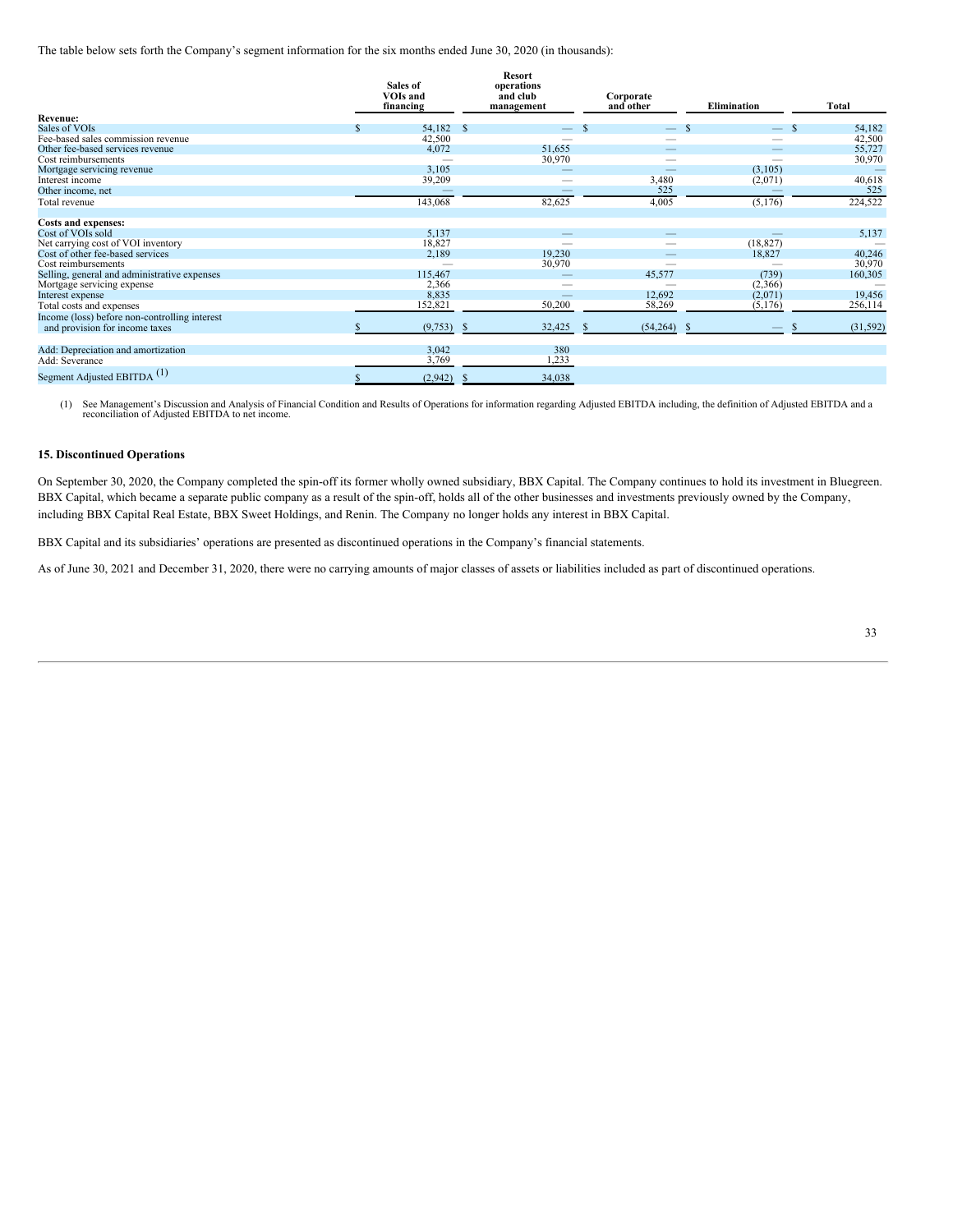The table below sets forth the Company's segment information for the six months ended June 30, 2020 (in thousands):

| | Sales of VOIs and financing | Resort operations and club management | Corporate and other | Elimination | Total |
|---|---|---|---|---|---|
| **Revenue:** | | | | | |
| Sales of VOIs | $ 54,182 | $ — | $ — | $ — | $ 54,182 |
| Fee-based sales commission revenue | 42,500 | — | — | — | 42,500 |
| Other fee-based services revenue | 4,072 | 51,655 | — | — | 55,727 |
| Cost reimbursements | — | 30,970 | — | — | 30,970 |
| Mortgage servicing revenue | 3,105 | — | — | (3,105) | — |
| Interest income | 39,209 | — | 3,480 | (2,071) | 40,618 |
| Other income, net | — | — | 525 | — | 525 |
| Total revenue | 143,068 | 82,625 | 4,005 | (5,176) | 224,522 |
| **Costs and expenses:** | | | | | |
| Cost of VOIs sold | 5,137 | — | — | — | 5,137 |
| Net carrying cost of VOI inventory | 18,827 | — | — | (18,827) | — |
| Cost of other fee-based services | 2,189 | 19,230 | — | 18,827 | 40,246 |
| Cost reimbursements | — | 30,970 | — | — | 30,970 |
| Selling, general and administrative expenses | 115,467 | — | 45,577 | (739) | 160,305 |
| Mortgage servicing expense | 2,366 | — | — | (2,366) | — |
| Interest expense | 8,835 | — | 12,692 | (2,071) | 19,456 |
| Total costs and expenses | 152,821 | 50,200 | 58,269 | (5,176) | 256,114 |
| Income (loss) before non-controlling interest and provision for income taxes | $ (9,753) | $ 32,425 | $ (54,264) | $ — | $ (31,592) |
| Add: Depreciation and amortization | 3,042 | 380 | | | |
| Add: Severance | 3,769 | 1,233 | | | |
| Segment Adjusted EBITDA (1) | $ (2,942) | $ 34,038 | | | |

(1) See Management's Discussion and Analysis of Financial Condition and Results of Operations for information regarding Adjusted EBITDA including, the definition of Adjusted EBITDA and a reconciliation of Adjusted EBITDA to net income.

## 15. Discontinued Operations

On September 30, 2020, the Company completed the spin-off its former wholly owned subsidiary, BBX Capital. The Company continues to hold its investment in Bluegreen. BBX Capital, which became a separate public company as a result of the spin-off, holds all of the other businesses and investments previously owned by the Company, including BBX Capital Real Estate, BBX Sweet Holdings, and Renin. The Company no longer holds any interest in BBX Capital.

BBX Capital and its subsidiaries' operations are presented as discontinued operations in the Company's financial statements.

As of June 30, 2021 and December 31, 2020, there were no carrying amounts of major classes of assets or liabilities included as part of discontinued operations.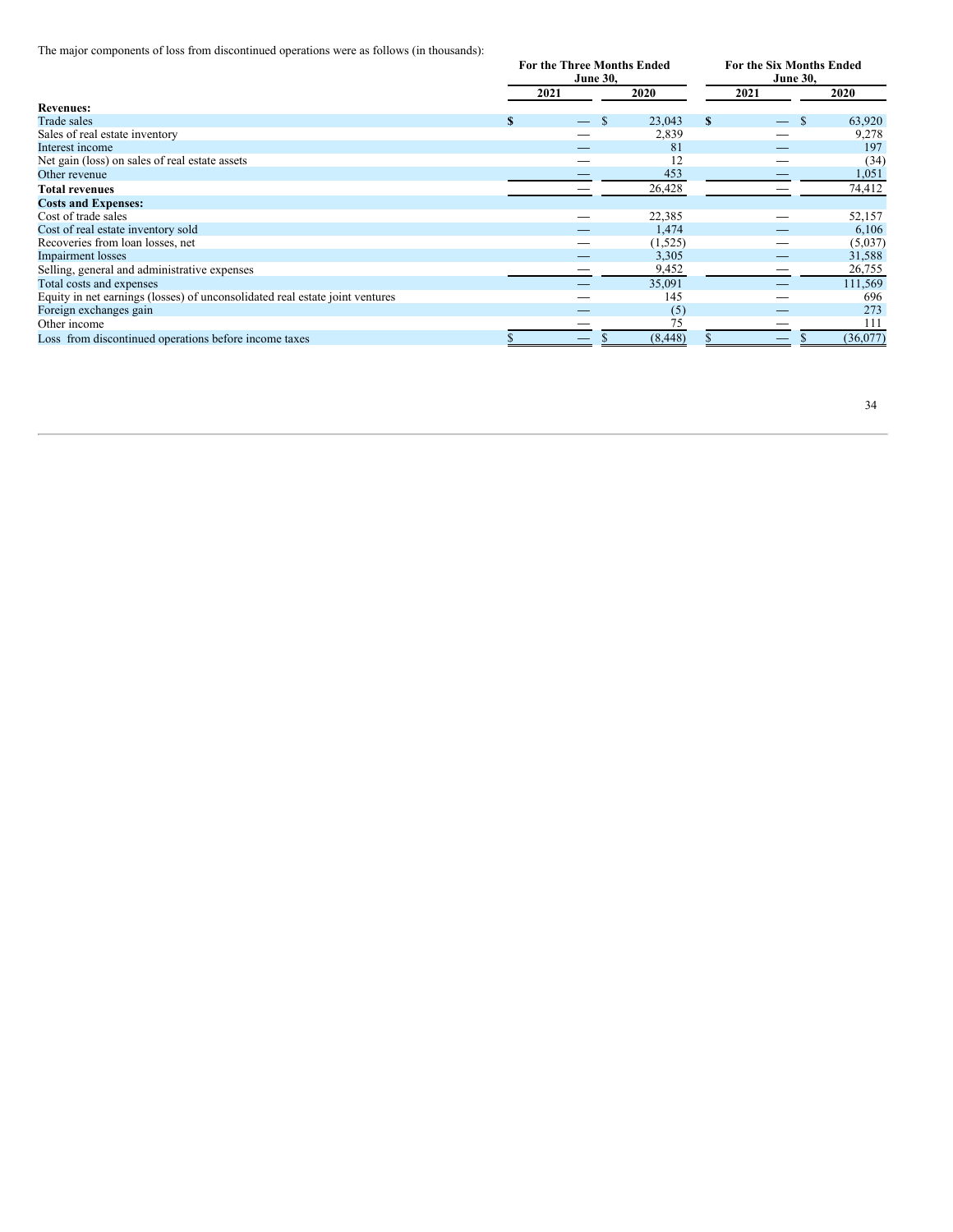The major components of loss from discontinued operations were as follows (in thousands):

| | For the Three Months Ended June 30, | | For the Six Months Ended June 30, | |
|---|---|---|---|---|
| | 2021 | 2020 | 2021 | 2020 |
| **Revenues:** | | | | |
| Trade sales | $ — | $ 23,043 | $ — | $ 63,920 |
| Sales of real estate inventory | — | 2,839 | — | 9,278 |
| Interest income | — | 81 | — | 197 |
| Net gain (loss) on sales of real estate assets | — | 12 | — | (34) |
| Other revenue | — | 453 | — | 1,051 |
| **Total revenues** | — | 26,428 | — | 74,412 |
| **Costs and Expenses:** | | | | |
| Cost of trade sales | — | 22,385 | — | 52,157 |
| Cost of real estate inventory sold | — | 1,474 | — | 6,106 |
| Recoveries from loan losses, net | — | (1,525) | — | (5,037) |
| Impairment losses | — | 3,305 | — | 31,588 |
| Selling, general and administrative expenses | — | 9,452 | — | 26,755 |
| Total costs and expenses | — | 35,091 | — | 111,569 |
| Equity in net earnings (losses) of unconsolidated real estate joint ventures | — | 145 | — | 696 |
| Foreign exchanges gain | — | (5) | — | 273 |
| Other income | — | 75 | — | 111 |
| Loss from discontinued operations before income taxes | $ — | $ (8,448) | $ — | $ (36,077) |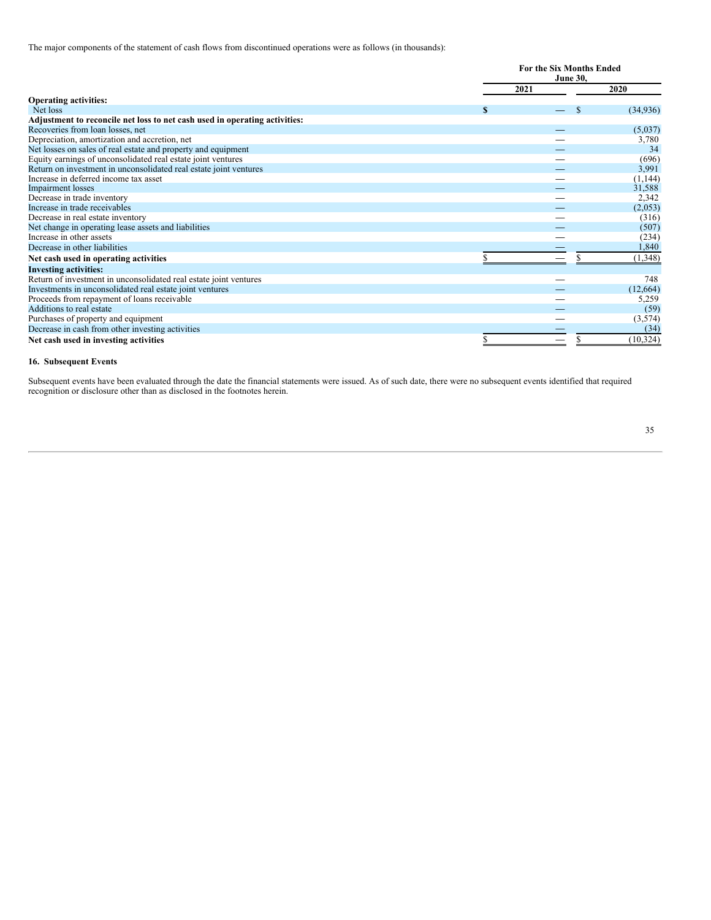The major components of the statement of cash flows from discontinued operations were as follows (in thousands):

| | For the Six Months Ended June 30, | |
|---|---|---|
| | 2021 | 2020 |
| **Operating activities:** | | |
| Net loss | $ — | $ (34,936) |
| **Adjustment to reconcile net loss to net cash used in operating activities:** | | |
| Recoveries from loan losses, net | — | (5,037) |
| Depreciation, amortization and accretion, net | — | 3,780 |
| Net losses on sales of real estate and property and equipment | — | 34 |
| Equity earnings of unconsolidated real estate joint ventures | — | (696) |
| Return on investment in unconsolidated real estate joint ventures | — | 3,991 |
| Increase in deferred income tax asset | — | (1,144) |
| Impairment losses | — | 31,588 |
| Decrease in trade inventory | — | 2,342 |
| Increase in trade receivables | — | (2,053) |
| Decrease in real estate inventory | — | (316) |
| Net change in operating lease assets and liabilities | — | (507) |
| Increase in other assets | — | (234) |
| Decrease in other liabilities | — | 1,840 |
| **Net cash used in operating activities** | $ — | $ (1,348) |
| **Investing activities:** | | |
| Return of investment in unconsolidated real estate joint ventures | — | 748 |
| Investments in unconsolidated real estate joint ventures | — | (12,664) |
| Proceeds from repayment of loans receivable | — | 5,259 |
| Additions to real estate | — | (59) |
| Purchases of property and equipment | — | (3,574) |
| Decrease in cash from other investing activities | — | (34) |
| **Net cash used in investing activities** | $ — | $ (10,324) |

## 16. Subsequent Events

Subsequent events have been evaluated through the date the financial statements were issued. As of such date, there were no subsequent events identified that required recognition or disclosure other than as disclosed in the footnotes herein.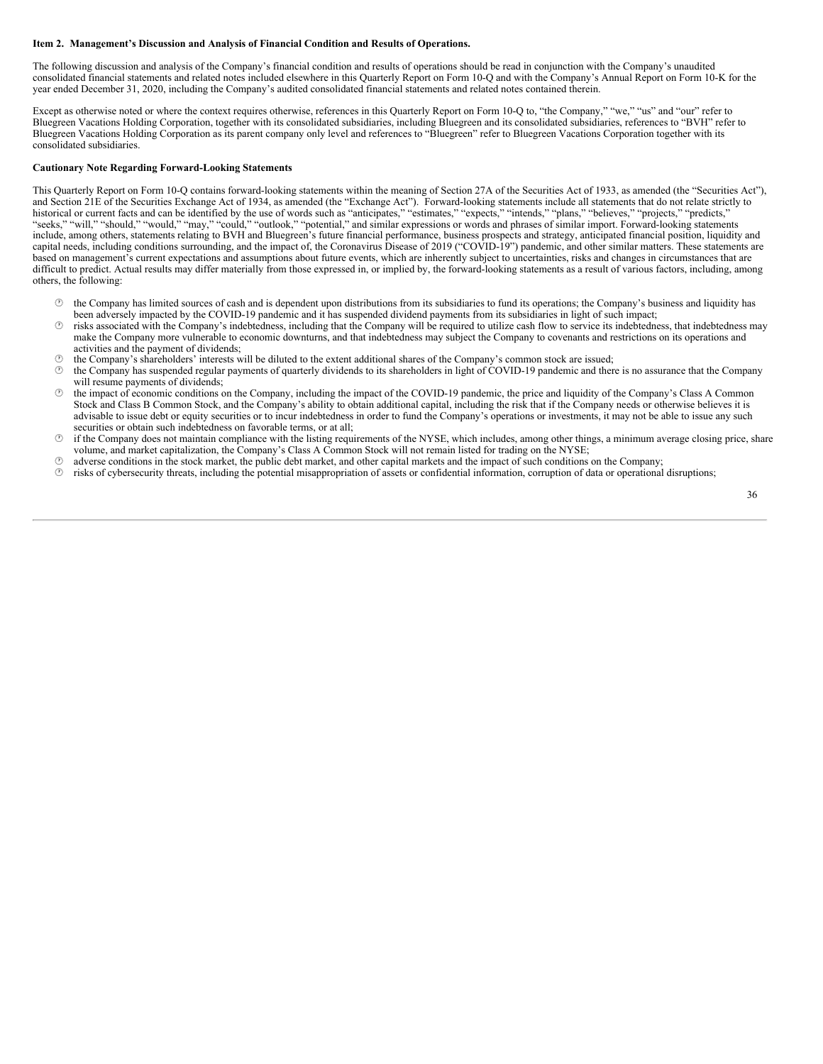**Item 2. Management's Discussion and Analysis of Financial Condition and Results of Operations.**

The following discussion and analysis of the Company's financial condition and results of operations should be read in conjunction with the Company's unaudited consolidated financial statements and related notes included elsewhere in this Quarterly Report on Form 10-Q and with the Company's Annual Report on Form 10-K for the year ended December 31, 2020, including the Company's audited consolidated financial statements and related notes contained therein.

Except as otherwise noted or where the context requires otherwise, references in this Quarterly Report on Form 10-Q to, "the Company," "we," "us" and "our" refer to Bluegreen Vacations Holding Corporation, together with its consolidated subsidiaries, including Bluegreen and its consolidated subsidiaries, references to "BVH" refer to Bluegreen Vacations Holding Corporation as its parent company only level and references to "Bluegreen" refer to Bluegreen Vacations Corporation together with its consolidated subsidiaries.

**Cautionary Note Regarding Forward-Looking Statements**

This Quarterly Report on Form 10-Q contains forward-looking statements within the meaning of Section 27A of the Securities Act of 1933, as amended (the "Securities Act"), and Section 21E of the Securities Exchange Act of 1934, as amended (the "Exchange Act"). Forward-looking statements include all statements that do not relate strictly to historical or current facts and can be identified by the use of words such as "anticipates," "estimates," "expects," "intends," "plans," "believes," "projects," "predicts," "seeks," "will," "should," "would," "may," "could," "outlook," "potential," and similar expressions or words and phrases of similar import. Forward-looking statements include, among others, statements relating to BVH and Bluegreen's future financial performance, business prospects and strategy, anticipated financial position, liquidity and capital needs, including conditions surrounding, and the impact of, the Coronavirus Disease of 2019 ("COVID-19") pandemic, and other similar matters. These statements are based on management's current expectations and assumptions about future events, which are inherently subject to uncertainties, risks and changes in circumstances that are difficult to predict. Actual results may differ materially from those expressed in, or implied by, the forward-looking statements as a result of various factors, including, among others, the following:

- the Company has limited sources of cash and is dependent upon distributions from its subsidiaries to fund its operations; the Company's business and liquidity has been adversely impacted by the COVID-19 pandemic and it has suspended dividend payments from its subsidiaries in light of such impact;
- risks associated with the Company's indebtedness, including that the Company will be required to utilize cash flow to service its indebtedness, that indebtedness may make the Company more vulnerable to economic downturns, and that indebtedness may subject the Company to covenants and restrictions on its operations and activities and the payment of dividends;
- the Company's shareholders' interests will be diluted to the extent additional shares of the Company's common stock are issued;
- the Company has suspended regular payments of quarterly dividends to its shareholders in light of COVID-19 pandemic and there is no assurance that the Company will resume payments of dividends;
- the impact of economic conditions on the Company, including the impact of the COVID-19 pandemic, the price and liquidity of the Company's Class A Common Stock and Class B Common Stock, and the Company's ability to obtain additional capital, including the risk that if the Company needs or otherwise believes it is advisable to issue debt or equity securities or to incur indebtedness in order to fund the Company's operations or investments, it may not be able to issue any such securities or obtain such indebtedness on favorable terms, or at all;
- if the Company does not maintain compliance with the listing requirements of the NYSE, which includes, among other things, a minimum average closing price, share volume, and market capitalization, the Company's Class A Common Stock will not remain listed for trading on the NYSE;
- adverse conditions in the stock market, the public debt market, and other capital markets and the impact of such conditions on the Company;
- risks of cybersecurity threats, including the potential misappropriation of assets or confidential information, corruption of data or operational disruptions;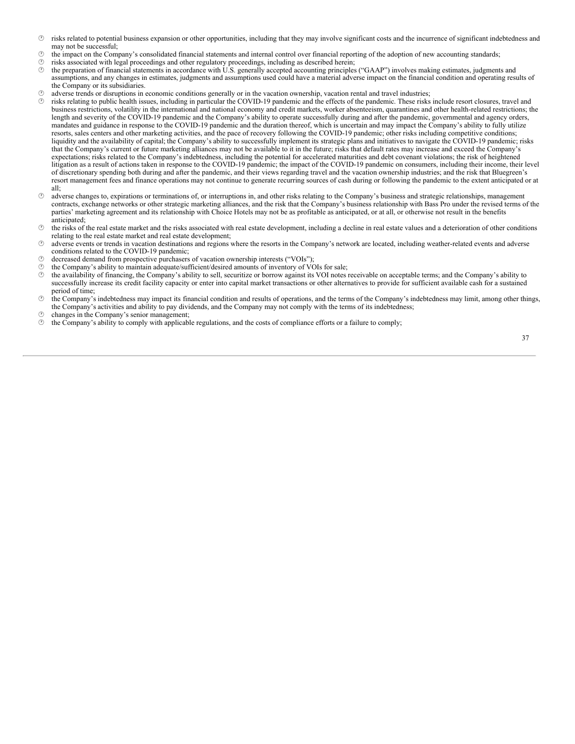- risks related to potential business expansion or other opportunities, including that they may involve significant costs and the incurrence of significant indebtedness and may not be successful;
- the impact on the Company's consolidated financial statements and internal control over financial reporting of the adoption of new accounting standards;
- risks associated with legal proceedings and other regulatory proceedings, including as described herein;
- the preparation of financial statements in accordance with U.S. generally accepted accounting principles ("GAAP") involves making estimates, judgments and assumptions, and any changes in estimates, judgments and assumptions used could have a material adverse impact on the financial condition and operating results of the Company or its subsidiaries.
- adverse trends or disruptions in economic conditions generally or in the vacation ownership, vacation rental and travel industries;
- risks relating to public health issues, including in particular the COVID-19 pandemic and the effects of the pandemic. These risks include resort closures, travel and business restrictions, volatility in the international and national economy and credit markets, worker absenteeism, quarantines and other health-related restrictions; the length and severity of the COVID-19 pandemic and the Company's ability to operate successfully during and after the pandemic, governmental and agency orders, mandates and guidance in response to the COVID-19 pandemic and the duration thereof, which is uncertain and may impact the Company's ability to fully utilize resorts, sales centers and other marketing activities, and the pace of recovery following the COVID-19 pandemic; other risks including competitive conditions; liquidity and the availability of capital; the Company's ability to successfully implement its strategic plans and initiatives to navigate the COVID-19 pandemic; risks that the Company's current or future marketing alliances may not be available to it in the future; risks that default rates may increase and exceed the Company's expectations; risks related to the Company's indebtedness, including the potential for accelerated maturities and debt covenant violations; the risk of heightened litigation as a result of actions taken in response to the COVID-19 pandemic; the impact of the COVID-19 pandemic on consumers, including their income, their level of discretionary spending both during and after the pandemic, and their views regarding travel and the vacation ownership industries; and the risk that Bluegreen's resort management fees and finance operations may not continue to generate recurring sources of cash during or following the pandemic to the extent anticipated or at all;
- adverse changes to, expirations or terminations of, or interruptions in, and other risks relating to the Company's business and strategic relationships, management contracts, exchange networks or other strategic marketing alliances, and the risk that the Company's business relationship with Bass Pro under the revised terms of the parties' marketing agreement and its relationship with Choice Hotels may not be as profitable as anticipated, or at all, or otherwise not result in the benefits anticipated;
- the risks of the real estate market and the risks associated with real estate development, including a decline in real estate values and a deterioration of other conditions relating to the real estate market and real estate development;
- adverse events or trends in vacation destinations and regions where the resorts in the Company's network are located, including weather-related events and adverse conditions related to the COVID-19 pandemic;
- decreased demand from prospective purchasers of vacation ownership interests ("VOIs");
- the Company's ability to maintain adequate/sufficient/desired amounts of inventory of VOIs for sale;
- the availability of financing, the Company's ability to sell, securitize or borrow against its VOI notes receivable on acceptable terms; and the Company's ability to successfully increase its credit facility capacity or enter into capital market transactions or other alternatives to provide for sufficient available cash for a sustained period of time;
- the Company's indebtedness may impact its financial condition and results of operations, and the terms of the Company's indebtedness may limit, among other things, the Company's activities and ability to pay dividends, and the Company may not comply with the terms of its indebtedness;
- changes in the Company's senior management;
- the Company's ability to comply with applicable regulations, and the costs of compliance efforts or a failure to comply;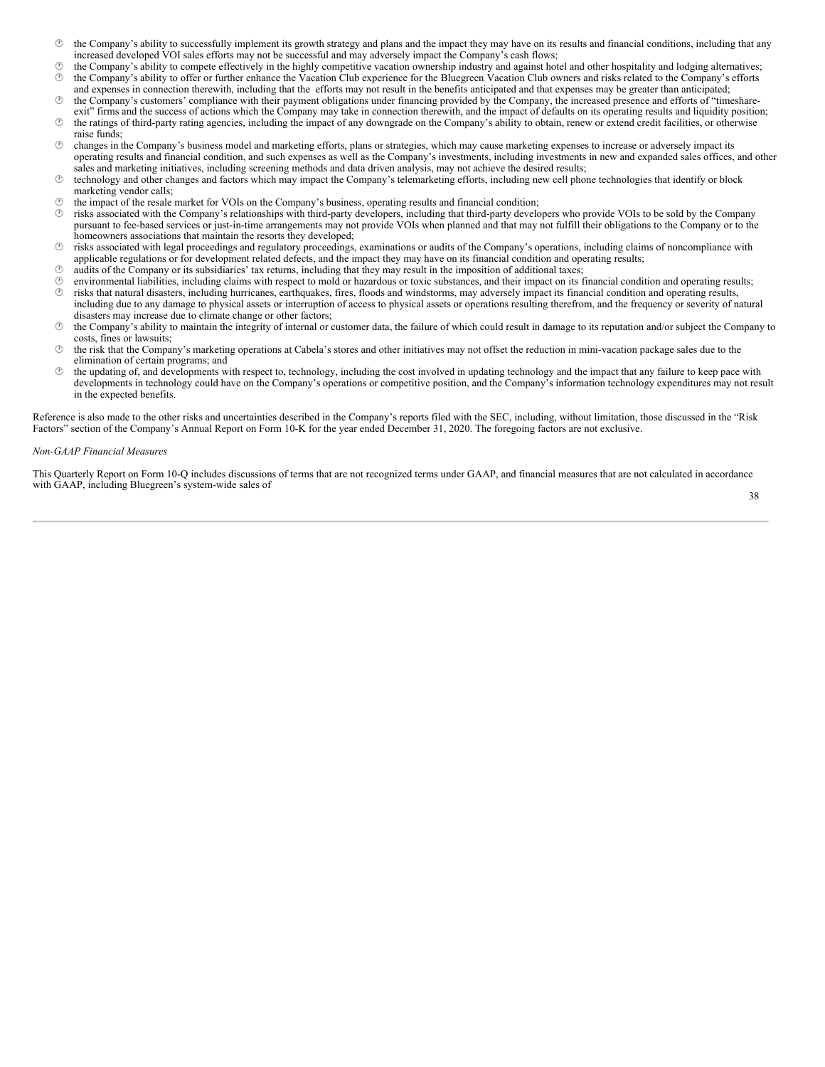- the Company's ability to successfully implement its growth strategy and plans and the impact they may have on its results and financial conditions, including that any increased developed VOI sales efforts may not be successful and may adversely impact the Company's cash flows;
- the Company's ability to compete effectively in the highly competitive vacation ownership industry and against hotel and other hospitality and lodging alternatives;
- the Company's ability to offer or further enhance the Vacation Club experience for the Bluegreen Vacation Club owners and risks related to the Company's efforts and expenses in connection therewith, including that the efforts may not result in the benefits anticipated and that expenses may be greater than anticipated;
- the Company's customers' compliance with their payment obligations under financing provided by the Company, the increased presence and efforts of "timeshare-exit" firms and the success of actions which the Company may take in connection therewith, and the impact of defaults on its operating results and liquidity position;
- the ratings of third-party rating agencies, including the impact of any downgrade on the Company's ability to obtain, renew or extend credit facilities, or otherwise raise funds;
- changes in the Company's business model and marketing efforts, plans or strategies, which may cause marketing expenses to increase or adversely impact its operating results and financial condition, and such expenses as well as the Company's investments, including investments in new and expanded sales offices, and other sales and marketing initiatives, including screening methods and data driven analysis, may not achieve the desired results;
- technology and other changes and factors which may impact the Company's telemarketing efforts, including new cell phone technologies that identify or block marketing vendor calls;
- the impact of the resale market for VOIs on the Company's business, operating results and financial condition;
- risks associated with the Company's relationships with third-party developers, including that third-party developers who provide VOIs to be sold by the Company pursuant to fee-based services or just-in-time arrangements may not provide VOIs when planned and that may not fulfill their obligations to the Company or to the homeowners associations that maintain the resorts they developed;
- risks associated with legal proceedings and regulatory proceedings, examinations or audits of the Company's operations, including claims of noncompliance with applicable regulations or for development related defects, and the impact they may have on its financial condition and operating results;
- audits of the Company or its subsidiaries' tax returns, including that they may result in the imposition of additional taxes;
- environmental liabilities, including claims with respect to mold or hazardous or toxic substances, and their impact on its financial condition and operating results;
- risks that natural disasters, including hurricanes, earthquakes, fires, floods and windstorms, may adversely impact its financial condition and operating results, including due to any damage to physical assets or interruption of access to physical assets or operations resulting therefrom, and the frequency or severity of natural disasters may increase due to climate change or other factors;
- the Company's ability to maintain the integrity of internal or customer data, the failure of which could result in damage to its reputation and/or subject the Company to costs, fines or lawsuits;
- the risk that the Company's marketing operations at Cabela's stores and other initiatives may not offset the reduction in mini-vacation package sales due to the elimination of certain programs; and
- the updating of, and developments with respect to, technology, including the cost involved in updating technology and the impact that any failure to keep pace with developments in technology could have on the Company's operations or competitive position, and the Company's information technology expenditures may not result in the expected benefits.

Reference is also made to the other risks and uncertainties described in the Company's reports filed with the SEC, including, without limitation, those discussed in the "Risk Factors" section of the Company's Annual Report on Form 10-K for the year ended December 31, 2020. The foregoing factors are not exclusive.

*Non-GAAP Financial Measures*

This Quarterly Report on Form 10-Q includes discussions of terms that are not recognized terms under GAAP, and financial measures that are not calculated in accordance with GAAP, including Bluegreen's system-wide sales of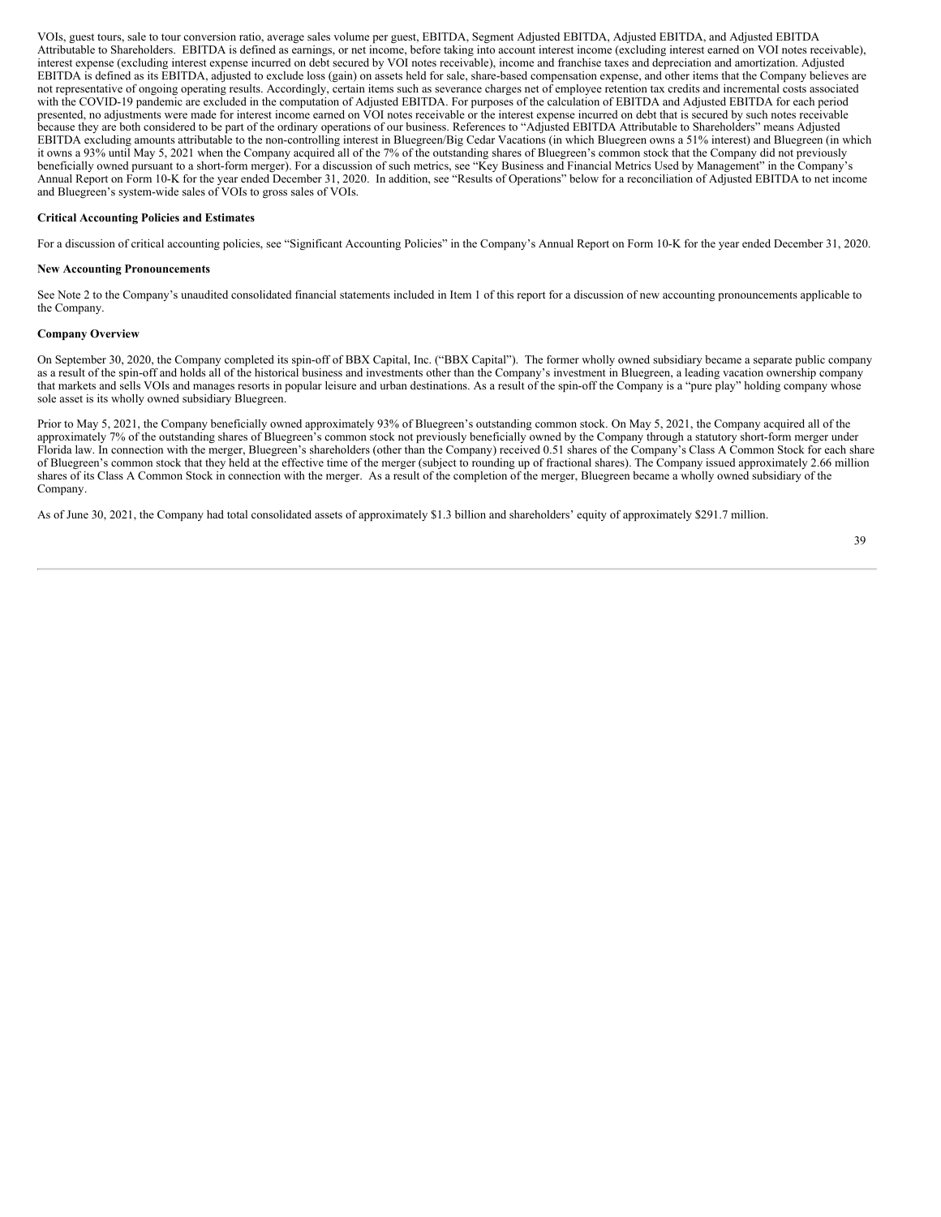VOIs, guest tours, sale to tour conversion ratio, average sales volume per guest, EBITDA, Segment Adjusted EBITDA, Adjusted EBITDA, and Adjusted EBITDA Attributable to Shareholders. EBITDA is defined as earnings, or net income, before taking into account interest income (excluding interest earned on VOI notes receivable), interest expense (excluding interest expense incurred on debt secured by VOI notes receivable), income and franchise taxes and depreciation and amortization. Adjusted EBITDA is defined as its EBITDA, adjusted to exclude loss (gain) on assets held for sale, share-based compensation expense, and other items that the Company believes are not representative of ongoing operating results. Accordingly, certain items such as severance charges net of employee retention tax credits and incremental costs associated with the COVID-19 pandemic are excluded in the computation of Adjusted EBITDA. For purposes of the calculation of EBITDA and Adjusted EBITDA for each period presented, no adjustments were made for interest income earned on VOI notes receivable or the interest expense incurred on debt that is secured by such notes receivable because they are both considered to be part of the ordinary operations of our business. References to "Adjusted EBITDA Attributable to Shareholders" means Adjusted EBITDA excluding amounts attributable to the non-controlling interest in Bluegreen/Big Cedar Vacations (in which Bluegreen owns a 51% interest) and Bluegreen (in which it owns a 93% until May 5, 2021 when the Company acquired all of the 7% of the outstanding shares of Bluegreen's common stock that the Company did not previously beneficially owned pursuant to a short-form merger). For a discussion of such metrics, see "Key Business and Financial Metrics Used by Management" in the Company's Annual Report on Form 10-K for the year ended December 31, 2020. In addition, see "Results of Operations" below for a reconciliation of Adjusted EBITDA to net income and Bluegreen's system-wide sales of VOIs to gross sales of VOIs.

**Critical Accounting Policies and Estimates**

For a discussion of critical accounting policies, see "Significant Accounting Policies" in the Company's Annual Report on Form 10-K for the year ended December 31, 2020.

**New Accounting Pronouncements**

See Note 2 to the Company's unaudited consolidated financial statements included in Item 1 of this report for a discussion of new accounting pronouncements applicable to the Company.

**Company Overview**

On September 30, 2020, the Company completed its spin-off of BBX Capital, Inc. ("BBX Capital"). The former wholly owned subsidiary became a separate public company as a result of the spin-off and holds all of the historical business and investments other than the Company's investment in Bluegreen, a leading vacation ownership company that markets and sells VOIs and manages resorts in popular leisure and urban destinations. As a result of the spin-off the Company is a "pure play" holding company whose sole asset is its wholly owned subsidiary Bluegreen.

Prior to May 5, 2021, the Company beneficially owned approximately 93% of Bluegreen's outstanding common stock. On May 5, 2021, the Company acquired all of the approximately 7% of the outstanding shares of Bluegreen's common stock not previously beneficially owned by the Company through a statutory short-form merger under Florida law. In connection with the merger, Bluegreen's shareholders (other than the Company) received 0.51 shares of the Company's Class A Common Stock for each share of Bluegreen's common stock that they held at the effective time of the merger (subject to rounding up of fractional shares). The Company issued approximately 2.66 million shares of its Class A Common Stock in connection with the merger. As a result of the completion of the merger, Bluegreen became a wholly owned subsidiary of the Company.

As of June 30, 2021, the Company had total consolidated assets of approximately $1.3 billion and shareholders' equity of approximately $291.7 million.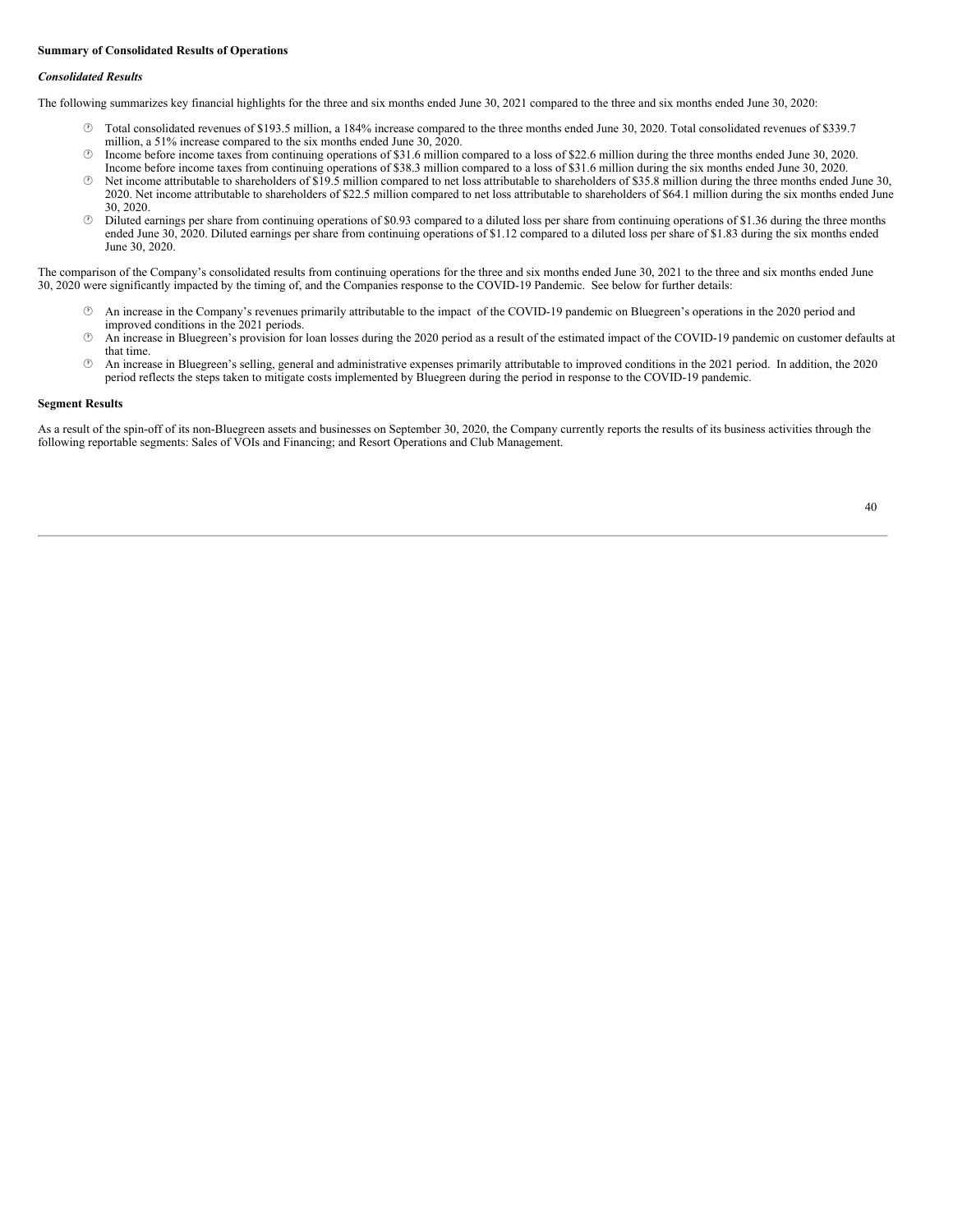**Summary of Consolidated Results of Operations**

***Consolidated Results***

The following summarizes key financial highlights for the three and six months ended June 30, 2021 compared to the three and six months ended June 30, 2020:

- Total consolidated revenues of $193.5 million, a 184% increase compared to the three months ended June 30, 2020. Total consolidated revenues of $339.7 million, a 51% increase compared to the six months ended June 30, 2020.
- Income before income taxes from continuing operations of $31.6 million compared to a loss of $22.6 million during the three months ended June 30, 2020. Income before income taxes from continuing operations of $38.3 million compared to a loss of $31.6 million during the six months ended June 30, 2020.
- Net income attributable to shareholders of $19.5 million compared to net loss attributable to shareholders of $35.8 million during the three months ended June 30, 2020. Net income attributable to shareholders of $22.5 million compared to net loss attributable to shareholders of $64.1 million during the six months ended June 30, 2020.
- Diluted earnings per share from continuing operations of $0.93 compared to a diluted loss per share from continuing operations of $1.36 during the three months ended June 30, 2020. Diluted earnings per share from continuing operations of $1.12 compared to a diluted loss per share of $1.83 during the six months ended June 30, 2020.

The comparison of the Company's consolidated results from continuing operations for the three and six months ended June 30, 2021 to the three and six months ended June 30, 2020 were significantly impacted by the timing of, and the Companies response to the COVID-19 Pandemic. See below for further details:

- An increase in the Company's revenues primarily attributable to the impact of the COVID-19 pandemic on Bluegreen's operations in the 2020 period and improved conditions in the 2021 periods.
- An increase in Bluegreen's provision for loan losses during the 2020 period as a result of the estimated impact of the COVID-19 pandemic on customer defaults at that time.
- An increase in Bluegreen's selling, general and administrative expenses primarily attributable to improved conditions in the 2021 period. In addition, the 2020 period reflects the steps taken to mitigate costs implemented by Bluegreen during the period in response to the COVID-19 pandemic.

**Segment Results**

As a result of the spin-off of its non-Bluegreen assets and businesses on September 30, 2020, the Company currently reports the results of its business activities through the following reportable segments: Sales of VOIs and Financing; and Resort Operations and Club Management.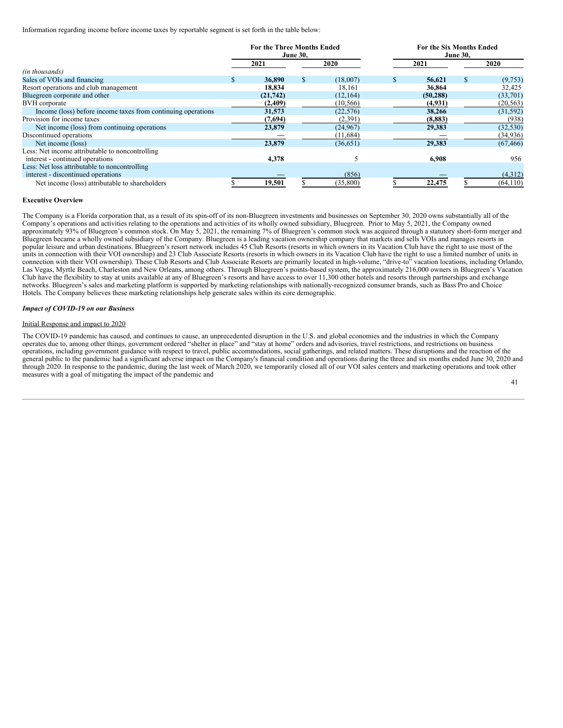Information regarding income before income taxes by reportable segment is set forth in the table below:

| | For the Three Months Ended June 30, | | For the Six Months Ended June 30, | |
|---|---|---|---|---|
| | 2021 | 2020 | 2021 | 2020 |
| *(in thousands)* | | | | |
| Sales of VOIs and financing | $ **36,890** | $ (18,007) | $ **56,621** | $ (9,753) |
| Resort operations and club management | **18,834** | 18,161 | **36,864** | 32,425 |
| Bluegreen corporate and other | **(21,742)** | (12,164) | **(50,288)** | (33,701) |
| BVH corporate | **(2,409)** | (10,566) | **(4,931)** | (20,563) |
| Income (loss) before income taxes from continuing operations | **31,573** | (22,576) | **38,266** | (31,592) |
| Provision for income taxes | **(7,694)** | (2,391) | **(8,883)** | (938) |
| Net income (loss) from continuing operations | **23,879** | (24,967) | **29,383** | (32,530) |
| Discontinued operations | **—** | (11,684) | **—** | (34,936) |
| Net income (loss) | **23,879** | (36,651) | **29,383** | (67,466) |
| Less: Net income attributable to noncontrolling interest - continued operations | **4,378** | 5 | **6,908** | 956 |
| Less: Net loss attributable to noncontrolling interest - discontinued operations | **—** | (856) | **—** | (4,312) |
| Net income (loss) attributable to shareholders | $ **19,501** | $ (35,800) | $ **22,475** | $ (64,110) |

**Executive Overview**

The Company is a Florida corporation that, as a result of its spin-off of its non-Bluegreen investments and businesses on September 30, 2020 owns substantially all of the Company's operations and activities relating to the operations and activities of its wholly owned subsidiary, Bluegreen. Prior to May 5, 2021, the Company owned approximately 93% of Bluegreen's common stock. On May 5, 2021, the remaining 7% of Bluegreen's common stock was acquired through a statutory short-form merger and Bluegreen became a wholly owned subsidiary of the Company. Bluegreen is a leading vacation ownership company that markets and sells VOIs and manages resorts in popular leisure and urban destinations. Bluegreen's resort network includes 45 Club Resorts (resorts in which owners in its Vacation Club have the right to use most of the units in connection with their VOI ownership) and 23 Club Associate Resorts (resorts in which owners in its Vacation Club have the right to use a limited number of units in connection with their VOI ownership). These Club Resorts and Club Associate Resorts are primarily located in high-volume, "drive-to" vacation locations, including Orlando, Las Vegas, Myrtle Beach, Charleston and New Orleans, among others. Through Bluegreen's points-based system, the approximately 216,000 owners in Bluegreen's Vacation Club have the flexibility to stay at units available at any of Bluegreen's resorts and have access to over 11,300 other hotels and resorts through partnerships and exchange networks. Bluegreen's sales and marketing platform is supported by marketing relationships with nationally-recognized consumer brands, such as Bass Pro and Choice Hotels. The Company believes these marketing relationships help generate sales within its core demographic.

***Impact of COVID-19 on our Business***

Initial Response and impact to 2020

The COVID-19 pandemic has caused, and continues to cause, an unprecedented disruption in the U.S. and global economies and the industries in which the Company operates due to, among other things, government ordered "shelter in place" and "stay at home" orders and advisories, travel restrictions, and restrictions on business operations, including government guidance with respect to travel, public accommodations, social gatherings, and related matters. These disruptions and the reaction of the general public to the pandemic had a significant adverse impact on the Company's financial condition and operations during the three and six months ended June 30, 2020 and through 2020. In response to the pandemic, during the last week of March 2020, we temporarily closed all of our VOI sales centers and marketing operations and took other measures with a goal of mitigating the impact of the pandemic and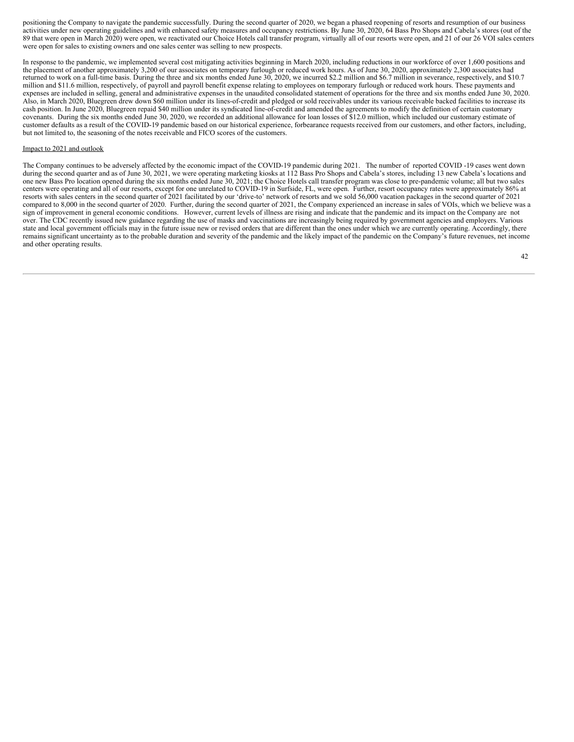positioning the Company to navigate the pandemic successfully. During the second quarter of 2020, we began a phased reopening of resorts and resumption of our business activities under new operating guidelines and with enhanced safety measures and occupancy restrictions. By June 30, 2020, 64 Bass Pro Shops and Cabela's stores (out of the 89 that were open in March 2020) were open, we reactivated our Choice Hotels call transfer program, virtually all of our resorts were open, and 21 of our 26 VOI sales centers were open for sales to existing owners and one sales center was selling to new prospects.

In response to the pandemic, we implemented several cost mitigating activities beginning in March 2020, including reductions in our workforce of over 1,600 positions and the placement of another approximately 3,200 of our associates on temporary furlough or reduced work hours. As of June 30, 2020, approximately 2,300 associates had returned to work on a full-time basis. During the three and six months ended June 30, 2020, we incurred $2.2 million and $6.7 million in severance, respectively, and $10.7 million and $11.6 million, respectively, of payroll and payroll benefit expense relating to employees on temporary furlough or reduced work hours. These payments and expenses are included in selling, general and administrative expenses in the unaudited consolidated statement of operations for the three and six months ended June 30, 2020. Also, in March 2020, Bluegreen drew down $60 million under its lines-of-credit and pledged or sold receivables under its various receivable backed facilities to increase its cash position. In June 2020, Bluegreen repaid $40 million under its syndicated line-of-credit and amended the agreements to modify the definition of certain customary covenants. During the six months ended June 30, 2020, we recorded an additional allowance for loan losses of $12.0 million, which included our customary estimate of customer defaults as a result of the COVID-19 pandemic based on our historical experience, forbearance requests received from our customers, and other factors, including, but not limited to, the seasoning of the notes receivable and FICO scores of the customers.

Impact to 2021 and outlook

The Company continues to be adversely affected by the economic impact of the COVID-19 pandemic during 2021. The number of reported COVID -19 cases went down during the second quarter and as of June 30, 2021, we were operating marketing kiosks at 112 Bass Pro Shops and Cabela's stores, including 13 new Cabela's locations and one new Bass Pro location opened during the six months ended June 30, 2021; the Choice Hotels call transfer program was close to pre-pandemic volume; all but two sales centers were operating and all of our resorts, except for one unrelated to COVID-19 in Surfside, FL, were open. Further, resort occupancy rates were approximately 86% at resorts with sales centers in the second quarter of 2021 facilitated by our 'drive-to' network of resorts and we sold 56,000 vacation packages in the second quarter of 2021 compared to 8,000 in the second quarter of 2020. Further, during the second quarter of 2021, the Company experienced an increase in sales of VOIs, which we believe was a sign of improvement in general economic conditions. However, current levels of illness are rising and indicate that the pandemic and its impact on the Company are not over. The CDC recently issued new guidance regarding the use of masks and vaccinations are increasingly being required by government agencies and employers. Various state and local government officials may in the future issue new or revised orders that are different than the ones under which we are currently operating. Accordingly, there remains significant uncertainty as to the probable duration and severity of the pandemic and the likely impact of the pandemic on the Company's future revenues, net income and other operating results.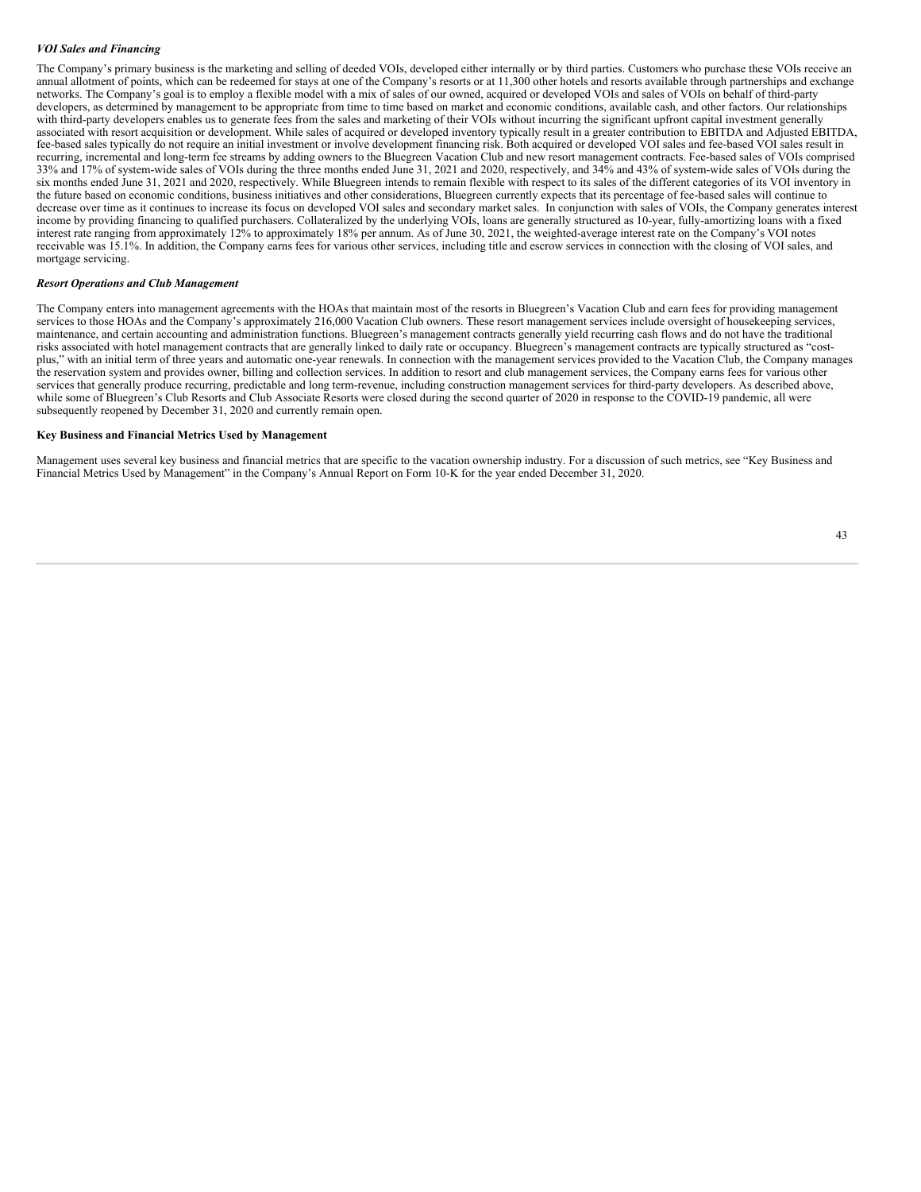***VOI Sales and Financing***

The Company's primary business is the marketing and selling of deeded VOIs, developed either internally or by third parties. Customers who purchase these VOIs receive an annual allotment of points, which can be redeemed for stays at one of the Company's resorts or at 11,300 other hotels and resorts available through partnerships and exchange networks. The Company's goal is to employ a flexible model with a mix of sales of our owned, acquired or developed VOIs and sales of VOIs on behalf of third-party developers, as determined by management to be appropriate from time to time based on market and economic conditions, available cash, and other factors. Our relationships with third-party developers enables us to generate fees from the sales and marketing of their VOIs without incurring the significant upfront capital investment generally associated with resort acquisition or development. While sales of acquired or developed inventory typically result in a greater contribution to EBITDA and Adjusted EBITDA, fee-based sales typically do not require an initial investment or involve development financing risk. Both acquired or developed VOI sales and fee-based VOI sales result in recurring, incremental and long-term fee streams by adding owners to the Bluegreen Vacation Club and new resort management contracts. Fee-based sales of VOIs comprised 33% and 17% of system-wide sales of VOIs during the three months ended June 31, 2021 and 2020, respectively, and 34% and 43% of system-wide sales of VOIs during the six months ended June 31, 2021 and 2020, respectively. While Bluegreen intends to remain flexible with respect to its sales of the different categories of its VOI inventory in the future based on economic conditions, business initiatives and other considerations, Bluegreen currently expects that its percentage of fee-based sales will continue to decrease over time as it continues to increase its focus on developed VOI sales and secondary market sales. In conjunction with sales of VOIs, the Company generates interest income by providing financing to qualified purchasers. Collateralized by the underlying VOIs, loans are generally structured as 10-year, fully-amortizing loans with a fixed interest rate ranging from approximately 12% to approximately 18% per annum. As of June 30, 2021, the weighted-average interest rate on the Company's VOI notes receivable was 15.1%. In addition, the Company earns fees for various other services, including title and escrow services in connection with the closing of VOI sales, and mortgage servicing.

***Resort Operations and Club Management***

The Company enters into management agreements with the HOAs that maintain most of the resorts in Bluegreen's Vacation Club and earn fees for providing management services to those HOAs and the Company's approximately 216,000 Vacation Club owners. These resort management services include oversight of housekeeping services, maintenance, and certain accounting and administration functions. Bluegreen's management contracts generally yield recurring cash flows and do not have the traditional risks associated with hotel management contracts that are generally linked to daily rate or occupancy. Bluegreen's management contracts are typically structured as "cost-plus," with an initial term of three years and automatic one-year renewals. In connection with the management services provided to the Vacation Club, the Company manages the reservation system and provides owner, billing and collection services. In addition to resort and club management services, the Company earns fees for various other services that generally produce recurring, predictable and long term-revenue, including construction management services for third-party developers. As described above, while some of Bluegreen's Club Resorts and Club Associate Resorts were closed during the second quarter of 2020 in response to the COVID-19 pandemic, all were subsequently reopened by December 31, 2020 and currently remain open.

**Key Business and Financial Metrics Used by Management**

Management uses several key business and financial metrics that are specific to the vacation ownership industry. For a discussion of such metrics, see "Key Business and Financial Metrics Used by Management" in the Company's Annual Report on Form 10-K for the year ended December 31, 2020.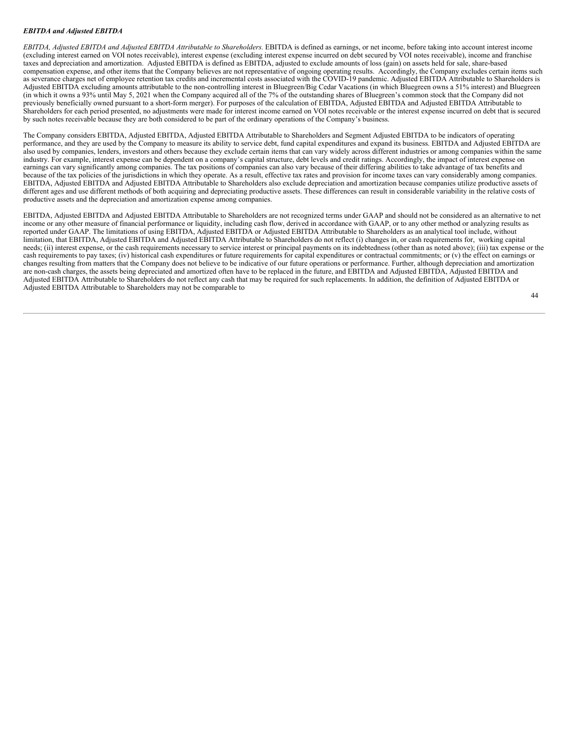***EBITDA and Adjusted EBITDA***

*EBITDA, Adjusted EBITDA and Adjusted EBITDA Attributable to Shareholders.* EBITDA is defined as earnings, or net income, before taking into account interest income (excluding interest earned on VOI notes receivable), interest expense (excluding interest expense incurred on debt secured by VOI notes receivable), income and franchise taxes and depreciation and amortization. Adjusted EBITDA is defined as EBITDA, adjusted to exclude amounts of loss (gain) on assets held for sale, share-based compensation expense, and other items that the Company believes are not representative of ongoing operating results. Accordingly, the Company excludes certain items such as severance charges net of employee retention tax credits and incremental costs associated with the COVID-19 pandemic. Adjusted EBITDA Attributable to Shareholders is Adjusted EBITDA excluding amounts attributable to the non-controlling interest in Bluegreen/Big Cedar Vacations (in which Bluegreen owns a 51% interest) and Bluegreen (in which it owns a 93% until May 5, 2021 when the Company acquired all of the 7% of the outstanding shares of Bluegreen's common stock that the Company did not previously beneficially owned pursuant to a short-form merger). For purposes of the calculation of EBITDA, Adjusted EBITDA and Adjusted EBITDA Attributable to Shareholders for each period presented, no adjustments were made for interest income earned on VOI notes receivable or the interest expense incurred on debt that is secured by such notes receivable because they are both considered to be part of the ordinary operations of the Company's business.

The Company considers EBITDA, Adjusted EBITDA, Adjusted EBITDA Attributable to Shareholders and Segment Adjusted EBITDA to be indicators of operating performance, and they are used by the Company to measure its ability to service debt, fund capital expenditures and expand its business. EBITDA and Adjusted EBITDA are also used by companies, lenders, investors and others because they exclude certain items that can vary widely across different industries or among companies within the same industry. For example, interest expense can be dependent on a company's capital structure, debt levels and credit ratings. Accordingly, the impact of interest expense on earnings can vary significantly among companies. The tax positions of companies can also vary because of their differing abilities to take advantage of tax benefits and because of the tax policies of the jurisdictions in which they operate. As a result, effective tax rates and provision for income taxes can vary considerably among companies. EBITDA, Adjusted EBITDA and Adjusted EBITDA Attributable to Shareholders also exclude depreciation and amortization because companies utilize productive assets of different ages and use different methods of both acquiring and depreciating productive assets. These differences can result in considerable variability in the relative costs of productive assets and the depreciation and amortization expense among companies.

EBITDA, Adjusted EBITDA and Adjusted EBITDA Attributable to Shareholders are not recognized terms under GAAP and should not be considered as an alternative to net income or any other measure of financial performance or liquidity, including cash flow, derived in accordance with GAAP, or to any other method or analyzing results as reported under GAAP. The limitations of using EBITDA, Adjusted EBITDA or Adjusted EBITDA Attributable to Shareholders as an analytical tool include, without limitation, that EBITDA, Adjusted EBITDA and Adjusted EBITDA Attributable to Shareholders do not reflect (i) changes in, or cash requirements for, working capital needs; (ii) interest expense, or the cash requirements necessary to service interest or principal payments on its indebtedness (other than as noted above); (iii) tax expense or the cash requirements to pay taxes; (iv) historical cash expenditures or future requirements for capital expenditures or contractual commitments; or (v) the effect on earnings or changes resulting from matters that the Company does not believe to be indicative of our future operations or performance. Further, although depreciation and amortization are non-cash charges, the assets being depreciated and amortized often have to be replaced in the future, and EBITDA and Adjusted EBITDA, Adjusted EBITDA and Adjusted EBITDA Attributable to Shareholders do not reflect any cash that may be required for such replacements. In addition, the definition of Adjusted EBITDA or Adjusted EBITDA Attributable to Shareholders may not be comparable to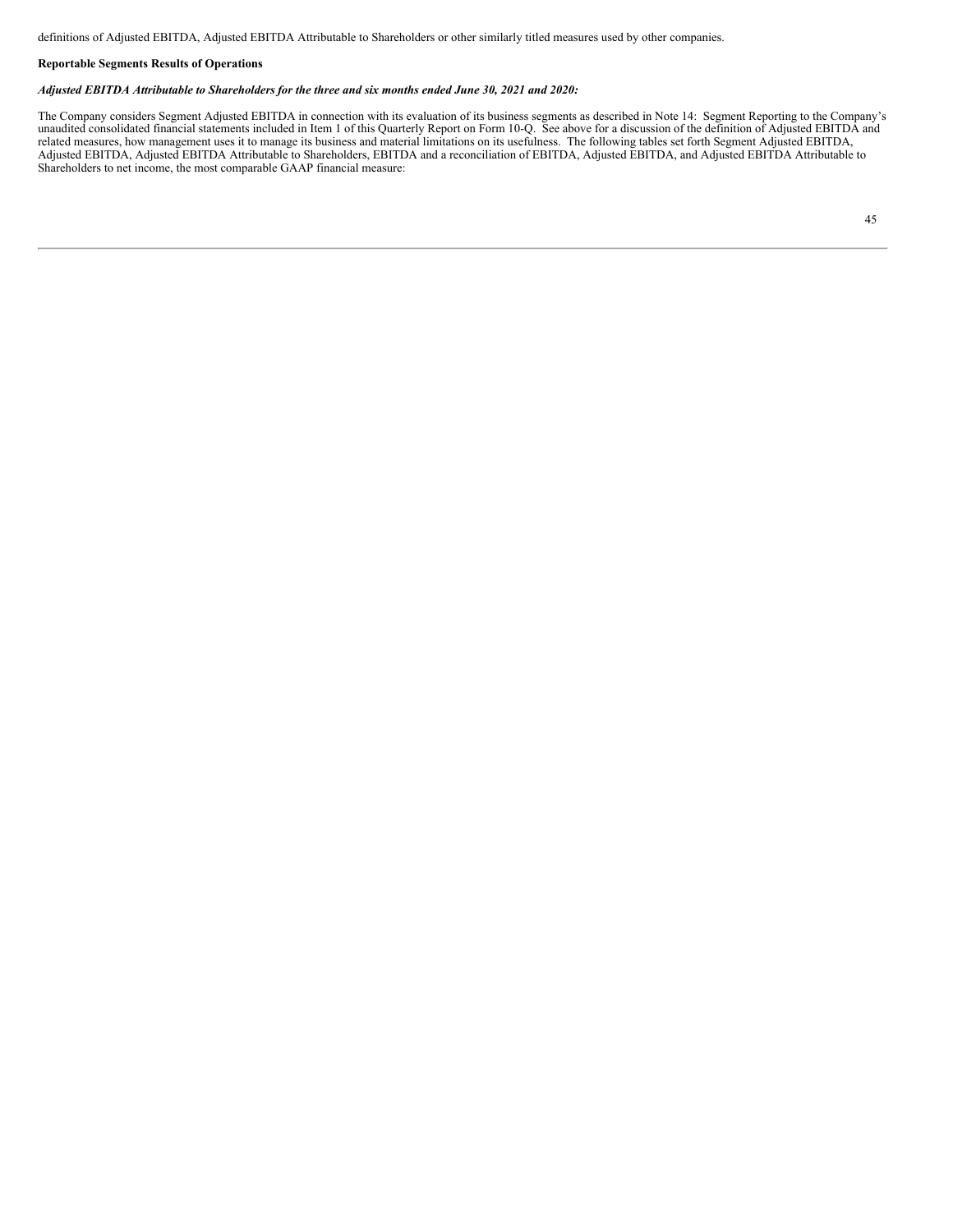definitions of Adjusted EBITDA, Adjusted EBITDA Attributable to Shareholders or other similarly titled measures used by other companies.

**Reportable Segments Results of Operations**

***Adjusted EBITDA Attributable to Shareholders for the three and six months ended June 30, 2021 and 2020:***

The Company considers Segment Adjusted EBITDA in connection with its evaluation of its business segments as described in Note 14: Segment Reporting to the Company's unaudited consolidated financial statements included in Item 1 of this Quarterly Report on Form 10-Q. See above for a discussion of the definition of Adjusted EBITDA and related measures, how management uses it to manage its business and material limitations on its usefulness. The following tables set forth Segment Adjusted EBITDA, Adjusted EBITDA, Adjusted EBITDA Attributable to Shareholders, EBITDA and a reconciliation of EBITDA, Adjusted EBITDA, and Adjusted EBITDA Attributable to Shareholders to net income, the most comparable GAAP financial measure: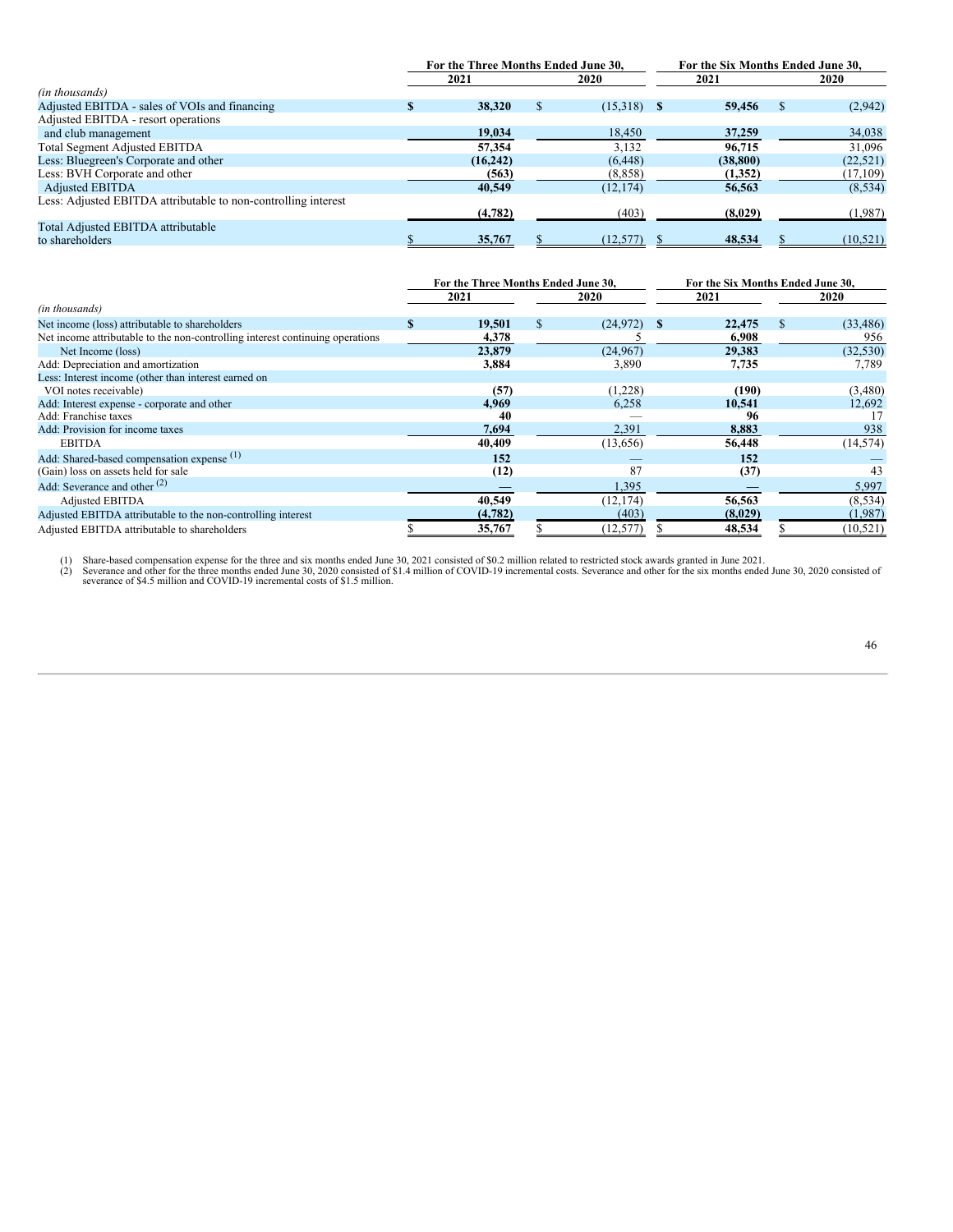| | For the Three Months Ended June 30, | | For the Six Months Ended June 30, | |
|---|---|---|---|---|
| | 2021 | 2020 | 2021 | 2020 |
| *(in thousands)* | | | | |
| Adjusted EBITDA - sales of VOIs and financing | **$ 38,320** | $ (15,318) | **$ 59,456** | $ (2,942) |
| Adjusted EBITDA - resort operations and club management | **19,034** | 18,450 | **37,259** | 34,038 |
| Total Segment Adjusted EBITDA | **57,354** | 3,132 | **96,715** | 31,096 |
| Less: Bluegreen's Corporate and other | **(16,242)** | (6,448) | **(38,800)** | (22,521) |
| Less: BVH Corporate and other | **(563)** | (8,858) | **(1,352)** | (17,109) |
| Adjusted EBITDA | **40,549** | (12,174) | **56,563** | (8,534) |
| Less: Adjusted EBITDA attributable to non-controlling interest | **(4,782)** | (403) | **(8,029)** | (1,987) |
| Total Adjusted EBITDA attributable to shareholders | **$ 35,767** | $ (12,577) | **$ 48,534** | $ (10,521) |

| | For the Three Months Ended June 30, | | For the Six Months Ended June 30, | |
|---|---|---|---|---|
| | 2021 | 2020 | 2021 | 2020 |
| *(in thousands)* | | | | |
| Net income (loss) attributable to shareholders | **$ 19,501** | $ (24,972) | **$ 22,475** | $ (33,486) |
| Net income attributable to the non-controlling interest continuing operations | **4,378** | 5 | **6,908** | 956 |
| Net Income (loss) | **23,879** | (24,967) | **29,383** | (32,530) |
| Add: Depreciation and amortization | **3,884** | 3,890 | **7,735** | 7,789 |
| Less: Interest income (other than interest earned on VOI notes receivable) | **(57)** | (1,228) | **(190)** | (3,480) |
| Add: Interest expense - corporate and other | **4,969** | 6,258 | **10,541** | 12,692 |
| Add: Franchise taxes | **40** | — | **96** | 17 |
| Add: Provision for income taxes | **7,694** | 2,391 | **8,883** | 938 |
| EBITDA | **40,409** | (13,656) | **56,448** | (14,574) |
| Add: Shared-based compensation expense [(1)] | **152** | — | **152** | — |
| (Gain) loss on assets held for sale | **(12)** | 87 | **(37)** | 43 |
| Add: Severance and other [(2)] | **—** | 1,395 | **—** | 5,997 |
| Adjusted EBITDA | **40,549** | (12,174) | **56,563** | (8,534) |
| Adjusted EBITDA attributable to the non-controlling interest | **(4,782)** | (403) | **(8,029)** | (1,987) |
| Adjusted EBITDA attributable to shareholders | **$ 35,767** | $ (12,577) | **$ 48,534** | $ (10,521) |

(1) Share-based compensation expense for the three and six months ended June 30, 2021 consisted of $0.2 million related to restricted stock awards granted in June 2021.
(2) Severance and other for the three months ended June 30, 2020 consisted of $1.4 million of COVID-19 incremental costs. Severance and other for the six months ended June 30, 2020 consisted of severance of $4.5 million and COVID-19 incremental costs of $1.5 million.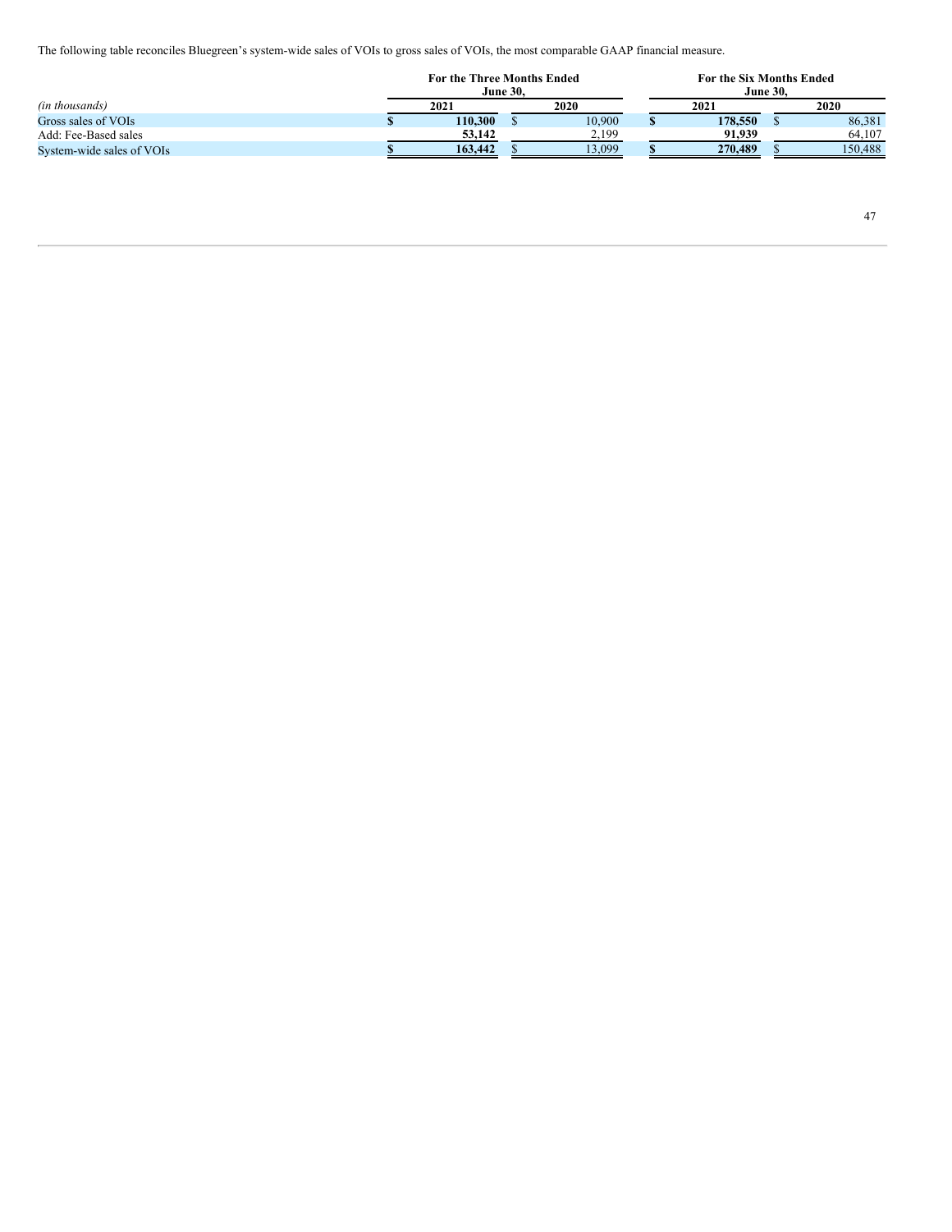The following table reconciles Bluegreen's system-wide sales of VOIs to gross sales of VOIs, the most comparable GAAP financial measure.

| | For the Three Months Ended June 30, | | For the Six Months Ended June 30, | |
|---|---|---|---|---|
| *(in thousands)* | **2021** | 2020 | **2021** | 2020 |
| Gross sales of VOIs | **$ 110,300** | $ 10,900 | **$ 178,550** | $ 86,381 |
| Add: Fee-Based sales | **53,142** | 2,199 | **91,939** | 64,107 |
| System-wide sales of VOIs | **$ 163,442** | $ 13,099 | **$ 270,489** | $ 150,488 |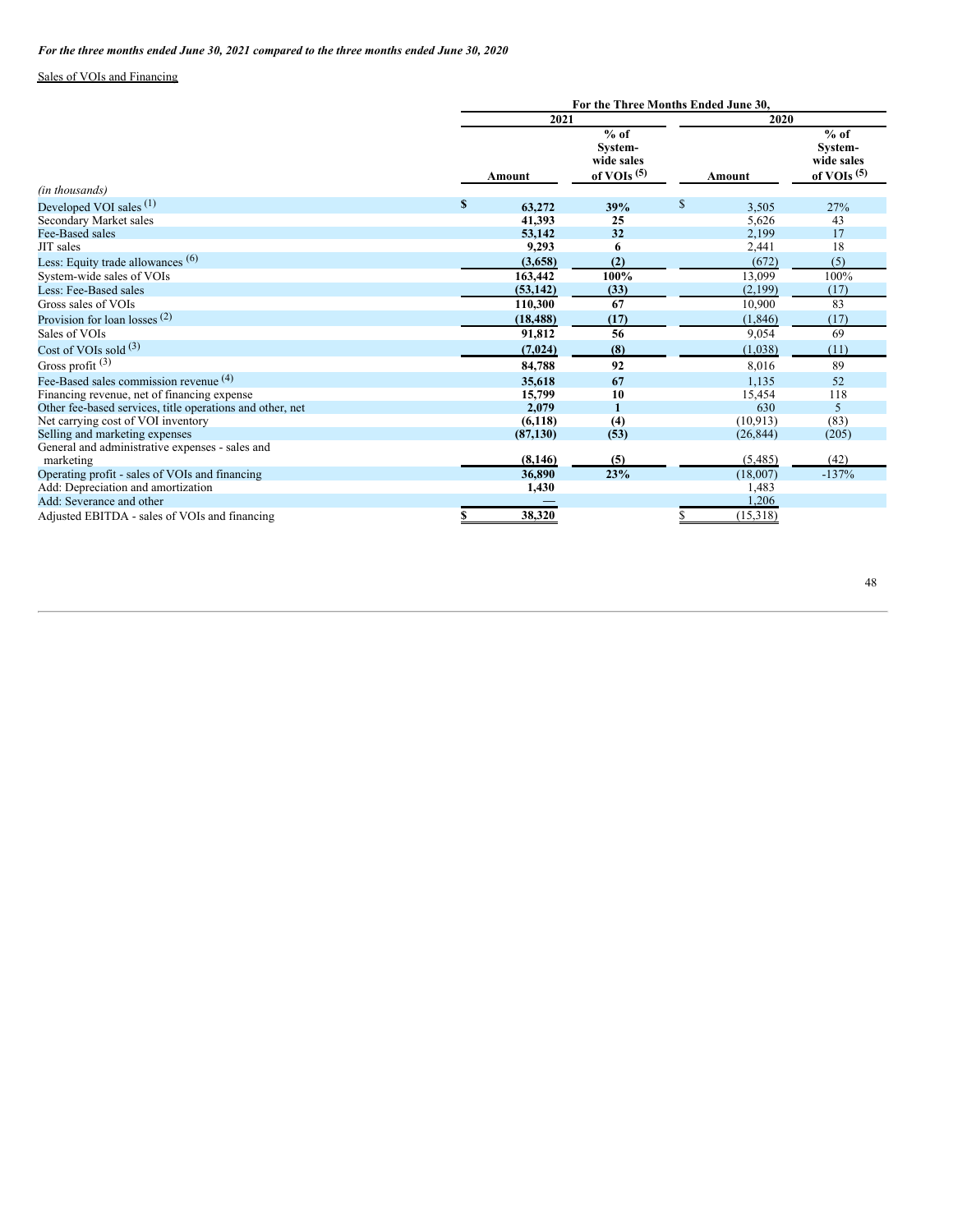*For the three months ended June 30, 2021 compared to the three months ended June 30, 2020*

Sales of VOIs and Financing

| | For the Three Months Ended June 30, | | | |
|---|---|---|---|---|
| | 2021 | | 2020 | |
| *(in thousands)* | Amount | % of System-wide sales of VOIs (5) | Amount | % of System-wide sales of VOIs (5) |
| Developed VOI sales (1) | **$ 63,272** | **39%** | $ 3,505 | 27% |
| Secondary Market sales | **41,393** | **25** | 5,626 | 43 |
| Fee-Based sales | **53,142** | **32** | 2,199 | 17 |
| JIT sales | **9,293** | **6** | 2,441 | 18 |
| Less: Equity trade allowances (6) | **(3,658)** | **(2)** | (672) | (5) |
| System-wide sales of VOIs | **163,442** | **100%** | 13,099 | 100% |
| Less: Fee-Based sales | **(53,142)** | **(33)** | (2,199) | (17) |
| Gross sales of VOIs | **110,300** | **67** | 10,900 | 83 |
| Provision for loan losses (2) | **(18,488)** | **(17)** | (1,846) | (17) |
| Sales of VOIs | **91,812** | **56** | 9,054 | 69 |
| Cost of VOIs sold (3) | **(7,024)** | **(8)** | (1,038) | (11) |
| Gross profit (3) | **84,788** | **92** | 8,016 | 89 |
| Fee-Based sales commission revenue (4) | **35,618** | **67** | 1,135 | 52 |
| Financing revenue, net of financing expense | **15,799** | **10** | 15,454 | 118 |
| Other fee-based services, title operations and other, net | **2,079** | **1** | 630 | 5 |
| Net carrying cost of VOI inventory | **(6,118)** | **(4)** | (10,913) | (83) |
| Selling and marketing expenses | **(87,130)** | **(53)** | (26,844) | (205) |
| General and administrative expenses - sales and marketing | **(8,146)** | **(5)** | (5,485) | (42) |
| Operating profit - sales of VOIs and financing | **36,890** | **23%** | (18,007) | -137% |
| Add: Depreciation and amortization | **1,430** | | 1,483 | |
| Add: Severance and other | **—** | | 1,206 | |
| Adjusted EBITDA - sales of VOIs and financing | **$ 38,320** | | $ (15,318) | |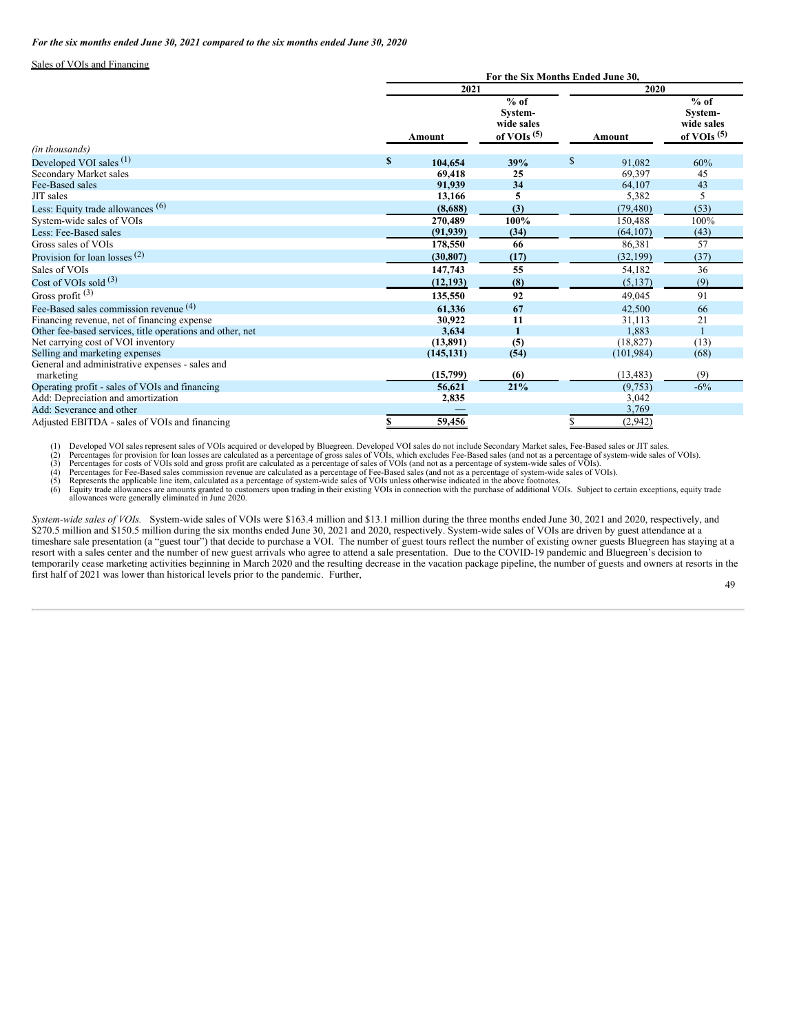*For the six months ended June 30, 2021 compared to the six months ended June 30, 2020*

Sales of VOIs and Financing

| | For the Six Months Ended June 30, | | | |
|---|---|---|---|---|
| | 2021 | | 2020 | |
| *(in thousands)* | Amount | % of System-wide sales of VOIs (5) | Amount | % of System-wide sales of VOIs (5) |
| Developed VOI sales (1) | **$ 104,654** | **39%** | $ 91,082 | 60% |
| Secondary Market sales | **69,418** | **25** | 69,397 | 45 |
| Fee-Based sales | **91,939** | **34** | 64,107 | 43 |
| JIT sales | **13,166** | **5** | 5,382 | 5 |
| Less: Equity trade allowances (6) | **(8,688)** | **(3)** | (79,480) | (53) |
| System-wide sales of VOIs | **270,489** | **100%** | 150,488 | 100% |
| Less: Fee-Based sales | **(91,939)** | **(34)** | (64,107) | (43) |
| Gross sales of VOIs | **178,550** | **66** | 86,381 | 57 |
| Provision for loan losses (2) | **(30,807)** | **(17)** | (32,199) | (37) |
| Sales of VOIs | **147,743** | **55** | 54,182 | 36 |
| Cost of VOIs sold (3) | **(12,193)** | **(8)** | (5,137) | (9) |
| Gross profit (3) | **135,550** | **92** | 49,045 | 91 |
| Fee-Based sales commission revenue (4) | **61,336** | **67** | 42,500 | 66 |
| Financing revenue, net of financing expense | **30,922** | **11** | 31,113 | 21 |
| Other fee-based services, title operations and other, net | **3,634** | **1** | 1,883 | 1 |
| Net carrying cost of VOI inventory | **(13,891)** | **(5)** | (18,827) | (13) |
| Selling and marketing expenses | **(145,131)** | **(54)** | (101,984) | (68) |
| General and administrative expenses - sales and marketing | **(15,799)** | **(6)** | (13,483) | (9) |
| Operating profit - sales of VOIs and financing | **56,621** | **21%** | (9,753) | -6% |
| Add: Depreciation and amortization | **2,835** | | 3,042 | |
| Add: Severance and other | **—** | | 3,769 | |
| Adjusted EBITDA - sales of VOIs and financing | **$ 59,456** | | $ (2,942) | |

(1) Developed VOI sales represent sales of VOIs acquired or developed by Bluegreen. Developed VOI sales do not include Secondary Market sales, Fee-Based sales or JIT sales.
(2) Percentages for provision for loan losses are calculated as a percentage of gross sales of VOIs, which excludes Fee-Based sales (and not as a percentage of system-wide sales of VOIs).
(3) Percentages for costs of VOIs sold and gross profit are calculated as a percentage of sales of VOIs (and not as a percentage of system-wide sales of VOIs).
(4) Percentages for Fee-Based sales commission revenue are calculated as a percentage of Fee-Based sales (and not as a percentage of system-wide sales of VOIs).
(5) Represents the applicable line item, calculated as a percentage of system-wide sales of VOIs unless otherwise indicated in the above footnotes.
(6) Equity trade allowances are amounts granted to customers upon trading in their existing VOIs in connection with the purchase of additional VOIs. Subject to certain exceptions, equity trade allowances were generally eliminated in June 2020.

*System-wide sales of VOIs.* System-wide sales of VOIs were $163.4 million and $13.1 million during the three months ended June 30, 2021 and 2020, respectively, and $270.5 million and $150.5 million during the six months ended June 30, 2021 and 2020, respectively. System-wide sales of VOIs are driven by guest attendance at a timeshare sale presentation (a "guest tour") that decide to purchase a VOI. The number of guest tours reflect the number of existing owner guests Bluegreen has staying at a resort with a sales center and the number of new guest arrivals who agree to attend a sale presentation. Due to the COVID-19 pandemic and Bluegreen's decision to temporarily cease marketing activities beginning in March 2020 and the resulting decrease in the vacation package pipeline, the number of guests and owners at resorts in the first half of 2021 was lower than historical levels prior to the pandemic. Further,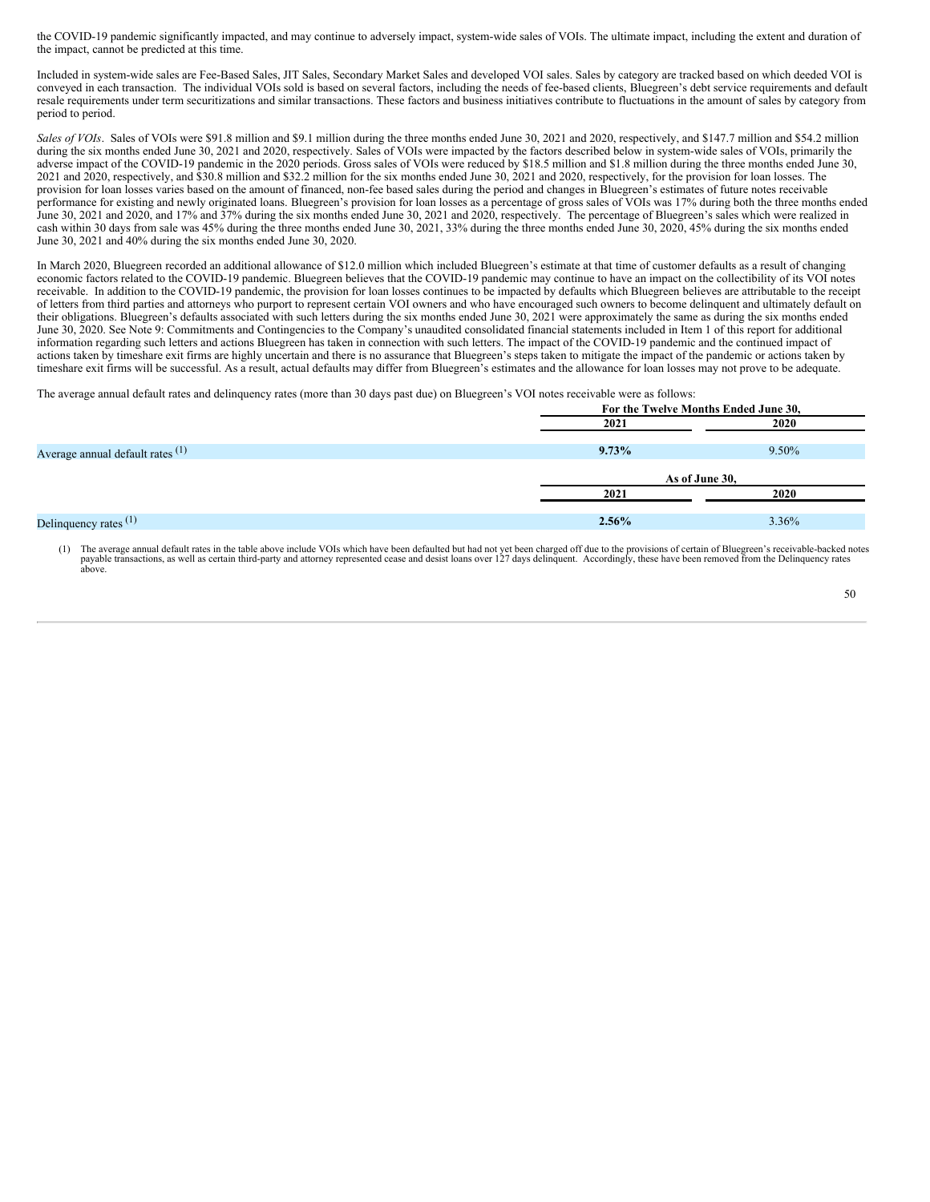the COVID-19 pandemic significantly impacted, and may continue to adversely impact, system-wide sales of VOIs. The ultimate impact, including the extent and duration of the impact, cannot be predicted at this time.

Included in system-wide sales are Fee-Based Sales, JIT Sales, Secondary Market Sales and developed VOI sales. Sales by category are tracked based on which deeded VOI is conveyed in each transaction. The individual VOIs sold is based on several factors, including the needs of fee-based clients, Bluegreen's debt service requirements and default resale requirements under term securitizations and similar transactions. These factors and business initiatives contribute to fluctuations in the amount of sales by category from period to period.

*Sales of VOIs*. Sales of VOIs were $91.8 million and $9.1 million during the three months ended June 30, 2021 and 2020, respectively, and $147.7 million and $54.2 million during the six months ended June 30, 2021 and 2020, respectively. Sales of VOIs were impacted by the factors described below in system-wide sales of VOIs, primarily the adverse impact of the COVID-19 pandemic in the 2020 periods. Gross sales of VOIs were reduced by $18.5 million and $1.8 million during the three months ended June 30, 2021 and 2020, respectively, and $30.8 million and $32.2 million for the six months ended June 30, 2021 and 2020, respectively, for the provision for loan losses. The provision for loan losses varies based on the amount of financed, non-fee based sales during the period and changes in Bluegreen's estimates of future notes receivable performance for existing and newly originated loans. Bluegreen's provision for loan losses as a percentage of gross sales of VOIs was 17% during both the three months ended June 30, 2021 and 2020, and 17% and 37% during the six months ended June 30, 2021 and 2020, respectively. The percentage of Bluegreen's sales which were realized in cash within 30 days from sale was 45% during the three months ended June 30, 2021, 33% during the three months ended June 30, 2020, 45% during the six months ended June 30, 2021 and 40% during the six months ended June 30, 2020.

In March 2020, Bluegreen recorded an additional allowance of $12.0 million which included Bluegreen's estimate at that time of customer defaults as a result of changing economic factors related to the COVID-19 pandemic. Bluegreen believes that the COVID-19 pandemic may continue to have an impact on the collectibility of its VOI notes receivable. In addition to the COVID-19 pandemic, the provision for loan losses continues to be impacted by defaults which Bluegreen believes are attributable to the receipt of letters from third parties and attorneys who purport to represent certain VOI owners and who have encouraged such owners to become delinquent and ultimately default on their obligations. Bluegreen's defaults associated with such letters during the six months ended June 30, 2021 were approximately the same as during the six months ended June 30, 2020. See Note 9: Commitments and Contingencies to the Company's unaudited consolidated financial statements included in Item 1 of this report for additional information regarding such letters and actions Bluegreen has taken in connection with such letters. The impact of the COVID-19 pandemic and the continued impact of actions taken by timeshare exit firms are highly uncertain and there is no assurance that Bluegreen's steps taken to mitigate the impact of the pandemic or actions taken by timeshare exit firms will be successful. As a result, actual defaults may differ from Bluegreen's estimates and the allowance for loan losses may not prove to be adequate.

The average annual default rates and delinquency rates (more than 30 days past due) on Bluegreen's VOI notes receivable were as follows:

| | For the Twelve Months Ended June 30, | |
|---|---|---|
| | 2021 | 2020 |
| Average annual default rates [(1)] | **9.73%** | 9.50% |
| | **As of June 30,** | |
| | 2021 | 2020 |
| Delinquency rates [(1)] | **2.56%** | 3.36% |

(1) The average annual default rates in the table above include VOIs which have been defaulted but had not yet been charged off due to the provisions of certain of Bluegreen's receivable-backed notes payable transactions, as well as certain third-party and attorney represented cease and desist loans over 127 days delinquent. Accordingly, these have been removed from the Delinquency rates above.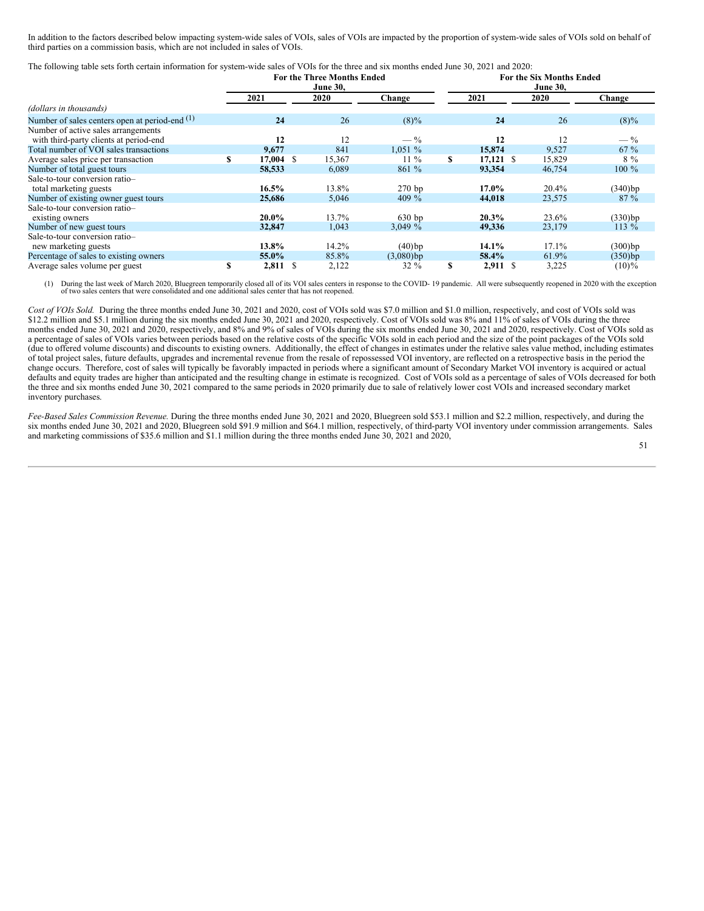In addition to the factors described below impacting system-wide sales of VOIs, sales of VOIs are impacted by the proportion of system-wide sales of VOIs sold on behalf of third parties on a commission basis, which are not included in sales of VOIs.

The following table sets forth certain information for system-wide sales of VOIs for the three and six months ended June 30, 2021 and 2020:

| | For the Three Months Ended June 30, | | | For the Six Months Ended June 30, | | |
|---|---|---|---|---|---|---|
| | **2021** | **2020** | **Change** | **2021** | **2020** | **Change** |
| *(dollars in thousands)* | | | | | | |
| Number of sales centers open at period-end [(1)] | **24** | 26 | (8)% | **24** | 26 | (8)% |
| Number of active sales arrangements with third-party clients at period-end | **12** | 12 | — % | **12** | 12 | — % |
| Total number of VOI sales transactions | **9,677** | 841 | 1,051 % | **15,874** | 9,527 | 67 % |
| Average sales price per transaction | **$ 17,004** | $ 15,367 | 11 % | **$ 17,121** | $ 15,829 | 8 % |
| Number of total guest tours | **58,533** | 6,089 | 861 % | **93,354** | 46,754 | 100 % |
| Sale-to-tour conversion ratio– total marketing guests | **16.5%** | 13.8% | 270 bp | **17.0%** | 20.4% | (340)bp |
| Number of existing owner guest tours | **25,686** | 5,046 | 409 % | **44,018** | 23,575 | 87 % |
| Sale-to-tour conversion ratio– existing owners | **20.0%** | 13.7% | 630 bp | **20.3%** | 23.6% | (330)bp |
| Number of new guest tours | **32,847** | 1,043 | 3,049 % | **49,336** | 23,179 | 113 % |
| Sale-to-tour conversion ratio– new marketing guests | **13.8%** | 14.2% | (40)bp | **14.1%** | 17.1% | (300)bp |
| Percentage of sales to existing owners | **55.0%** | 85.8% | (3,080)bp | **58.4%** | 61.9% | (350)bp |
| Average sales volume per guest | **$ 2,811** | $ 2,122 | 32 % | **$ 2,911** | $ 3,225 | (10)% |

(1) During the last week of March 2020, Bluegreen temporarily closed all of its VOI sales centers in response to the COVID- 19 pandemic. All were subsequently reopened in 2020 with the exception of two sales centers that were consolidated and one additional sales center that has not reopened.

*Cost of VOIs Sold.* During the three months ended June 30, 2021 and 2020, cost of VOIs sold was $7.0 million and $1.0 million, respectively, and cost of VOIs sold was $12.2 million and $5.1 million during the six months ended June 30, 2021 and 2020, respectively. Cost of VOIs sold was 8% and 11% of sales of VOIs during the three months ended June 30, 2021 and 2020, respectively, and 8% and 9% of sales of VOIs during the six months ended June 30, 2021 and 2020, respectively. Cost of VOIs sold as a percentage of sales of VOIs varies between periods based on the relative costs of the specific VOIs sold in each period and the size of the point packages of the VOIs sold (due to offered volume discounts) and discounts to existing owners. Additionally, the effect of changes in estimates under the relative sales value method, including estimates of total project sales, future defaults, upgrades and incremental revenue from the resale of repossessed VOI inventory, are reflected on a retrospective basis in the period the change occurs. Therefore, cost of sales will typically be favorably impacted in periods where a significant amount of Secondary Market VOI inventory is acquired or actual defaults and equity trades are higher than anticipated and the resulting change in estimate is recognized. Cost of VOIs sold as a percentage of sales of VOIs decreased for both the three and six months ended June 30, 2021 compared to the same periods in 2020 primarily due to sale of relatively lower cost VOIs and increased secondary market inventory purchases.

*Fee-Based Sales Commission Revenue.* During the three months ended June 30, 2021 and 2020, Bluegreen sold $53.1 million and $2.2 million, respectively, and during the six months ended June 30, 2021 and 2020, Bluegreen sold $91.9 million and $64.1 million, respectively, of third-party VOI inventory under commission arrangements. Sales and marketing commissions of $35.6 million and $1.1 million during the three months ended June 30, 2021 and 2020,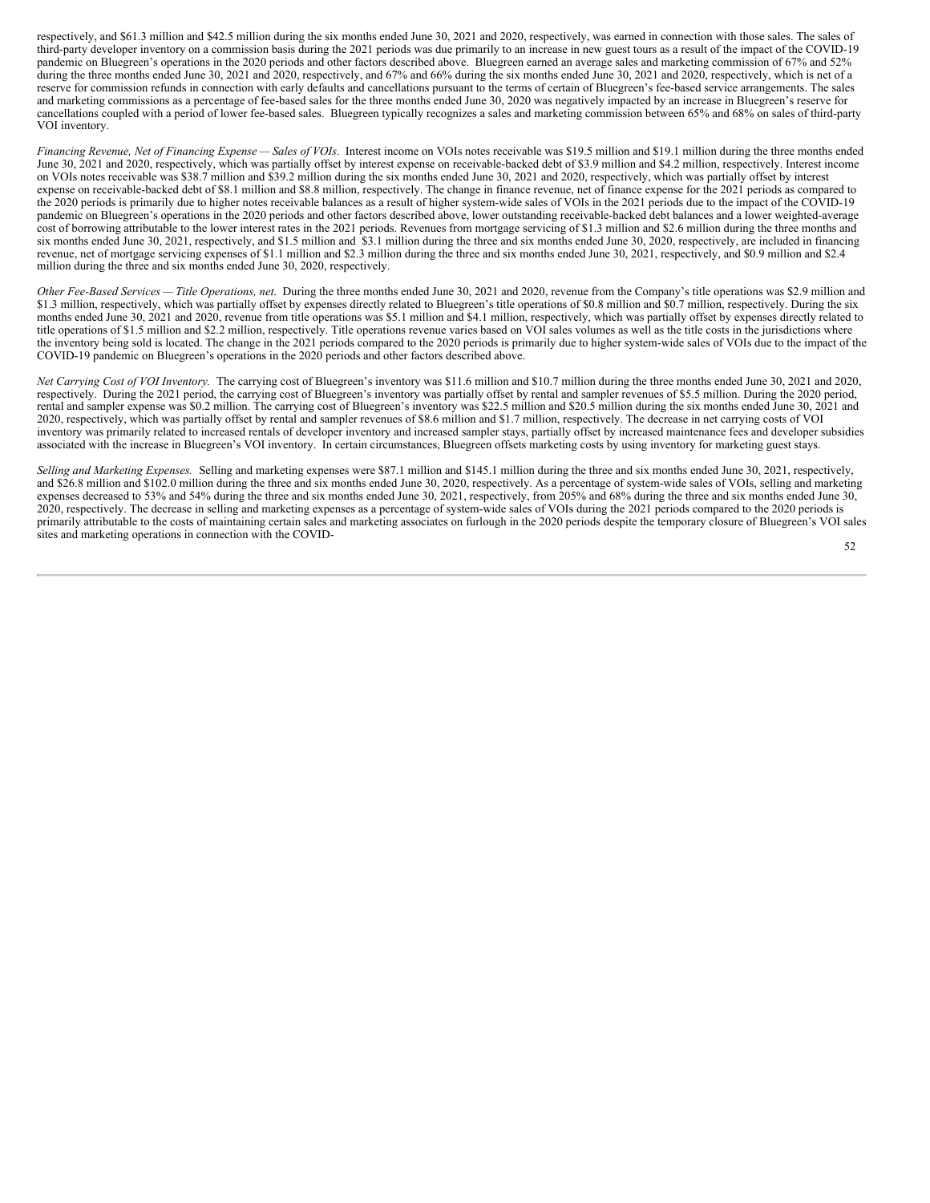respectively, and $61.3 million and $42.5 million during the six months ended June 30, 2021 and 2020, respectively, was earned in connection with those sales. The sales of third-party developer inventory on a commission basis during the 2021 periods was due primarily to an increase in new guest tours as a result of the impact of the COVID-19 pandemic on Bluegreen's operations in the 2020 periods and other factors described above. Bluegreen earned an average sales and marketing commission of 67% and 52% during the three months ended June 30, 2021 and 2020, respectively, and 67% and 66% during the six months ended June 30, 2021 and 2020, respectively, which is net of a reserve for commission refunds in connection with early defaults and cancellations pursuant to the terms of certain of Bluegreen's fee-based service arrangements. The sales and marketing commissions as a percentage of fee-based sales for the three months ended June 30, 2020 was negatively impacted by an increase in Bluegreen's reserve for cancellations coupled with a period of lower fee-based sales. Bluegreen typically recognizes a sales and marketing commission between 65% and 68% on sales of third-party VOI inventory.

*Financing Revenue, Net of Financing Expense — Sales of VOIs*. Interest income on VOIs notes receivable was $19.5 million and $19.1 million during the three months ended June 30, 2021 and 2020, respectively, which was partially offset by interest expense on receivable-backed debt of $3.9 million and $4.2 million, respectively. Interest income on VOIs notes receivable was $38.7 million and $39.2 million during the six months ended June 30, 2021 and 2020, respectively, which was partially offset by interest expense on receivable-backed debt of $8.1 million and $8.8 million, respectively. The change in finance revenue, net of finance expense for the 2021 periods as compared to the 2020 periods is primarily due to higher notes receivable balances as a result of higher system-wide sales of VOIs in the 2021 periods due to the impact of the COVID-19 pandemic on Bluegreen's operations in the 2020 periods and other factors described above, lower outstanding receivable-backed debt balances and a lower weighted-average cost of borrowing attributable to the lower interest rates in the 2021 periods. Revenues from mortgage servicing of $1.3 million and $2.6 million during the three months and six months ended June 30, 2021, respectively, and $1.5 million and $3.1 million during the three and six months ended June 30, 2020, respectively, are included in financing revenue, net of mortgage servicing expenses of $1.1 million and $2.3 million during the three and six months ended June 30, 2021, respectively, and $0.9 million and $2.4 million during the three and six months ended June 30, 2020, respectively.

*Other Fee-Based Services — Title Operations, net.* During the three months ended June 30, 2021 and 2020, revenue from the Company's title operations was $2.9 million and $1.3 million, respectively, which was partially offset by expenses directly related to Bluegreen's title operations of $0.8 million and $0.7 million, respectively. During the six months ended June 30, 2021 and 2020, revenue from title operations was $5.1 million and $4.1 million, respectively, which was partially offset by expenses directly related to title operations of $1.5 million and $2.2 million, respectively. Title operations revenue varies based on VOI sales volumes as well as the title costs in the jurisdictions where the inventory being sold is located. The change in the 2021 periods compared to the 2020 periods is primarily due to higher system-wide sales of VOIs due to the impact of the COVID-19 pandemic on Bluegreen's operations in the 2020 periods and other factors described above.

*Net Carrying Cost of VOI Inventory.* The carrying cost of Bluegreen's inventory was $11.6 million and $10.7 million during the three months ended June 30, 2021 and 2020, respectively. During the 2021 period, the carrying cost of Bluegreen's inventory was partially offset by rental and sampler revenues of $5.5 million. During the 2020 period, rental and sampler expense was $0.2 million. The carrying cost of Bluegreen's inventory was $22.5 million and $20.5 million during the six months ended June 30, 2021 and 2020, respectively, which was partially offset by rental and sampler revenues of $8.6 million and $1.7 million, respectively. The decrease in net carrying costs of VOI inventory was primarily related to increased rentals of developer inventory and increased sampler stays, partially offset by increased maintenance fees and developer subsidies associated with the increase in Bluegreen's VOI inventory. In certain circumstances, Bluegreen offsets marketing costs by using inventory for marketing guest stays.

*Selling and Marketing Expenses.* Selling and marketing expenses were $87.1 million and $145.1 million during the three and six months ended June 30, 2021, respectively, and $26.8 million and $102.0 million during the three and six months ended June 30, 2020, respectively. As a percentage of system-wide sales of VOIs, selling and marketing expenses decreased to 53% and 54% during the three and six months ended June 30, 2021, respectively, from 205% and 68% during the three and six months ended June 30, 2020, respectively. The decrease in selling and marketing expenses as a percentage of system-wide sales of VOIs during the 2021 periods compared to the 2020 periods is primarily attributable to the costs of maintaining certain sales and marketing associates on furlough in the 2020 periods despite the temporary closure of Bluegreen's VOI sales sites and marketing operations in connection with the COVID-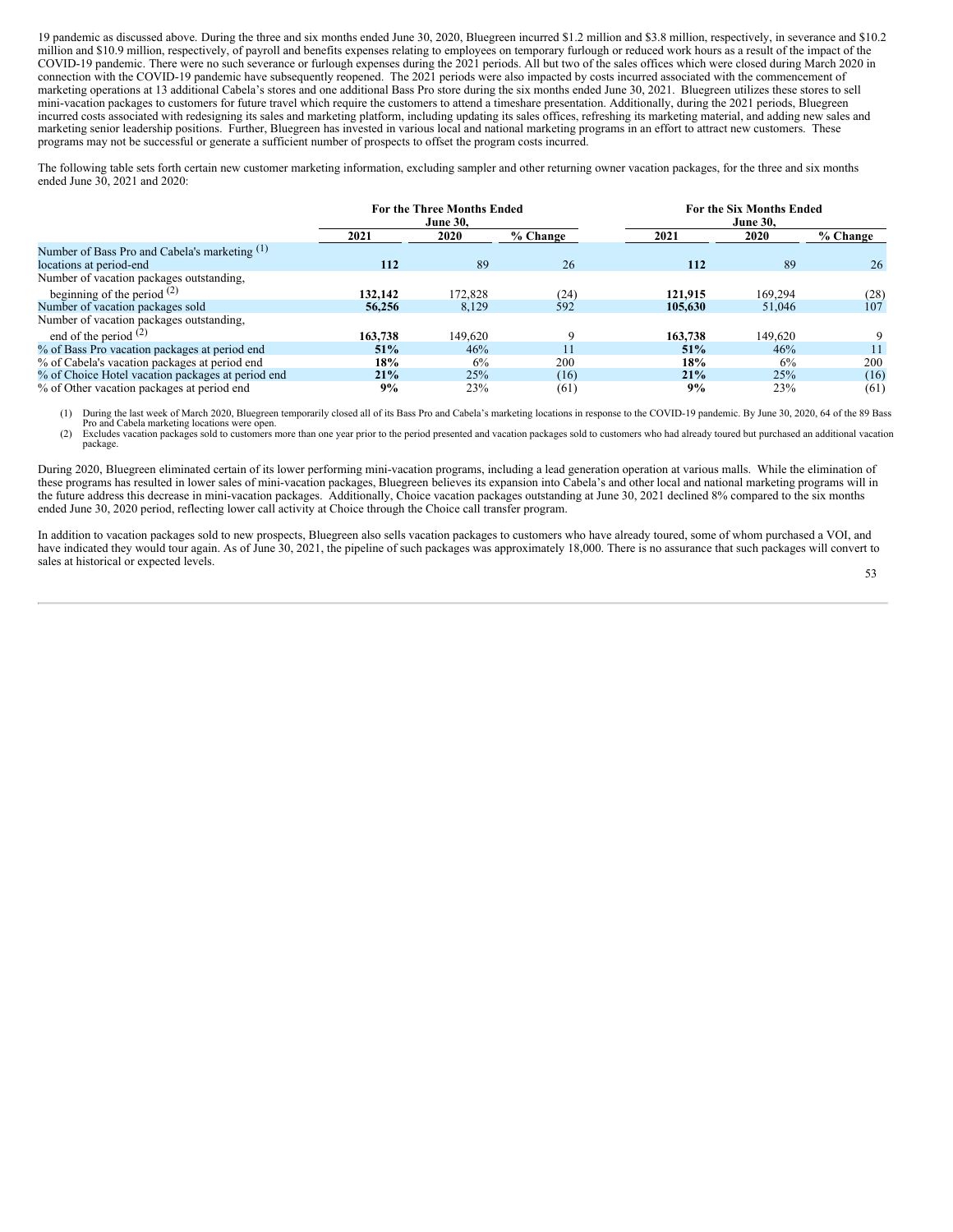19 pandemic as discussed above. During the three and six months ended June 30, 2020, Bluegreen incurred $1.2 million and $3.8 million, respectively, in severance and $10.2 million and $10.9 million, respectively, of payroll and benefits expenses relating to employees on temporary furlough or reduced work hours as a result of the impact of the COVID-19 pandemic. There were no such severance or furlough expenses during the 2021 periods. All but two of the sales offices which were closed during March 2020 in connection with the COVID-19 pandemic have subsequently reopened. The 2021 periods were also impacted by costs incurred associated with the commencement of marketing operations at 13 additional Cabela's stores and one additional Bass Pro store during the six months ended June 30, 2021. Bluegreen utilizes these stores to sell mini-vacation packages to customers for future travel which require the customers to attend a timeshare presentation. Additionally, during the 2021 periods, Bluegreen incurred costs associated with redesigning its sales and marketing platform, including updating its sales offices, refreshing its marketing material, and adding new sales and marketing senior leadership positions. Further, Bluegreen has invested in various local and national marketing programs in an effort to attract new customers. These programs may not be successful or generate a sufficient number of prospects to offset the program costs incurred.

The following table sets forth certain new customer marketing information, excluding sampler and other returning owner vacation packages, for the three and six months ended June 30, 2021 and 2020:

| | For the Three Months Ended June 30, | | | For the Six Months Ended June 30, | | |
|---|---|---|---|---|---|---|
| | 2021 | 2020 | % Change | 2021 | 2020 | % Change |
| Number of Bass Pro and Cabela's marketing [(1)] locations at period-end | **112** | 89 | 26 | **112** | 89 | 26 |
| Number of vacation packages outstanding, beginning of the period [(2)] | **132,142** | 172,828 | (24) | **121,915** | 169,294 | (28) |
| Number of vacation packages sold | **56,256** | 8,129 | 592 | **105,630** | 51,046 | 107 |
| Number of vacation packages outstanding, end of the period [(2)] | **163,738** | 149,620 | 9 | **163,738** | 149,620 | 9 |
| % of Bass Pro vacation packages at period end | **51%** | 46% | 11 | **51%** | 46% | 11 |
| % of Cabela's vacation packages at period end | **18%** | 6% | 200 | **18%** | 6% | 200 |
| % of Choice Hotel vacation packages at period end | **21%** | 25% | (16) | **21%** | 25% | (16) |
| % of Other vacation packages at period end | **9%** | 23% | (61) | **9%** | 23% | (61) |

(1) During the last week of March 2020, Bluegreen temporarily closed all of its Bass Pro and Cabela's marketing locations in response to the COVID-19 pandemic. By June 30, 2020, 64 of the 89 Bass Pro and Cabela marketing locations were open.

(2) Excludes vacation packages sold to customers more than one year prior to the period presented and vacation packages sold to customers who had already toured but purchased an additional vacation package.

During 2020, Bluegreen eliminated certain of its lower performing mini-vacation programs, including a lead generation operation at various malls. While the elimination of these programs has resulted in lower sales of mini-vacation packages, Bluegreen believes its expansion into Cabela's and other local and national marketing programs will in the future address this decrease in mini-vacation packages. Additionally, Choice vacation packages outstanding at June 30, 2021 declined 8% compared to the six months ended June 30, 2020 period, reflecting lower call activity at Choice through the Choice call transfer program.

In addition to vacation packages sold to new prospects, Bluegreen also sells vacation packages to customers who have already toured, some of whom purchased a VOI, and have indicated they would tour again. As of June 30, 2021, the pipeline of such packages was approximately 18,000. There is no assurance that such packages will convert to sales at historical or expected levels.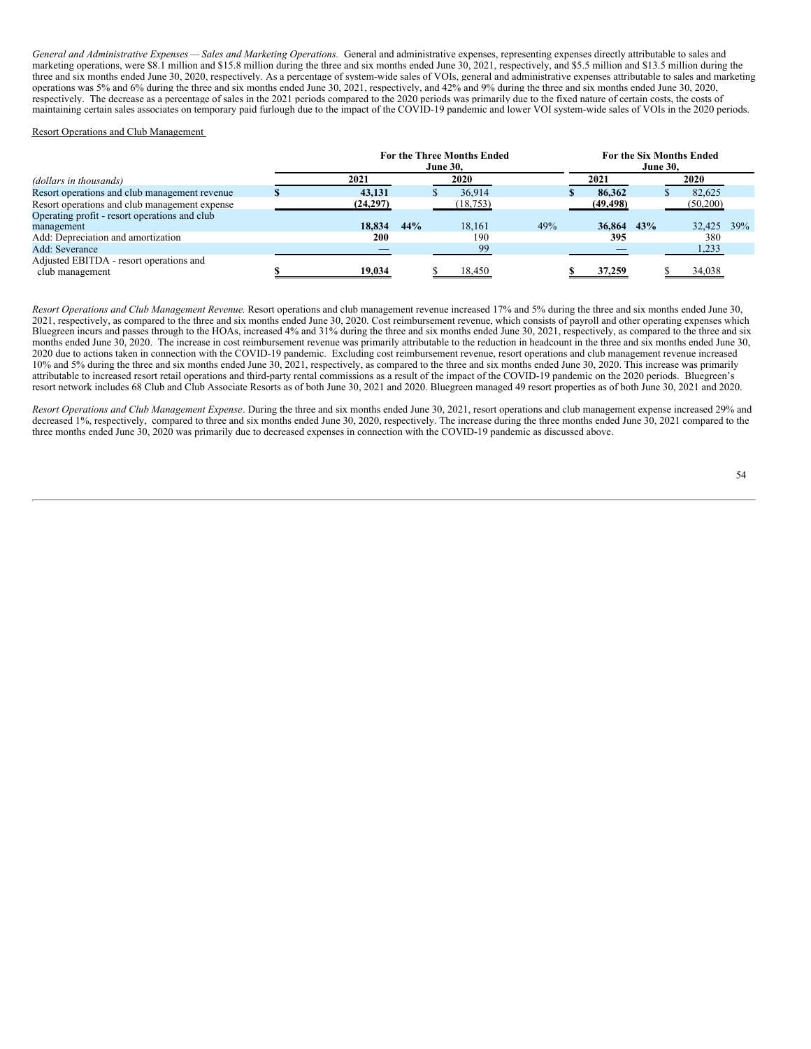*General and Administrative Expenses — Sales and Marketing Operations.* General and administrative expenses, representing expenses directly attributable to sales and marketing operations, were $8.1 million and $15.8 million during the three and six months ended June 30, 2021, respectively, and $5.5 million and $13.5 million during the three and six months ended June 30, 2020, respectively. As a percentage of system-wide sales of VOIs, general and administrative expenses attributable to sales and marketing operations was 5% and 6% during the three and six months ended June 30, 2021, respectively, and 42% and 9% during the three and six months ended June 30, 2020, respectively. The decrease as a percentage of sales in the 2021 periods compared to the 2020 periods was primarily due to the fixed nature of certain costs, the costs of maintaining certain sales associates on temporary paid furlough due to the impact of the COVID-19 pandemic and lower VOI system-wide sales of VOIs in the 2020 periods.

Resort Operations and Club Management

| *(dollars in thousands)* | For the Three Months Ended June 30, | | | | For the Six Months Ended June 30, | | | |
|---|---|---|---|---|---|---|---|---|
| | **2021** | | 2020 | | **2021** | | 2020 | |
| Resort operations and club management revenue | **$ 43,131** | | $ 36,914 | | **$ 86,362** | | $ 82,625 | |
| Resort operations and club management expense | **(24,297)** | | (18,753) | | **(49,498)** | | (50,200) | |
| Operating profit - resort operations and club management | **18,834** | **44%** | 18,161 | 49% | **36,864** | **43%** | 32,425 | 39% |
| Add: Depreciation and amortization | **200** | | 190 | | **395** | | 380 | |
| Add: Severance | **—** | | 99 | | **—** | | 1,233 | |
| Adjusted EBITDA - resort operations and club management | **$ 19,034** | | $ 18,450 | | **$ 37,259** | | $ 34,038 | |

*Resort Operations and Club Management Revenue.* Resort operations and club management revenue increased 17% and 5% during the three and six months ended June 30, 2021, respectively, as compared to the three and six months ended June 30, 2020. Cost reimbursement revenue, which consists of payroll and other operating expenses which Bluegreen incurs and passes through to the HOAs, increased 4% and 31% during the three and six months ended June 30, 2021, respectively, as compared to the three and six months ended June 30, 2020. The increase in cost reimbursement revenue was primarily attributable to the reduction in headcount in the three and six months ended June 30, 2020 due to actions taken in connection with the COVID-19 pandemic. Excluding cost reimbursement revenue, resort operations and club management revenue increased 10% and 5% during the three and six months ended June 30, 2021, respectively, as compared to the three and six months ended June 30, 2020. This increase was primarily attributable to increased resort retail operations and third-party rental commissions as a result of the impact of the COVID-19 pandemic on the 2020 periods. Bluegreen's resort network includes 68 Club and Club Associate Resorts as of both June 30, 2021 and 2020. Bluegreen managed 49 resort properties as of both June 30, 2021 and 2020.

*Resort Operations and Club Management Expense*. During the three and six months ended June 30, 2021, resort operations and club management expense increased 29% and decreased 1%, respectively, compared to three and six months ended June 30, 2020, respectively. The increase during the three months ended June 30, 2021 compared to the three months ended June 30, 2020 was primarily due to decreased expenses in connection with the COVID-19 pandemic as discussed above.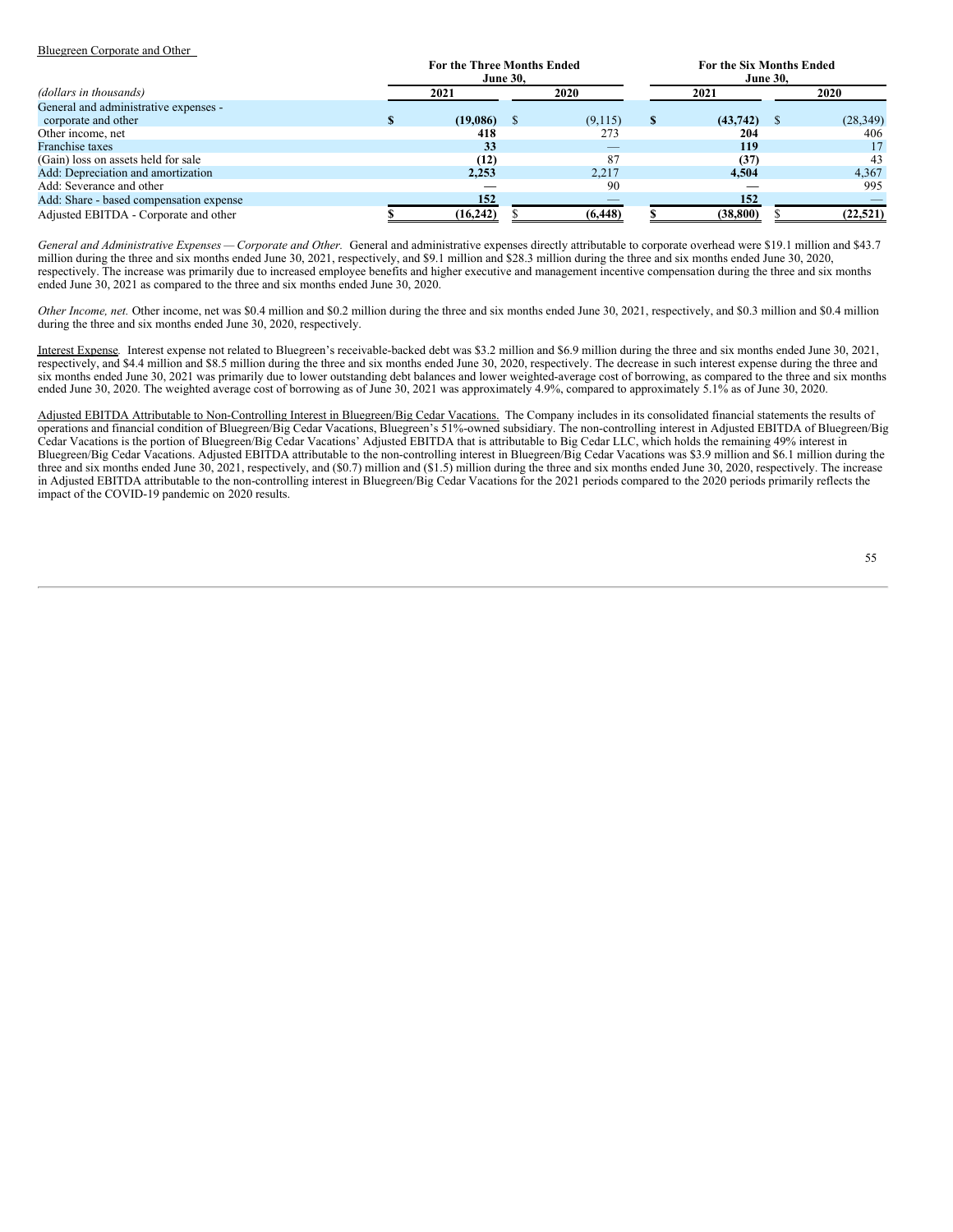Bluegreen Corporate and Other

| *(dollars in thousands)* | For the Three Months Ended June 30, | | For the Six Months Ended June 30, | |
|---|---|---|---|---|
| | 2021 | 2020 | 2021 | 2020 |
| General and administrative expenses - corporate and other | **$ (19,086)** | $ (9,115) | **$ (43,742)** | $ (28,349) |
| Other income, net | **418** | 273 | **204** | 406 |
| Franchise taxes | **33** | — | **119** | 17 |
| (Gain) loss on assets held for sale | **(12)** | 87 | **(37)** | 43 |
| Add: Depreciation and amortization | **2,253** | 2,217 | **4,504** | 4,367 |
| Add: Severance and other | **—** | 90 | **—** | 995 |
| Add: Share - based compensation expense | **152** | — | **152** | — |
| Adjusted EBITDA - Corporate and other | **$ (16,242)** | $ (6,448) | **$ (38,800)** | $ (22,521) |

*General and Administrative Expenses — Corporate and Other.* General and administrative expenses directly attributable to corporate overhead were $19.1 million and $43.7 million during the three and six months ended June 30, 2021, respectively, and $9.1 million and $28.3 million during the three and six months ended June 30, 2020, respectively. The increase was primarily due to increased employee benefits and higher executive and management incentive compensation during the three and six months ended June 30, 2021 as compared to the three and six months ended June 30, 2020.

*Other Income, net.* Other income, net was $0.4 million and $0.2 million during the three and six months ended June 30, 2021, respectively, and $0.3 million and $0.4 million during the three and six months ended June 30, 2020, respectively.

Interest Expense*.* Interest expense not related to Bluegreen's receivable-backed debt was $3.2 million and $6.9 million during the three and six months ended June 30, 2021, respectively, and $4.4 million and $8.5 million during the three and six months ended June 30, 2020, respectively. The decrease in such interest expense during the three and six months ended June 30, 2021 was primarily due to lower outstanding debt balances and lower weighted-average cost of borrowing, as compared to the three and six months ended June 30, 2020. The weighted average cost of borrowing as of June 30, 2021 was approximately 4.9%, compared to approximately 5.1% as of June 30, 2020.

Adjusted EBITDA Attributable to Non-Controlling Interest in Bluegreen/Big Cedar Vacations. The Company includes in its consolidated financial statements the results of operations and financial condition of Bluegreen/Big Cedar Vacations, Bluegreen's 51%-owned subsidiary. The non-controlling interest in Adjusted EBITDA of Bluegreen/Big Cedar Vacations is the portion of Bluegreen/Big Cedar Vacations' Adjusted EBITDA that is attributable to Big Cedar LLC, which holds the remaining 49% interest in Bluegreen/Big Cedar Vacations. Adjusted EBITDA attributable to the non-controlling interest in Bluegreen/Big Cedar Vacations was $3.9 million and $6.1 million during the three and six months ended June 30, 2021, respectively, and ($0.7) million and ($1.5) million during the three and six months ended June 30, 2020, respectively. The increase in Adjusted EBITDA attributable to the non-controlling interest in Bluegreen/Big Cedar Vacations for the 2021 periods compared to the 2020 periods primarily reflects the impact of the COVID-19 pandemic on 2020 results.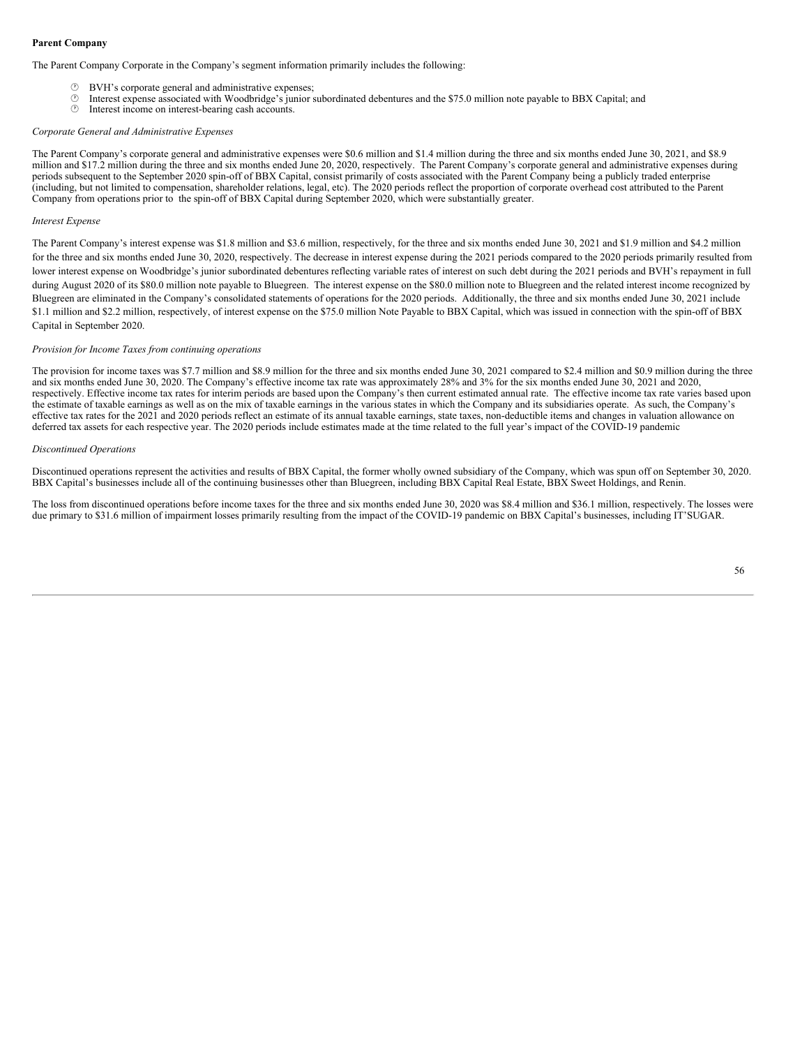**Parent Company**

The Parent Company Corporate in the Company's segment information primarily includes the following:

- BVH's corporate general and administrative expenses;
- Interest expense associated with Woodbridge's junior subordinated debentures and the $75.0 million note payable to BBX Capital; and
- Interest income on interest-bearing cash accounts.

*Corporate General and Administrative Expenses*

The Parent Company's corporate general and administrative expenses were $0.6 million and $1.4 million during the three and six months ended June 30, 2021, and $8.9 million and $17.2 million during the three and six months ended June 20, 2020, respectively. The Parent Company's corporate general and administrative expenses during periods subsequent to the September 2020 spin-off of BBX Capital, consist primarily of costs associated with the Parent Company being a publicly traded enterprise (including, but not limited to compensation, shareholder relations, legal, etc). The 2020 periods reflect the proportion of corporate overhead cost attributed to the Parent Company from operations prior to the spin-off of BBX Capital during September 2020, which were substantially greater.

*Interest Expense*

The Parent Company's interest expense was $1.8 million and $3.6 million, respectively, for the three and six months ended June 30, 2021 and $1.9 million and $4.2 million for the three and six months ended June 30, 2020, respectively. The decrease in interest expense during the 2021 periods compared to the 2020 periods primarily resulted from lower interest expense on Woodbridge's junior subordinated debentures reflecting variable rates of interest on such debt during the 2021 periods and BVH's repayment in full during August 2020 of its $80.0 million note payable to Bluegreen. The interest expense on the $80.0 million note to Bluegreen and the related interest income recognized by Bluegreen are eliminated in the Company's consolidated statements of operations for the 2020 periods. Additionally, the three and six months ended June 30, 2021 include $1.1 million and $2.2 million, respectively, of interest expense on the $75.0 million Note Payable to BBX Capital, which was issued in connection with the spin-off of BBX Capital in September 2020.

*Provision for Income Taxes from continuing operations*

The provision for income taxes was $7.7 million and $8.9 million for the three and six months ended June 30, 2021 compared to $2.4 million and $0.9 million during the three and six months ended June 30, 2020. The Company's effective income tax rate was approximately 28% and 3% for the six months ended June 30, 2021 and 2020, respectively. Effective income tax rates for interim periods are based upon the Company's then current estimated annual rate. The effective income tax rate varies based upon the estimate of taxable earnings as well as on the mix of taxable earnings in the various states in which the Company and its subsidiaries operate. As such, the Company's effective tax rates for the 2021 and 2020 periods reflect an estimate of its annual taxable earnings, state taxes, non-deductible items and changes in valuation allowance on deferred tax assets for each respective year. The 2020 periods include estimates made at the time related to the full year's impact of the COVID-19 pandemic

*Discontinued Operations*

Discontinued operations represent the activities and results of BBX Capital, the former wholly owned subsidiary of the Company, which was spun off on September 30, 2020. BBX Capital's businesses include all of the continuing businesses other than Bluegreen, including BBX Capital Real Estate, BBX Sweet Holdings, and Renin.

The loss from discontinued operations before income taxes for the three and six months ended June 30, 2020 was $8.4 million and $36.1 million, respectively. The losses were due primary to $31.6 million of impairment losses primarily resulting from the impact of the COVID-19 pandemic on BBX Capital's businesses, including IT'SUGAR.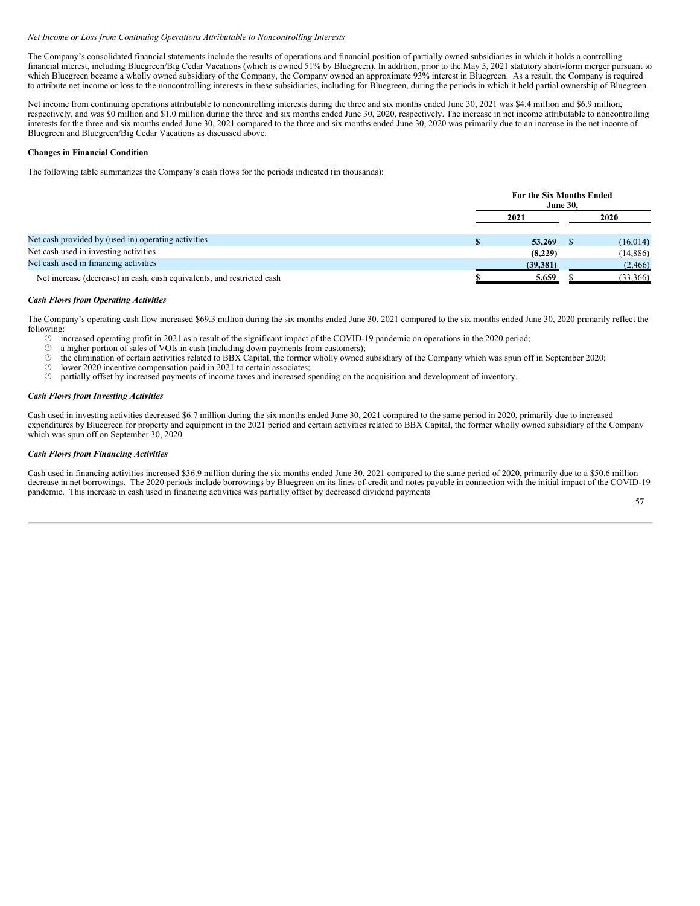*Net Income or Loss from Continuing Operations Attributable to Noncontrolling Interests*

The Company's consolidated financial statements include the results of operations and financial position of partially owned subsidiaries in which it holds a controlling financial interest, including Bluegreen/Big Cedar Vacations (which is owned 51% by Bluegreen). In addition, prior to the May 5, 2021 statutory short-form merger pursuant to which Bluegreen became a wholly owned subsidiary of the Company, the Company owned an approximate 93% interest in Bluegreen. As a result, the Company is required to attribute net income or loss to the noncontrolling interests in these subsidiaries, including for Bluegreen, during the periods in which it held partial ownership of Bluegreen.

Net income from continuing operations attributable to noncontrolling interests during the three and six months ended June 30, 2021 was $4.4 million and $6.9 million, respectively, and was $0 million and $1.0 million during the three and six months ended June 30, 2020, respectively. The increase in net income attributable to noncontrolling interests for the three and six months ended June 30, 2021 compared to the three and six months ended June 30, 2020 was primarily due to an increase in the net income of Bluegreen and Bluegreen/Big Cedar Vacations as discussed above.

**Changes in Financial Condition**

The following table summarizes the Company's cash flows for the periods indicated (in thousands):

| | For the Six Months Ended June 30, | |
|---|---|---|
| | 2021 | 2020 |
| Net cash provided by (used in) operating activities | $ 53,269 | $ (16,014) |
| Net cash used in investing activities | (8,229) | (14,886) |
| Net cash used in financing activities | (39,381) | (2,466) |
| Net increase (decrease) in cash, cash equivalents, and restricted cash | $ 5,659 | $ (33,366) |

***Cash Flows from Operating Activities***

The Company's operating cash flow increased $69.3 million during the six months ended June 30, 2021 compared to the six months ended June 30, 2020 primarily reflect the following:

- increased operating profit in 2021 as a result of the significant impact of the COVID-19 pandemic on operations in the 2020 period;
- a higher portion of sales of VOIs in cash (including down payments from customers);
- the elimination of certain activities related to BBX Capital, the former wholly owned subsidiary of the Company which was spun off in September 2020;
- lower 2020 incentive compensation paid in 2021 to certain associates;
- partially offset by increased payments of income taxes and increased spending on the acquisition and development of inventory.

***Cash Flows from Investing Activities***

Cash used in investing activities decreased $6.7 million during the six months ended June 30, 2021 compared to the same period in 2020, primarily due to increased expenditures by Bluegreen for property and equipment in the 2021 period and certain activities related to BBX Capital, the former wholly owned subsidiary of the Company which was spun off on September 30, 2020.

***Cash Flows from Financing Activities***

Cash used in financing activities increased $36.9 million during the six months ended June 30, 2021 compared to the same period of 2020, primarily due to a $50.6 million decrease in net borrowings. The 2020 periods include borrowings by Bluegreen on its lines-of-credit and notes payable in connection with the initial impact of the COVID-19 pandemic. This increase in cash used in financing activities was partially offset by decreased dividend payments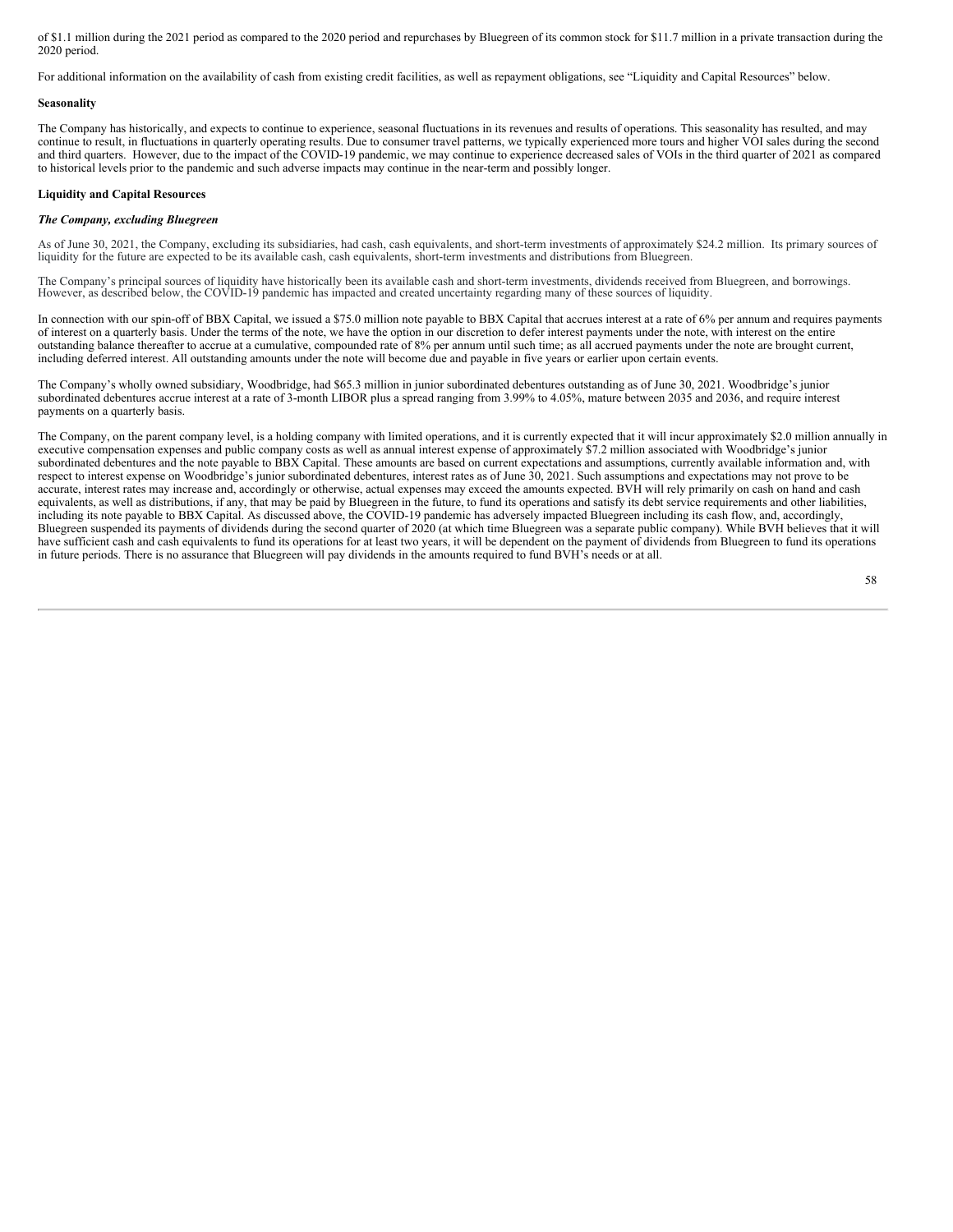of $1.1 million during the 2021 period as compared to the 2020 period and repurchases by Bluegreen of its common stock for $11.7 million in a private transaction during the 2020 period.

For additional information on the availability of cash from existing credit facilities, as well as repayment obligations, see "Liquidity and Capital Resources" below.

**Seasonality**

The Company has historically, and expects to continue to experience, seasonal fluctuations in its revenues and results of operations. This seasonality has resulted, and may continue to result, in fluctuations in quarterly operating results. Due to consumer travel patterns, we typically experienced more tours and higher VOI sales during the second and third quarters. However, due to the impact of the COVID-19 pandemic, we may continue to experience decreased sales of VOIs in the third quarter of 2021 as compared to historical levels prior to the pandemic and such adverse impacts may continue in the near-term and possibly longer.

**Liquidity and Capital Resources**

***The Company, excluding Bluegreen***

As of June 30, 2021, the Company, excluding its subsidiaries, had cash, cash equivalents, and short-term investments of approximately $24.2 million. Its primary sources of liquidity for the future are expected to be its available cash, cash equivalents, short-term investments and distributions from Bluegreen.

The Company's principal sources of liquidity have historically been its available cash and short-term investments, dividends received from Bluegreen, and borrowings. However, as described below, the COVID-19 pandemic has impacted and created uncertainty regarding many of these sources of liquidity.

In connection with our spin-off of BBX Capital, we issued a $75.0 million note payable to BBX Capital that accrues interest at a rate of 6% per annum and requires payments of interest on a quarterly basis. Under the terms of the note, we have the option in our discretion to defer interest payments under the note, with interest on the entire outstanding balance thereafter to accrue at a cumulative, compounded rate of 8% per annum until such time; as all accrued payments under the note are brought current, including deferred interest. All outstanding amounts under the note will become due and payable in five years or earlier upon certain events.

The Company's wholly owned subsidiary, Woodbridge, had $65.3 million in junior subordinated debentures outstanding as of June 30, 2021. Woodbridge's junior subordinated debentures accrue interest at a rate of 3-month LIBOR plus a spread ranging from 3.99% to 4.05%, mature between 2035 and 2036, and require interest payments on a quarterly basis.

The Company, on the parent company level, is a holding company with limited operations, and it is currently expected that it will incur approximately $2.0 million annually in executive compensation expenses and public company costs as well as annual interest expense of approximately $7.2 million associated with Woodbridge's junior subordinated debentures and the note payable to BBX Capital. These amounts are based on current expectations and assumptions, currently available information and, with respect to interest expense on Woodbridge's junior subordinated debentures, interest rates as of June 30, 2021. Such assumptions and expectations may not prove to be accurate, interest rates may increase and, accordingly or otherwise, actual expenses may exceed the amounts expected. BVH will rely primarily on cash on hand and cash equivalents, as well as distributions, if any, that may be paid by Bluegreen in the future, to fund its operations and satisfy its debt service requirements and other liabilities, including its note payable to BBX Capital. As discussed above, the COVID-19 pandemic has adversely impacted Bluegreen including its cash flow, and, accordingly, Bluegreen suspended its payments of dividends during the second quarter of 2020 (at which time Bluegreen was a separate public company). While BVH believes that it will have sufficient cash and cash equivalents to fund its operations for at least two years, it will be dependent on the payment of dividends from Bluegreen to fund its operations in future periods. There is no assurance that Bluegreen will pay dividends in the amounts required to fund BVH's needs or at all.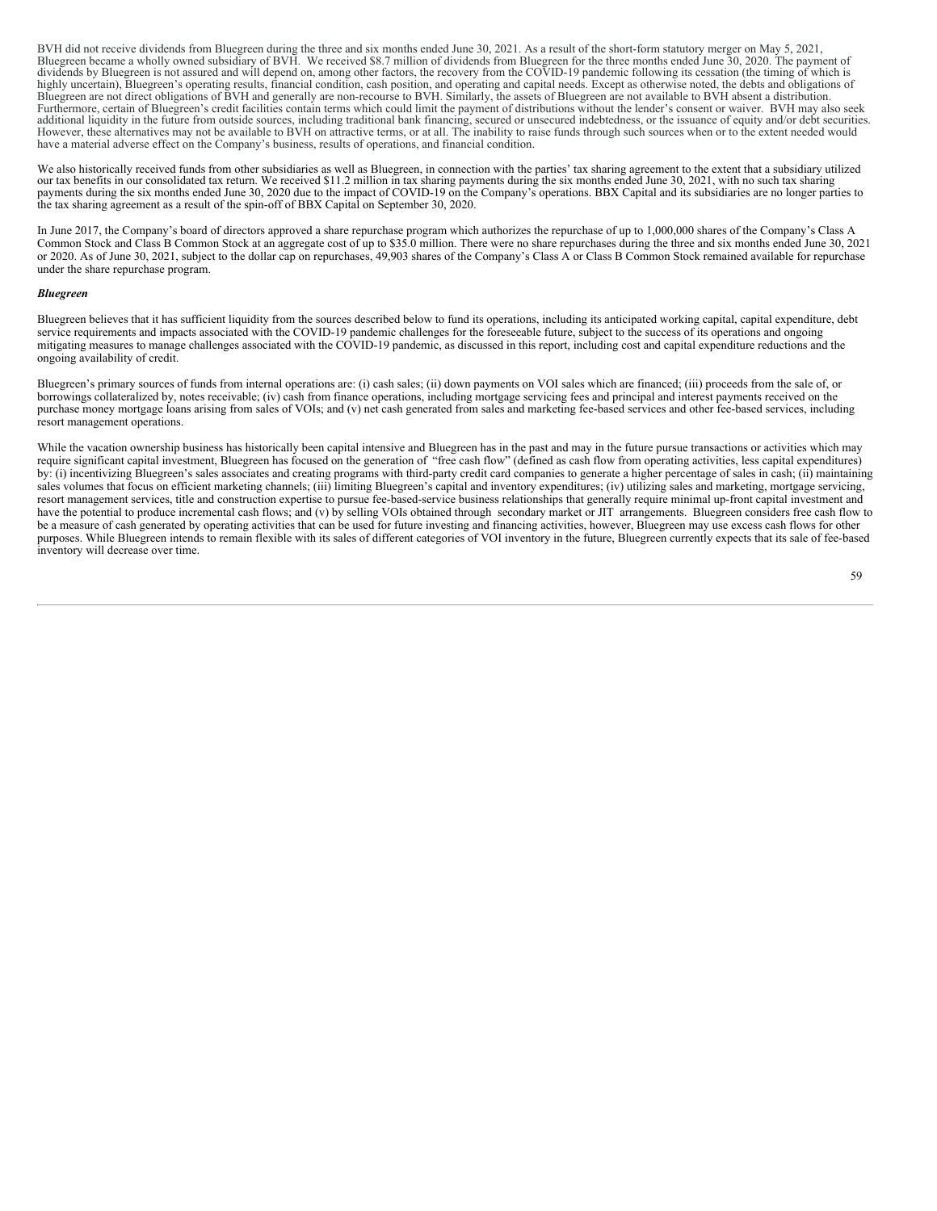BVH did not receive dividends from Bluegreen during the three and six months ended June 30, 2021. As a result of the short-form statutory merger on May 5, 2021, Bluegreen became a wholly owned subsidiary of BVH. We received $8.7 million of dividends from Bluegreen for the three months ended June 30, 2020. The payment of dividends by Bluegreen is not assured and will depend on, among other factors, the recovery from the COVID-19 pandemic following its cessation (the timing of which is highly uncertain), Bluegreen's operating results, financial condition, cash position, and operating and capital needs. Except as otherwise noted, the debts and obligations of Bluegreen are not direct obligations of BVH and generally are non-recourse to BVH. Similarly, the assets of Bluegreen are not available to BVH absent a distribution. Furthermore, certain of Bluegreen's credit facilities contain terms which could limit the payment of distributions without the lender's consent or waiver. BVH may also seek additional liquidity in the future from outside sources, including traditional bank financing, secured or unsecured indebtedness, or the issuance of equity and/or debt securities. However, these alternatives may not be available to BVH on attractive terms, or at all. The inability to raise funds through such sources when or to the extent needed would have a material adverse effect on the Company's business, results of operations, and financial condition.

We also historically received funds from other subsidiaries as well as Bluegreen, in connection with the parties' tax sharing agreement to the extent that a subsidiary utilized our tax benefits in our consolidated tax return. We received $11.2 million in tax sharing payments during the six months ended June 30, 2021, with no such tax sharing payments during the six months ended June 30, 2020 due to the impact of COVID-19 on the Company's operations. BBX Capital and its subsidiaries are no longer parties to the tax sharing agreement as a result of the spin-off of BBX Capital on September 30, 2020.

In June 2017, the Company's board of directors approved a share repurchase program which authorizes the repurchase of up to 1,000,000 shares of the Company's Class A Common Stock and Class B Common Stock at an aggregate cost of up to $35.0 million. There were no share repurchases during the three and six months ended June 30, 2021 or 2020. As of June 30, 2021, subject to the dollar cap on repurchases, 49,903 shares of the Company's Class A or Class B Common Stock remained available for repurchase under the share repurchase program.

***Bluegreen***

Bluegreen believes that it has sufficient liquidity from the sources described below to fund its operations, including its anticipated working capital, capital expenditure, debt service requirements and impacts associated with the COVID-19 pandemic challenges for the foreseeable future, subject to the success of its operations and ongoing mitigating measures to manage challenges associated with the COVID-19 pandemic, as discussed in this report, including cost and capital expenditure reductions and the ongoing availability of credit.

Bluegreen's primary sources of funds from internal operations are: (i) cash sales; (ii) down payments on VOI sales which are financed; (iii) proceeds from the sale of, or borrowings collateralized by, notes receivable; (iv) cash from finance operations, including mortgage servicing fees and principal and interest payments received on the purchase money mortgage loans arising from sales of VOIs; and (v) net cash generated from sales and marketing fee-based services and other fee-based services, including resort management operations.

While the vacation ownership business has historically been capital intensive and Bluegreen has in the past and may in the future pursue transactions or activities which may require significant capital investment, Bluegreen has focused on the generation of "free cash flow" (defined as cash flow from operating activities, less capital expenditures) by: (i) incentivizing Bluegreen's sales associates and creating programs with third-party credit card companies to generate a higher percentage of sales in cash; (ii) maintaining sales volumes that focus on efficient marketing channels; (iii) limiting Bluegreen's capital and inventory expenditures; (iv) utilizing sales and marketing, mortgage servicing, resort management services, title and construction expertise to pursue fee-based-service business relationships that generally require minimal up-front capital investment and have the potential to produce incremental cash flows; and (v) by selling VOIs obtained through secondary market or JIT arrangements. Bluegreen considers free cash flow to be a measure of cash generated by operating activities that can be used for future investing and financing activities, however, Bluegreen may use excess cash flows for other purposes. While Bluegreen intends to remain flexible with its sales of different categories of VOI inventory in the future, Bluegreen currently expects that its sale of fee-based inventory will decrease over time.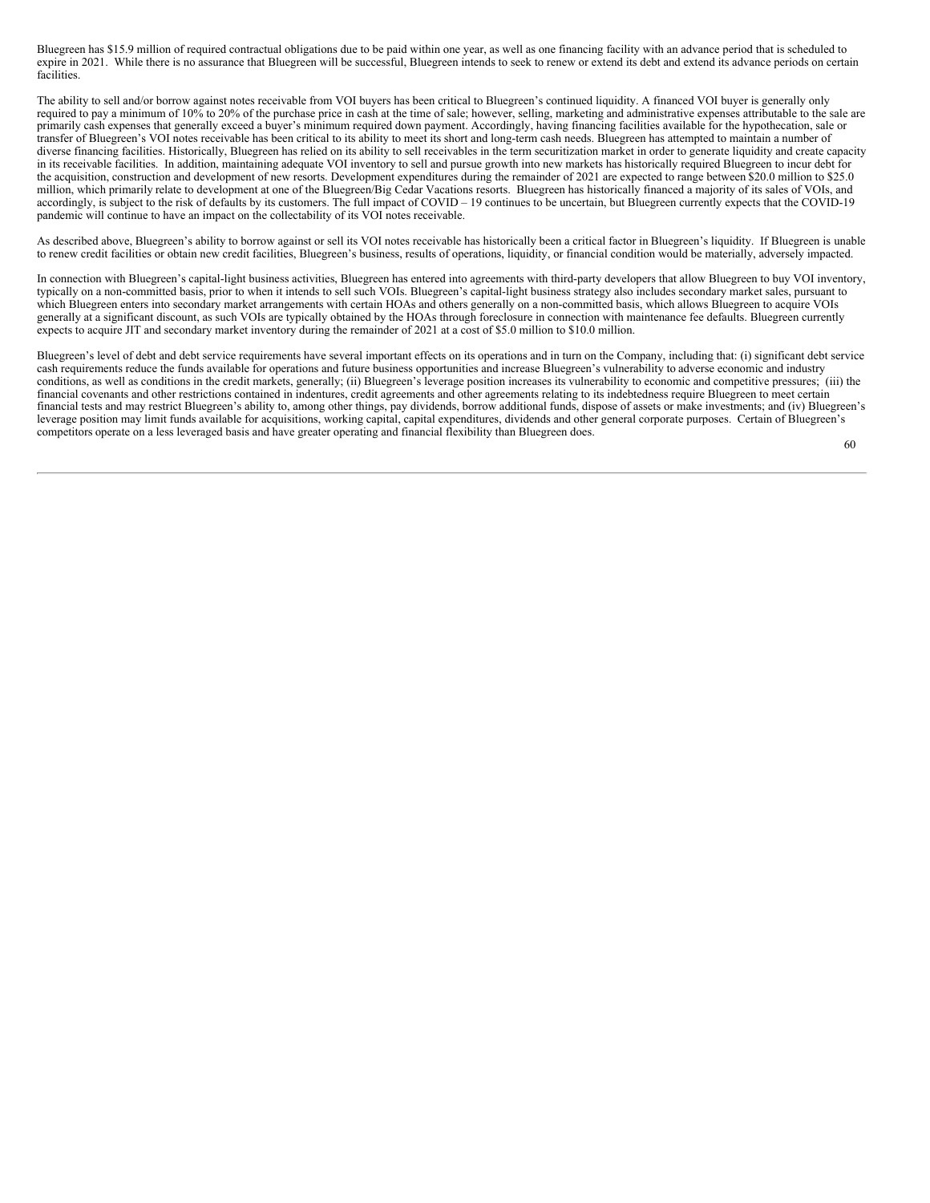Bluegreen has $15.9 million of required contractual obligations due to be paid within one year, as well as one financing facility with an advance period that is scheduled to expire in 2021. While there is no assurance that Bluegreen will be successful, Bluegreen intends to seek to renew or extend its debt and extend its advance periods on certain facilities.

The ability to sell and/or borrow against notes receivable from VOI buyers has been critical to Bluegreen's continued liquidity. A financed VOI buyer is generally only required to pay a minimum of 10% to 20% of the purchase price in cash at the time of sale; however, selling, marketing and administrative expenses attributable to the sale are primarily cash expenses that generally exceed a buyer's minimum required down payment. Accordingly, having financing facilities available for the hypothecation, sale or transfer of Bluegreen's VOI notes receivable has been critical to its ability to meet its short and long-term cash needs. Bluegreen has attempted to maintain a number of diverse financing facilities. Historically, Bluegreen has relied on its ability to sell receivables in the term securitization market in order to generate liquidity and create capacity in its receivable facilities. In addition, maintaining adequate VOI inventory to sell and pursue growth into new markets has historically required Bluegreen to incur debt for the acquisition, construction and development of new resorts. Development expenditures during the remainder of 2021 are expected to range between $20.0 million to $25.0 million, which primarily relate to development at one of the Bluegreen/Big Cedar Vacations resorts. Bluegreen has historically financed a majority of its sales of VOIs, and accordingly, is subject to the risk of defaults by its customers. The full impact of COVID – 19 continues to be uncertain, but Bluegreen currently expects that the COVID-19 pandemic will continue to have an impact on the collectability of its VOI notes receivable.

As described above, Bluegreen's ability to borrow against or sell its VOI notes receivable has historically been a critical factor in Bluegreen's liquidity. If Bluegreen is unable to renew credit facilities or obtain new credit facilities, Bluegreen's business, results of operations, liquidity, or financial condition would be materially, adversely impacted.

In connection with Bluegreen's capital-light business activities, Bluegreen has entered into agreements with third-party developers that allow Bluegreen to buy VOI inventory, typically on a non-committed basis, prior to when it intends to sell such VOIs. Bluegreen's capital-light business strategy also includes secondary market sales, pursuant to which Bluegreen enters into secondary market arrangements with certain HOAs and others generally on a non-committed basis, which allows Bluegreen to acquire VOIs generally at a significant discount, as such VOIs are typically obtained by the HOAs through foreclosure in connection with maintenance fee defaults. Bluegreen currently expects to acquire JIT and secondary market inventory during the remainder of 2021 at a cost of $5.0 million to $10.0 million.

Bluegreen's level of debt and debt service requirements have several important effects on its operations and in turn on the Company, including that: (i) significant debt service cash requirements reduce the funds available for operations and future business opportunities and increase Bluegreen's vulnerability to adverse economic and industry conditions, as well as conditions in the credit markets, generally; (ii) Bluegreen's leverage position increases its vulnerability to economic and competitive pressures; (iii) the financial covenants and other restrictions contained in indentures, credit agreements and other agreements relating to its indebtedness require Bluegreen to meet certain financial tests and may restrict Bluegreen's ability to, among other things, pay dividends, borrow additional funds, dispose of assets or make investments; and (iv) Bluegreen's leverage position may limit funds available for acquisitions, working capital, capital expenditures, dividends and other general corporate purposes. Certain of Bluegreen's competitors operate on a less leveraged basis and have greater operating and financial flexibility than Bluegreen does.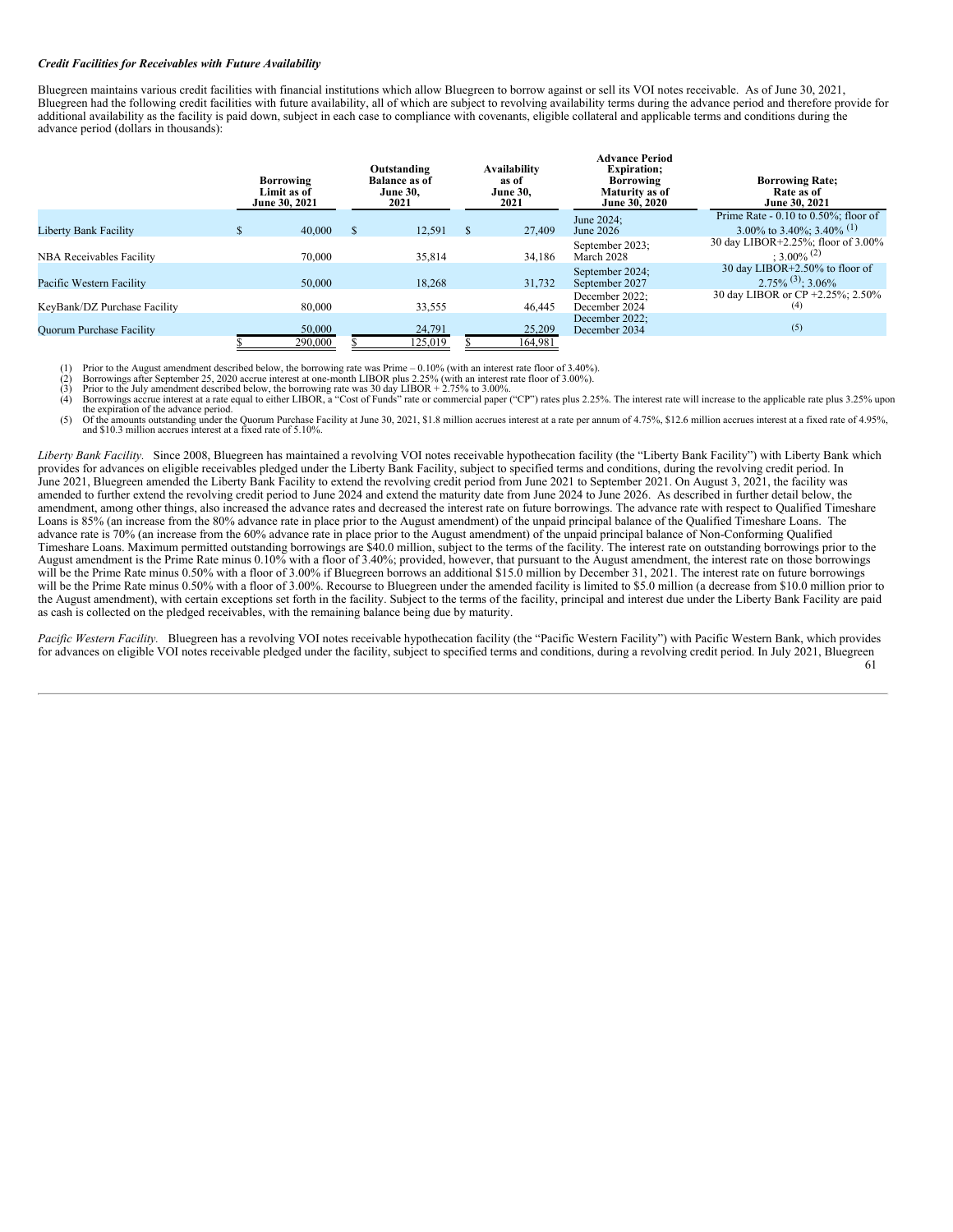***Credit Facilities for Receivables with Future Availability***

Bluegreen maintains various credit facilities with financial institutions which allow Bluegreen to borrow against or sell its VOI notes receivable. As of June 30, 2021, Bluegreen had the following credit facilities with future availability, all of which are subject to revolving availability terms during the advance period and therefore provide for additional availability as the facility is paid down, subject in each case to compliance with covenants, eligible collateral and applicable terms and conditions during the advance period (dollars in thousands):

| | Borrowing Limit as of June 30, 2021 | Outstanding Balance as of June 30, 2021 | Availability as of June 30, 2021 | Advance Period Expiration; Borrowing Maturity as of June 30, 2020 | Borrowing Rate; Rate as of June 30, 2021 |
|---|---|---|---|---|---|
| Liberty Bank Facility | $ 40,000 | $ 12,591 | $ 27,409 | June 2024; June 2026 | Prime Rate - 0.10 to 0.50%; floor of 3.00% to 3.40%; 3.40% (1) |
| NBA Receivables Facility | 70,000 | 35,814 | 34,186 | September 2023; March 2028 | 30 day LIBOR+2.25%; floor of 3.00% ; 3.00% (2) |
| Pacific Western Facility | 50,000 | 18,268 | 31,732 | September 2024; September 2027 | 30 day LIBOR+2.50% to floor of 2.75% (3); 3.06% |
| KeyBank/DZ Purchase Facility | 80,000 | 33,555 | 46,445 | December 2022; December 2024 | 30 day LIBOR or CP +2.25%; 2.50% (4) |
| Quorum Purchase Facility | 50,000 | 24,791 | 25,209 | December 2022; December 2034 | (5) |
| | $ 290,000 | $ 125,019 | $ 164,981 | | |

(1) Prior to the August amendment described below, the borrowing rate was Prime – 0.10% (with an interest rate floor of 3.40%).
(2) Borrowings after September 25, 2020 accrue interest at one-month LIBOR plus 2.25% (with an interest rate floor of 3.00%).
(3) Prior to the July amendment described below, the borrowing rate was 30 day LIBOR + 2.75% to 3.00%.
(4) Borrowings accrue interest at a rate equal to either LIBOR, a "Cost of Funds" rate or commercial paper ("CP") rates plus 2.25%. The interest rate will increase to the applicable rate plus 3.25% upon the expiration of the advance period.
(5) Of the amounts outstanding under the Quorum Purchase Facility at June 30, 2021, \$1.8 million accrues interest at a rate per annum of 4.75%, \$12.6 million accrues interest at a fixed rate of 4.95%, and \$10.3 million accrues interest at a fixed rate of 5.10%.

*Liberty Bank Facility.* Since 2008, Bluegreen has maintained a revolving VOI notes receivable hypothecation facility (the "Liberty Bank Facility") with Liberty Bank which provides for advances on eligible receivables pledged under the Liberty Bank Facility, subject to specified terms and conditions, during the revolving credit period. In June 2021, Bluegreen amended the Liberty Bank Facility to extend the revolving credit period from June 2021 to September 2021. On August 3, 2021, the facility was amended to further extend the revolving credit period to June 2024 and extend the maturity date from June 2024 to June 2026. As described in further detail below, the amendment, among other things, also increased the advance rates and decreased the interest rate on future borrowings. The advance rate with respect to Qualified Timeshare Loans is 85% (an increase from the 80% advance rate in place prior to the August amendment) of the unpaid principal balance of the Qualified Timeshare Loans. The advance rate is 70% (an increase from the 60% advance rate in place prior to the August amendment) of the unpaid principal balance of Non-Conforming Qualified Timeshare Loans. Maximum permitted outstanding borrowings are \$40.0 million, subject to the terms of the facility. The interest rate on outstanding borrowings prior to the August amendment is the Prime Rate minus 0.10% with a floor of 3.40%; provided, however, that pursuant to the August amendment, the interest rate on those borrowings will be the Prime Rate minus 0.50% with a floor of 3.00% if Bluegreen borrows an additional \$15.0 million by December 31, 2021. The interest rate on future borrowings will be the Prime Rate minus 0.50% with a floor of 3.00%. Recourse to Bluegreen under the amended facility is limited to \$5.0 million (a decrease from \$10.0 million prior to the August amendment), with certain exceptions set forth in the facility. Subject to the terms of the facility, principal and interest due under the Liberty Bank Facility are paid as cash is collected on the pledged receivables, with the remaining balance being due by maturity.

*Pacific Western Facility.* Bluegreen has a revolving VOI notes receivable hypothecation facility (the "Pacific Western Facility") with Pacific Western Bank, which provides for advances on eligible VOI notes receivable pledged under the facility, subject to specified terms and conditions, during a revolving credit period. In July 2021, Bluegreen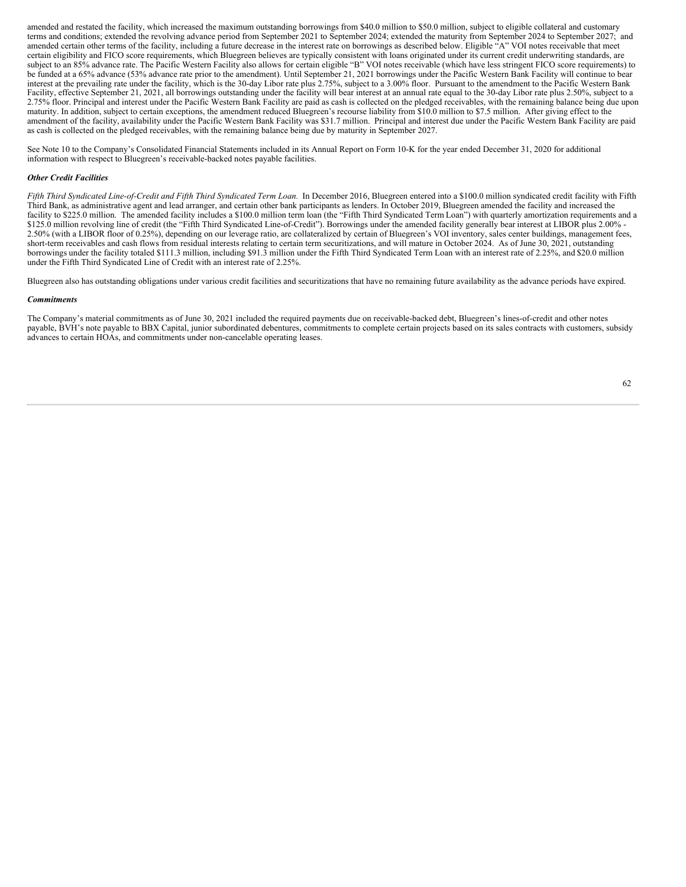amended and restated the facility, which increased the maximum outstanding borrowings from $40.0 million to $50.0 million, subject to eligible collateral and customary terms and conditions; extended the revolving advance period from September 2021 to September 2024; extended the maturity from September 2024 to September 2027; and amended certain other terms of the facility, including a future decrease in the interest rate on borrowings as described below. Eligible "A" VOI notes receivable that meet certain eligibility and FICO score requirements, which Bluegreen believes are typically consistent with loans originated under its current credit underwriting standards, are subject to an 85% advance rate. The Pacific Western Facility also allows for certain eligible "B" VOI notes receivable (which have less stringent FICO score requirements) to be funded at a 65% advance (53% advance rate prior to the amendment). Until September 21, 2021 borrowings under the Pacific Western Bank Facility will continue to bear interest at the prevailing rate under the facility, which is the 30-day Libor rate plus 2.75%, subject to a 3.00% floor. Pursuant to the amendment to the Pacific Western Bank Facility, effective September 21, 2021, all borrowings outstanding under the facility will bear interest at an annual rate equal to the 30-day Libor rate plus 2.50%, subject to a 2.75% floor. Principal and interest under the Pacific Western Bank Facility are paid as cash is collected on the pledged receivables, with the remaining balance being due upon maturity. In addition, subject to certain exceptions, the amendment reduced Bluegreen's recourse liability from $10.0 million to $7.5 million. After giving effect to the amendment of the facility, availability under the Pacific Western Bank Facility was $31.7 million. Principal and interest due under the Pacific Western Bank Facility are paid as cash is collected on the pledged receivables, with the remaining balance being due by maturity in September 2027.

See Note 10 to the Company's Consolidated Financial Statements included in its Annual Report on Form 10-K for the year ended December 31, 2020 for additional information with respect to Bluegreen's receivable-backed notes payable facilities.

***Other Credit Facilities***

*Fifth Third Syndicated Line-of-Credit and Fifth Third Syndicated Term Loan.* In December 2016, Bluegreen entered into a $100.0 million syndicated credit facility with Fifth Third Bank, as administrative agent and lead arranger, and certain other bank participants as lenders. In October 2019, Bluegreen amended the facility and increased the facility to $225.0 million. The amended facility includes a $100.0 million term loan (the "Fifth Third Syndicated Term Loan") with quarterly amortization requirements and a $125.0 million revolving line of credit (the "Fifth Third Syndicated Line-of-Credit"). Borrowings under the amended facility generally bear interest at LIBOR plus 2.00% - 2.50% (with a LIBOR floor of 0.25%), depending on our leverage ratio, are collateralized by certain of Bluegreen's VOI inventory, sales center buildings, management fees, short-term receivables and cash flows from residual interests relating to certain term securitizations, and will mature in October 2024. As of June 30, 2021, outstanding borrowings under the facility totaled $111.3 million, including $91.3 million under the Fifth Third Syndicated Term Loan with an interest rate of 2.25%, and $20.0 million under the Fifth Third Syndicated Line of Credit with an interest rate of 2.25%.

Bluegreen also has outstanding obligations under various credit facilities and securitizations that have no remaining future availability as the advance periods have expired.

***Commitments***

The Company's material commitments as of June 30, 2021 included the required payments due on receivable-backed debt, Bluegreen's lines-of-credit and other notes payable, BVH's note payable to BBX Capital, junior subordinated debentures, commitments to complete certain projects based on its sales contracts with customers, subsidy advances to certain HOAs, and commitments under non-cancelable operating leases.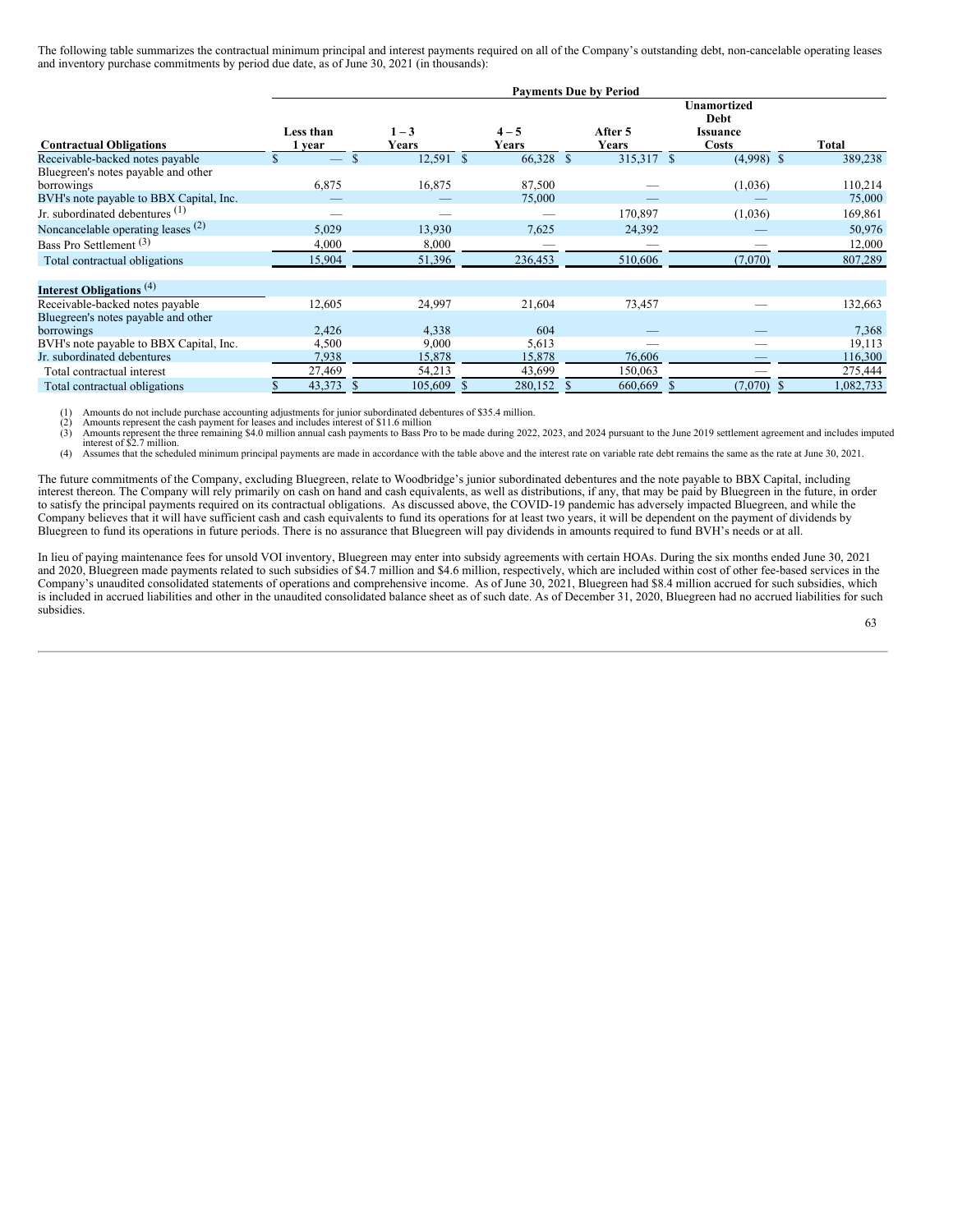The following table summarizes the contractual minimum principal and interest payments required on all of the Company's outstanding debt, non-cancelable operating leases and inventory purchase commitments by period due date, as of June 30, 2021 (in thousands):

| | Payments Due by Period | | | | | |
|---|---|---|---|---|---|---|
| **Contractual Obligations** | **Less than 1 year** | **1 – 3 Years** | **4 – 5 Years** | **After 5 Years** | **Unamortized Debt Issuance Costs** | **Total** |
| Receivable-backed notes payable | $ — | $ 12,591 | $ 66,328 | $ 315,317 | $ (4,998) | $ 389,238 |
| Bluegreen's notes payable and other borrowings | 6,875 | 16,875 | 87,500 | — | (1,036) | 110,214 |
| BVH's note payable to BBX Capital, Inc. | — | — | 75,000 | — | — | 75,000 |
| Jr. subordinated debentures [(1)] | — | — | — | 170,897 | (1,036) | 169,861 |
| Noncancelable operating leases [(2)] | 5,029 | 13,930 | 7,625 | 24,392 | — | 50,976 |
| Bass Pro Settlement [(3)] | 4,000 | 8,000 | — | — | — | 12,000 |
| Total contractual obligations | 15,904 | 51,396 | 236,453 | 510,606 | (7,070) | 807,289 |
| | | | | | | |
| **Interest Obligations** [(4)] | | | | | | |
| Receivable-backed notes payable | 12,605 | 24,997 | 21,604 | 73,457 | — | 132,663 |
| Bluegreen's notes payable and other borrowings | 2,426 | 4,338 | 604 | — | — | 7,368 |
| BVH's note payable to BBX Capital, Inc. | 4,500 | 9,000 | 5,613 | — | — | 19,113 |
| Jr. subordinated debentures | 7,938 | 15,878 | 15,878 | 76,606 | — | 116,300 |
| Total contractual interest | 27,469 | 54,213 | 43,699 | 150,063 | — | 275,444 |
| Total contractual obligations | $ 43,373 | $ 105,609 | $ 280,152 | $ 660,669 | $ (7,070) | $ 1,082,733 |

(1) Amounts do not include purchase accounting adjustments for junior subordinated debentures of $35.4 million.
(2) Amounts represent the cash payment for leases and includes interest of $11.6 million
(3) Amounts represent the three remaining $4.0 million annual cash payments to Bass Pro to be made during 2022, 2023, and 2024 pursuant to the June 2019 settlement agreement and includes imputed interest of $2.7 million.
(4) Assumes that the scheduled minimum principal payments are made in accordance with the table above and the interest rate on variable rate debt remains the same as the rate at June 30, 2021.

The future commitments of the Company, excluding Bluegreen, relate to Woodbridge's junior subordinated debentures and the note payable to BBX Capital, including interest thereon. The Company will rely primarily on cash on hand and cash equivalents, as well as distributions, if any, that may be paid by Bluegreen in the future, in order to satisfy the principal payments required on its contractual obligations. As discussed above, the COVID-19 pandemic has adversely impacted Bluegreen, and while the Company believes that it will have sufficient cash and cash equivalents to fund its operations for at least two years, it will be dependent on the payment of dividends by Bluegreen to fund its operations in future periods. There is no assurance that Bluegreen will pay dividends in amounts required to fund BVH's needs or at all.

In lieu of paying maintenance fees for unsold VOI inventory, Bluegreen may enter into subsidy agreements with certain HOAs. During the six months ended June 30, 2021 and 2020, Bluegreen made payments related to such subsidies of $4.7 million and $4.6 million, respectively, which are included within cost of other fee-based services in the Company's unaudited consolidated statements of operations and comprehensive income. As of June 30, 2021, Bluegreen had $8.4 million accrued for such subsidies, which is included in accrued liabilities and other in the unaudited consolidated balance sheet as of such date. As of December 31, 2020, Bluegreen had no accrued liabilities for such subsidies.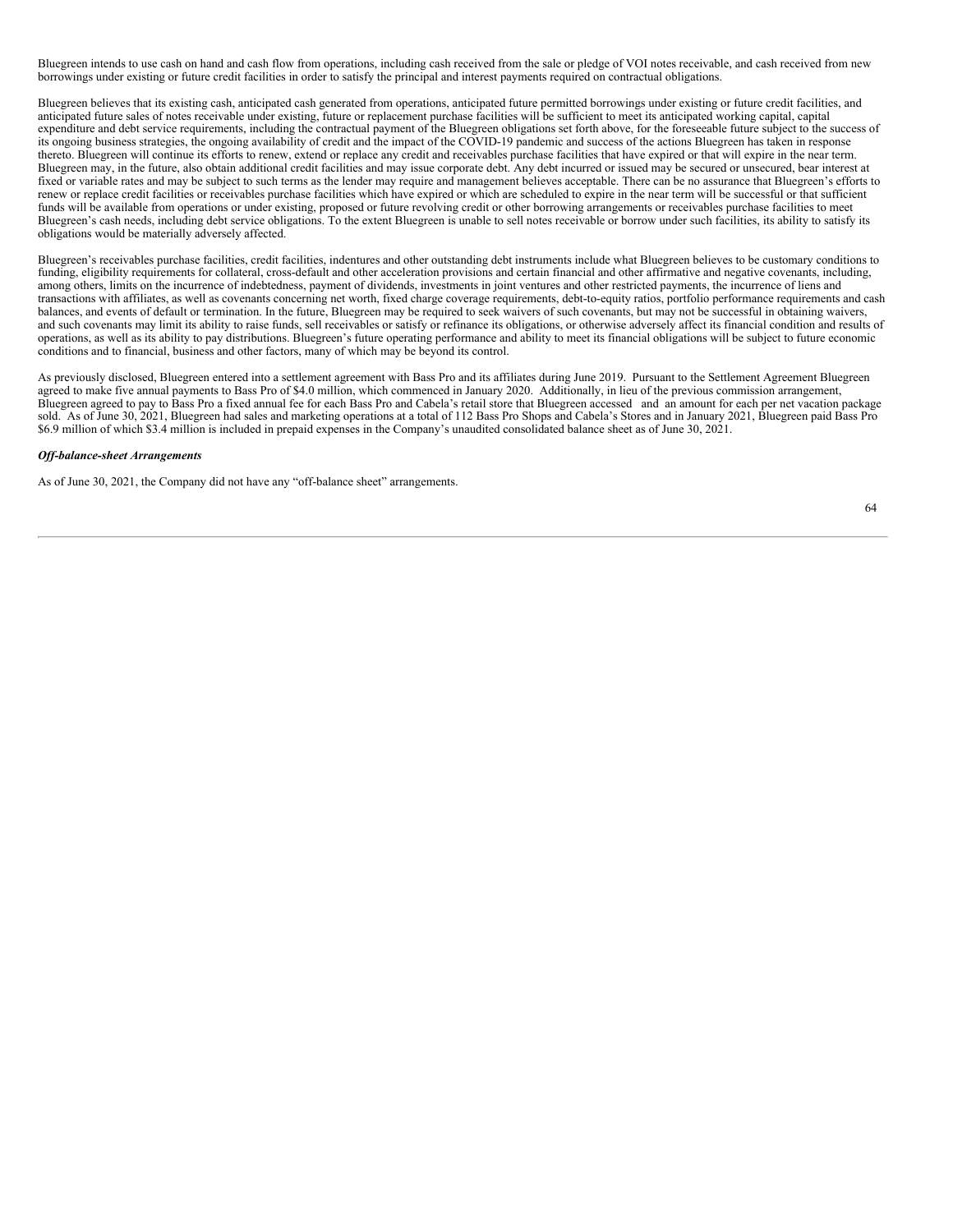Bluegreen intends to use cash on hand and cash flow from operations, including cash received from the sale or pledge of VOI notes receivable, and cash received from new borrowings under existing or future credit facilities in order to satisfy the principal and interest payments required on contractual obligations.

Bluegreen believes that its existing cash, anticipated cash generated from operations, anticipated future permitted borrowings under existing or future credit facilities, and anticipated future sales of notes receivable under existing, future or replacement purchase facilities will be sufficient to meet its anticipated working capital, capital expenditure and debt service requirements, including the contractual payment of the Bluegreen obligations set forth above, for the foreseeable future subject to the success of its ongoing business strategies, the ongoing availability of credit and the impact of the COVID-19 pandemic and success of the actions Bluegreen has taken in response thereto. Bluegreen will continue its efforts to renew, extend or replace any credit and receivables purchase facilities that have expired or that will expire in the near term. Bluegreen may, in the future, also obtain additional credit facilities and may issue corporate debt. Any debt incurred or issued may be secured or unsecured, bear interest at fixed or variable rates and may be subject to such terms as the lender may require and management believes acceptable. There can be no assurance that Bluegreen's efforts to renew or replace credit facilities or receivables purchase facilities which have expired or which are scheduled to expire in the near term will be successful or that sufficient funds will be available from operations or under existing, proposed or future revolving credit or other borrowing arrangements or receivables purchase facilities to meet Bluegreen's cash needs, including debt service obligations. To the extent Bluegreen is unable to sell notes receivable or borrow under such facilities, its ability to satisfy its obligations would be materially adversely affected.

Bluegreen's receivables purchase facilities, credit facilities, indentures and other outstanding debt instruments include what Bluegreen believes to be customary conditions to funding, eligibility requirements for collateral, cross-default and other acceleration provisions and certain financial and other affirmative and negative covenants, including, among others, limits on the incurrence of indebtedness, payment of dividends, investments in joint ventures and other restricted payments, the incurrence of liens and transactions with affiliates, as well as covenants concerning net worth, fixed charge coverage requirements, debt-to-equity ratios, portfolio performance requirements and cash balances, and events of default or termination. In the future, Bluegreen may be required to seek waivers of such covenants, but may not be successful in obtaining waivers, and such covenants may limit its ability to raise funds, sell receivables or satisfy or refinance its obligations, or otherwise adversely affect its financial condition and results of operations, as well as its ability to pay distributions. Bluegreen's future operating performance and ability to meet its financial obligations will be subject to future economic conditions and to financial, business and other factors, many of which may be beyond its control.

As previously disclosed, Bluegreen entered into a settlement agreement with Bass Pro and its affiliates during June 2019. Pursuant to the Settlement Agreement Bluegreen agreed to make five annual payments to Bass Pro of $4.0 million, which commenced in January 2020. Additionally, in lieu of the previous commission arrangement, Bluegreen agreed to pay to Bass Pro a fixed annual fee for each Bass Pro and Cabela's retail store that Bluegreen accessed and an amount for each per net vacation package sold. As of June 30, 2021, Bluegreen had sales and marketing operations at a total of 112 Bass Pro Shops and Cabela's Stores and in January 2021, Bluegreen paid Bass Pro $6.9 million of which $3.4 million is included in prepaid expenses in the Company's unaudited consolidated balance sheet as of June 30, 2021.

***Off-balance-sheet Arrangements***

As of June 30, 2021, the Company did not have any "off-balance sheet" arrangements.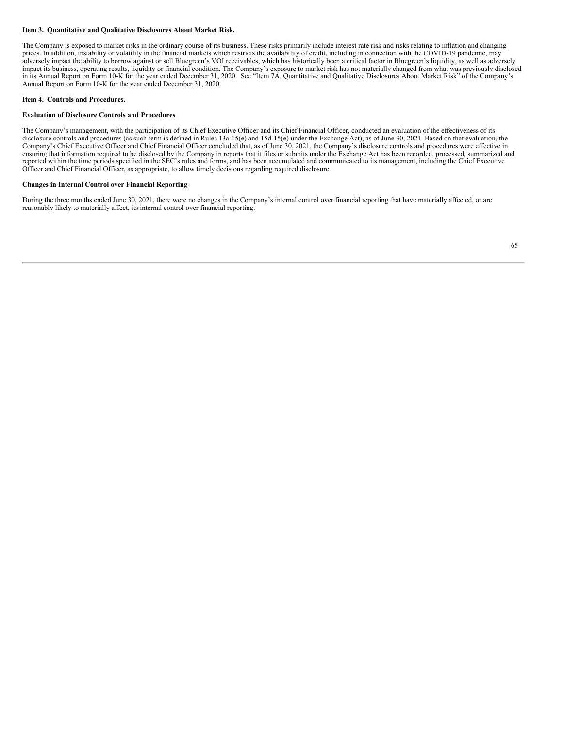**Item 3. Quantitative and Qualitative Disclosures About Market Risk.**

The Company is exposed to market risks in the ordinary course of its business. These risks primarily include interest rate risk and risks relating to inflation and changing prices. In addition, instability or volatility in the financial markets which restricts the availability of credit, including in connection with the COVID-19 pandemic, may adversely impact the ability to borrow against or sell Bluegreen's VOI receivables, which has historically been a critical factor in Bluegreen's liquidity, as well as adversely impact its business, operating results, liquidity or financial condition. The Company's exposure to market risk has not materially changed from what was previously disclosed in its Annual Report on Form 10-K for the year ended December 31, 2020. See "Item 7A. Quantitative and Qualitative Disclosures About Market Risk" of the Company's Annual Report on Form 10-K for the year ended December 31, 2020.

**Item 4. Controls and Procedures.**

**Evaluation of Disclosure Controls and Procedures**

The Company's management, with the participation of its Chief Executive Officer and its Chief Financial Officer, conducted an evaluation of the effectiveness of its disclosure controls and procedures (as such term is defined in Rules 13a-15(e) and 15d-15(e) under the Exchange Act), as of June 30, 2021. Based on that evaluation, the Company's Chief Executive Officer and Chief Financial Officer concluded that, as of June 30, 2021, the Company's disclosure controls and procedures were effective in ensuring that information required to be disclosed by the Company in reports that it files or submits under the Exchange Act has been recorded, processed, summarized and reported within the time periods specified in the SEC's rules and forms, and has been accumulated and communicated to its management, including the Chief Executive Officer and Chief Financial Officer, as appropriate, to allow timely decisions regarding required disclosure.

**Changes in Internal Control over Financial Reporting**

During the three months ended June 30, 2021, there were no changes in the Company's internal control over financial reporting that have materially affected, or are reasonably likely to materially affect, its internal control over financial reporting.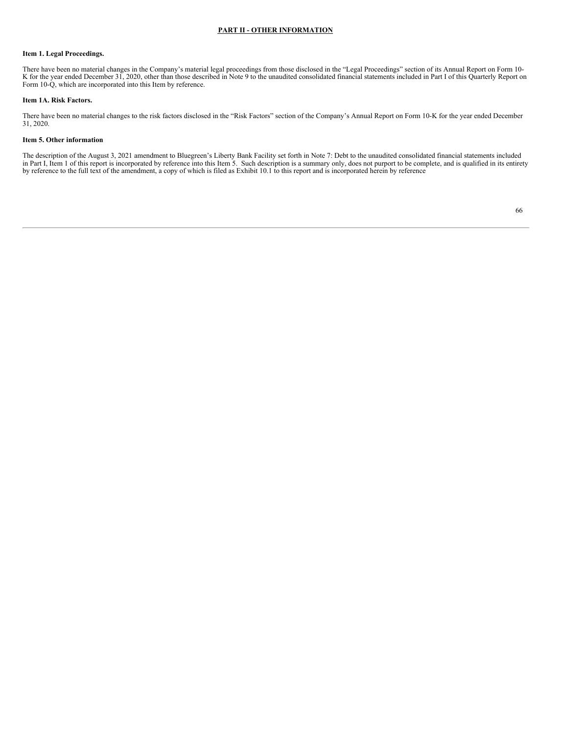## PART II - OTHER INFORMATION

### Item 1. Legal Proceedings.

There have been no material changes in the Company's material legal proceedings from those disclosed in the "Legal Proceedings" section of its Annual Report on Form 10-K for the year ended December 31, 2020, other than those described in Note 9 to the unaudited consolidated financial statements included in Part I of this Quarterly Report on Form 10-Q, which are incorporated into this Item by reference.

### Item 1A. Risk Factors.

There have been no material changes to the risk factors disclosed in the "Risk Factors" section of the Company's Annual Report on Form 10-K for the year ended December 31, 2020.

### Item 5. Other information

The description of the August 3, 2021 amendment to Bluegreen's Liberty Bank Facility set forth in Note 7: Debt to the unaudited consolidated financial statements included in Part I, Item 1 of this report is incorporated by reference into this Item 5. Such description is a summary only, does not purport to be complete, and is qualified in its entirety by reference to the full text of the amendment, a copy of which is filed as Exhibit 10.1 to this report and is incorporated herein by reference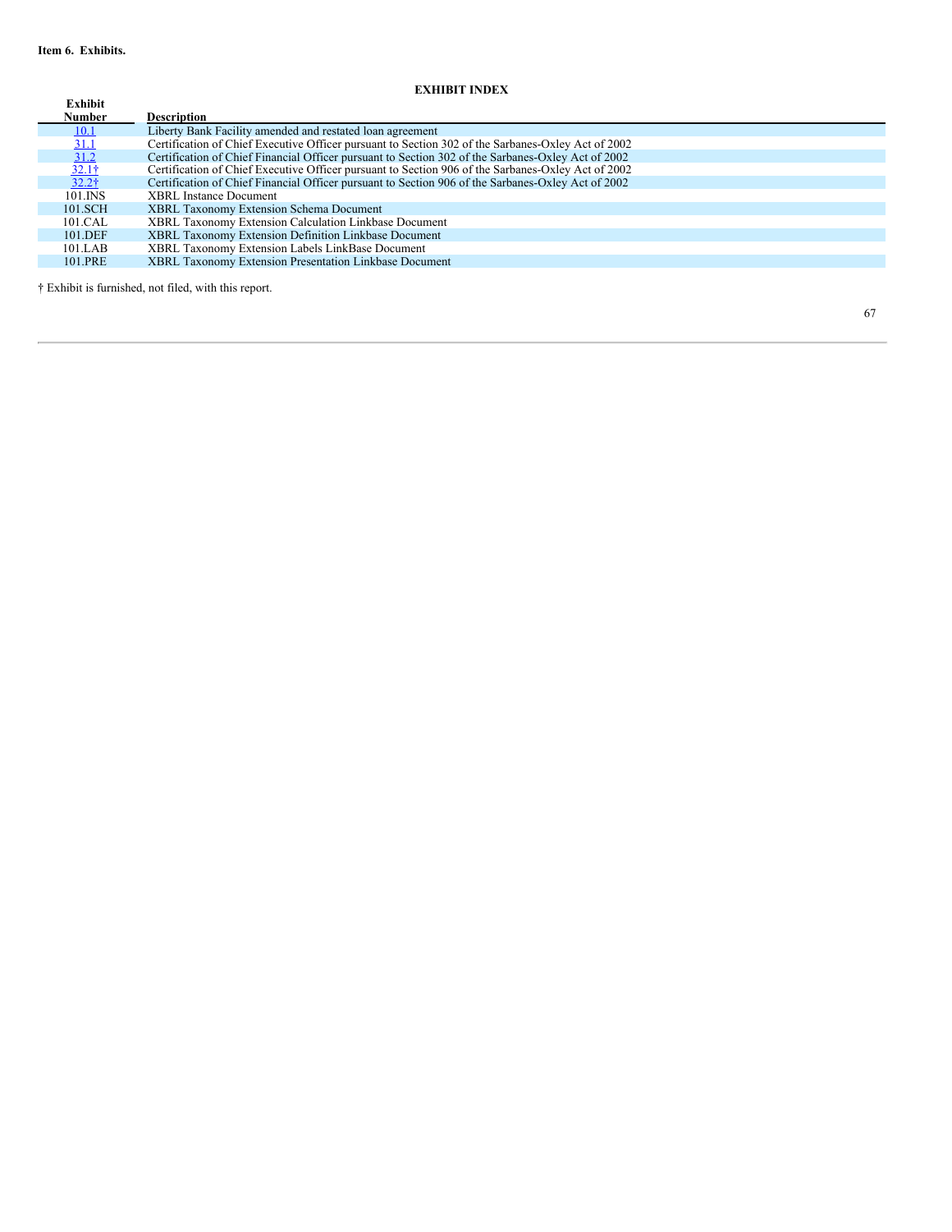**Item 6. Exhibits.**

**EXHIBIT INDEX**

| Exhibit Number | Description |
| --- | --- |
| 10.1 | Liberty Bank Facility amended and restated loan agreement |
| 31.1 | Certification of Chief Executive Officer pursuant to Section 302 of the Sarbanes-Oxley Act of 2002 |
| 31.2 | Certification of Chief Financial Officer pursuant to Section 302 of the Sarbanes-Oxley Act of 2002 |
| 32.1† | Certification of Chief Executive Officer pursuant to Section 906 of the Sarbanes-Oxley Act of 2002 |
| 32.2† | Certification of Chief Financial Officer pursuant to Section 906 of the Sarbanes-Oxley Act of 2002 |
| 101.INS | XBRL Instance Document |
| 101.SCH | XBRL Taxonomy Extension Schema Document |
| 101.CAL | XBRL Taxonomy Extension Calculation Linkbase Document |
| 101.DEF | XBRL Taxonomy Extension Definition Linkbase Document |
| 101.LAB | XBRL Taxonomy Extension Labels LinkBase Document |
| 101.PRE | XBRL Taxonomy Extension Presentation Linkbase Document |

† Exhibit is furnished, not filed, with this report.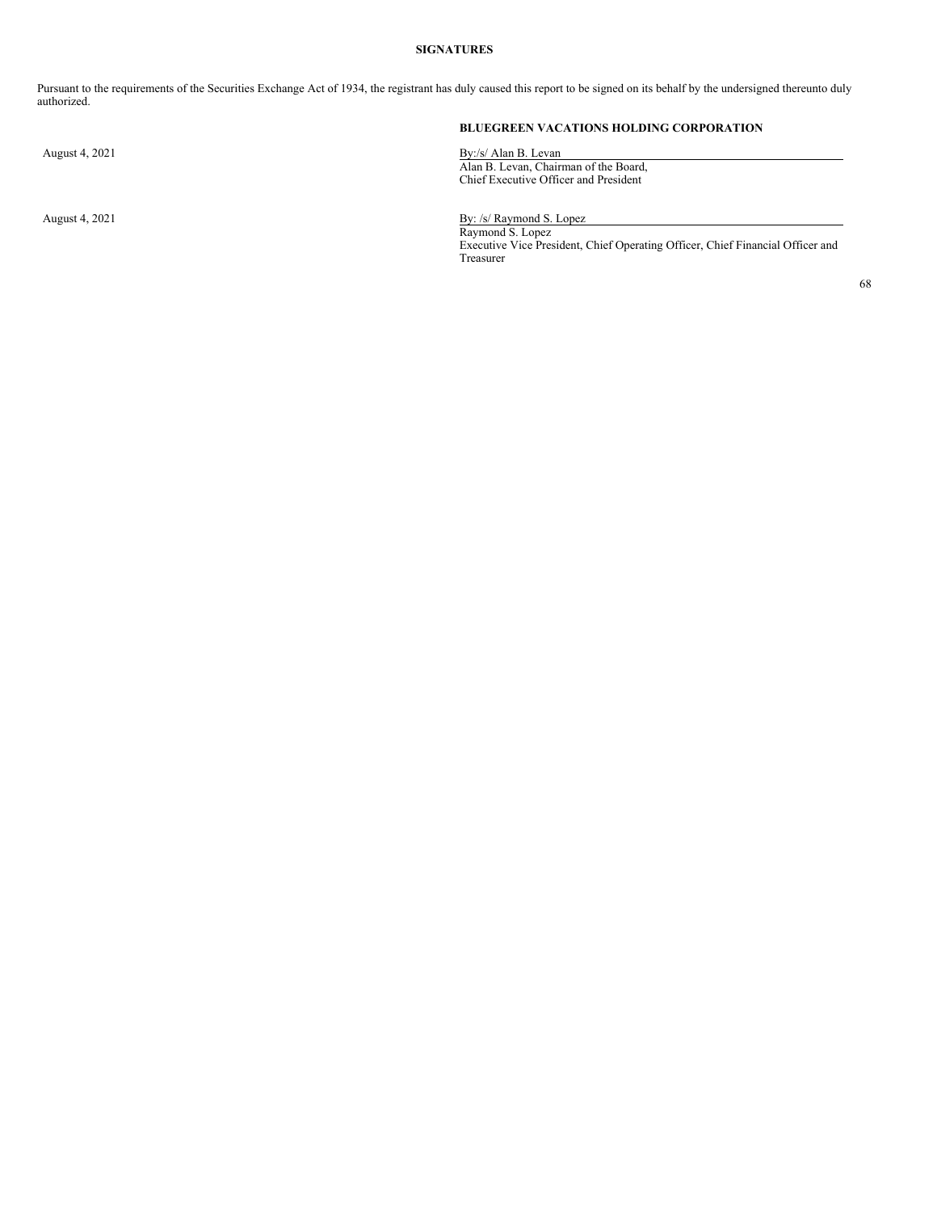## SIGNATURES

Pursuant to the requirements of the Securities Exchange Act of 1934, the registrant has duly caused this report to be signed on its behalf by the undersigned thereunto duly authorized.

**BLUEGREEN VACATIONS HOLDING CORPORATION**

August 4, 2021

By:/s/ Alan B. Levan
Alan B. Levan, Chairman of the Board,
Chief Executive Officer and President

August 4, 2021

By: /s/ Raymond S. Lopez
Raymond S. Lopez
Executive Vice President, Chief Operating Officer, Chief Financial Officer and Treasurer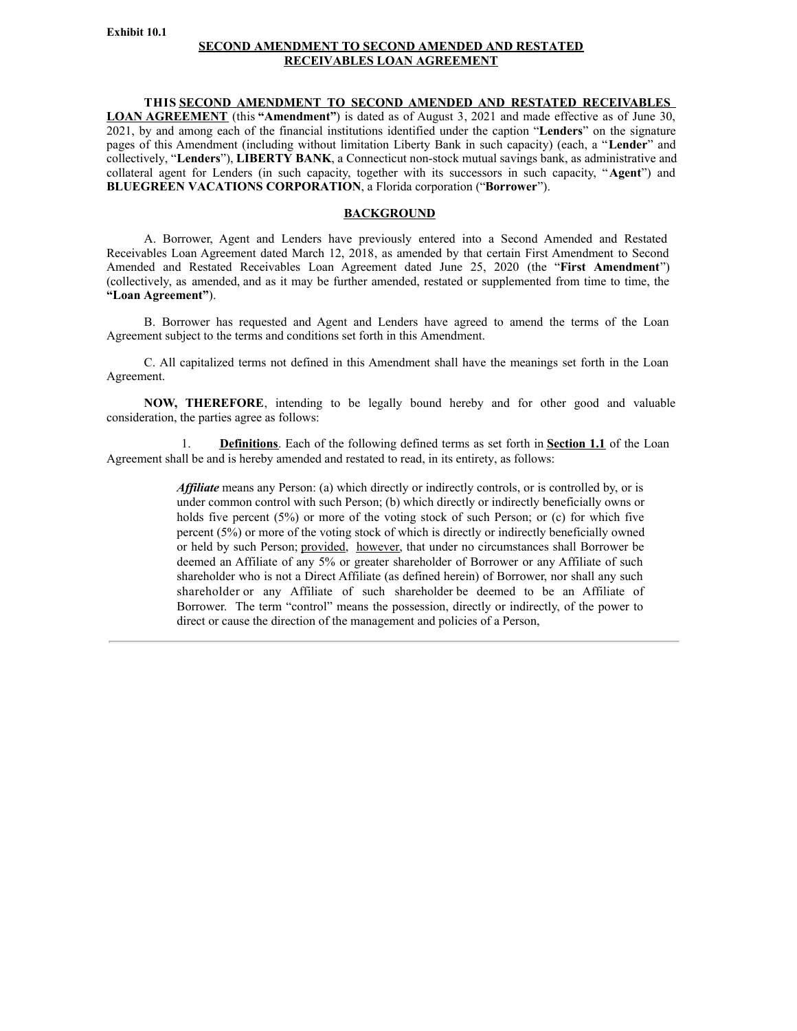**Exhibit 10.1**

**SECOND AMENDMENT TO SECOND AMENDED AND RESTATED RECEIVABLES LOAN AGREEMENT**

**THIS SECOND AMENDMENT TO SECOND AMENDED AND RESTATED RECEIVABLES LOAN AGREEMENT** (this **"Amendment"**) is dated as of August 3, 2021 and made effective as of June 30, 2021, by and among each of the financial institutions identified under the caption "**Lenders**" on the signature pages of this Amendment (including without limitation Liberty Bank in such capacity) (each, a "**Lender**" and collectively, "**Lenders**"), **LIBERTY BANK**, a Connecticut non-stock mutual savings bank, as administrative and collateral agent for Lenders (in such capacity, together with its successors in such capacity, "**Agent**") and **BLUEGREEN VACATIONS CORPORATION**, a Florida corporation ("**Borrower**").

**BACKGROUND**

A. Borrower, Agent and Lenders have previously entered into a Second Amended and Restated Receivables Loan Agreement dated March 12, 2018, as amended by that certain First Amendment to Second Amended and Restated Receivables Loan Agreement dated June 25, 2020 (the "**First Amendment**") (collectively, as amended, and as it may be further amended, restated or supplemented from time to time, the **"Loan Agreement"**).

B. Borrower has requested and Agent and Lenders have agreed to amend the terms of the Loan Agreement subject to the terms and conditions set forth in this Amendment.

C. All capitalized terms not defined in this Amendment shall have the meanings set forth in the Loan Agreement.

**NOW, THEREFORE**, intending to be legally bound hereby and for other good and valuable consideration, the parties agree as follows:

1. **Definitions**. Each of the following defined terms as set forth in **Section 1.1** of the Loan Agreement shall be and is hereby amended and restated to read, in its entirety, as follows:

> ***Affiliate*** means any Person: (a) which directly or indirectly controls, or is controlled by, or is under common control with such Person; (b) which directly or indirectly beneficially owns or holds five percent (5%) or more of the voting stock of such Person; or (c) for which five percent (5%) or more of the voting stock of which is directly or indirectly beneficially owned or held by such Person; provided, however, that under no circumstances shall Borrower be deemed an Affiliate of any 5% or greater shareholder of Borrower or any Affiliate of such shareholder who is not a Direct Affiliate (as defined herein) of Borrower, nor shall any such shareholder or any Affiliate of such shareholder be deemed to be an Affiliate of Borrower. The term "control" means the possession, directly or indirectly, of the power to direct or cause the direction of the management and policies of a Person,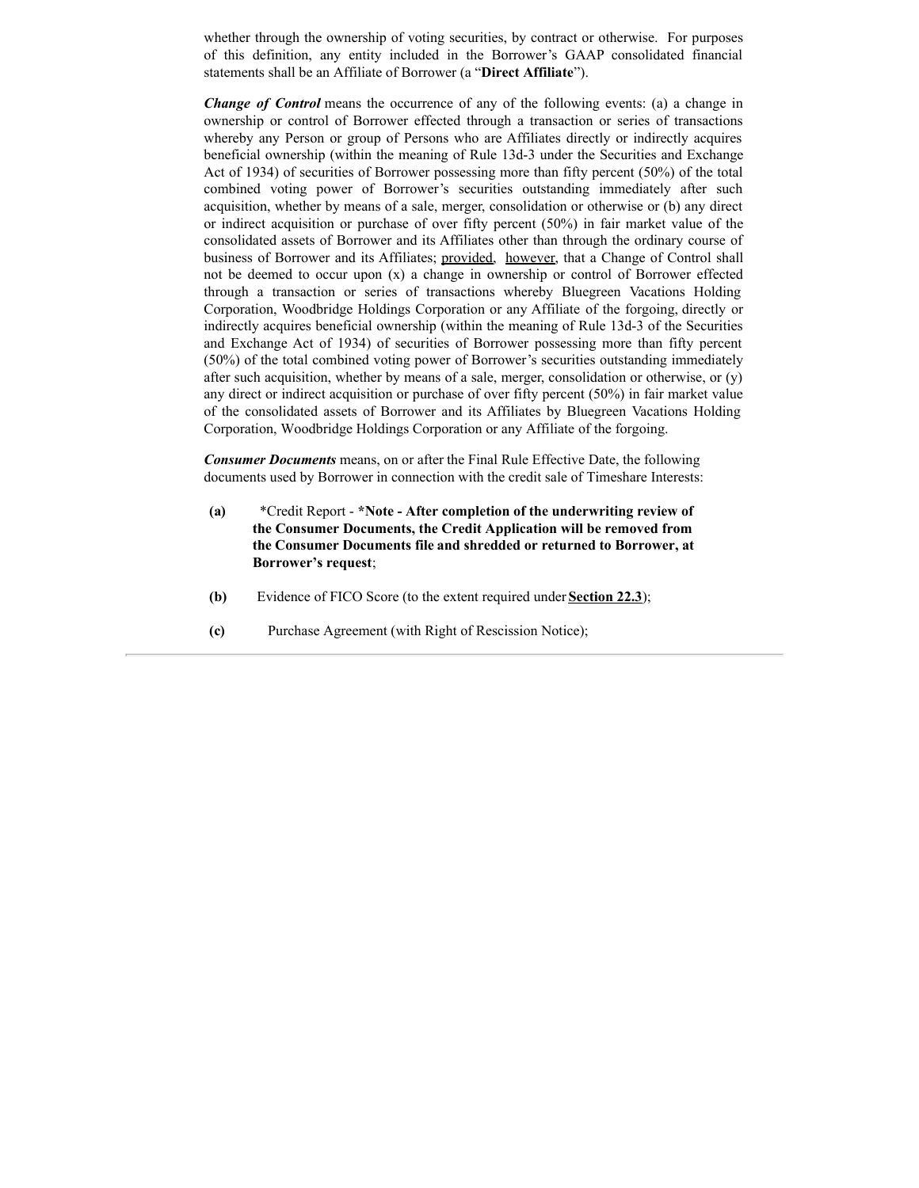whether through the ownership of voting securities, by contract or otherwise. For purposes of this definition, any entity included in the Borrower's GAAP consolidated financial statements shall be an Affiliate of Borrower (a "**Direct Affiliate**").

***Change of Control*** means the occurrence of any of the following events: (a) a change in ownership or control of Borrower effected through a transaction or series of transactions whereby any Person or group of Persons who are Affiliates directly or indirectly acquires beneficial ownership (within the meaning of Rule 13d-3 under the Securities and Exchange Act of 1934) of securities of Borrower possessing more than fifty percent (50%) of the total combined voting power of Borrower's securities outstanding immediately after such acquisition, whether by means of a sale, merger, consolidation or otherwise or (b) any direct or indirect acquisition or purchase of over fifty percent (50%) in fair market value of the consolidated assets of Borrower and its Affiliates other than through the ordinary course of business of Borrower and its Affiliates; provided, however, that a Change of Control shall not be deemed to occur upon (x) a change in ownership or control of Borrower effected through a transaction or series of transactions whereby Bluegreen Vacations Holding Corporation, Woodbridge Holdings Corporation or any Affiliate of the forgoing, directly or indirectly acquires beneficial ownership (within the meaning of Rule 13d-3 of the Securities and Exchange Act of 1934) of securities of Borrower possessing more than fifty percent (50%) of the total combined voting power of Borrower's securities outstanding immediately after such acquisition, whether by means of a sale, merger, consolidation or otherwise, or (y) any direct or indirect acquisition or purchase of over fifty percent (50%) in fair market value of the consolidated assets of Borrower and its Affiliates by Bluegreen Vacations Holding Corporation, Woodbridge Holdings Corporation or any Affiliate of the forgoing.

***Consumer Documents*** means, on or after the Final Rule Effective Date, the following documents used by Borrower in connection with the credit sale of Timeshare Interests:

**(a)** *Credit Report - ***Note - After completion of the underwriting review of the Consumer Documents, the Credit Application will be removed from the Consumer Documents file and shredded or returned to Borrower, at Borrower's request**;

**(b)** Evidence of FICO Score (to the extent required under **Section 22.3**);

**(c)** Purchase Agreement (with Right of Rescission Notice);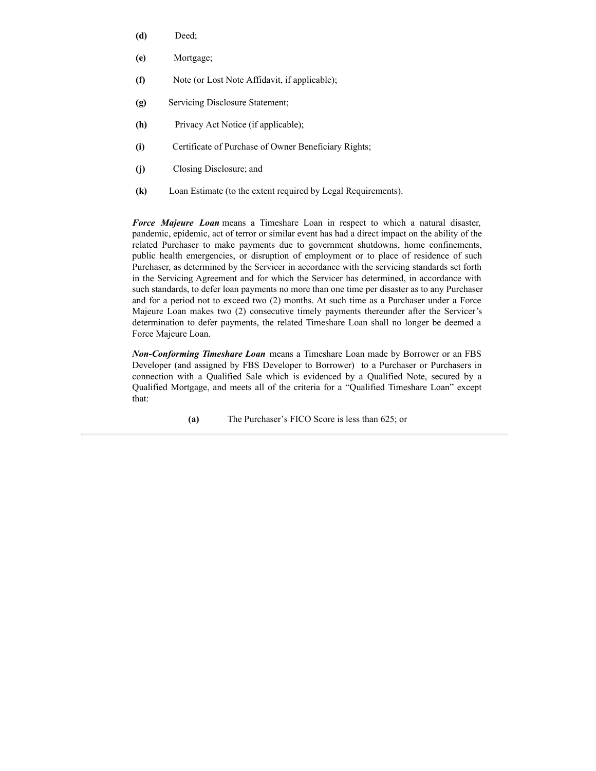**(d)** Deed;

**(e)** Mortgage;

**(f)** Note (or Lost Note Affidavit, if applicable);

**(g)** Servicing Disclosure Statement;

**(h)** Privacy Act Notice (if applicable);

**(i)** Certificate of Purchase of Owner Beneficiary Rights;

**(j)** Closing Disclosure; and

**(k)** Loan Estimate (to the extent required by Legal Requirements).

***Force Majeure Loan*** means a Timeshare Loan in respect to which a natural disaster, pandemic, epidemic, act of terror or similar event has had a direct impact on the ability of the related Purchaser to make payments due to government shutdowns, home confinements, public health emergencies, or disruption of employment or to place of residence of such Purchaser, as determined by the Servicer in accordance with the servicing standards set forth in the Servicing Agreement and for which the Servicer has determined, in accordance with such standards, to defer loan payments no more than one time per disaster as to any Purchaser and for a period not to exceed two (2) months. At such time as a Purchaser under a Force Majeure Loan makes two (2) consecutive timely payments thereunder after the Servicer's determination to defer payments, the related Timeshare Loan shall no longer be deemed a Force Majeure Loan.

***Non-Conforming Timeshare Loan*** means a Timeshare Loan made by Borrower or an FBS Developer (and assigned by FBS Developer to Borrower) to a Purchaser or Purchasers in connection with a Qualified Sale which is evidenced by a Qualified Note, secured by a Qualified Mortgage, and meets all of the criteria for a "Qualified Timeshare Loan" except that:

**(a)** The Purchaser's FICO Score is less than 625; or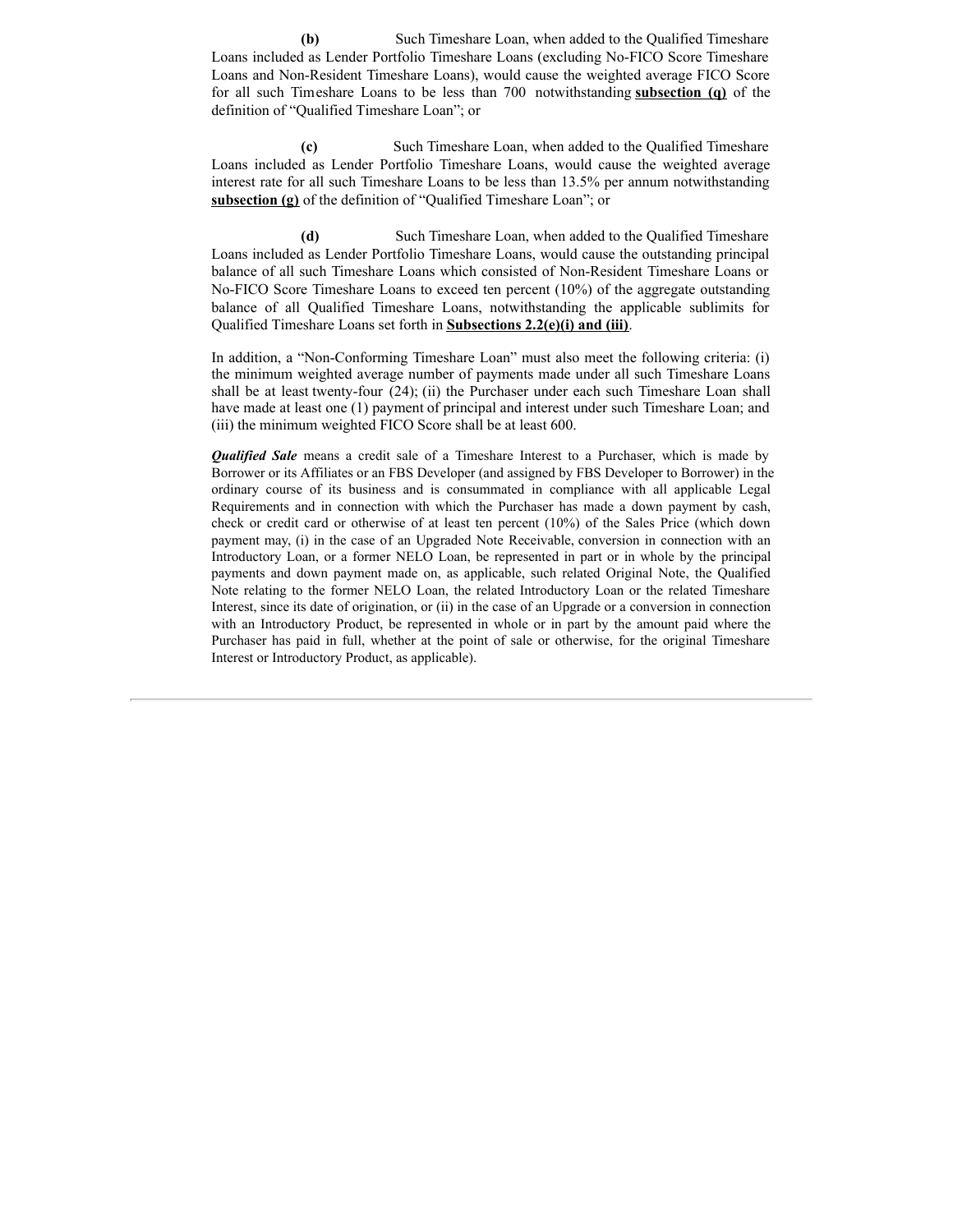**(b)** Such Timeshare Loan, when added to the Qualified Timeshare Loans included as Lender Portfolio Timeshare Loans (excluding No-FICO Score Timeshare Loans and Non-Resident Timeshare Loans), would cause the weighted average FICO Score for all such Timeshare Loans to be less than 700 notwithstanding **subsection (q)** of the definition of "Qualified Timeshare Loan"; or

**(c)** Such Timeshare Loan, when added to the Qualified Timeshare Loans included as Lender Portfolio Timeshare Loans, would cause the weighted average interest rate for all such Timeshare Loans to be less than 13.5% per annum notwithstanding **subsection (g)** of the definition of "Qualified Timeshare Loan"; or

**(d)** Such Timeshare Loan, when added to the Qualified Timeshare Loans included as Lender Portfolio Timeshare Loans, would cause the outstanding principal balance of all such Timeshare Loans which consisted of Non-Resident Timeshare Loans or No-FICO Score Timeshare Loans to exceed ten percent (10%) of the aggregate outstanding balance of all Qualified Timeshare Loans, notwithstanding the applicable sublimits for Qualified Timeshare Loans set forth in **Subsections 2.2(e)(i) and (iii)**.

In addition, a "Non-Conforming Timeshare Loan" must also meet the following criteria: (i) the minimum weighted average number of payments made under all such Timeshare Loans shall be at least twenty-four (24); (ii) the Purchaser under each such Timeshare Loan shall have made at least one (1) payment of principal and interest under such Timeshare Loan; and (iii) the minimum weighted FICO Score shall be at least 600.

***Qualified Sale*** means a credit sale of a Timeshare Interest to a Purchaser, which is made by Borrower or its Affiliates or an FBS Developer (and assigned by FBS Developer to Borrower) in the ordinary course of its business and is consummated in compliance with all applicable Legal Requirements and in connection with which the Purchaser has made a down payment by cash, check or credit card or otherwise of at least ten percent (10%) of the Sales Price (which down payment may, (i) in the case of an Upgraded Note Receivable, conversion in connection with an Introductory Loan, or a former NELO Loan, be represented in part or in whole by the principal payments and down payment made on, as applicable, such related Original Note, the Qualified Note relating to the former NELO Loan, the related Introductory Loan or the related Timeshare Interest, since its date of origination, or (ii) in the case of an Upgrade or a conversion in connection with an Introductory Product, be represented in whole or in part by the amount paid where the Purchaser has paid in full, whether at the point of sale or otherwise, for the original Timeshare Interest or Introductory Product, as applicable).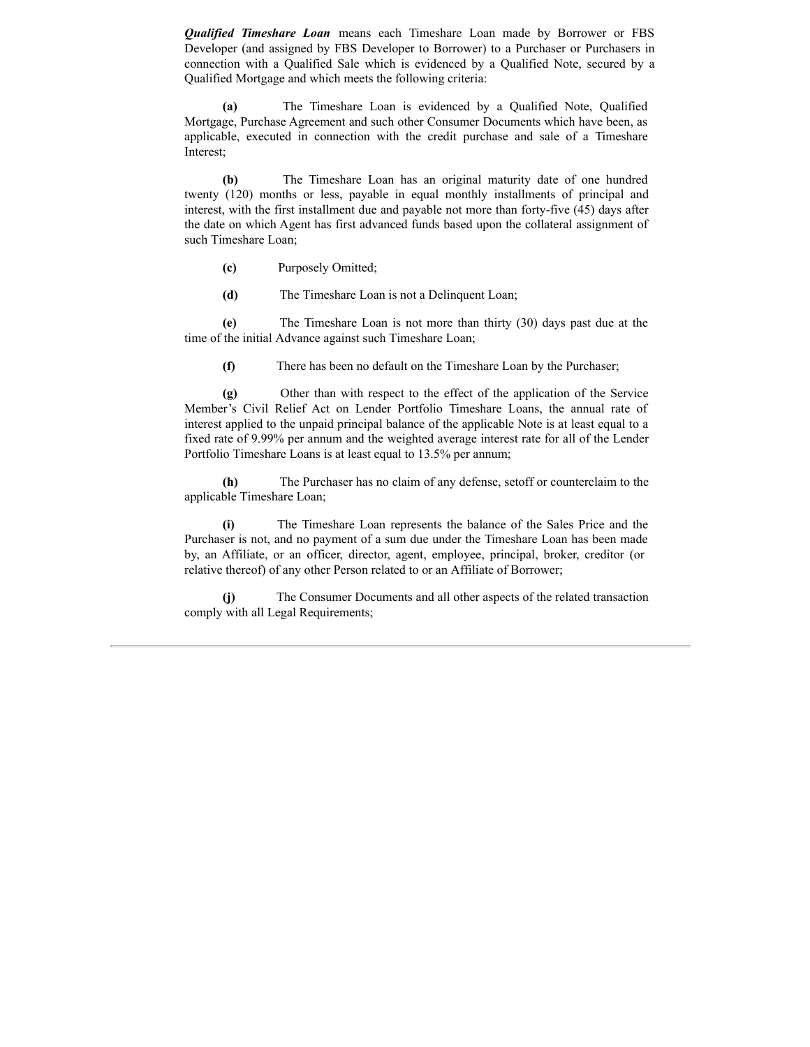***Qualified Timeshare Loan*** means each Timeshare Loan made by Borrower or FBS Developer (and assigned by FBS Developer to Borrower) to a Purchaser or Purchasers in connection with a Qualified Sale which is evidenced by a Qualified Note, secured by a Qualified Mortgage and which meets the following criteria:

**(a)** The Timeshare Loan is evidenced by a Qualified Note, Qualified Mortgage, Purchase Agreement and such other Consumer Documents which have been, as applicable, executed in connection with the credit purchase and sale of a Timeshare Interest;

**(b)** The Timeshare Loan has an original maturity date of one hundred twenty (120) months or less, payable in equal monthly installments of principal and interest, with the first installment due and payable not more than forty-five (45) days after the date on which Agent has first advanced funds based upon the collateral assignment of such Timeshare Loan;

**(c)** Purposely Omitted;

**(d)** The Timeshare Loan is not a Delinquent Loan;

**(e)** The Timeshare Loan is not more than thirty (30) days past due at the time of the initial Advance against such Timeshare Loan;

**(f)** There has been no default on the Timeshare Loan by the Purchaser;

**(g)** Other than with respect to the effect of the application of the Service Member's Civil Relief Act on Lender Portfolio Timeshare Loans, the annual rate of interest applied to the unpaid principal balance of the applicable Note is at least equal to a fixed rate of 9.99% per annum and the weighted average interest rate for all of the Lender Portfolio Timeshare Loans is at least equal to 13.5% per annum;

**(h)** The Purchaser has no claim of any defense, setoff or counterclaim to the applicable Timeshare Loan;

**(i)** The Timeshare Loan represents the balance of the Sales Price and the Purchaser is not, and no payment of a sum due under the Timeshare Loan has been made by, an Affiliate, or an officer, director, agent, employee, principal, broker, creditor (or relative thereof) of any other Person related to or an Affiliate of Borrower;

**(j)** The Consumer Documents and all other aspects of the related transaction comply with all Legal Requirements;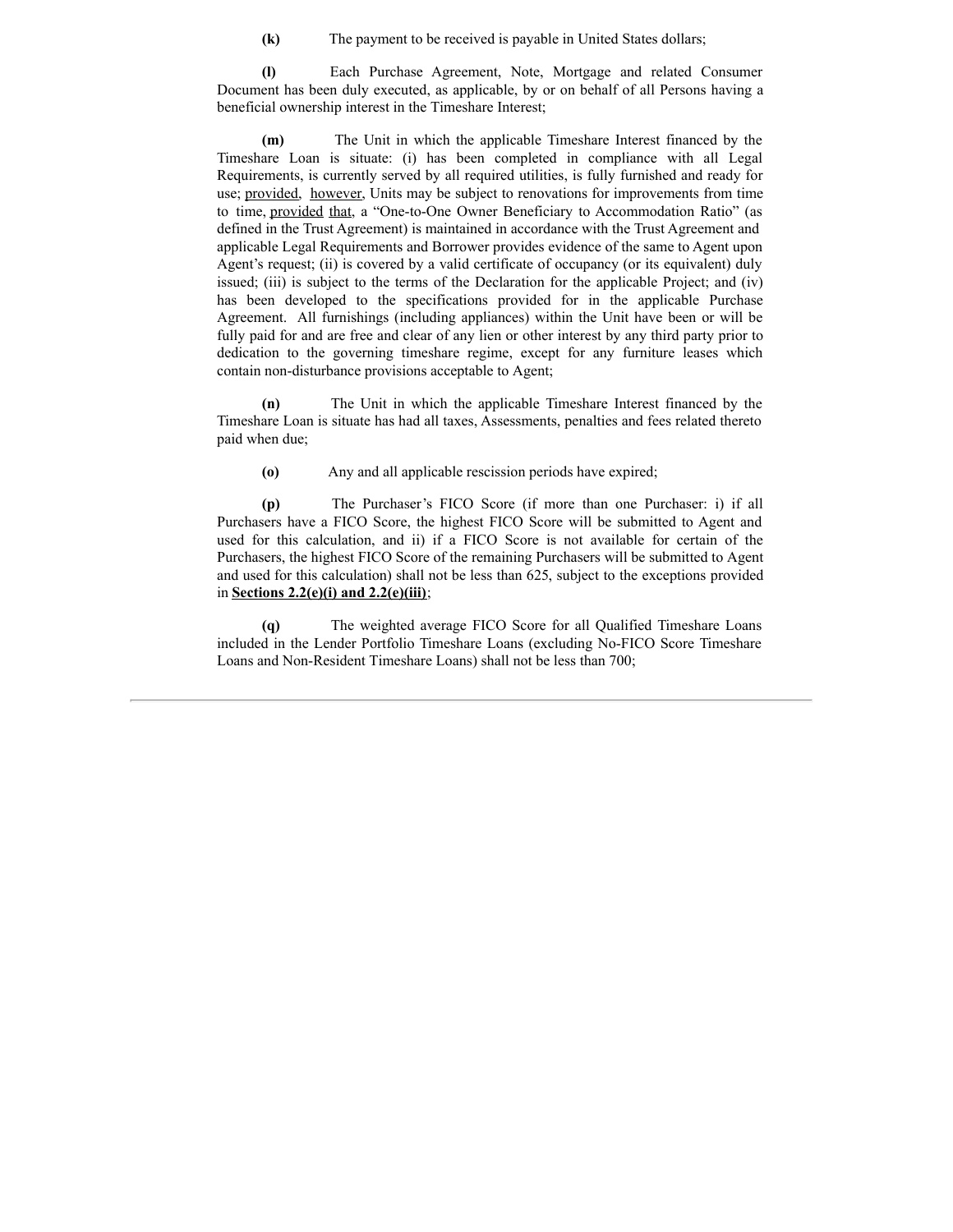**(k)** The payment to be received is payable in United States dollars;

**(l)** Each Purchase Agreement, Note, Mortgage and related Consumer Document has been duly executed, as applicable, by or on behalf of all Persons having a beneficial ownership interest in the Timeshare Interest;

**(m)** The Unit in which the applicable Timeshare Interest financed by the Timeshare Loan is situate: (i) has been completed in compliance with all Legal Requirements, is currently served by all required utilities, is fully furnished and ready for use; provided, however, Units may be subject to renovations for improvements from time to time, provided that, a "One-to-One Owner Beneficiary to Accommodation Ratio" (as defined in the Trust Agreement) is maintained in accordance with the Trust Agreement and applicable Legal Requirements and Borrower provides evidence of the same to Agent upon Agent's request; (ii) is covered by a valid certificate of occupancy (or its equivalent) duly issued; (iii) is subject to the terms of the Declaration for the applicable Project; and (iv) has been developed to the specifications provided for in the applicable Purchase Agreement. All furnishings (including appliances) within the Unit have been or will be fully paid for and are free and clear of any lien or other interest by any third party prior to dedication to the governing timeshare regime, except for any furniture leases which contain non-disturbance provisions acceptable to Agent;

**(n)** The Unit in which the applicable Timeshare Interest financed by the Timeshare Loan is situate has had all taxes, Assessments, penalties and fees related thereto paid when due;

**(o)** Any and all applicable rescission periods have expired;

**(p)** The Purchaser's FICO Score (if more than one Purchaser: i) if all Purchasers have a FICO Score, the highest FICO Score will be submitted to Agent and used for this calculation, and ii) if a FICO Score is not available for certain of the Purchasers, the highest FICO Score of the remaining Purchasers will be submitted to Agent and used for this calculation) shall not be less than 625, subject to the exceptions provided in **Sections 2.2(e)(i) and 2.2(e)(iii)**;

**(q)** The weighted average FICO Score for all Qualified Timeshare Loans included in the Lender Portfolio Timeshare Loans (excluding No-FICO Score Timeshare Loans and Non-Resident Timeshare Loans) shall not be less than 700;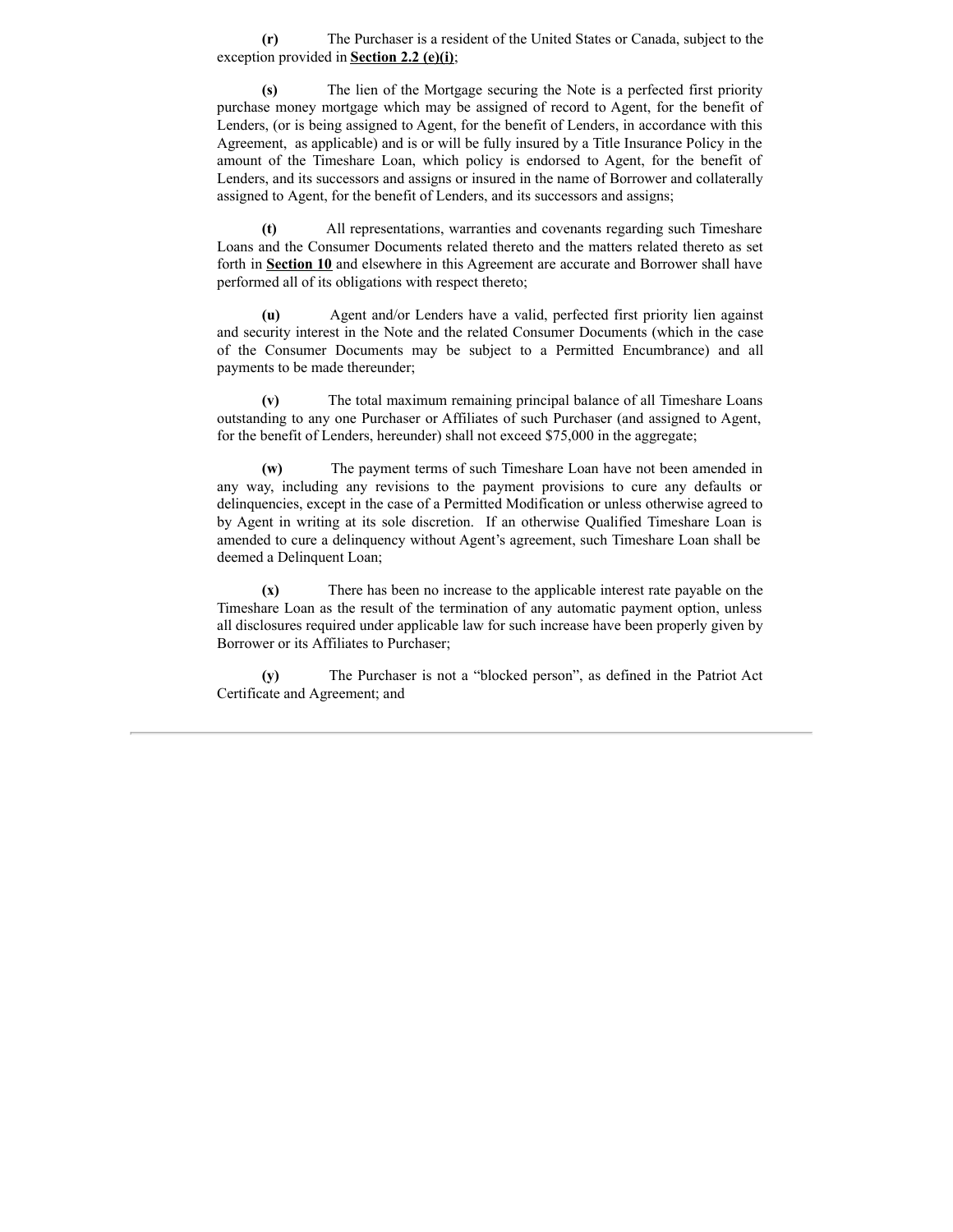**(r)** The Purchaser is a resident of the United States or Canada, subject to the exception provided in **Section 2.2 (e)(i)**;

**(s)** The lien of the Mortgage securing the Note is a perfected first priority purchase money mortgage which may be assigned of record to Agent, for the benefit of Lenders, (or is being assigned to Agent, for the benefit of Lenders, in accordance with this Agreement, as applicable) and is or will be fully insured by a Title Insurance Policy in the amount of the Timeshare Loan, which policy is endorsed to Agent, for the benefit of Lenders, and its successors and assigns or insured in the name of Borrower and collaterally assigned to Agent, for the benefit of Lenders, and its successors and assigns;

**(t)** All representations, warranties and covenants regarding such Timeshare Loans and the Consumer Documents related thereto and the matters related thereto as set forth in **Section 10** and elsewhere in this Agreement are accurate and Borrower shall have performed all of its obligations with respect thereto;

**(u)** Agent and/or Lenders have a valid, perfected first priority lien against and security interest in the Note and the related Consumer Documents (which in the case of the Consumer Documents may be subject to a Permitted Encumbrance) and all payments to be made thereunder;

**(v)** The total maximum remaining principal balance of all Timeshare Loans outstanding to any one Purchaser or Affiliates of such Purchaser (and assigned to Agent, for the benefit of Lenders, hereunder) shall not exceed $75,000 in the aggregate;

**(w)** The payment terms of such Timeshare Loan have not been amended in any way, including any revisions to the payment provisions to cure any defaults or delinquencies, except in the case of a Permitted Modification or unless otherwise agreed to by Agent in writing at its sole discretion. If an otherwise Qualified Timeshare Loan is amended to cure a delinquency without Agent's agreement, such Timeshare Loan shall be deemed a Delinquent Loan;

**(x)** There has been no increase to the applicable interest rate payable on the Timeshare Loan as the result of the termination of any automatic payment option, unless all disclosures required under applicable law for such increase have been properly given by Borrower or its Affiliates to Purchaser;

**(y)** The Purchaser is not a "blocked person", as defined in the Patriot Act Certificate and Agreement; and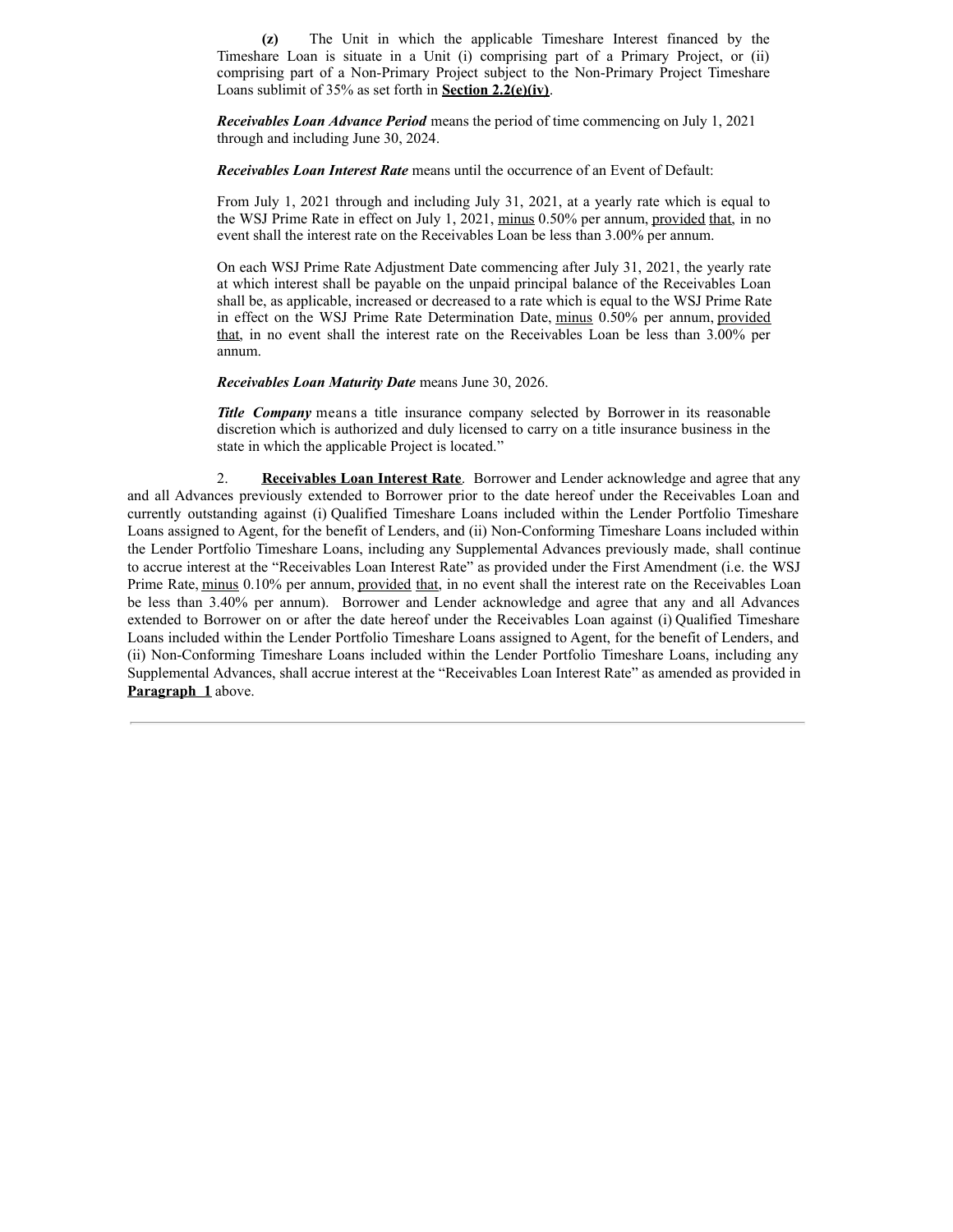**(z)** The Unit in which the applicable Timeshare Interest financed by the Timeshare Loan is situate in a Unit (i) comprising part of a Primary Project, or (ii) comprising part of a Non-Primary Project subject to the Non-Primary Project Timeshare Loans sublimit of 35% as set forth in **Section 2.2(e)(iv)**.

***Receivables Loan Advance Period*** means the period of time commencing on July 1, 2021 through and including June 30, 2024.

***Receivables Loan Interest Rate*** means until the occurrence of an Event of Default:

From July 1, 2021 through and including July 31, 2021, at a yearly rate which is equal to the WSJ Prime Rate in effect on July 1, 2021, minus 0.50% per annum, provided that, in no event shall the interest rate on the Receivables Loan be less than 3.00% per annum.

On each WSJ Prime Rate Adjustment Date commencing after July 31, 2021, the yearly rate at which interest shall be payable on the unpaid principal balance of the Receivables Loan shall be, as applicable, increased or decreased to a rate which is equal to the WSJ Prime Rate in effect on the WSJ Prime Rate Determination Date, minus 0.50% per annum, provided that, in no event shall the interest rate on the Receivables Loan be less than 3.00% per annum.

***Receivables Loan Maturity Date*** means June 30, 2026.

***Title Company*** means a title insurance company selected by Borrower in its reasonable discretion which is authorized and duly licensed to carry on a title insurance business in the state in which the applicable Project is located."

2. **Receivables Loan Interest Rate**. Borrower and Lender acknowledge and agree that any and all Advances previously extended to Borrower prior to the date hereof under the Receivables Loan and currently outstanding against (i) Qualified Timeshare Loans included within the Lender Portfolio Timeshare Loans assigned to Agent, for the benefit of Lenders, and (ii) Non-Conforming Timeshare Loans included within the Lender Portfolio Timeshare Loans, including any Supplemental Advances previously made, shall continue to accrue interest at the "Receivables Loan Interest Rate" as provided under the First Amendment (i.e. the WSJ Prime Rate, minus 0.10% per annum, provided that, in no event shall the interest rate on the Receivables Loan be less than 3.40% per annum). Borrower and Lender acknowledge and agree that any and all Advances extended to Borrower on or after the date hereof under the Receivables Loan against (i) Qualified Timeshare Loans included within the Lender Portfolio Timeshare Loans assigned to Agent, for the benefit of Lenders, and (ii) Non-Conforming Timeshare Loans included within the Lender Portfolio Timeshare Loans, including any Supplemental Advances, shall accrue interest at the "Receivables Loan Interest Rate" as amended as provided in **Paragraph 1** above.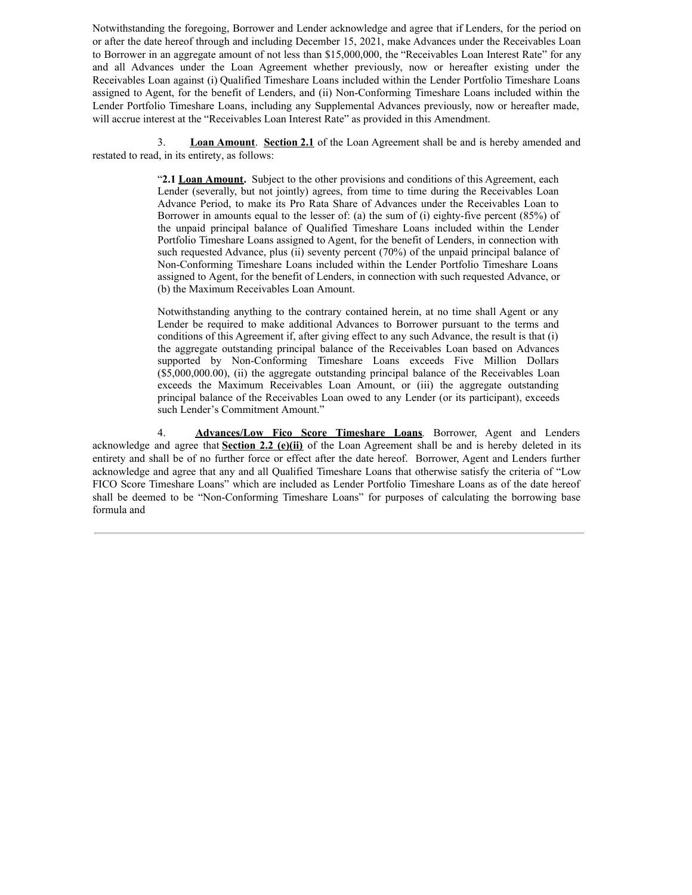Notwithstanding the foregoing, Borrower and Lender acknowledge and agree that if Lenders, for the period on or after the date hereof through and including December 15, 2021, make Advances under the Receivables Loan to Borrower in an aggregate amount of not less than $15,000,000, the "Receivables Loan Interest Rate" for any and all Advances under the Loan Agreement whether previously, now or hereafter existing under the Receivables Loan against (i) Qualified Timeshare Loans included within the Lender Portfolio Timeshare Loans assigned to Agent, for the benefit of Lenders, and (ii) Non-Conforming Timeshare Loans included within the Lender Portfolio Timeshare Loans, including any Supplemental Advances previously, now or hereafter made, will accrue interest at the "Receivables Loan Interest Rate" as provided in this Amendment.

3. **Loan Amount**. **Section 2.1** of the Loan Agreement shall be and is hereby amended and restated to read, in its entirety, as follows:

> "**2.1 Loan Amount.** Subject to the other provisions and conditions of this Agreement, each Lender (severally, but not jointly) agrees, from time to time during the Receivables Loan Advance Period, to make its Pro Rata Share of Advances under the Receivables Loan to Borrower in amounts equal to the lesser of: (a) the sum of (i) eighty-five percent (85%) of the unpaid principal balance of Qualified Timeshare Loans included within the Lender Portfolio Timeshare Loans assigned to Agent, for the benefit of Lenders, in connection with such requested Advance, plus (ii) seventy percent (70%) of the unpaid principal balance of Non-Conforming Timeshare Loans included within the Lender Portfolio Timeshare Loans assigned to Agent, for the benefit of Lenders, in connection with such requested Advance, or (b) the Maximum Receivables Loan Amount.
>
> Notwithstanding anything to the contrary contained herein, at no time shall Agent or any Lender be required to make additional Advances to Borrower pursuant to the terms and conditions of this Agreement if, after giving effect to any such Advance, the result is that (i) the aggregate outstanding principal balance of the Receivables Loan based on Advances supported by Non-Conforming Timeshare Loans exceeds Five Million Dollars ($5,000,000.00), (ii) the aggregate outstanding principal balance of the Receivables Loan exceeds the Maximum Receivables Loan Amount, or (iii) the aggregate outstanding principal balance of the Receivables Loan owed to any Lender (or its participant), exceeds such Lender's Commitment Amount."

4. **Advances/Low Fico Score Timeshare Loans**. Borrower, Agent and Lenders acknowledge and agree that **Section 2.2 (e)(ii)** of the Loan Agreement shall be and is hereby deleted in its entirety and shall be of no further force or effect after the date hereof. Borrower, Agent and Lenders further acknowledge and agree that any and all Qualified Timeshare Loans that otherwise satisfy the criteria of "Low FICO Score Timeshare Loans" which are included as Lender Portfolio Timeshare Loans as of the date hereof shall be deemed to be "Non-Conforming Timeshare Loans" for purposes of calculating the borrowing base formula and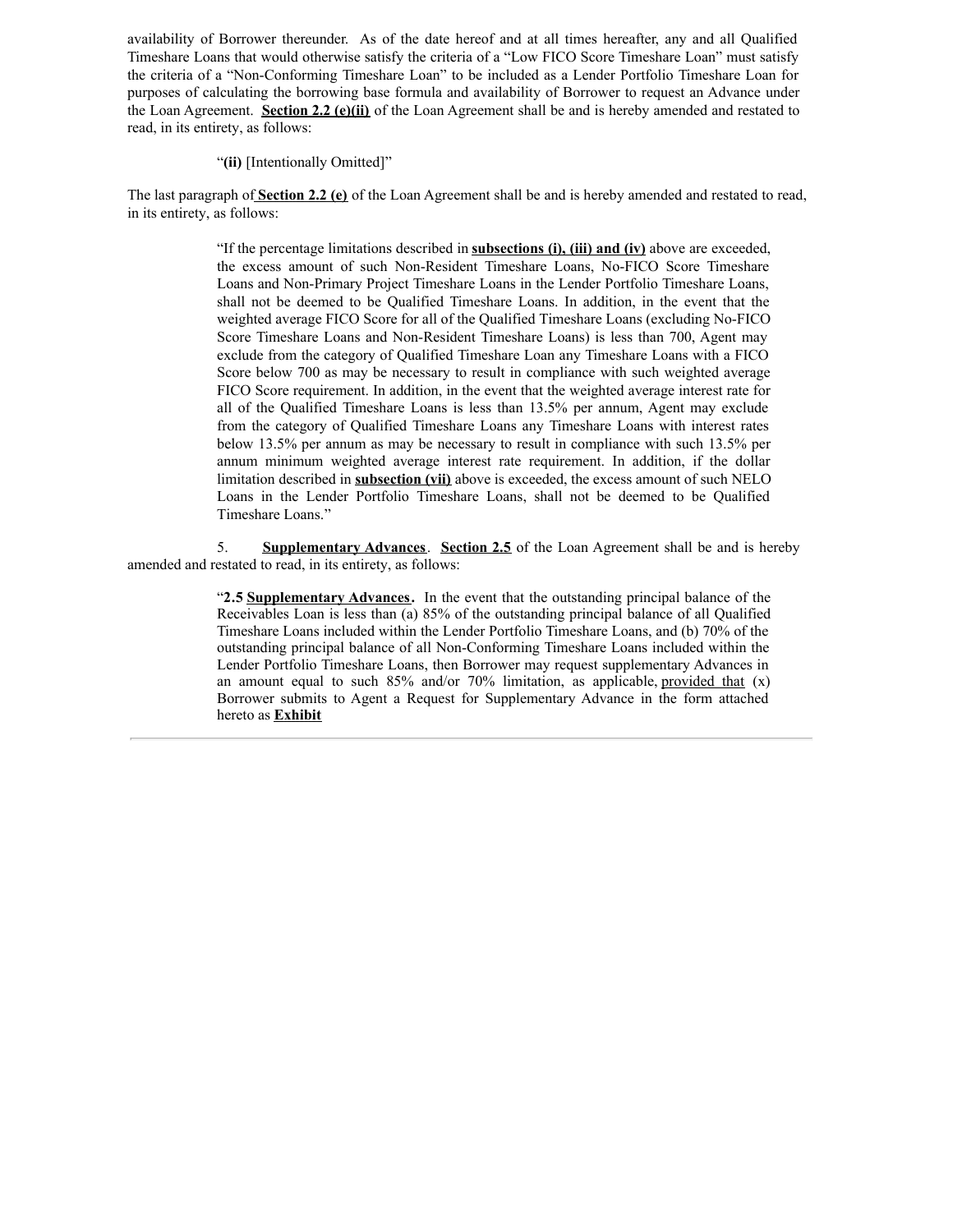availability of Borrower thereunder. As of the date hereof and at all times hereafter, any and all Qualified Timeshare Loans that would otherwise satisfy the criteria of a "Low FICO Score Timeshare Loan" must satisfy the criteria of a "Non-Conforming Timeshare Loan" to be included as a Lender Portfolio Timeshare Loan for purposes of calculating the borrowing base formula and availability of Borrower to request an Advance under the Loan Agreement. **Section 2.2 (e)(ii)** of the Loan Agreement shall be and is hereby amended and restated to read, in its entirety, as follows:

> "**(ii)** [Intentionally Omitted]"

The last paragraph of **Section 2.2 (e)** of the Loan Agreement shall be and is hereby amended and restated to read, in its entirety, as follows:

> "If the percentage limitations described in **subsections (i), (iii) and (iv)** above are exceeded, the excess amount of such Non-Resident Timeshare Loans, No-FICO Score Timeshare Loans and Non-Primary Project Timeshare Loans in the Lender Portfolio Timeshare Loans, shall not be deemed to be Qualified Timeshare Loans. In addition, in the event that the weighted average FICO Score for all of the Qualified Timeshare Loans (excluding No-FICO Score Timeshare Loans and Non-Resident Timeshare Loans) is less than 700, Agent may exclude from the category of Qualified Timeshare Loan any Timeshare Loans with a FICO Score below 700 as may be necessary to result in compliance with such weighted average FICO Score requirement. In addition, in the event that the weighted average interest rate for all of the Qualified Timeshare Loans is less than 13.5% per annum, Agent may exclude from the category of Qualified Timeshare Loans any Timeshare Loans with interest rates below 13.5% per annum as may be necessary to result in compliance with such 13.5% per annum minimum weighted average interest rate requirement. In addition, if the dollar limitation described in **subsection (vii)** above is exceeded, the excess amount of such NELO Loans in the Lender Portfolio Timeshare Loans, shall not be deemed to be Qualified Timeshare Loans."

5. **Supplementary Advances**. **Section 2.5** of the Loan Agreement shall be and is hereby amended and restated to read, in its entirety, as follows:

> "**2.5 Supplementary Advances.** In the event that the outstanding principal balance of the Receivables Loan is less than (a) 85% of the outstanding principal balance of all Qualified Timeshare Loans included within the Lender Portfolio Timeshare Loans, and (b) 70% of the outstanding principal balance of all Non-Conforming Timeshare Loans included within the Lender Portfolio Timeshare Loans, then Borrower may request supplementary Advances in an amount equal to such 85% and/or 70% limitation, as applicable, provided that (x) Borrower submits to Agent a Request for Supplementary Advance in the form attached hereto as **Exhibit**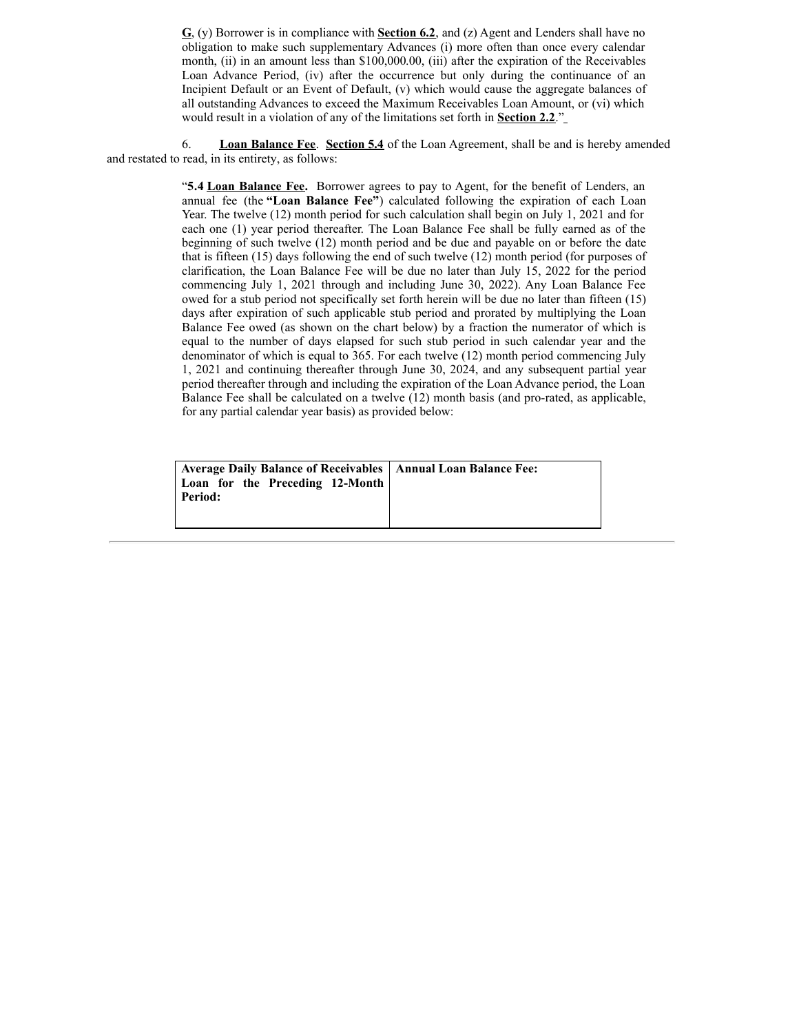**G**, (y) Borrower is in compliance with **Section 6.2**, and (z) Agent and Lenders shall have no obligation to make such supplementary Advances (i) more often than once every calendar month, (ii) in an amount less than $100,000.00, (iii) after the expiration of the Receivables Loan Advance Period, (iv) after the occurrence but only during the continuance of an Incipient Default or an Event of Default, (v) which would cause the aggregate balances of all outstanding Advances to exceed the Maximum Receivables Loan Amount, or (vi) which would result in a violation of any of the limitations set forth in **Section 2.2**."

6. **Loan Balance Fee**. **Section 5.4** of the Loan Agreement, shall be and is hereby amended and restated to read, in its entirety, as follows:

"**5.4 Loan Balance Fee.** Borrower agrees to pay to Agent, for the benefit of Lenders, an annual fee (the **"Loan Balance Fee"**) calculated following the expiration of each Loan Year. The twelve (12) month period for such calculation shall begin on July 1, 2021 and for each one (1) year period thereafter. The Loan Balance Fee shall be fully earned as of the beginning of such twelve (12) month period and be due and payable on or before the date that is fifteen (15) days following the end of such twelve (12) month period (for purposes of clarification, the Loan Balance Fee will be due no later than July 15, 2022 for the period commencing July 1, 2021 through and including June 30, 2022). Any Loan Balance Fee owed for a stub period not specifically set forth herein will be due no later than fifteen (15) days after expiration of such applicable stub period and prorated by multiplying the Loan Balance Fee owed (as shown on the chart below) by a fraction the numerator of which is equal to the number of days elapsed for such stub period in such calendar year and the denominator of which is equal to 365. For each twelve (12) month period commencing July 1, 2021 and continuing thereafter through June 30, 2024, and any subsequent partial year period thereafter through and including the expiration of the Loan Advance period, the Loan Balance Fee shall be calculated on a twelve (12) month basis (and pro-rated, as applicable, for any partial calendar year basis) as provided below:

| Average Daily Balance of Receivables Loan for the Preceding 12-Month Period: | Annual Loan Balance Fee: |
|---|---|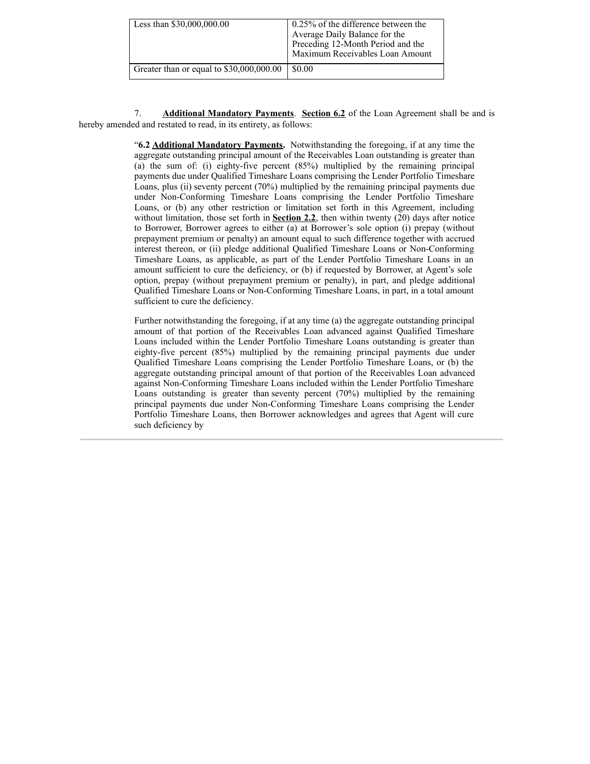| Less than $30,000,000.00 | 0.25% of the difference between the Average Daily Balance for the Preceding 12-Month Period and the Maximum Receivables Loan Amount |
|---|---|
| Greater than or equal to $30,000,000.00 | $0.00 |

7. **Additional Mandatory Payments**. **Section 6.2** of the Loan Agreement shall be and is hereby amended and restated to read, in its entirety, as follows:

> "**6.2 Additional Mandatory Payments.** Notwithstanding the foregoing, if at any time the aggregate outstanding principal amount of the Receivables Loan outstanding is greater than (a) the sum of: (i) eighty-five percent (85%) multiplied by the remaining principal payments due under Qualified Timeshare Loans comprising the Lender Portfolio Timeshare Loans, plus (ii) seventy percent (70%) multiplied by the remaining principal payments due under Non-Conforming Timeshare Loans comprising the Lender Portfolio Timeshare Loans, or (b) any other restriction or limitation set forth in this Agreement, including without limitation, those set forth in **Section 2.2**, then within twenty (20) days after notice to Borrower, Borrower agrees to either (a) at Borrower's sole option (i) prepay (without prepayment premium or penalty) an amount equal to such difference together with accrued interest thereon, or (ii) pledge additional Qualified Timeshare Loans or Non-Conforming Timeshare Loans, as applicable, as part of the Lender Portfolio Timeshare Loans in an amount sufficient to cure the deficiency, or (b) if requested by Borrower, at Agent's sole option, prepay (without prepayment premium or penalty), in part, and pledge additional Qualified Timeshare Loans or Non-Conforming Timeshare Loans, in part, in a total amount sufficient to cure the deficiency.
>
> Further notwithstanding the foregoing, if at any time (a) the aggregate outstanding principal amount of that portion of the Receivables Loan advanced against Qualified Timeshare Loans included within the Lender Portfolio Timeshare Loans outstanding is greater than eighty-five percent (85%) multiplied by the remaining principal payments due under Qualified Timeshare Loans comprising the Lender Portfolio Timeshare Loans, or (b) the aggregate outstanding principal amount of that portion of the Receivables Loan advanced against Non-Conforming Timeshare Loans included within the Lender Portfolio Timeshare Loans outstanding is greater than seventy percent (70%) multiplied by the remaining principal payments due under Non-Conforming Timeshare Loans comprising the Lender Portfolio Timeshare Loans, then Borrower acknowledges and agrees that Agent will cure such deficiency by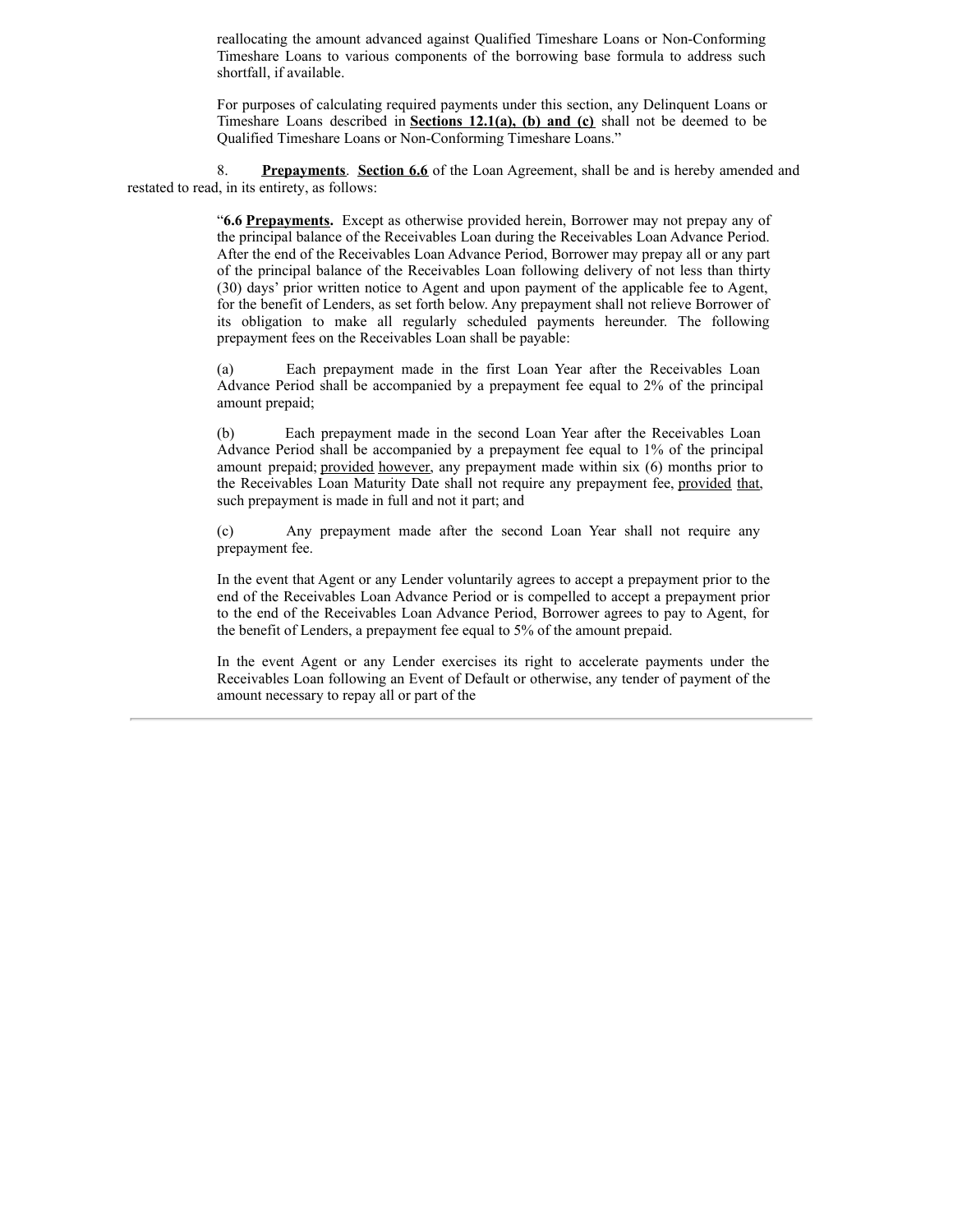reallocating the amount advanced against Qualified Timeshare Loans or Non-Conforming Timeshare Loans to various components of the borrowing base formula to address such shortfall, if available.

For purposes of calculating required payments under this section, any Delinquent Loans or Timeshare Loans described in **Sections 12.1(a), (b) and (c)** shall not be deemed to be Qualified Timeshare Loans or Non-Conforming Timeshare Loans."

8. **Prepayments**. **Section 6.6** of the Loan Agreement, shall be and is hereby amended and restated to read, in its entirety, as follows:

"**6.6 Prepayments.** Except as otherwise provided herein, Borrower may not prepay any of the principal balance of the Receivables Loan during the Receivables Loan Advance Period. After the end of the Receivables Loan Advance Period, Borrower may prepay all or any part of the principal balance of the Receivables Loan following delivery of not less than thirty (30) days' prior written notice to Agent and upon payment of the applicable fee to Agent, for the benefit of Lenders, as set forth below. Any prepayment shall not relieve Borrower of its obligation to make all regularly scheduled payments hereunder. The following prepayment fees on the Receivables Loan shall be payable:

(a) Each prepayment made in the first Loan Year after the Receivables Loan Advance Period shall be accompanied by a prepayment fee equal to 2% of the principal amount prepaid;

(b) Each prepayment made in the second Loan Year after the Receivables Loan Advance Period shall be accompanied by a prepayment fee equal to 1% of the principal amount prepaid; provided however, any prepayment made within six (6) months prior to the Receivables Loan Maturity Date shall not require any prepayment fee, provided that, such prepayment is made in full and not it part; and

(c) Any prepayment made after the second Loan Year shall not require any prepayment fee.

In the event that Agent or any Lender voluntarily agrees to accept a prepayment prior to the end of the Receivables Loan Advance Period or is compelled to accept a prepayment prior to the end of the Receivables Loan Advance Period, Borrower agrees to pay to Agent, for the benefit of Lenders, a prepayment fee equal to 5% of the amount prepaid.

In the event Agent or any Lender exercises its right to accelerate payments under the Receivables Loan following an Event of Default or otherwise, any tender of payment of the amount necessary to repay all or part of the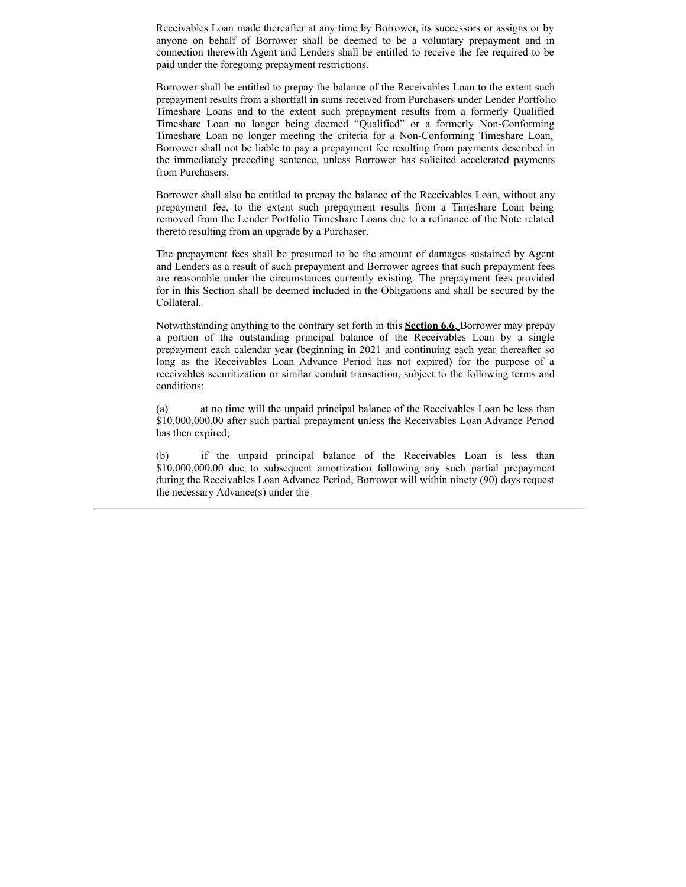Receivables Loan made thereafter at any time by Borrower, its successors or assigns or by anyone on behalf of Borrower shall be deemed to be a voluntary prepayment and in connection therewith Agent and Lenders shall be entitled to receive the fee required to be paid under the foregoing prepayment restrictions.

Borrower shall be entitled to prepay the balance of the Receivables Loan to the extent such prepayment results from a shortfall in sums received from Purchasers under Lender Portfolio Timeshare Loans and to the extent such prepayment results from a formerly Qualified Timeshare Loan no longer being deemed "Qualified" or a formerly Non-Conforming Timeshare Loan no longer meeting the criteria for a Non-Conforming Timeshare Loan, Borrower shall not be liable to pay a prepayment fee resulting from payments described in the immediately preceding sentence, unless Borrower has solicited accelerated payments from Purchasers.

Borrower shall also be entitled to prepay the balance of the Receivables Loan, without any prepayment fee, to the extent such prepayment results from a Timeshare Loan being removed from the Lender Portfolio Timeshare Loans due to a refinance of the Note related thereto resulting from an upgrade by a Purchaser.

The prepayment fees shall be presumed to be the amount of damages sustained by Agent and Lenders as a result of such prepayment and Borrower agrees that such prepayment fees are reasonable under the circumstances currently existing. The prepayment fees provided for in this Section shall be deemed included in the Obligations and shall be secured by the Collateral.

Notwithstanding anything to the contrary set forth in this **Section 6.6**, Borrower may prepay a portion of the outstanding principal balance of the Receivables Loan by a single prepayment each calendar year (beginning in 2021 and continuing each year thereafter so long as the Receivables Loan Advance Period has not expired) for the purpose of a receivables securitization or similar conduit transaction, subject to the following terms and conditions:

(a) at no time will the unpaid principal balance of the Receivables Loan be less than $10,000,000.00 after such partial prepayment unless the Receivables Loan Advance Period has then expired;

(b) if the unpaid principal balance of the Receivables Loan is less than $10,000,000.00 due to subsequent amortization following any such partial prepayment during the Receivables Loan Advance Period, Borrower will within ninety (90) days request the necessary Advance(s) under the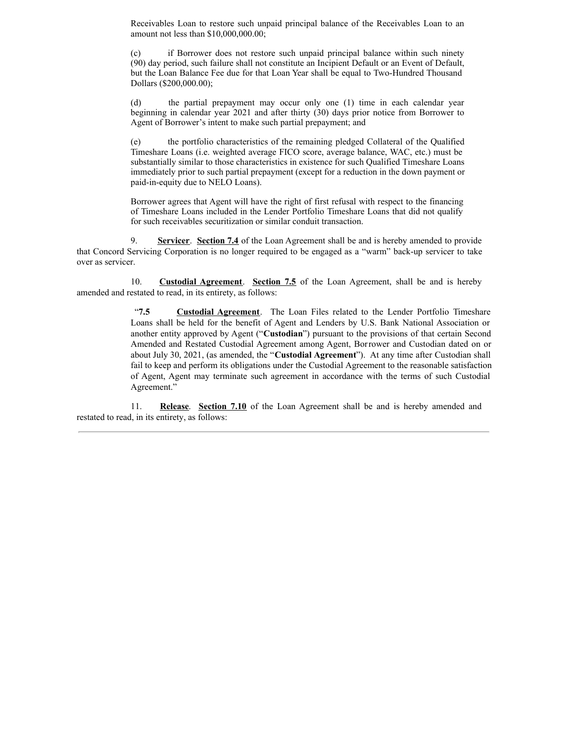Receivables Loan to restore such unpaid principal balance of the Receivables Loan to an amount not less than $10,000,000.00;

(c) if Borrower does not restore such unpaid principal balance within such ninety (90) day period, such failure shall not constitute an Incipient Default or an Event of Default, but the Loan Balance Fee due for that Loan Year shall be equal to Two-Hundred Thousand Dollars ($200,000.00);

(d) the partial prepayment may occur only one (1) time in each calendar year beginning in calendar year 2021 and after thirty (30) days prior notice from Borrower to Agent of Borrower's intent to make such partial prepayment; and

(e) the portfolio characteristics of the remaining pledged Collateral of the Qualified Timeshare Loans (i.e. weighted average FICO score, average balance, WAC, etc.) must be substantially similar to those characteristics in existence for such Qualified Timeshare Loans immediately prior to such partial prepayment (except for a reduction in the down payment or paid-in-equity due to NELO Loans).

Borrower agrees that Agent will have the right of first refusal with respect to the financing of Timeshare Loans included in the Lender Portfolio Timeshare Loans that did not qualify for such receivables securitization or similar conduit transaction.

9. **Servicer**. **Section 7.4** of the Loan Agreement shall be and is hereby amended to provide that Concord Servicing Corporation is no longer required to be engaged as a "warm" back-up servicer to take over as servicer.

10. **Custodial Agreement**. **Section 7.5** of the Loan Agreement, shall be and is hereby amended and restated to read, in its entirety, as follows:

"**7.5** **Custodial Agreement**. The Loan Files related to the Lender Portfolio Timeshare Loans shall be held for the benefit of Agent and Lenders by U.S. Bank National Association or another entity approved by Agent ("**Custodian**") pursuant to the provisions of that certain Second Amended and Restated Custodial Agreement among Agent, Borrower and Custodian dated on or about July 30, 2021, (as amended, the "**Custodial Agreement**"). At any time after Custodian shall fail to keep and perform its obligations under the Custodial Agreement to the reasonable satisfaction of Agent, Agent may terminate such agreement in accordance with the terms of such Custodial Agreement."

11. **Release**. **Section 7.10** of the Loan Agreement shall be and is hereby amended and restated to read, in its entirety, as follows: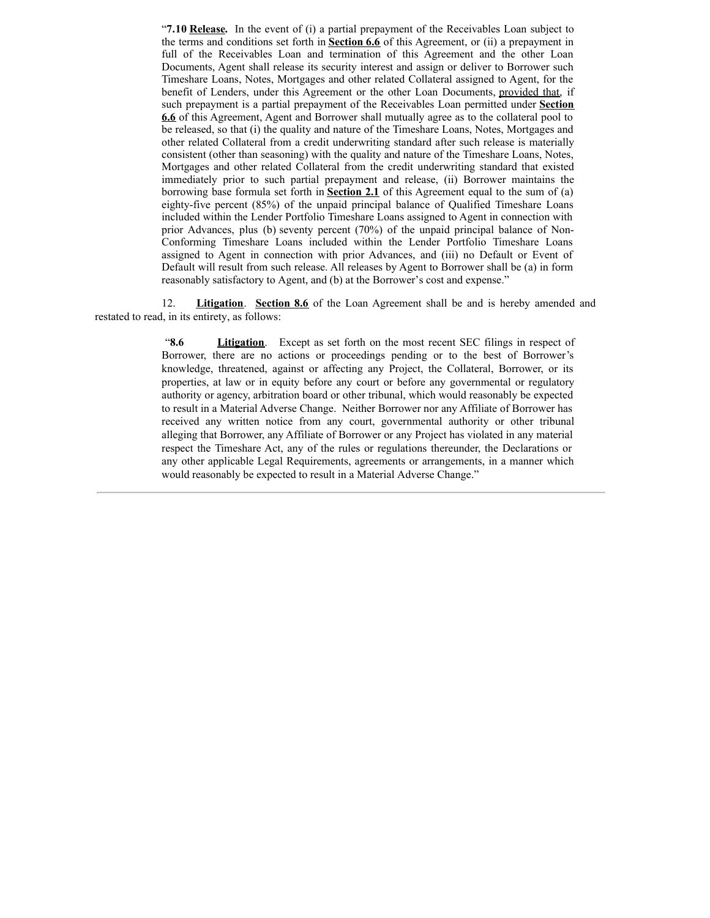"**7.10 Release.** In the event of (i) a partial prepayment of the Receivables Loan subject to the terms and conditions set forth in **Section 6.6** of this Agreement, or (ii) a prepayment in full of the Receivables Loan and termination of this Agreement and the other Loan Documents, Agent shall release its security interest and assign or deliver to Borrower such Timeshare Loans, Notes, Mortgages and other related Collateral assigned to Agent, for the benefit of Lenders, under this Agreement or the other Loan Documents, provided that, if such prepayment is a partial prepayment of the Receivables Loan permitted under **Section 6.6** of this Agreement, Agent and Borrower shall mutually agree as to the collateral pool to be released, so that (i) the quality and nature of the Timeshare Loans, Notes, Mortgages and other related Collateral from a credit underwriting standard after such release is materially consistent (other than seasoning) with the quality and nature of the Timeshare Loans, Notes, Mortgages and other related Collateral from the credit underwriting standard that existed immediately prior to such partial prepayment and release, (ii) Borrower maintains the borrowing base formula set forth in **Section 2.1** of this Agreement equal to the sum of (a) eighty-five percent (85%) of the unpaid principal balance of Qualified Timeshare Loans included within the Lender Portfolio Timeshare Loans assigned to Agent in connection with prior Advances, plus (b) seventy percent (70%) of the unpaid principal balance of Non-Conforming Timeshare Loans included within the Lender Portfolio Timeshare Loans assigned to Agent in connection with prior Advances, and (iii) no Default or Event of Default will result from such release. All releases by Agent to Borrower shall be (a) in form reasonably satisfactory to Agent, and (b) at the Borrower's cost and expense."

12. **Litigation**. **Section 8.6** of the Loan Agreement shall be and is hereby amended and restated to read, in its entirety, as follows:

"**8.6 Litigation**. Except as set forth on the most recent SEC filings in respect of Borrower, there are no actions or proceedings pending or to the best of Borrower's knowledge, threatened, against or affecting any Project, the Collateral, Borrower, or its properties, at law or in equity before any court or before any governmental or regulatory authority or agency, arbitration board or other tribunal, which would reasonably be expected to result in a Material Adverse Change. Neither Borrower nor any Affiliate of Borrower has received any written notice from any court, governmental authority or other tribunal alleging that Borrower, any Affiliate of Borrower or any Project has violated in any material respect the Timeshare Act, any of the rules or regulations thereunder, the Declarations or any other applicable Legal Requirements, agreements or arrangements, in a manner which would reasonably be expected to result in a Material Adverse Change."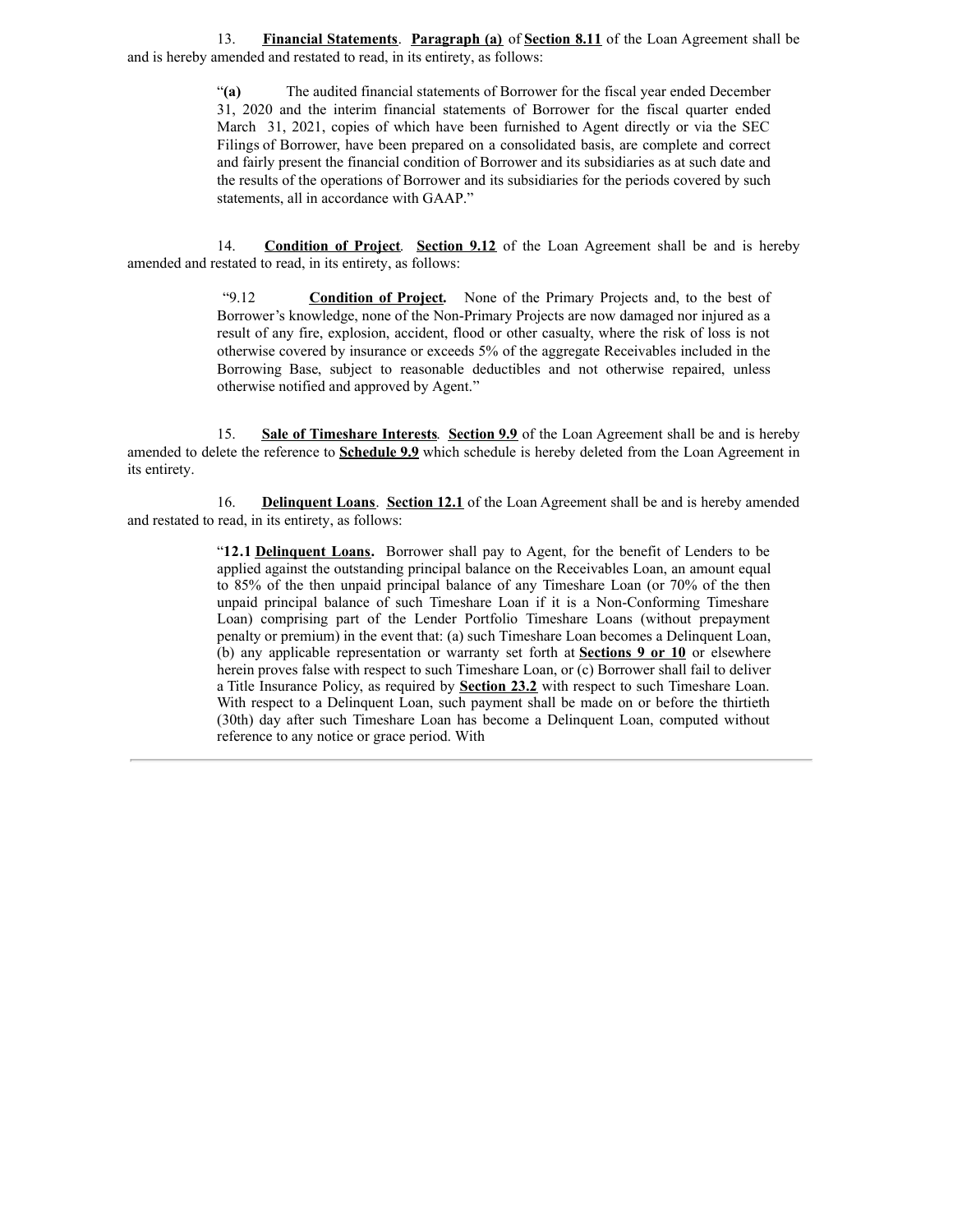13. **Financial Statements**. **Paragraph (a)** of **Section 8.11** of the Loan Agreement shall be and is hereby amended and restated to read, in its entirety, as follows:

> "**(a)** The audited financial statements of Borrower for the fiscal year ended December 31, 2020 and the interim financial statements of Borrower for the fiscal quarter ended March 31, 2021, copies of which have been furnished to Agent directly or via the SEC Filings of Borrower, have been prepared on a consolidated basis, are complete and correct and fairly present the financial condition of Borrower and its subsidiaries as at such date and the results of the operations of Borrower and its subsidiaries for the periods covered by such statements, all in accordance with GAAP."

14. **Condition of Project**. **Section 9.12** of the Loan Agreement shall be and is hereby amended and restated to read, in its entirety, as follows:

> "9.12 **Condition of Project.** None of the Primary Projects and, to the best of Borrower's knowledge, none of the Non-Primary Projects are now damaged nor injured as a result of any fire, explosion, accident, flood or other casualty, where the risk of loss is not otherwise covered by insurance or exceeds 5% of the aggregate Receivables included in the Borrowing Base, subject to reasonable deductibles and not otherwise repaired, unless otherwise notified and approved by Agent."

15. **Sale of Timeshare Interests**. **Section 9.9** of the Loan Agreement shall be and is hereby amended to delete the reference to **Schedule 9.9** which schedule is hereby deleted from the Loan Agreement in its entirety.

16. **Delinquent Loans**. **Section 12.1** of the Loan Agreement shall be and is hereby amended and restated to read, in its entirety, as follows:

> "**12.1 Delinquent Loans.** Borrower shall pay to Agent, for the benefit of Lenders to be applied against the outstanding principal balance on the Receivables Loan, an amount equal to 85% of the then unpaid principal balance of any Timeshare Loan (or 70% of the then unpaid principal balance of such Timeshare Loan if it is a Non-Conforming Timeshare Loan) comprising part of the Lender Portfolio Timeshare Loans (without prepayment penalty or premium) in the event that: (a) such Timeshare Loan becomes a Delinquent Loan, (b) any applicable representation or warranty set forth at **Sections 9 or 10** or elsewhere herein proves false with respect to such Timeshare Loan, or (c) Borrower shall fail to deliver a Title Insurance Policy, as required by **Section 23.2** with respect to such Timeshare Loan. With respect to a Delinquent Loan, such payment shall be made on or before the thirtieth (30th) day after such Timeshare Loan has become a Delinquent Loan, computed without reference to any notice or grace period. With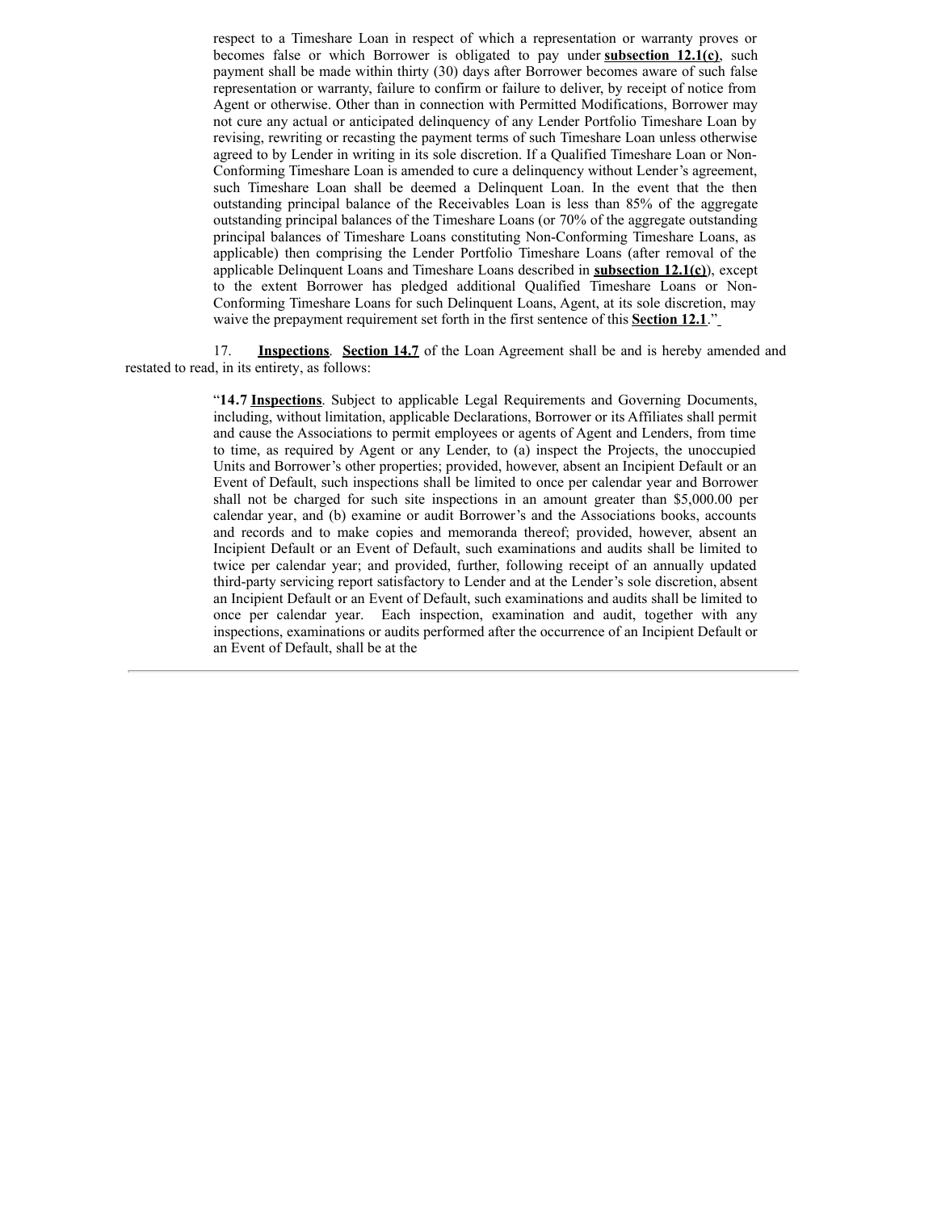respect to a Timeshare Loan in respect of which a representation or warranty proves or becomes false or which Borrower is obligated to pay under **subsection 12.1(c)**, such payment shall be made within thirty (30) days after Borrower becomes aware of such false representation or warranty, failure to confirm or failure to deliver, by receipt of notice from Agent or otherwise. Other than in connection with Permitted Modifications, Borrower may not cure any actual or anticipated delinquency of any Lender Portfolio Timeshare Loan by revising, rewriting or recasting the payment terms of such Timeshare Loan unless otherwise agreed to by Lender in writing in its sole discretion. If a Qualified Timeshare Loan or Non-Conforming Timeshare Loan is amended to cure a delinquency without Lender's agreement, such Timeshare Loan shall be deemed a Delinquent Loan. In the event that the then outstanding principal balance of the Receivables Loan is less than 85% of the aggregate outstanding principal balances of the Timeshare Loans (or 70% of the aggregate outstanding principal balances of Timeshare Loans constituting Non-Conforming Timeshare Loans, as applicable) then comprising the Lender Portfolio Timeshare Loans (after removal of the applicable Delinquent Loans and Timeshare Loans described in **subsection 12.1(c)**), except to the extent Borrower has pledged additional Qualified Timeshare Loans or Non-Conforming Timeshare Loans for such Delinquent Loans, Agent, at its sole discretion, may waive the prepayment requirement set forth in the first sentence of this **Section 12.1**."

17. **Inspections**. **Section 14.7** of the Loan Agreement shall be and is hereby amended and restated to read, in its entirety, as follows:

"**14.7 Inspections**. Subject to applicable Legal Requirements and Governing Documents, including, without limitation, applicable Declarations, Borrower or its Affiliates shall permit and cause the Associations to permit employees or agents of Agent and Lenders, from time to time, as required by Agent or any Lender, to (a) inspect the Projects, the unoccupied Units and Borrower's other properties; provided, however, absent an Incipient Default or an Event of Default, such inspections shall be limited to once per calendar year and Borrower shall not be charged for such site inspections in an amount greater than $5,000.00 per calendar year, and (b) examine or audit Borrower's and the Associations books, accounts and records and to make copies and memoranda thereof; provided, however, absent an Incipient Default or an Event of Default, such examinations and audits shall be limited to twice per calendar year; and provided, further, following receipt of an annually updated third-party servicing report satisfactory to Lender and at the Lender's sole discretion, absent an Incipient Default or an Event of Default, such examinations and audits shall be limited to once per calendar year. Each inspection, examination and audit, together with any inspections, examinations or audits performed after the occurrence of an Incipient Default or an Event of Default, shall be at the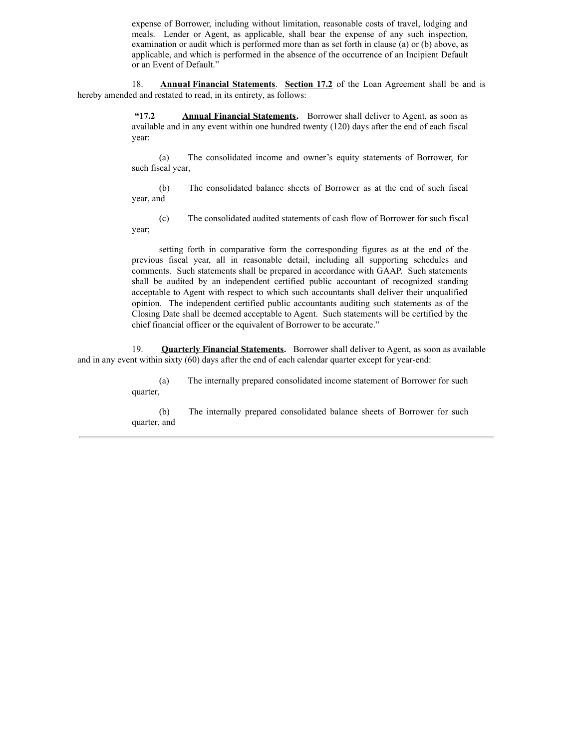expense of Borrower, including without limitation, reasonable costs of travel, lodging and meals. Lender or Agent, as applicable, shall bear the expense of any such inspection, examination or audit which is performed more than as set forth in clause (a) or (b) above, as applicable, and which is performed in the absence of the occurrence of an Incipient Default or an Event of Default."

18. **Annual Financial Statements**. **Section 17.2** of the Loan Agreement shall be and is hereby amended and restated to read, in its entirety, as follows:

> **"17.2 Annual Financial Statements.** Borrower shall deliver to Agent, as soon as available and in any event within one hundred twenty (120) days after the end of each fiscal year:
>
> (a) The consolidated income and owner's equity statements of Borrower, for such fiscal year,
>
> (b) The consolidated balance sheets of Borrower as at the end of such fiscal year, and
>
> (c) The consolidated audited statements of cash flow of Borrower for such fiscal year;
>
> setting forth in comparative form the corresponding figures as at the end of the previous fiscal year, all in reasonable detail, including all supporting schedules and comments. Such statements shall be prepared in accordance with GAAP. Such statements shall be audited by an independent certified public accountant of recognized standing acceptable to Agent with respect to which such accountants shall deliver their unqualified opinion. The independent certified public accountants auditing such statements as of the Closing Date shall be deemed acceptable to Agent. Such statements will be certified by the chief financial officer or the equivalent of Borrower to be accurate."

19. **Quarterly Financial Statements.** Borrower shall deliver to Agent, as soon as available and in any event within sixty (60) days after the end of each calendar quarter except for year-end:

> (a) The internally prepared consolidated income statement of Borrower for such quarter,
>
> (b) The internally prepared consolidated balance sheets of Borrower for such quarter, and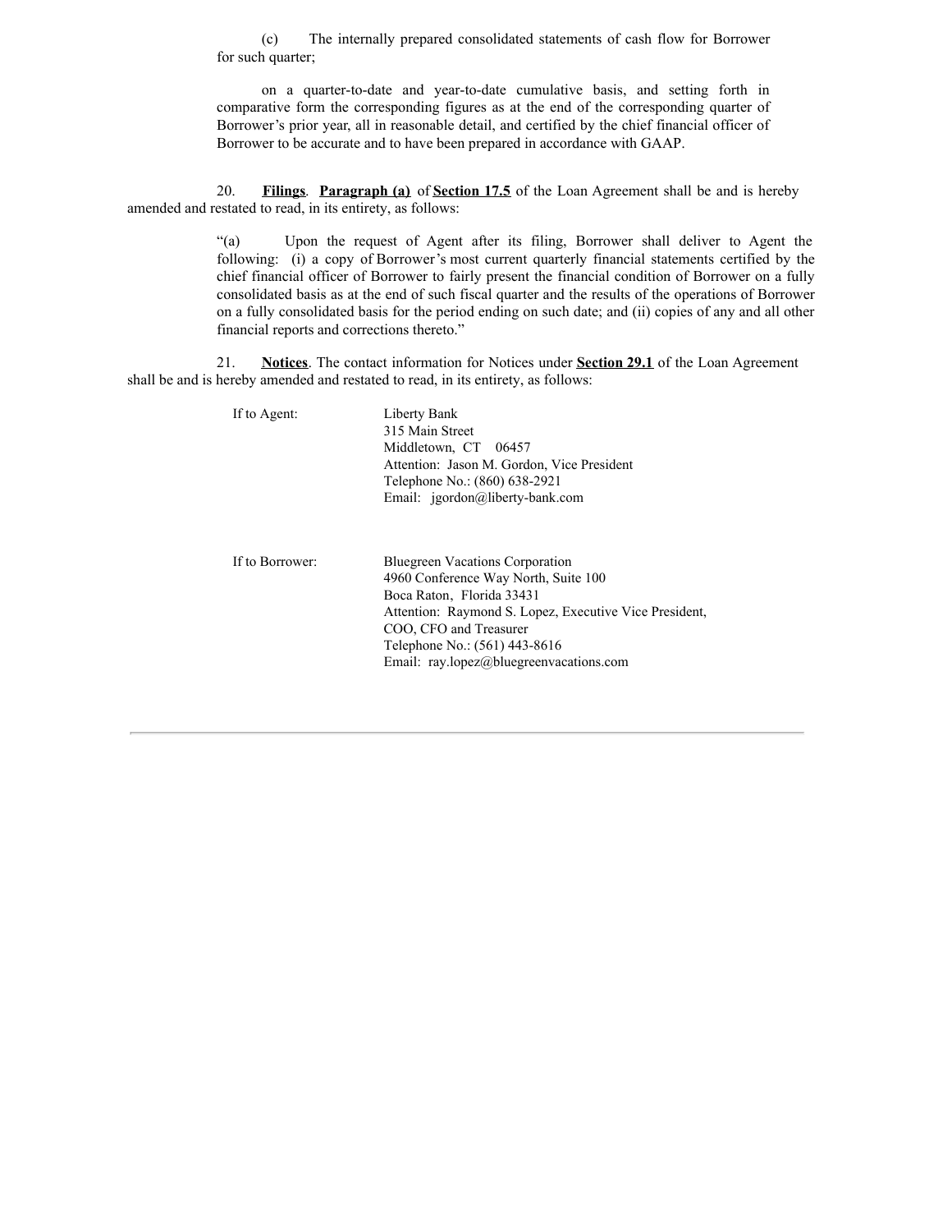(c) The internally prepared consolidated statements of cash flow for Borrower for such quarter;

on a quarter-to-date and year-to-date cumulative basis, and setting forth in comparative form the corresponding figures as at the end of the corresponding quarter of Borrower's prior year, all in reasonable detail, and certified by the chief financial officer of Borrower to be accurate and to have been prepared in accordance with GAAP.

20. **Filings**. **Paragraph (a)** of **Section 17.5** of the Loan Agreement shall be and is hereby amended and restated to read, in its entirety, as follows:

"(a) Upon the request of Agent after its filing, Borrower shall deliver to Agent the following: (i) a copy of Borrower's most current quarterly financial statements certified by the chief financial officer of Borrower to fairly present the financial condition of Borrower on a fully consolidated basis as at the end of such fiscal quarter and the results of the operations of Borrower on a fully consolidated basis for the period ending on such date; and (ii) copies of any and all other financial reports and corrections thereto."

21. **Notices**. The contact information for Notices under **Section 29.1** of the Loan Agreement shall be and is hereby amended and restated to read, in its entirety, as follows:

If to Agent:

Liberty Bank
315 Main Street
Middletown, CT 06457
Attention: Jason M. Gordon, Vice President
Telephone No.: (860) 638-2921
Email: jgordon@liberty-bank.com

If to Borrower:

Bluegreen Vacations Corporation
4960 Conference Way North, Suite 100
Boca Raton, Florida 33431
Attention: Raymond S. Lopez, Executive Vice President, COO, CFO and Treasurer
Telephone No.: (561) 443-8616
Email: ray.lopez@bluegreenvacations.com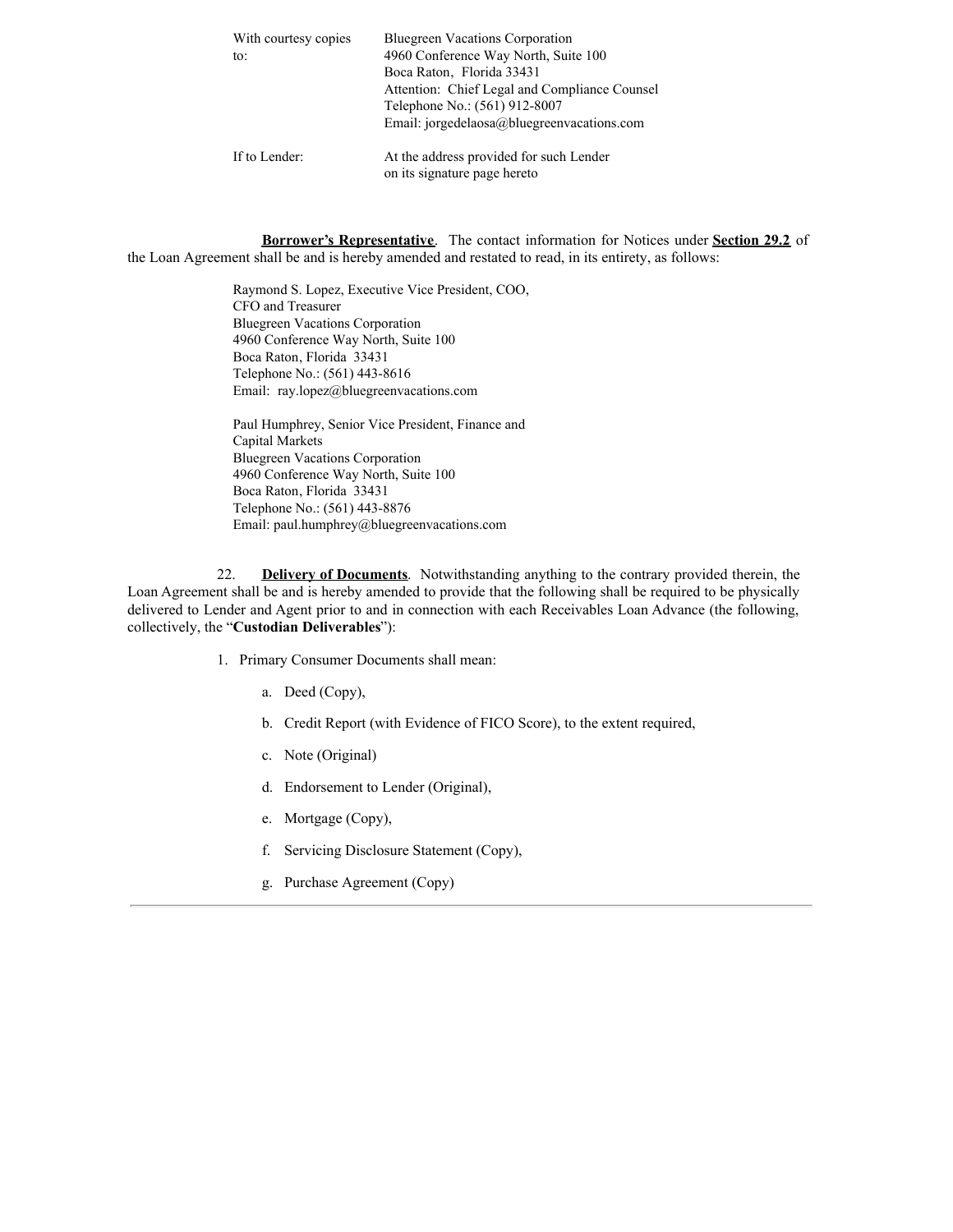| | |
|---|---|
| With courtesy copies to: | Bluegreen Vacations Corporation<br>4960 Conference Way North, Suite 100<br>Boca Raton, Florida 33431<br>Attention: Chief Legal and Compliance Counsel<br>Telephone No.: (561) 912-8007<br>Email: jorgedelaosa@bluegreenvacations.com |
| If to Lender: | At the address provided for such Lender on its signature page hereto |

**Borrower's Representative**. The contact information for Notices under **Section 29.2** of the Loan Agreement shall be and is hereby amended and restated to read, in its entirety, as follows:

Raymond S. Lopez, Executive Vice President, COO, CFO and Treasurer
Bluegreen Vacations Corporation
4960 Conference Way North, Suite 100
Boca Raton, Florida 33431
Telephone No.: (561) 443-8616
Email: ray.lopez@bluegreenvacations.com

Paul Humphrey, Senior Vice President, Finance and Capital Markets
Bluegreen Vacations Corporation
4960 Conference Way North, Suite 100
Boca Raton, Florida 33431
Telephone No.: (561) 443-8876
Email: paul.humphrey@bluegreenvacations.com

22. **Delivery of Documents**. Notwithstanding anything to the contrary provided therein, the Loan Agreement shall be and is hereby amended to provide that the following shall be required to be physically delivered to Lender and Agent prior to and in connection with each Receivables Loan Advance (the following, collectively, the "**Custodian Deliverables**"):

1. Primary Consumer Documents shall mean:

   a. Deed (Copy),

   b. Credit Report (with Evidence of FICO Score), to the extent required,

   c. Note (Original)

   d. Endorsement to Lender (Original),

   e. Mortgage (Copy),

   f. Servicing Disclosure Statement (Copy),

   g. Purchase Agreement (Copy)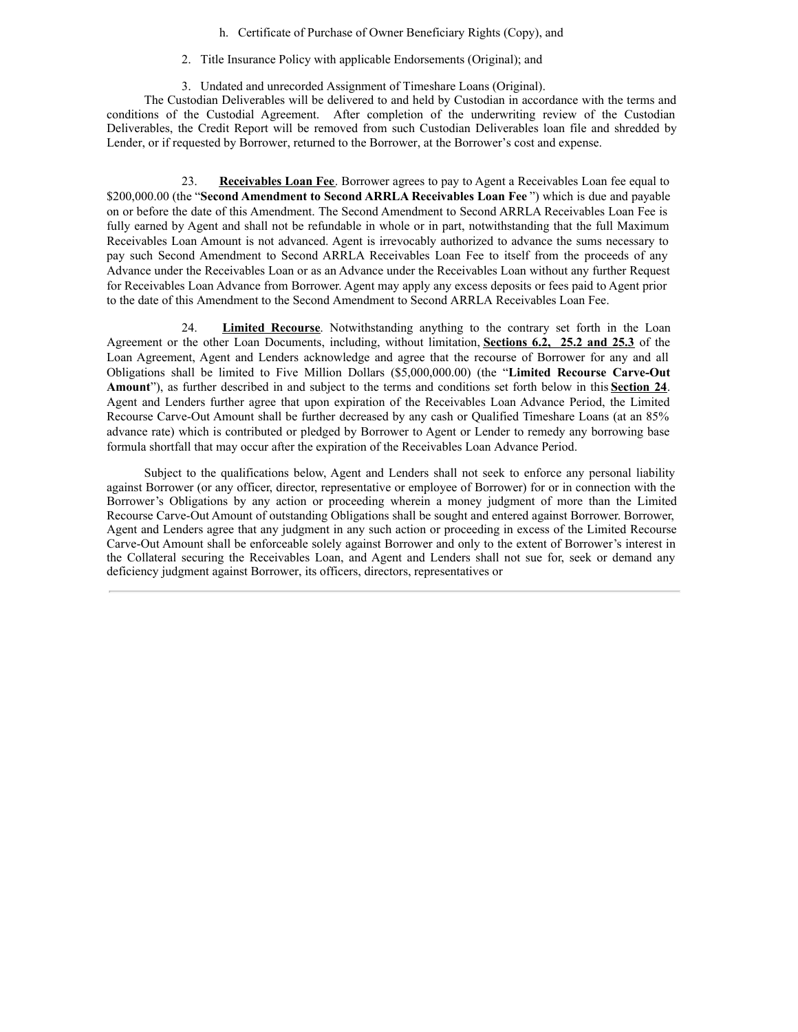h. Certificate of Purchase of Owner Beneficiary Rights (Copy), and

2. Title Insurance Policy with applicable Endorsements (Original); and

3. Undated and unrecorded Assignment of Timeshare Loans (Original).

The Custodian Deliverables will be delivered to and held by Custodian in accordance with the terms and conditions of the Custodial Agreement. After completion of the underwriting review of the Custodian Deliverables, the Credit Report will be removed from such Custodian Deliverables loan file and shredded by Lender, or if requested by Borrower, returned to the Borrower, at the Borrower's cost and expense.

23. **Receivables Loan Fee**. Borrower agrees to pay to Agent a Receivables Loan fee equal to $200,000.00 (the "**Second Amendment to Second ARRLA Receivables Loan Fee** ") which is due and payable on or before the date of this Amendment. The Second Amendment to Second ARRLA Receivables Loan Fee is fully earned by Agent and shall not be refundable in whole or in part, notwithstanding that the full Maximum Receivables Loan Amount is not advanced. Agent is irrevocably authorized to advance the sums necessary to pay such Second Amendment to Second ARRLA Receivables Loan Fee to itself from the proceeds of any Advance under the Receivables Loan or as an Advance under the Receivables Loan without any further Request for Receivables Loan Advance from Borrower. Agent may apply any excess deposits or fees paid to Agent prior to the date of this Amendment to the Second Amendment to Second ARRLA Receivables Loan Fee.

24. **Limited Recourse**. Notwithstanding anything to the contrary set forth in the Loan Agreement or the other Loan Documents, including, without limitation, **Sections 6.2, 25.2 and 25.3** of the Loan Agreement, Agent and Lenders acknowledge and agree that the recourse of Borrower for any and all Obligations shall be limited to Five Million Dollars ($5,000,000.00) (the "**Limited Recourse Carve-Out Amount**"), as further described in and subject to the terms and conditions set forth below in this **Section 24**. Agent and Lenders further agree that upon expiration of the Receivables Loan Advance Period, the Limited Recourse Carve-Out Amount shall be further decreased by any cash or Qualified Timeshare Loans (at an 85% advance rate) which is contributed or pledged by Borrower to Agent or Lender to remedy any borrowing base formula shortfall that may occur after the expiration of the Receivables Loan Advance Period.

Subject to the qualifications below, Agent and Lenders shall not seek to enforce any personal liability against Borrower (or any officer, director, representative or employee of Borrower) for or in connection with the Borrower's Obligations by any action or proceeding wherein a money judgment of more than the Limited Recourse Carve-Out Amount of outstanding Obligations shall be sought and entered against Borrower. Borrower, Agent and Lenders agree that any judgment in any such action or proceeding in excess of the Limited Recourse Carve-Out Amount shall be enforceable solely against Borrower and only to the extent of Borrower's interest in the Collateral securing the Receivables Loan, and Agent and Lenders shall not sue for, seek or demand any deficiency judgment against Borrower, its officers, directors, representatives or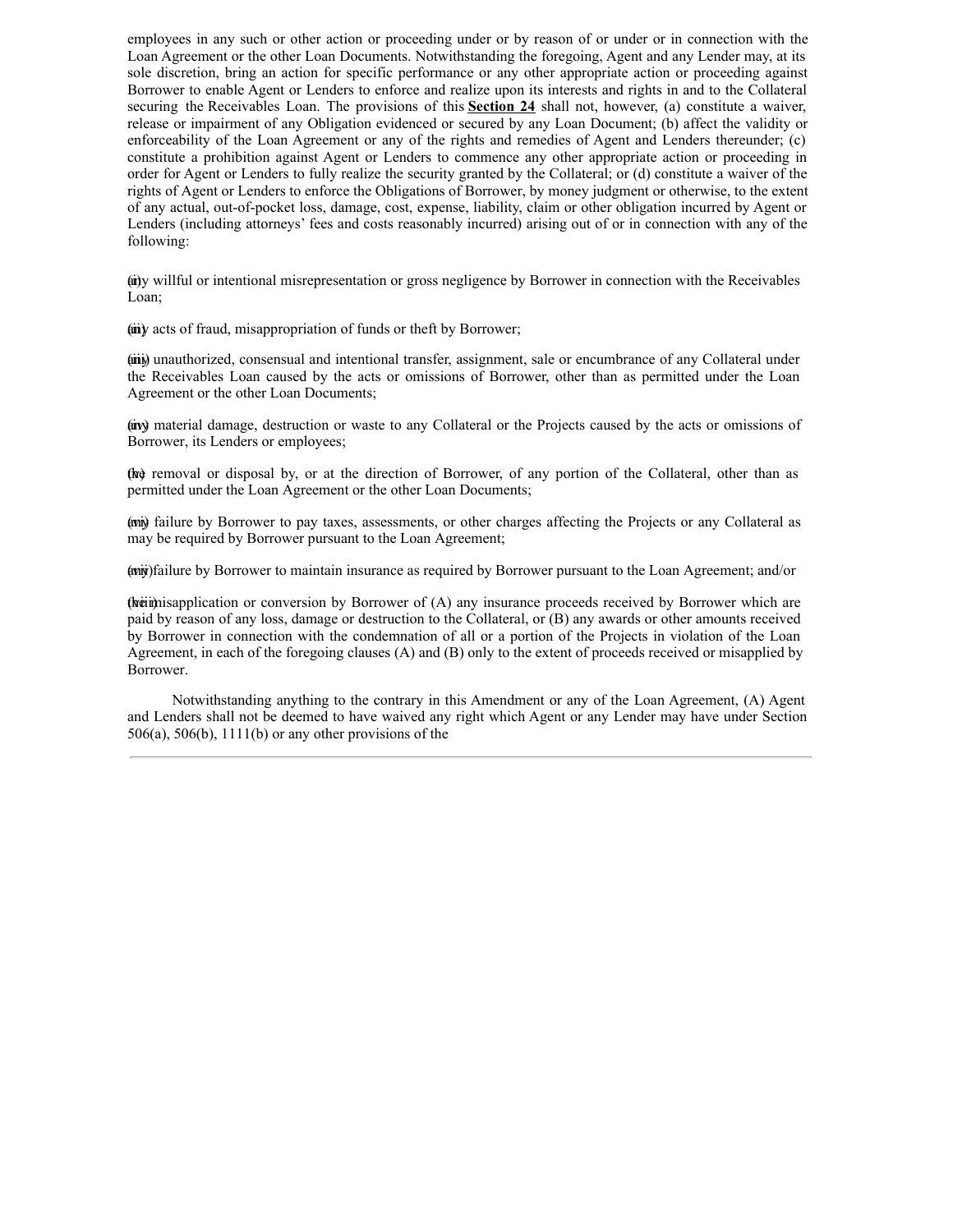employees in any such or other action or proceeding under or by reason of or under or in connection with the Loan Agreement or the other Loan Documents. Notwithstanding the foregoing, Agent and any Lender may, at its sole discretion, bring an action for specific performance or any other appropriate action or proceeding against Borrower to enable Agent or Lenders to enforce and realize upon its interests and rights in and to the Collateral securing the Receivables Loan. The provisions of this **Section 24** shall not, however, (a) constitute a waiver, release or impairment of any Obligation evidenced or secured by any Loan Document; (b) affect the validity or enforceability of the Loan Agreement or any of the rights and remedies of Agent and Lenders thereunder; (c) constitute a prohibition against Agent or Lenders to commence any other appropriate action or proceeding in order for Agent or Lenders to fully realize the security granted by the Collateral; or (d) constitute a waiver of the rights of Agent or Lenders to enforce the Obligations of Borrower, by money judgment or otherwise, to the extent of any actual, out-of-pocket loss, damage, cost, expense, liability, claim or other obligation incurred by Agent or Lenders (including attorneys' fees and costs reasonably incurred) arising out of or in connection with any of the following:

(i) any willful or intentional misrepresentation or gross negligence by Borrower in connection with the Receivables Loan;

(ii) any acts of fraud, misappropriation of funds or theft by Borrower;

(iii) any unauthorized, consensual and intentional transfer, assignment, sale or encumbrance of any Collateral under the Receivables Loan caused by the acts or omissions of Borrower, other than as permitted under the Loan Agreement or the other Loan Documents;

(iv) any material damage, destruction or waste to any Collateral or the Projects caused by the acts or omissions of Borrower, its Lenders or employees;

(v) the removal or disposal by, or at the direction of Borrower, of any portion of the Collateral, other than as permitted under the Loan Agreement or the other Loan Documents;

(vi) any failure by Borrower to pay taxes, assessments, or other charges affecting the Projects or any Collateral as may be required by Borrower pursuant to the Loan Agreement;

(vii) any failure by Borrower to maintain insurance as required by Borrower pursuant to the Loan Agreement; and/or

(viii) the misapplication or conversion by Borrower of (A) any insurance proceeds received by Borrower which are paid by reason of any loss, damage or destruction to the Collateral, or (B) any awards or other amounts received by Borrower in connection with the condemnation of all or a portion of the Projects in violation of the Loan Agreement, in each of the foregoing clauses (A) and (B) only to the extent of proceeds received or misapplied by Borrower.

Notwithstanding anything to the contrary in this Amendment or any of the Loan Agreement, (A) Agent and Lenders shall not be deemed to have waived any right which Agent or any Lender may have under Section 506(a), 506(b), 1111(b) or any other provisions of the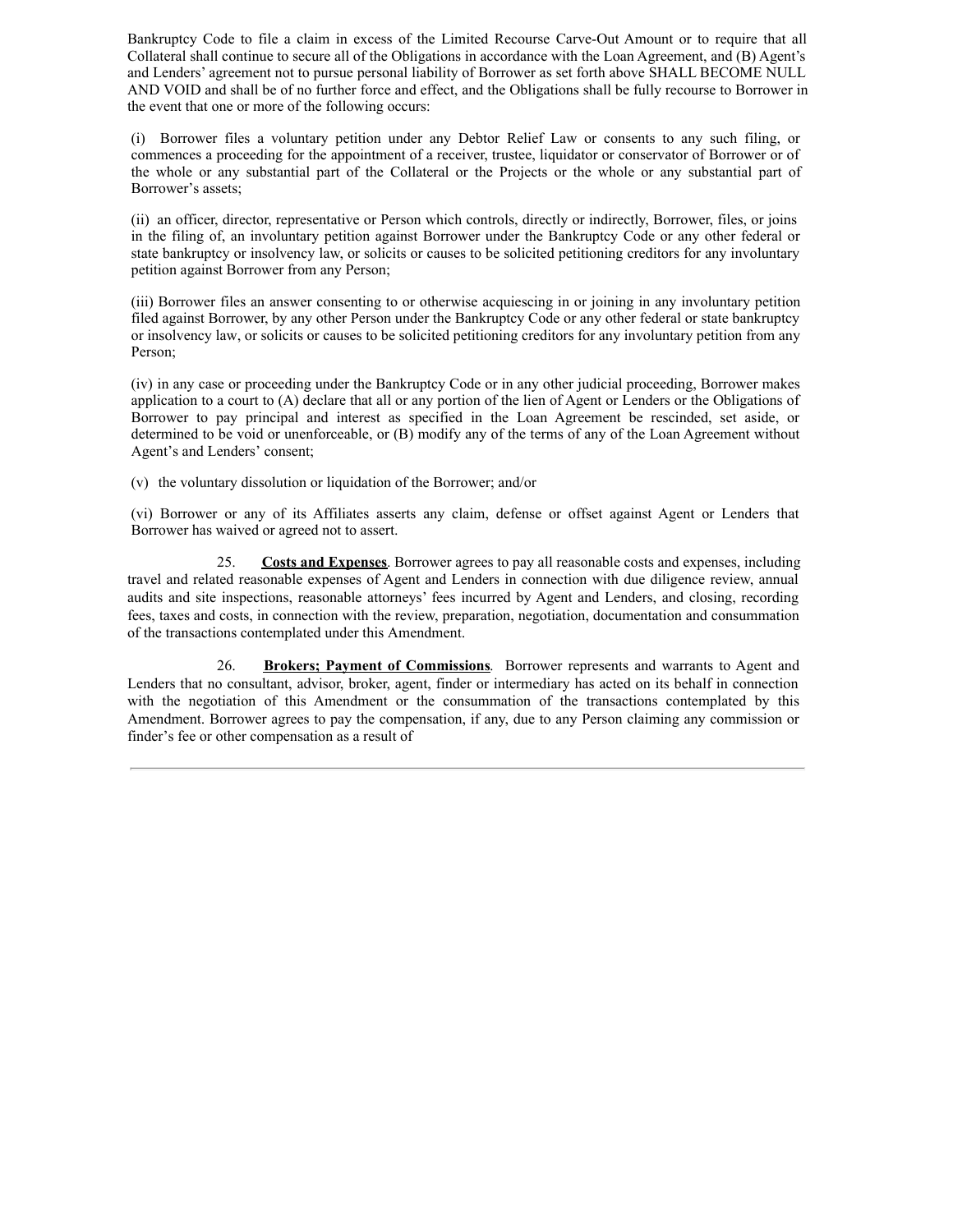Bankruptcy Code to file a claim in excess of the Limited Recourse Carve-Out Amount or to require that all Collateral shall continue to secure all of the Obligations in accordance with the Loan Agreement, and (B) Agent's and Lenders' agreement not to pursue personal liability of Borrower as set forth above SHALL BECOME NULL AND VOID and shall be of no further force and effect, and the Obligations shall be fully recourse to Borrower in the event that one or more of the following occurs:

(i) Borrower files a voluntary petition under any Debtor Relief Law or consents to any such filing, or commences a proceeding for the appointment of a receiver, trustee, liquidator or conservator of Borrower or of the whole or any substantial part of the Collateral or the Projects or the whole or any substantial part of Borrower's assets;

(ii) an officer, director, representative or Person which controls, directly or indirectly, Borrower, files, or joins in the filing of, an involuntary petition against Borrower under the Bankruptcy Code or any other federal or state bankruptcy or insolvency law, or solicits or causes to be solicited petitioning creditors for any involuntary petition against Borrower from any Person;

(iii) Borrower files an answer consenting to or otherwise acquiescing in or joining in any involuntary petition filed against Borrower, by any other Person under the Bankruptcy Code or any other federal or state bankruptcy or insolvency law, or solicits or causes to be solicited petitioning creditors for any involuntary petition from any Person;

(iv) in any case or proceeding under the Bankruptcy Code or in any other judicial proceeding, Borrower makes application to a court to (A) declare that all or any portion of the lien of Agent or Lenders or the Obligations of Borrower to pay principal and interest as specified in the Loan Agreement be rescinded, set aside, or determined to be void or unenforceable, or (B) modify any of the terms of any of the Loan Agreement without Agent's and Lenders' consent;

(v) the voluntary dissolution or liquidation of the Borrower; and/or

(vi) Borrower or any of its Affiliates asserts any claim, defense or offset against Agent or Lenders that Borrower has waived or agreed not to assert.

25. **Costs and Expenses**. Borrower agrees to pay all reasonable costs and expenses, including travel and related reasonable expenses of Agent and Lenders in connection with due diligence review, annual audits and site inspections, reasonable attorneys' fees incurred by Agent and Lenders, and closing, recording fees, taxes and costs, in connection with the review, preparation, negotiation, documentation and consummation of the transactions contemplated under this Amendment.

26. **Brokers; Payment of Commissions**. Borrower represents and warrants to Agent and Lenders that no consultant, advisor, broker, agent, finder or intermediary has acted on its behalf in connection with the negotiation of this Amendment or the consummation of the transactions contemplated by this Amendment. Borrower agrees to pay the compensation, if any, due to any Person claiming any commission or finder's fee or other compensation as a result of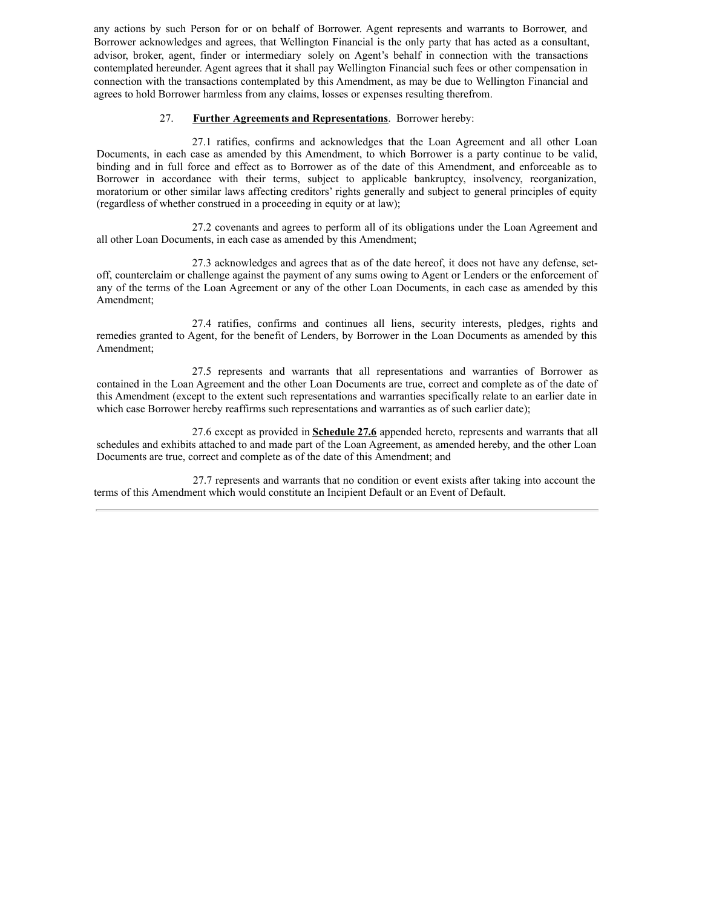any actions by such Person for or on behalf of Borrower. Agent represents and warrants to Borrower, and Borrower acknowledges and agrees, that Wellington Financial is the only party that has acted as a consultant, advisor, broker, agent, finder or intermediary solely on Agent's behalf in connection with the transactions contemplated hereunder. Agent agrees that it shall pay Wellington Financial such fees or other compensation in connection with the transactions contemplated by this Amendment, as may be due to Wellington Financial and agrees to hold Borrower harmless from any claims, losses or expenses resulting therefrom.

27. **Further Agreements and Representations**. Borrower hereby:

27.1 ratifies, confirms and acknowledges that the Loan Agreement and all other Loan Documents, in each case as amended by this Amendment, to which Borrower is a party continue to be valid, binding and in full force and effect as to Borrower as of the date of this Amendment, and enforceable as to Borrower in accordance with their terms, subject to applicable bankruptcy, insolvency, reorganization, moratorium or other similar laws affecting creditors' rights generally and subject to general principles of equity (regardless of whether construed in a proceeding in equity or at law);

27.2 covenants and agrees to perform all of its obligations under the Loan Agreement and all other Loan Documents, in each case as amended by this Amendment;

27.3 acknowledges and agrees that as of the date hereof, it does not have any defense, set-off, counterclaim or challenge against the payment of any sums owing to Agent or Lenders or the enforcement of any of the terms of the Loan Agreement or any of the other Loan Documents, in each case as amended by this Amendment;

27.4 ratifies, confirms and continues all liens, security interests, pledges, rights and remedies granted to Agent, for the benefit of Lenders, by Borrower in the Loan Documents as amended by this Amendment;

27.5 represents and warrants that all representations and warranties of Borrower as contained in the Loan Agreement and the other Loan Documents are true, correct and complete as of the date of this Amendment (except to the extent such representations and warranties specifically relate to an earlier date in which case Borrower hereby reaffirms such representations and warranties as of such earlier date);

27.6 except as provided in **Schedule 27.6** appended hereto, represents and warrants that all schedules and exhibits attached to and made part of the Loan Agreement, as amended hereby, and the other Loan Documents are true, correct and complete as of the date of this Amendment; and

27.7 represents and warrants that no condition or event exists after taking into account the terms of this Amendment which would constitute an Incipient Default or an Event of Default.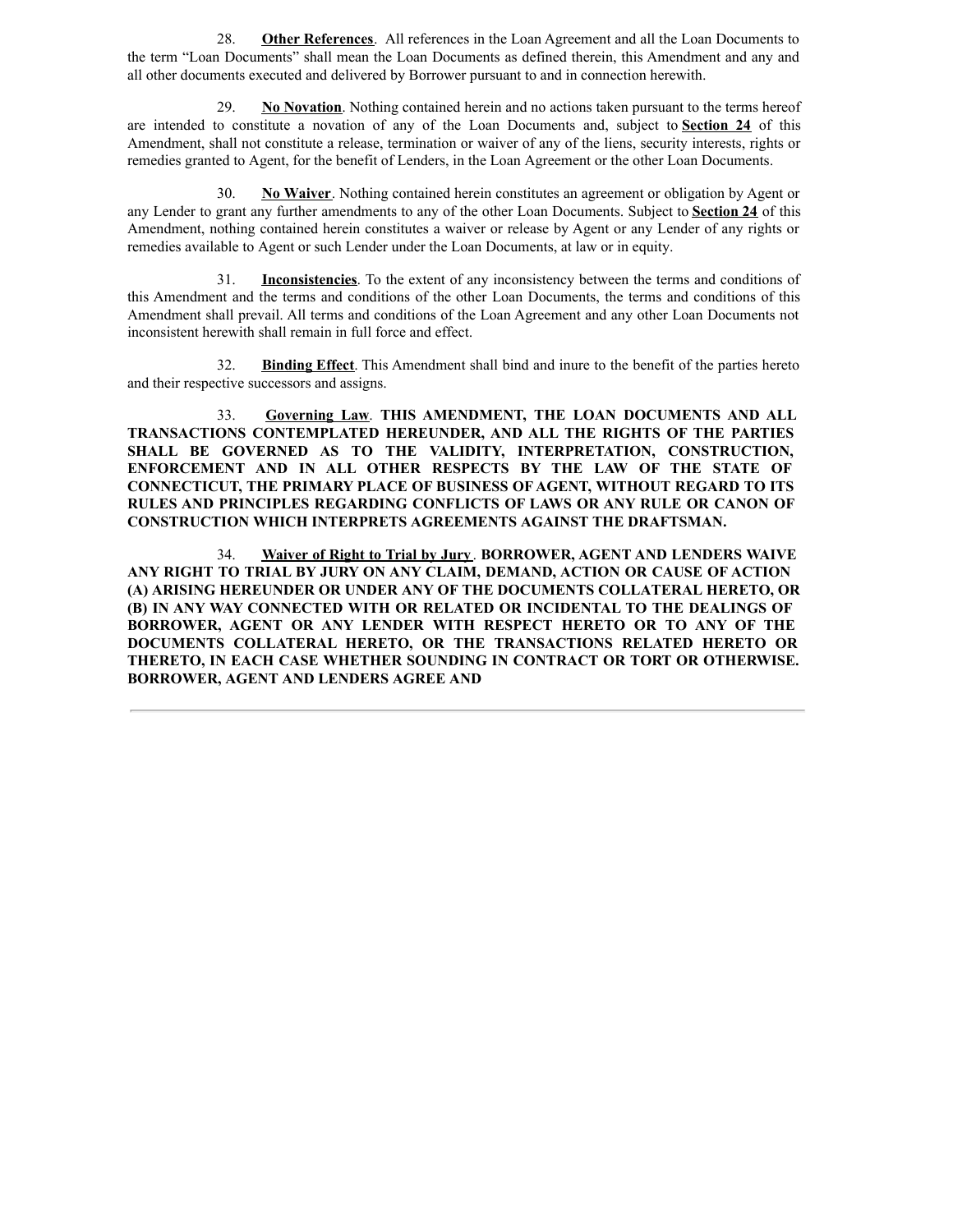28. **Other References**. All references in the Loan Agreement and all the Loan Documents to the term "Loan Documents" shall mean the Loan Documents as defined therein, this Amendment and any and all other documents executed and delivered by Borrower pursuant to and in connection herewith.

29. **No Novation**. Nothing contained herein and no actions taken pursuant to the terms hereof are intended to constitute a novation of any of the Loan Documents and, subject to **Section 24** of this Amendment, shall not constitute a release, termination or waiver of any of the liens, security interests, rights or remedies granted to Agent, for the benefit of Lenders, in the Loan Agreement or the other Loan Documents.

30. **No Waiver**. Nothing contained herein constitutes an agreement or obligation by Agent or any Lender to grant any further amendments to any of the other Loan Documents. Subject to **Section 24** of this Amendment, nothing contained herein constitutes a waiver or release by Agent or any Lender of any rights or remedies available to Agent or such Lender under the Loan Documents, at law or in equity.

31. **Inconsistencies**. To the extent of any inconsistency between the terms and conditions of this Amendment and the terms and conditions of the other Loan Documents, the terms and conditions of this Amendment shall prevail. All terms and conditions of the Loan Agreement and any other Loan Documents not inconsistent herewith shall remain in full force and effect.

32. **Binding Effect**. This Amendment shall bind and inure to the benefit of the parties hereto and their respective successors and assigns.

33. **Governing Law**. **THIS AMENDMENT, THE LOAN DOCUMENTS AND ALL TRANSACTIONS CONTEMPLATED HEREUNDER, AND ALL THE RIGHTS OF THE PARTIES SHALL BE GOVERNED AS TO THE VALIDITY, INTERPRETATION, CONSTRUCTION, ENFORCEMENT AND IN ALL OTHER RESPECTS BY THE LAW OF THE STATE OF CONNECTICUT, THE PRIMARY PLACE OF BUSINESS OF AGENT, WITHOUT REGARD TO ITS RULES AND PRINCIPLES REGARDING CONFLICTS OF LAWS OR ANY RULE OR CANON OF CONSTRUCTION WHICH INTERPRETS AGREEMENTS AGAINST THE DRAFTSMAN.**

34. **Waiver of Right to Trial by Jury**. **BORROWER, AGENT AND LENDERS WAIVE ANY RIGHT TO TRIAL BY JURY ON ANY CLAIM, DEMAND, ACTION OR CAUSE OF ACTION (A) ARISING HEREUNDER OR UNDER ANY OF THE DOCUMENTS COLLATERAL HERETO, OR (B) IN ANY WAY CONNECTED WITH OR RELATED OR INCIDENTAL TO THE DEALINGS OF BORROWER, AGENT OR ANY LENDER WITH RESPECT HERETO OR TO ANY OF THE DOCUMENTS COLLATERAL HERETO, OR THE TRANSACTIONS RELATED HERETO OR THERETO, IN EACH CASE WHETHER SOUNDING IN CONTRACT OR TORT OR OTHERWISE. BORROWER, AGENT AND LENDERS AGREE AND**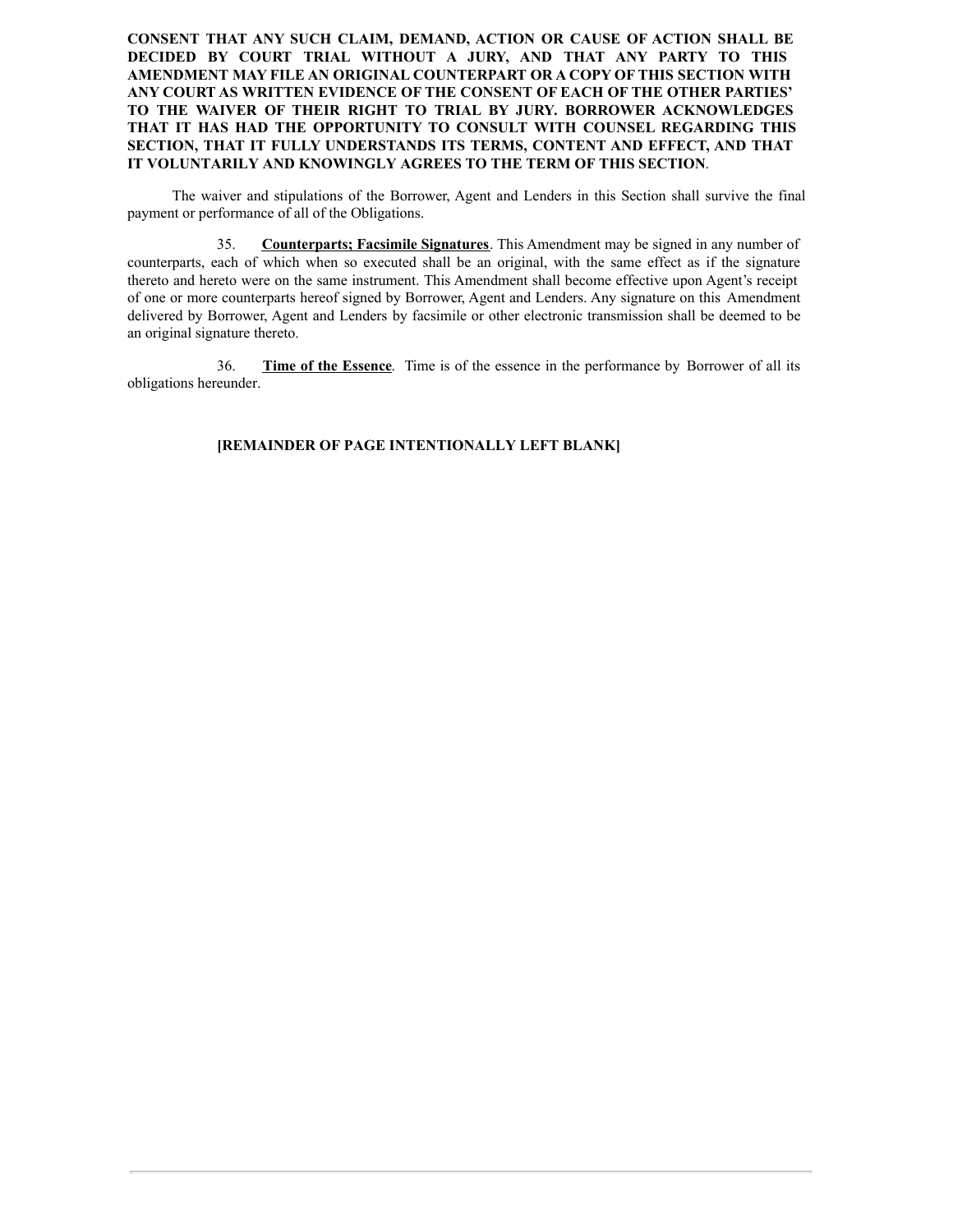**CONSENT THAT ANY SUCH CLAIM, DEMAND, ACTION OR CAUSE OF ACTION SHALL BE DECIDED BY COURT TRIAL WITHOUT A JURY, AND THAT ANY PARTY TO THIS AMENDMENT MAY FILE AN ORIGINAL COUNTERPART OR A COPY OF THIS SECTION WITH ANY COURT AS WRITTEN EVIDENCE OF THE CONSENT OF EACH OF THE OTHER PARTIES' TO THE WAIVER OF THEIR RIGHT TO TRIAL BY JURY. BORROWER ACKNOWLEDGES THAT IT HAS HAD THE OPPORTUNITY TO CONSULT WITH COUNSEL REGARDING THIS SECTION, THAT IT FULLY UNDERSTANDS ITS TERMS, CONTENT AND EFFECT, AND THAT IT VOLUNTARILY AND KNOWINGLY AGREES TO THE TERM OF THIS SECTION**.

The waiver and stipulations of the Borrower, Agent and Lenders in this Section shall survive the final payment or performance of all of the Obligations.

35. **Counterparts; Facsimile Signatures**. This Amendment may be signed in any number of counterparts, each of which when so executed shall be an original, with the same effect as if the signature thereto and hereto were on the same instrument. This Amendment shall become effective upon Agent's receipt of one or more counterparts hereof signed by Borrower, Agent and Lenders. Any signature on this Amendment delivered by Borrower, Agent and Lenders by facsimile or other electronic transmission shall be deemed to be an original signature thereto.

36. **Time of the Essence**. Time is of the essence in the performance by Borrower of all its obligations hereunder.

**[REMAINDER OF PAGE INTENTIONALLY LEFT BLANK]**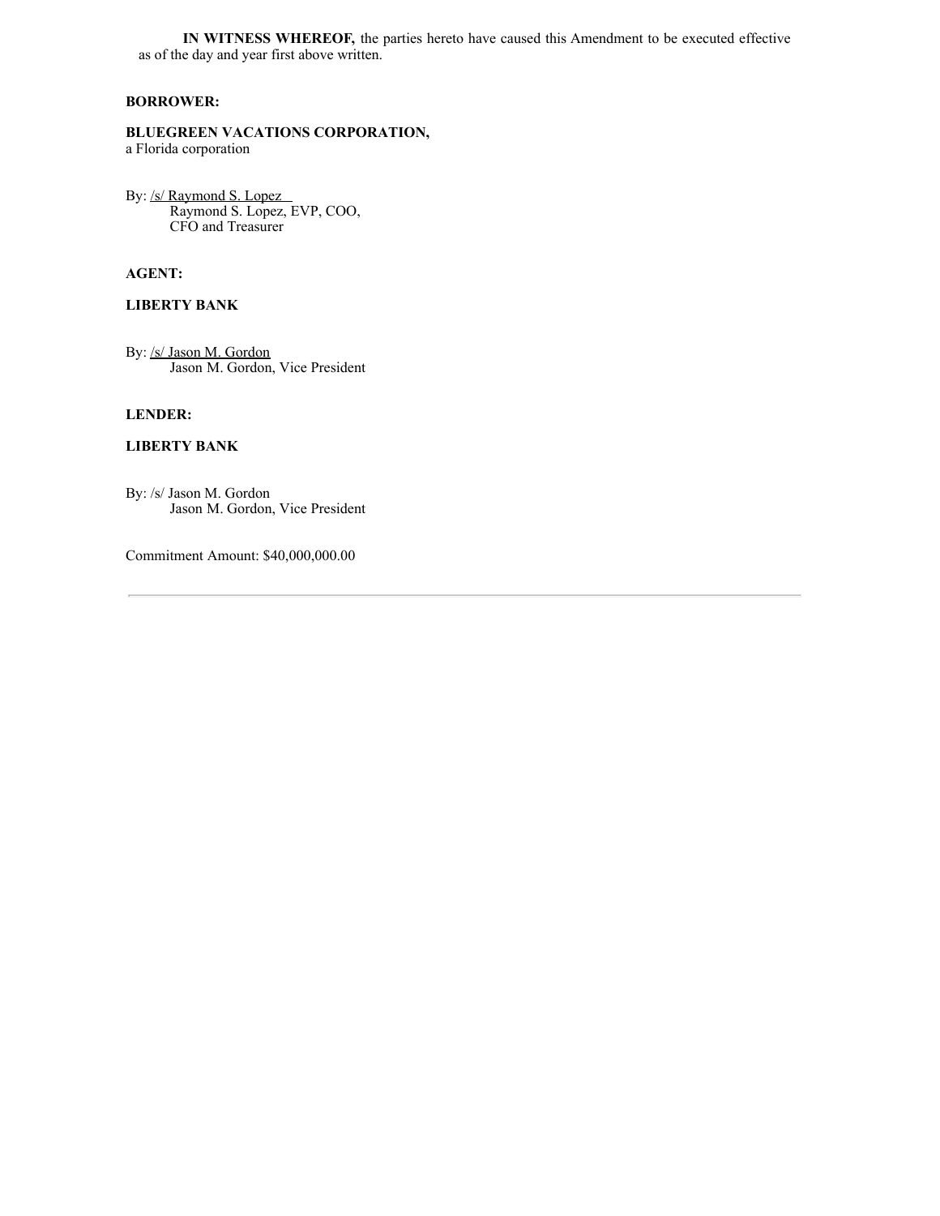**IN WITNESS WHEREOF,** the parties hereto have caused this Amendment to be executed effective as of the day and year first above written.

**BORROWER:**

**BLUEGREEN VACATIONS CORPORATION,**
a Florida corporation

By: /s/ Raymond S. Lopez
Raymond S. Lopez, EVP, COO,
CFO and Treasurer

**AGENT:**

**LIBERTY BANK**

By: /s/ Jason M. Gordon
Jason M. Gordon, Vice President

**LENDER:**

**LIBERTY BANK**

By: /s/ Jason M. Gordon
Jason M. Gordon, Vice President

Commitment Amount: $40,000,000.00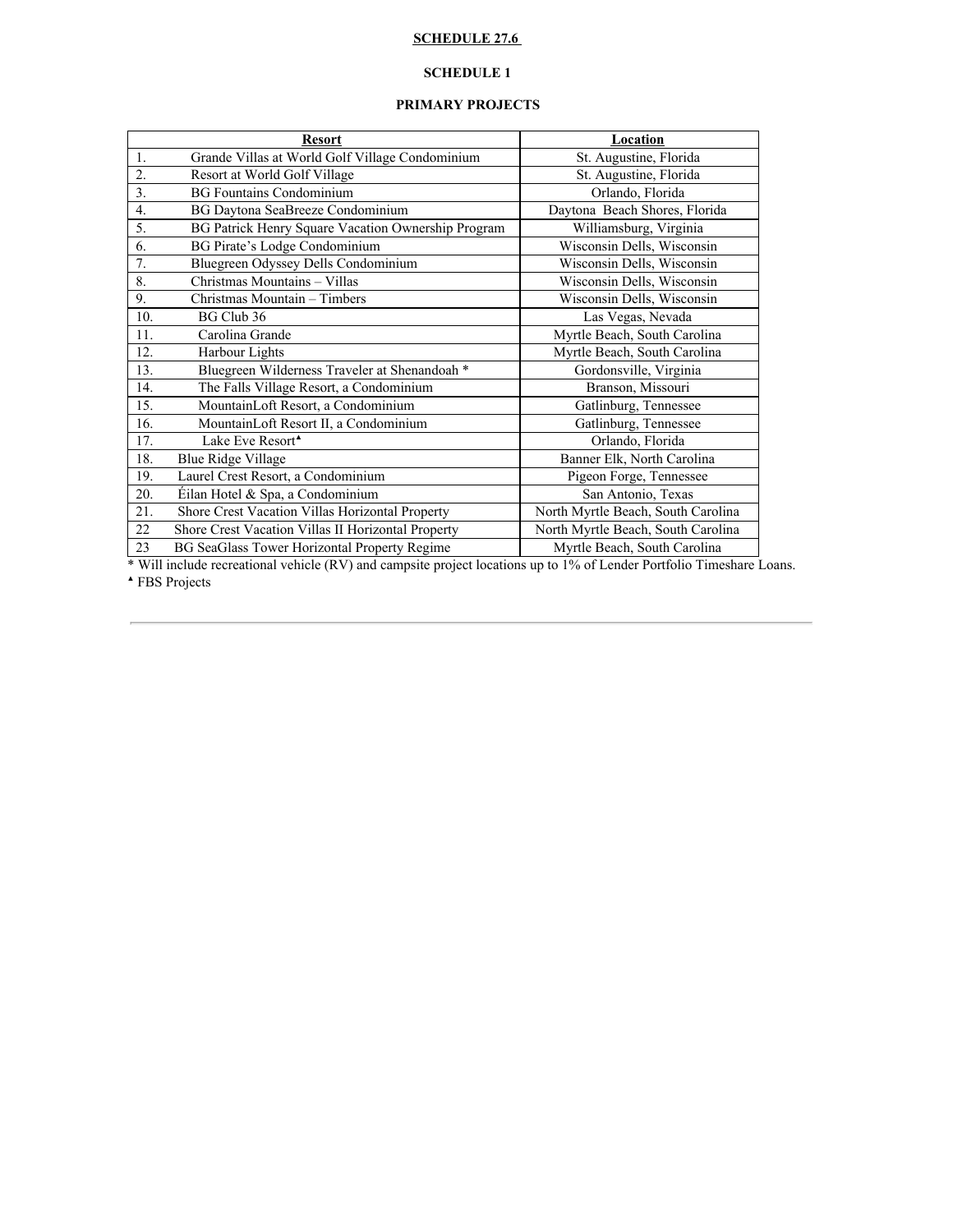**SCHEDULE 27.6**

**SCHEDULE 1**

**PRIMARY PROJECTS**

| | Resort | Location |
|---|---|---|
| 1. | Grande Villas at World Golf Village Condominium | St. Augustine, Florida |
| 2. | Resort at World Golf Village | St. Augustine, Florida |
| 3. | BG Fountains Condominium | Orlando, Florida |
| 4. | BG Daytona SeaBreeze Condominium | Daytona Beach Shores, Florida |
| 5. | BG Patrick Henry Square Vacation Ownership Program | Williamsburg, Virginia |
| 6. | BG Pirate's Lodge Condominium | Wisconsin Dells, Wisconsin |
| 7. | Bluegreen Odyssey Dells Condominium | Wisconsin Dells, Wisconsin |
| 8. | Christmas Mountains – Villas | Wisconsin Dells, Wisconsin |
| 9. | Christmas Mountain – Timbers | Wisconsin Dells, Wisconsin |
| 10. | BG Club 36 | Las Vegas, Nevada |
| 11. | Carolina Grande | Myrtle Beach, South Carolina |
| 12. | Harbour Lights | Myrtle Beach, South Carolina |
| 13. | Bluegreen Wilderness Traveler at Shenandoah * | Gordonsville, Virginia |
| 14. | The Falls Village Resort, a Condominium | Branson, Missouri |
| 15. | MountainLoft Resort, a Condominium | Gatlinburg, Tennessee |
| 16. | MountainLoft Resort II, a Condominium | Gatlinburg, Tennessee |
| 17. | Lake Eve Resort▲ | Orlando, Florida |
| 18. | Blue Ridge Village | Banner Elk, North Carolina |
| 19. | Laurel Crest Resort, a Condominium | Pigeon Forge, Tennessee |
| 20. | Éilan Hotel & Spa, a Condominium | San Antonio, Texas |
| 21. | Shore Crest Vacation Villas Horizontal Property | North Myrtle Beach, South Carolina |
| 22 | Shore Crest Vacation Villas II Horizontal Property | North Myrtle Beach, South Carolina |
| 23 | BG SeaGlass Tower Horizontal Property Regime | Myrtle Beach, South Carolina |

* Will include recreational vehicle (RV) and campsite project locations up to 1% of Lender Portfolio Timeshare Loans.

▲ FBS Projects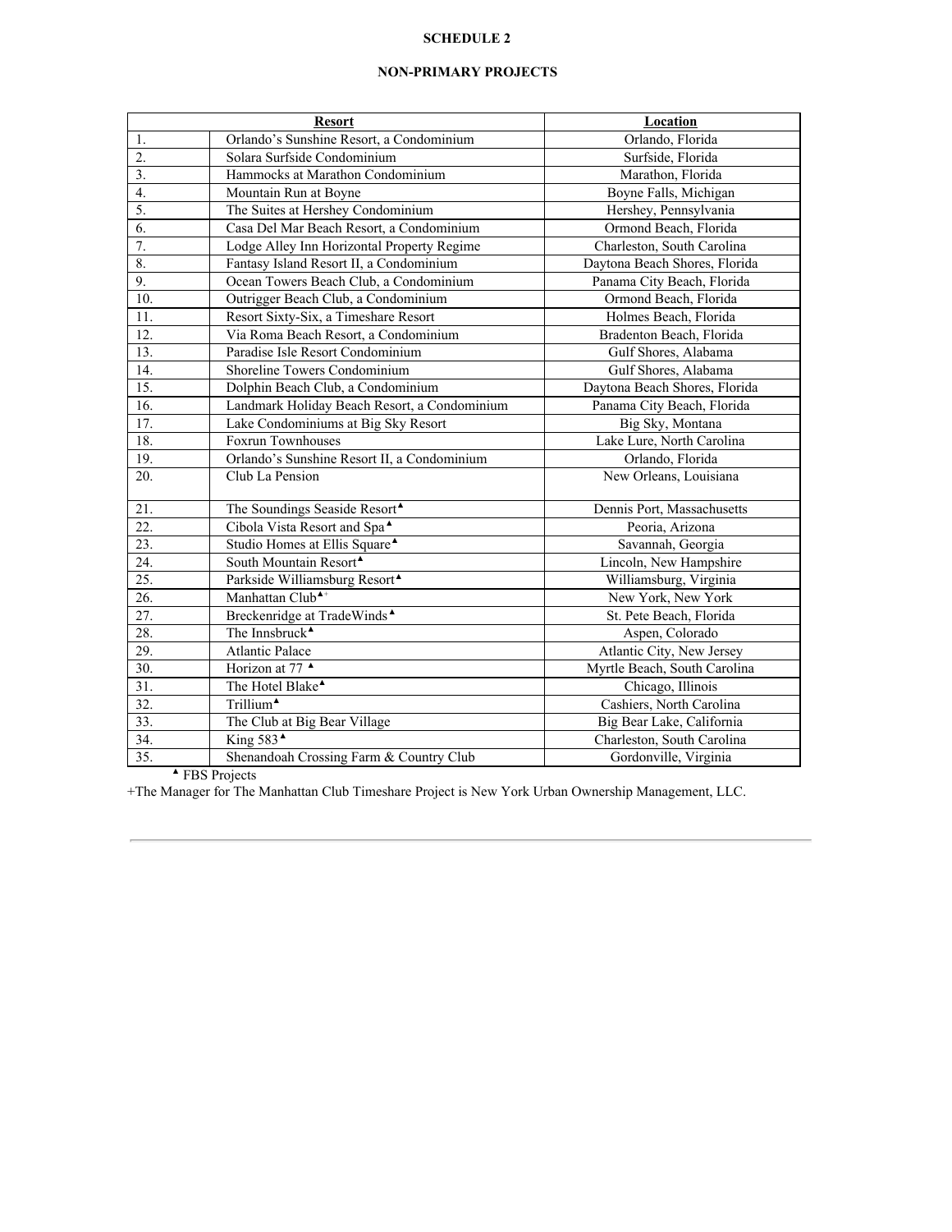**SCHEDULE 2**

**NON-PRIMARY PROJECTS**

| | Resort | Location |
|---|---|---|
| 1. | Orlando's Sunshine Resort, a Condominium | Orlando, Florida |
| 2. | Solara Surfside Condominium | Surfside, Florida |
| 3. | Hammocks at Marathon Condominium | Marathon, Florida |
| 4. | Mountain Run at Boyne | Boyne Falls, Michigan |
| 5. | The Suites at Hershey Condominium | Hershey, Pennsylvania |
| 6. | Casa Del Mar Beach Resort, a Condominium | Ormond Beach, Florida |
| 7. | Lodge Alley Inn Horizontal Property Regime | Charleston, South Carolina |
| 8. | Fantasy Island Resort II, a Condominium | Daytona Beach Shores, Florida |
| 9. | Ocean Towers Beach Club, a Condominium | Panama City Beach, Florida |
| 10. | Outrigger Beach Club, a Condominium | Ormond Beach, Florida |
| 11. | Resort Sixty-Six, a Timeshare Resort | Holmes Beach, Florida |
| 12. | Via Roma Beach Resort, a Condominium | Bradenton Beach, Florida |
| 13. | Paradise Isle Resort Condominium | Gulf Shores, Alabama |
| 14. | Shoreline Towers Condominium | Gulf Shores, Alabama |
| 15. | Dolphin Beach Club, a Condominium | Daytona Beach Shores, Florida |
| 16. | Landmark Holiday Beach Resort, a Condominium | Panama City Beach, Florida |
| 17. | Lake Condominiums at Big Sky Resort | Big Sky, Montana |
| 18. | Foxrun Townhouses | Lake Lure, North Carolina |
| 19. | Orlando's Sunshine Resort II, a Condominium | Orlando, Florida |
| 20. | Club La Pension | New Orleans, Louisiana |
| 21. | The Soundings Seaside Resort▲ | Dennis Port, Massachusetts |
| 22. | Cibola Vista Resort and Spa▲ | Peoria, Arizona |
| 23. | Studio Homes at Ellis Square▲ | Savannah, Georgia |
| 24. | South Mountain Resort▲ | Lincoln, New Hampshire |
| 25. | Parkside Williamsburg Resort▲ | Williamsburg, Virginia |
| 26. | Manhattan Club▲+ | New York, New York |
| 27. | Breckenridge at TradeWinds▲ | St. Pete Beach, Florida |
| 28. | The Innsbruck▲ | Aspen, Colorado |
| 29. | Atlantic Palace | Atlantic City, New Jersey |
| 30. | Horizon at 77 ▲ | Myrtle Beach, South Carolina |
| 31. | The Hotel Blake▲ | Chicago, Illinois |
| 32. | Trillium▲ | Cashiers, North Carolina |
| 33. | The Club at Big Bear Village | Big Bear Lake, California |
| 34. | King 583▲ | Charleston, South Carolina |
| 35. | Shenandoah Crossing Farm & Country Club | Gordonville, Virginia |

▲ FBS Projects

+The Manager for The Manhattan Club Timeshare Project is New York Urban Ownership Management, LLC.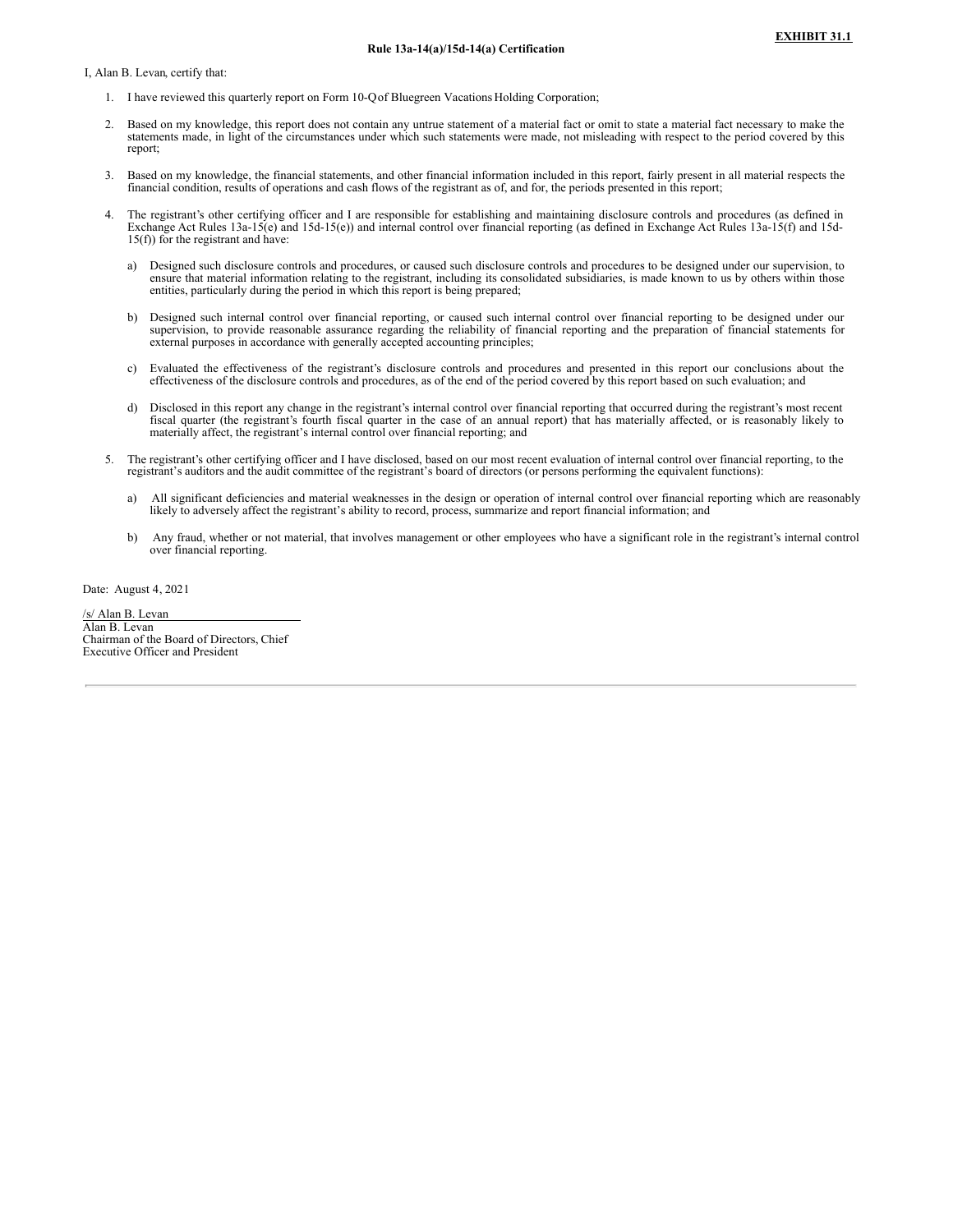**EXHIBIT 31.1**

**Rule 13a-14(a)/15d-14(a) Certification**

I, Alan B. Levan, certify that:

1. I have reviewed this quarterly report on Form 10-Q of Bluegreen Vacations Holding Corporation;

2. Based on my knowledge, this report does not contain any untrue statement of a material fact or omit to state a material fact necessary to make the statements made, in light of the circumstances under which such statements were made, not misleading with respect to the period covered by this report;

3. Based on my knowledge, the financial statements, and other financial information included in this report, fairly present in all material respects the financial condition, results of operations and cash flows of the registrant as of, and for, the periods presented in this report;

4. The registrant's other certifying officer and I are responsible for establishing and maintaining disclosure controls and procedures (as defined in Exchange Act Rules 13a-15(e) and 15d-15(e)) and internal control over financial reporting (as defined in Exchange Act Rules 13a-15(f) and 15d-15(f)) for the registrant and have:

   a) Designed such disclosure controls and procedures, or caused such disclosure controls and procedures to be designed under our supervision, to ensure that material information relating to the registrant, including its consolidated subsidiaries, is made known to us by others within those entities, particularly during the period in which this report is being prepared;

   b) Designed such internal control over financial reporting, or caused such internal control over financial reporting to be designed under our supervision, to provide reasonable assurance regarding the reliability of financial reporting and the preparation of financial statements for external purposes in accordance with generally accepted accounting principles;

   c) Evaluated the effectiveness of the registrant's disclosure controls and procedures and presented in this report our conclusions about the effectiveness of the disclosure controls and procedures, as of the end of the period covered by this report based on such evaluation; and

   d) Disclosed in this report any change in the registrant's internal control over financial reporting that occurred during the registrant's most recent fiscal quarter (the registrant's fourth fiscal quarter in the case of an annual report) that has materially affected, or is reasonably likely to materially affect, the registrant's internal control over financial reporting; and

5. The registrant's other certifying officer and I have disclosed, based on our most recent evaluation of internal control over financial reporting, to the registrant's auditors and the audit committee of the registrant's board of directors (or persons performing the equivalent functions):

   a) All significant deficiencies and material weaknesses in the design or operation of internal control over financial reporting which are reasonably likely to adversely affect the registrant's ability to record, process, summarize and report financial information; and

   b) Any fraud, whether or not material, that involves management or other employees who have a significant role in the registrant's internal control over financial reporting.

Date: August 4, 2021

/s/ Alan B. Levan
Alan B. Levan
Chairman of the Board of Directors, Chief Executive Officer and President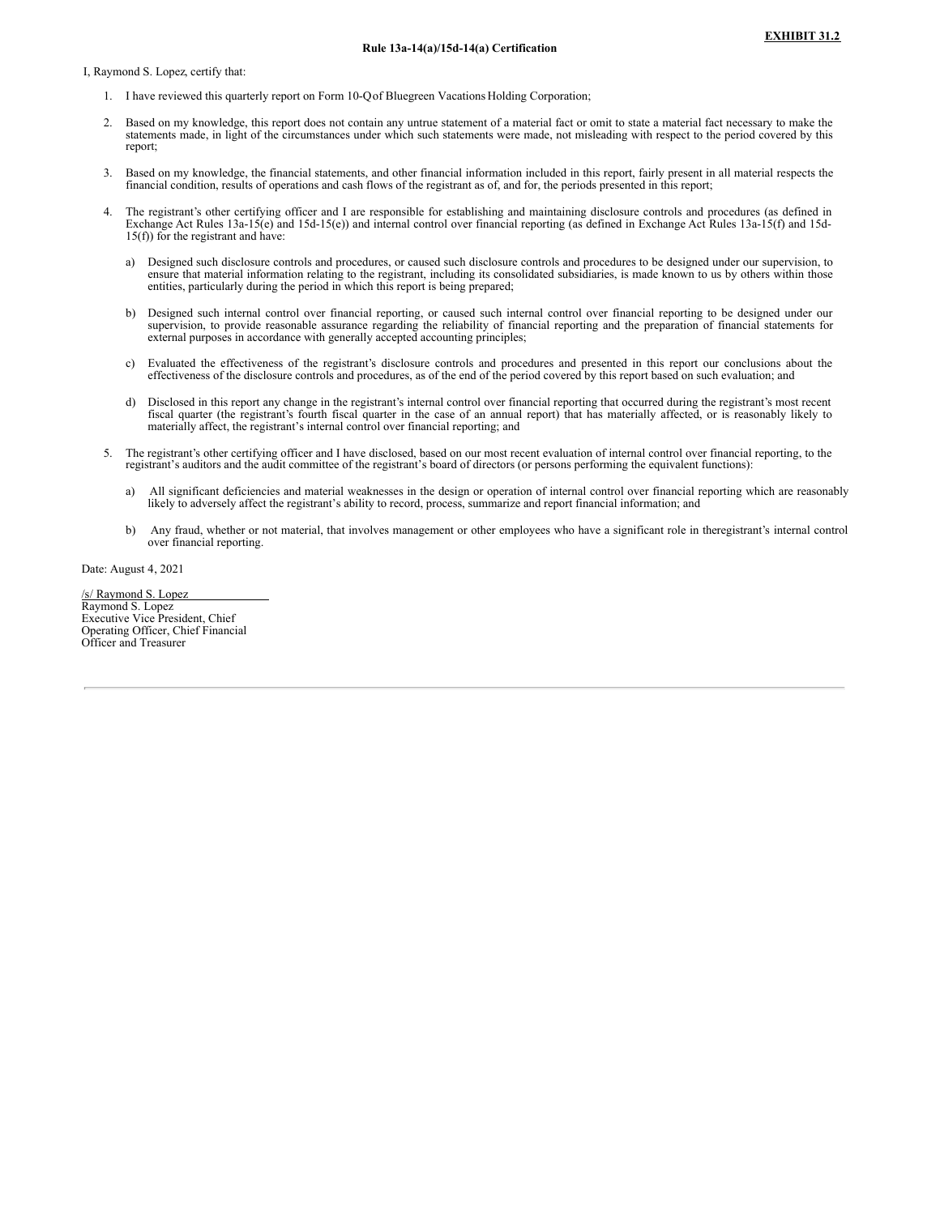**EXHIBIT 31.2**

**Rule 13a-14(a)/15d-14(a) Certification**

I, Raymond S. Lopez, certify that:

1. I have reviewed this quarterly report on Form 10-Q of Bluegreen Vacations Holding Corporation;

2. Based on my knowledge, this report does not contain any untrue statement of a material fact or omit to state a material fact necessary to make the statements made, in light of the circumstances under which such statements were made, not misleading with respect to the period covered by this report;

3. Based on my knowledge, the financial statements, and other financial information included in this report, fairly present in all material respects the financial condition, results of operations and cash flows of the registrant as of, and for, the periods presented in this report;

4. The registrant's other certifying officer and I are responsible for establishing and maintaining disclosure controls and procedures (as defined in Exchange Act Rules 13a-15(e) and 15d-15(e)) and internal control over financial reporting (as defined in Exchange Act Rules 13a-15(f) and 15d-15(f)) for the registrant and have:

   a) Designed such disclosure controls and procedures, or caused such disclosure controls and procedures to be designed under our supervision, to ensure that material information relating to the registrant, including its consolidated subsidiaries, is made known to us by others within those entities, particularly during the period in which this report is being prepared;

   b) Designed such internal control over financial reporting, or caused such internal control over financial reporting to be designed under our supervision, to provide reasonable assurance regarding the reliability of financial reporting and the preparation of financial statements for external purposes in accordance with generally accepted accounting principles;

   c) Evaluated the effectiveness of the registrant's disclosure controls and procedures and presented in this report our conclusions about the effectiveness of the disclosure controls and procedures, as of the end of the period covered by this report based on such evaluation; and

   d) Disclosed in this report any change in the registrant's internal control over financial reporting that occurred during the registrant's most recent fiscal quarter (the registrant's fourth fiscal quarter in the case of an annual report) that has materially affected, or is reasonably likely to materially affect, the registrant's internal control over financial reporting; and

5. The registrant's other certifying officer and I have disclosed, based on our most recent evaluation of internal control over financial reporting, to the registrant's auditors and the audit committee of the registrant's board of directors (or persons performing the equivalent functions):

   a) All significant deficiencies and material weaknesses in the design or operation of internal control over financial reporting which are reasonably likely to adversely affect the registrant's ability to record, process, summarize and report financial information; and

   b) Any fraud, whether or not material, that involves management or other employees who have a significant role in theregistrant's internal control over financial reporting.

Date: August 4, 2021

/s/ Raymond S. Lopez
Raymond S. Lopez
Executive Vice President, Chief
Operating Officer, Chief Financial
Officer and Treasurer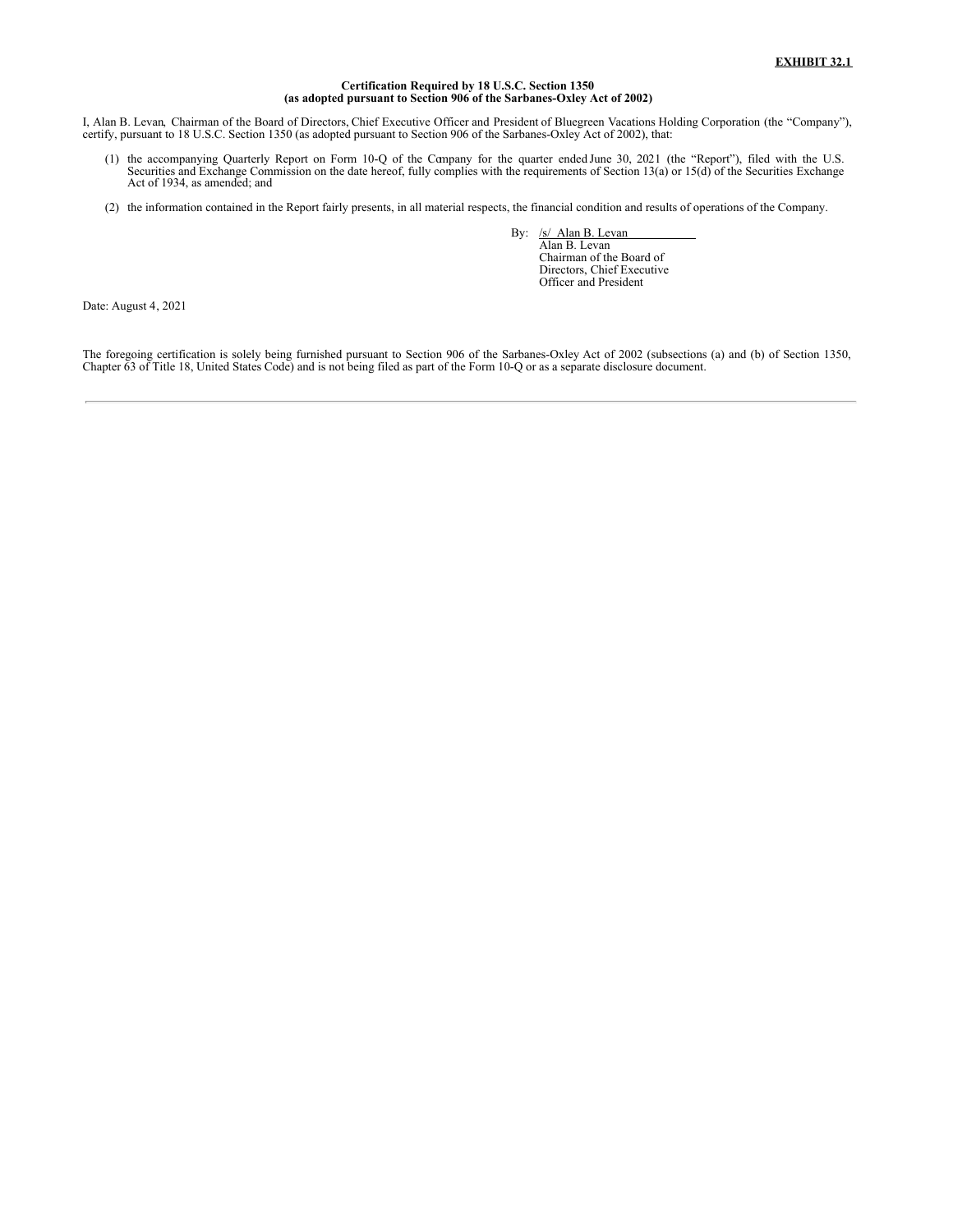**EXHIBIT 32.1**

**Certification Required by 18 U.S.C. Section 1350**
**(as adopted pursuant to Section 906 of the Sarbanes-Oxley Act of 2002)**

I, Alan B. Levan, Chairman of the Board of Directors, Chief Executive Officer and President of Bluegreen Vacations Holding Corporation (the "Company"), certify, pursuant to 18 U.S.C. Section 1350 (as adopted pursuant to Section 906 of the Sarbanes-Oxley Act of 2002), that:

(1) the accompanying Quarterly Report on Form 10-Q of the Company for the quarter ended June 30, 2021 (the "Report"), filed with the U.S. Securities and Exchange Commission on the date hereof, fully complies with the requirements of Section 13(a) or 15(d) of the Securities Exchange Act of 1934, as amended; and

(2) the information contained in the Report fairly presents, in all material respects, the financial condition and results of operations of the Company.

By: /s/ Alan B. Levan
Alan B. Levan
Chairman of the Board of Directors, Chief Executive Officer and President

Date: August 4, 2021

The foregoing certification is solely being furnished pursuant to Section 906 of the Sarbanes-Oxley Act of 2002 (subsections (a) and (b) of Section 1350, Chapter 63 of Title 18, United States Code) and is not being filed as part of the Form 10-Q or as a separate disclosure document.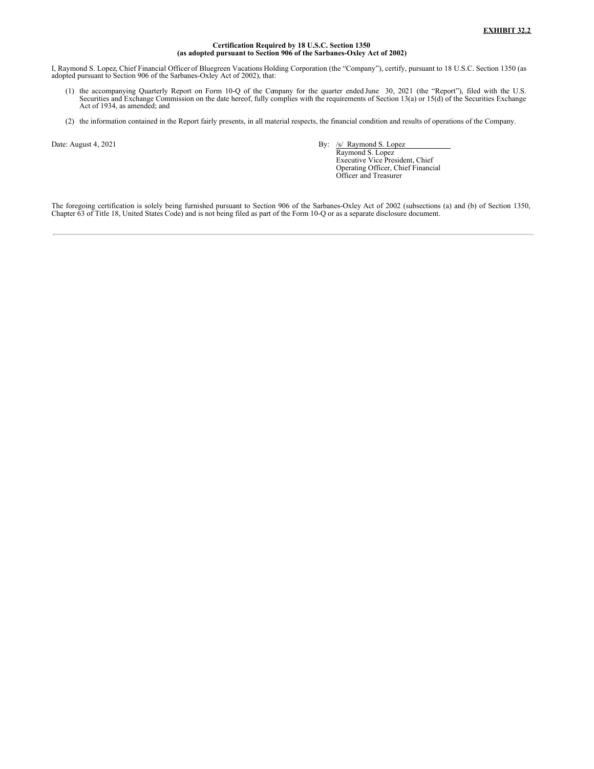**EXHIBIT 32.2**

**Certification Required by 18 U.S.C. Section 1350**
**(as adopted pursuant to Section 906 of the Sarbanes-Oxley Act of 2002)**

I, Raymond S. Lopez, Chief Financial Officer of Bluegreen Vacations Holding Corporation (the "Company"), certify, pursuant to 18 U.S.C. Section 1350 (as adopted pursuant to Section 906 of the Sarbanes-Oxley Act of 2002), that:

(1) the accompanying Quarterly Report on Form 10-Q of the Company for the quarter ended June 30, 2021 (the "Report"), filed with the U.S. Securities and Exchange Commission on the date hereof, fully complies with the requirements of Section 13(a) or 15(d) of the Securities Exchange Act of 1934, as amended; and

(2) the information contained in the Report fairly presents, in all material respects, the financial condition and results of operations of the Company.

Date: August 4, 2021

By: /s/ Raymond S. Lopez
Raymond S. Lopez
Executive Vice President, Chief Operating Officer, Chief Financial Officer and Treasurer

The foregoing certification is solely being furnished pursuant to Section 906 of the Sarbanes-Oxley Act of 2002 (subsections (a) and (b) of Section 1350, Chapter 63 of Title 18, United States Code) and is not being filed as part of the Form 10-Q or as a separate disclosure document.